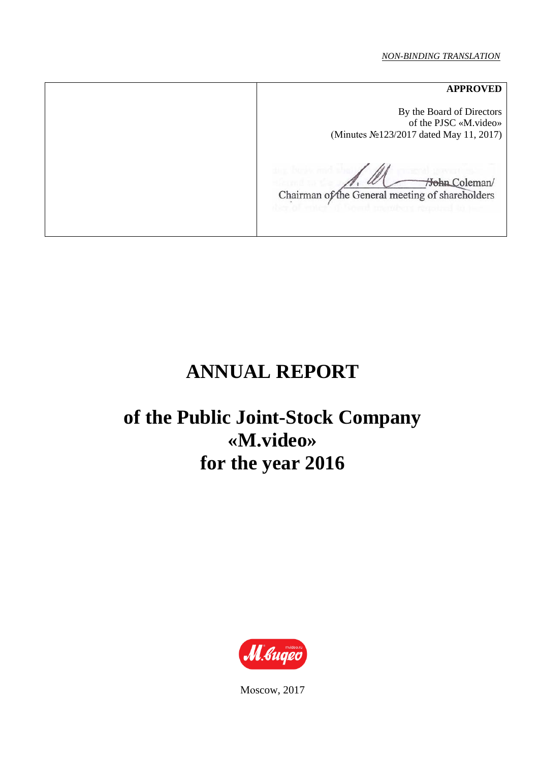*NON-BINDING TRANSLATION*

| | **APPROVED**<br><br>By the Board of Directors<br>of the PJSC «M.video»<br>(Minutes №123/2017 dated May 11, 2017)<br><br>/John Coleman/<br>Chairman of the General meeting of shareholders |
|---|---|

# ANNUAL REPORT

# of the Public Joint-Stock Company «M.video» for the year 2016

Moscow, 2017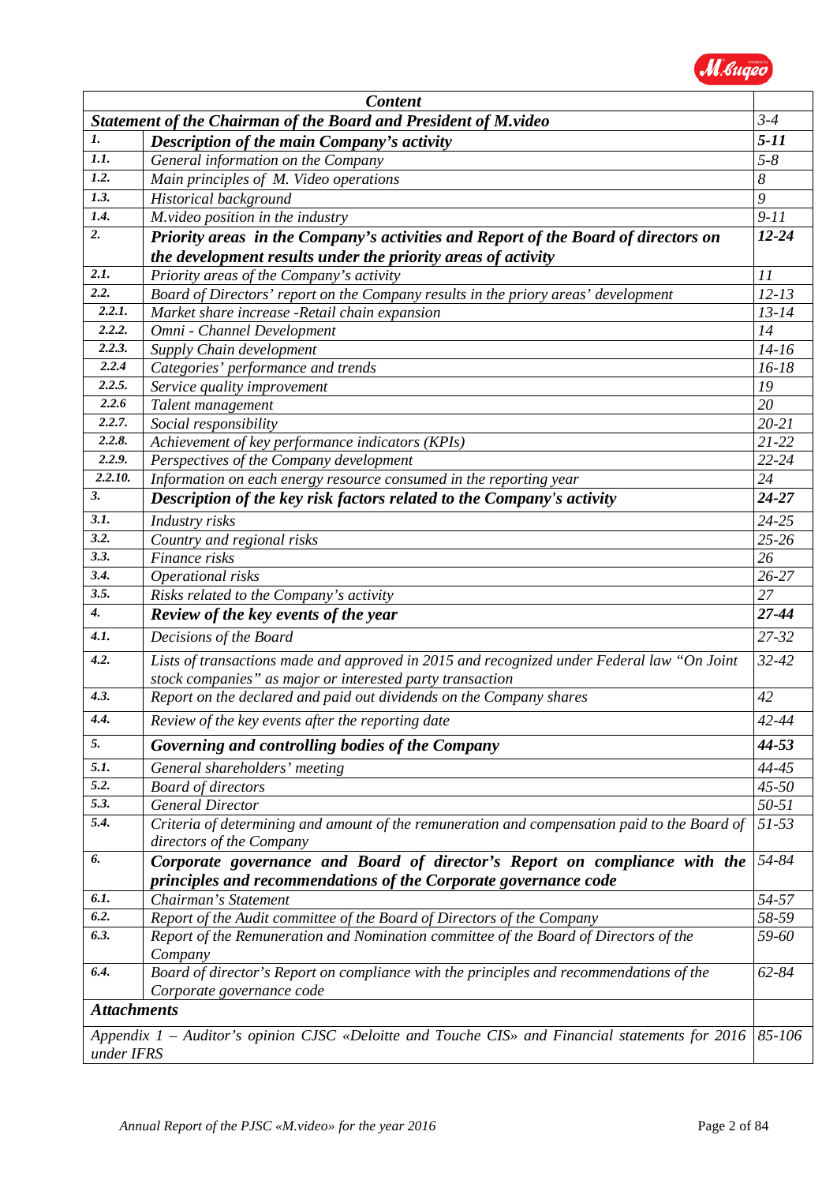| *Content* | | |
|---|---|---|
| ***Statement of the Chairman of the Board and President of M.video*** | | *3-4* |
| ***1.*** | ***Description of the main Company's activity*** | ***5-11*** |
| ***1.1.*** | *General information on the Company* | *5-8* |
| ***1.2.*** | *Main principles of M. Video operations* | *8* |
| ***1.3.*** | *Historical background* | *9* |
| ***1.4.*** | *M.video position in the industry* | *9-11* |
| ***2.*** | ***Priority areas in the Company's activities and Report of the Board of directors on the development results under the priority areas of activity*** | ***12-24*** |
| ***2.1.*** | *Priority areas of the Company's activity* | *11* |
| ***2.2.*** | *Board of Directors' report on the Company results in the priory areas' development* | *12-13* |
| ***2.2.1.*** | *Market share increase -Retail chain expansion* | *13-14* |
| ***2.2.2.*** | *Omni - Channel Development* | *14* |
| ***2.2.3.*** | *Supply Chain development* | *14-16* |
| ***2.2.4*** | *Categories' performance and trends* | *16-18* |
| ***2.2.5.*** | *Service quality improvement* | *19* |
| ***2.2.6*** | *Talent management* | *20* |
| ***2.2.7.*** | *Social responsibility* | *20-21* |
| ***2.2.8.*** | *Achievement of key performance indicators (KPIs)* | *21-22* |
| ***2.2.9.*** | *Perspectives of the Company development* | *22-24* |
| ***2.2.10.*** | *Information on each energy resource consumed in the reporting year* | *24* |
| ***3.*** | ***Description of the key risk factors related to the Company's activity*** | ***24-27*** |
| ***3.1.*** | *Industry risks* | *24-25* |
| ***3.2.*** | *Country and regional risks* | *25-26* |
| ***3.3.*** | *Finance risks* | *26* |
| ***3.4.*** | *Operational risks* | *26-27* |
| ***3.5.*** | *Risks related to the Company's activity* | *27* |
| ***4.*** | ***Review of the key events of the year*** | ***27-44*** |
| ***4.1.*** | *Decisions of the Board* | *27-32* |
| ***4.2.*** | *Lists of transactions made and approved in 2015 and recognized under Federal law "On Joint stock companies" as major or interested party transaction* | *32-42* |
| ***4.3.*** | *Report on the declared and paid out dividends on the Company shares* | *42* |
| ***4.4.*** | *Review of the key events after the reporting date* | *42-44* |
| ***5.*** | ***Governing and controlling bodies of the Company*** | ***44-53*** |
| ***5.1.*** | *General shareholders' meeting* | *44-45* |
| ***5.2.*** | *Board of directors* | *45-50* |
| ***5.3.*** | *General Director* | *50-51* |
| ***5.4.*** | *Criteria of determining and amount of the remuneration and compensation paid to the Board of directors of the Company* | *51-53* |
| ***6.*** | ***Corporate governance and Board of director's Report on compliance with the principles and recommendations of the Corporate governance code*** | *54-84* |
| ***6.1.*** | *Chairman's Statement* | *54-57* |
| ***6.2.*** | *Report of the Audit committee of the Board of Directors of the Company* | *58-59* |
| ***6.3.*** | *Report of the Remuneration and Nomination committee of the Board of Directors of the Company* | *59-60* |
| ***6.4.*** | *Board of director's Report on compliance with the principles and recommendations of the Corporate governance code* | *62-84* |
| ***Attachments*** | | |
| *Appendix 1 – Auditor's opinion CJSC «Deloitte and Touche CIS» and Financial statements for 2016 under IFRS* | | *85-106* |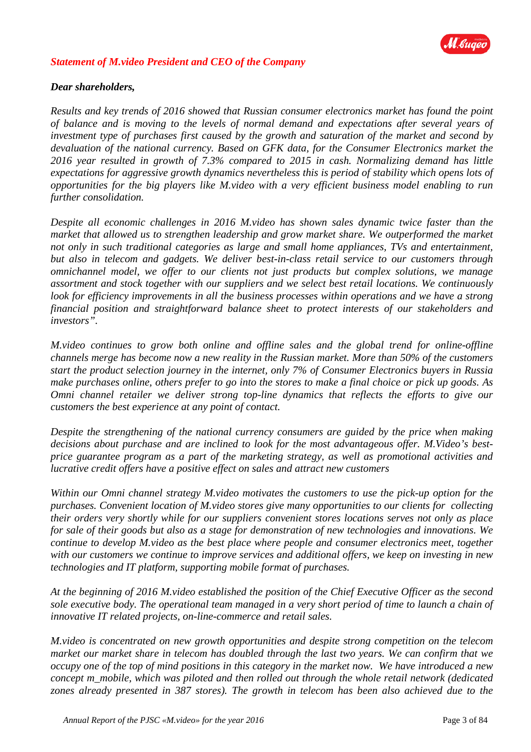## *Statement of M.video President and CEO of the Company*

***Dear shareholders,***

*Results and key trends of 2016 showed that Russian consumer electronics market has found the point of balance and is moving to the levels of normal demand and expectations after several years of investment type of purchases first caused by the growth and saturation of the market and second by devaluation of the national currency. Based on GFK data, for the Consumer Electronics market the 2016 year resulted in growth of 7.3% compared to 2015 in cash. Normalizing demand has little expectations for aggressive growth dynamics nevertheless this is period of stability which opens lots of opportunities for the big players like M.video with a very efficient business model enabling to run further consolidation.*

*Despite all economic challenges in 2016 M.video has shown sales dynamic twice faster than the market that allowed us to strengthen leadership and grow market share. We outperformed the market not only in such traditional categories as large and small home appliances, TVs and entertainment, but also in telecom and gadgets. We deliver best-in-class retail service to our customers through omnichannel model, we offer to our clients not just products but complex solutions, we manage assortment and stock together with our suppliers and we select best retail locations. We continuously look for efficiency improvements in all the business processes within operations and we have a strong financial position and straightforward balance sheet to protect interests of our stakeholders and investors".*

*M.video continues to grow both online and offline sales and the global trend for online-offline channels merge has become now a new reality in the Russian market. More than 50% of the customers start the product selection journey in the internet, only 7% of Consumer Electronics buyers in Russia make purchases online, others prefer to go into the stores to make a final choice or pick up goods. As Omni channel retailer we deliver strong top-line dynamics that reflects the efforts to give our customers the best experience at any point of contact.*

*Despite the strengthening of the national currency consumers are guided by the price when making decisions about purchase and are inclined to look for the most advantageous offer. M.Video's best-price guarantee program as a part of the marketing strategy, as well as promotional activities and lucrative credit offers have a positive effect on sales and attract new customers*

*Within our Omni channel strategy M.video motivates the customers to use the pick-up option for the purchases. Convenient location of M.video stores give many opportunities to our clients for collecting their orders very shortly while for our suppliers convenient stores locations serves not only as place for sale of their goods but also as a stage for demonstration of new technologies and innovations. We continue to develop M.video as the best place where people and consumer electronics meet, together with our customers we continue to improve services and additional offers, we keep on investing in new technologies and IT platform, supporting mobile format of purchases.*

*At the beginning of 2016 M.video established the position of the Chief Executive Officer as the second sole executive body. The operational team managed in a very short period of time to launch a chain of innovative IT related projects, on-line-commerce and retail sales.*

*M.video is concentrated on new growth opportunities and despite strong competition on the telecom market our market share in telecom has doubled through the last two years. We can confirm that we occupy one of the top of mind positions in this category in the market now. We have introduced a new concept m_mobile, which was piloted and then rolled out through the whole retail network (dedicated zones already presented in 387 stores). The growth in telecom has been also achieved due to the*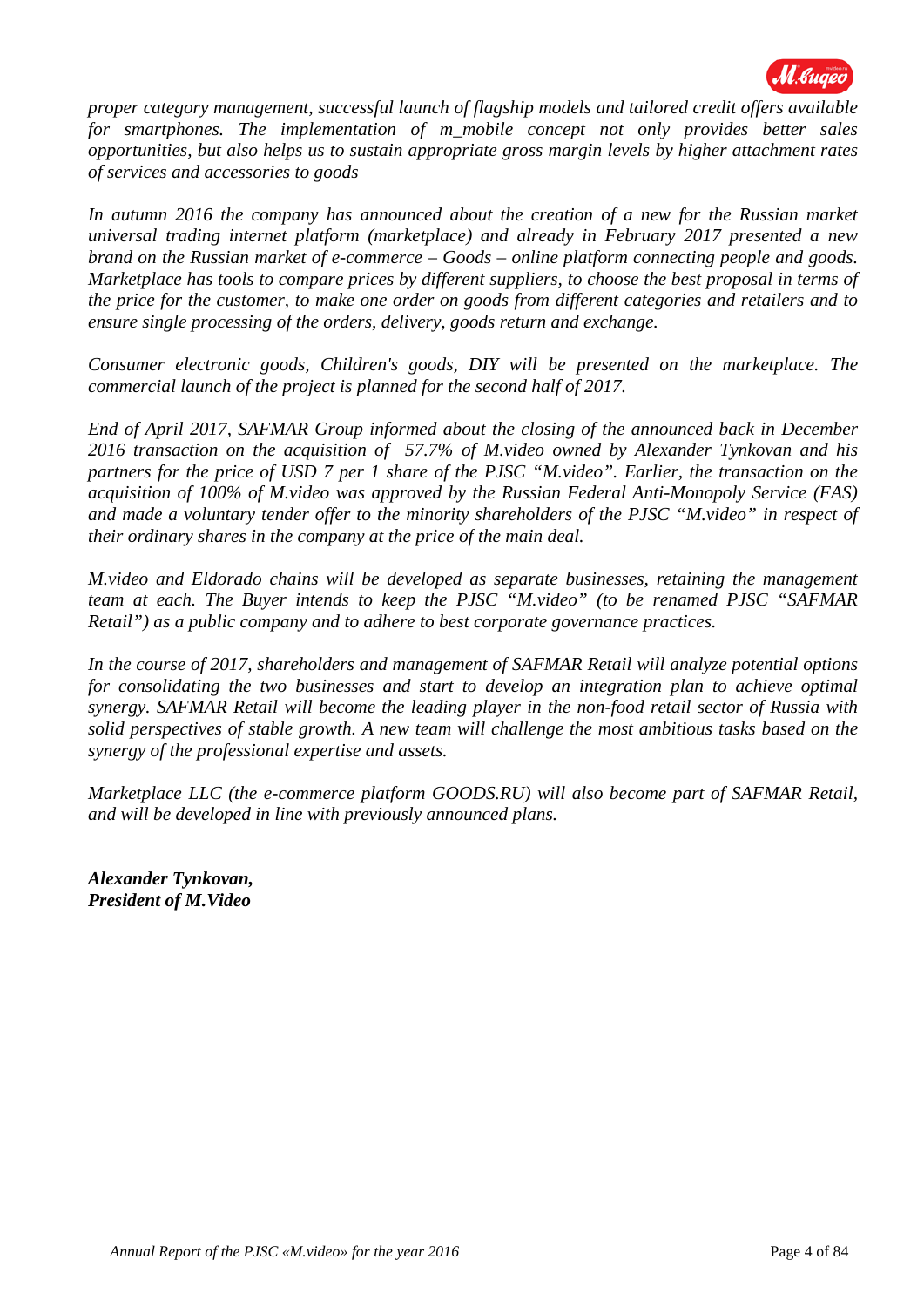*proper category management, successful launch of flagship models and tailored credit offers available for smartphones. The implementation of m_mobile concept not only provides better sales opportunities, but also helps us to sustain appropriate gross margin levels by higher attachment rates of services and accessories to goods*

*In autumn 2016 the company has announced about the creation of a new for the Russian market universal trading internet platform (marketplace) and already in February 2017 presented a new brand on the Russian market of e-commerce – Goods – online platform connecting people and goods. Marketplace has tools to compare prices by different suppliers, to choose the best proposal in terms of the price for the customer, to make one order on goods from different categories and retailers and to ensure single processing of the orders, delivery, goods return and exchange.*

*Consumer electronic goods, Children's goods, DIY will be presented on the marketplace. The commercial launch of the project is planned for the second half of 2017.*

*End of April 2017, SAFMAR Group informed about the closing of the announced back in December 2016 transaction on the acquisition of 57.7% of M.video owned by Alexander Tynkovan and his partners for the price of USD 7 per 1 share of the PJSC "M.video". Earlier, the transaction on the acquisition of 100% of M.video was approved by the Russian Federal Anti-Monopoly Service (FAS) and made a voluntary tender offer to the minority shareholders of the PJSC "M.video" in respect of their ordinary shares in the company at the price of the main deal.*

*M.video and Eldorado chains will be developed as separate businesses, retaining the management team at each. The Buyer intends to keep the PJSC "M.video" (to be renamed PJSC "SAFMAR Retail") as a public company and to adhere to best corporate governance practices.*

*In the course of 2017, shareholders and management of SAFMAR Retail will analyze potential options for consolidating the two businesses and start to develop an integration plan to achieve optimal synergy. SAFMAR Retail will become the leading player in the non-food retail sector of Russia with solid perspectives of stable growth. A new team will challenge the most ambitious tasks based on the synergy of the professional expertise and assets.*

*Marketplace LLC (the e-commerce platform GOODS.RU) will also become part of SAFMAR Retail, and will be developed in line with previously announced plans.*

***Alexander Tynkovan,***
***President of M.Video***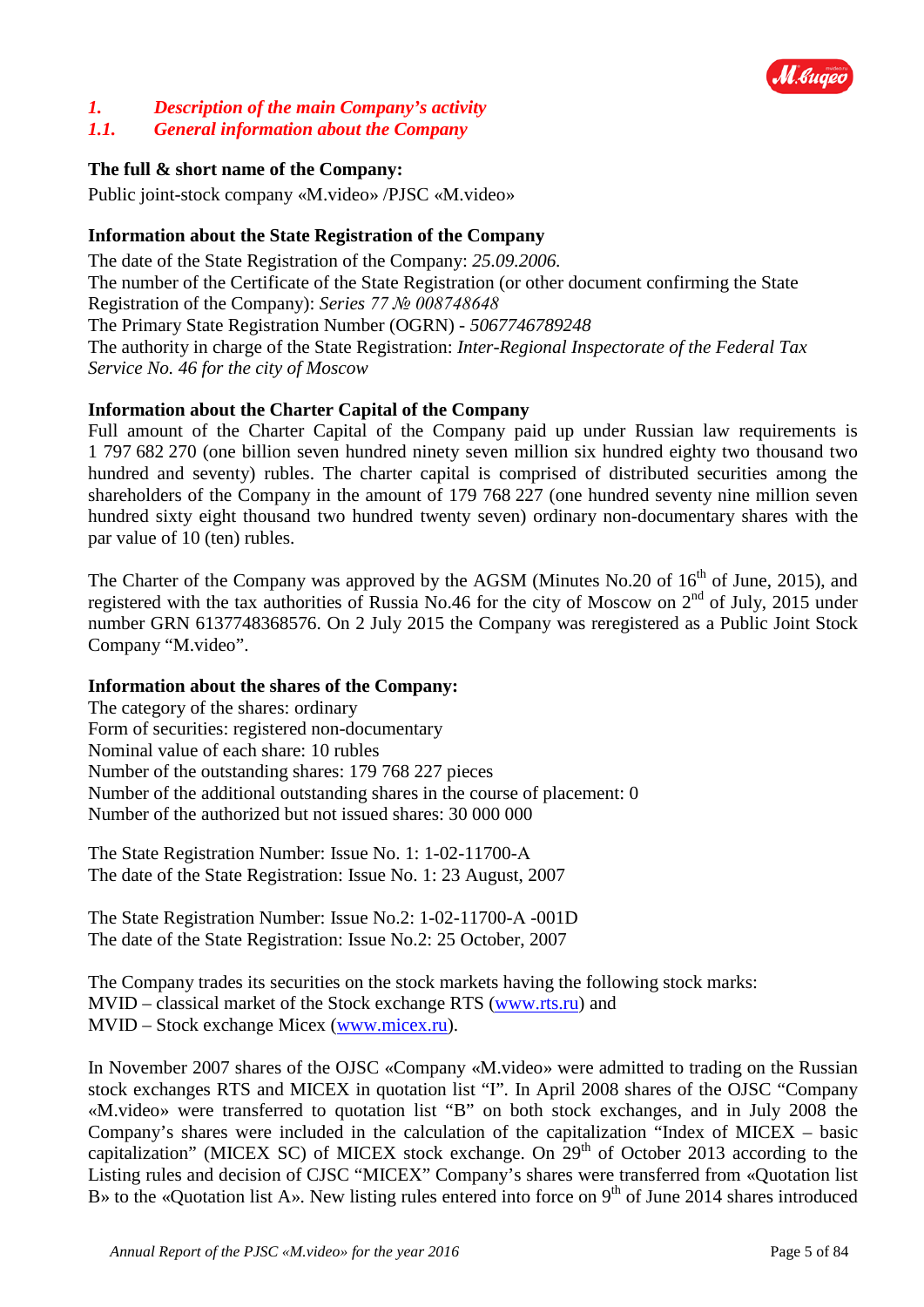## *1. Description of the main Company's activity*

### *1.1. General information about the Company*

**The full & short name of the Company:**

Public joint-stock company «M.video» /PJSC «M.video»

**Information about the State Registration of the Company**

The date of the State Registration of the Company: *25.09.2006.*
The number of the Certificate of the State Registration (or other document confirming the State Registration of the Company): *Series 77 № 008748648*
The Primary State Registration Number (OGRN) - *5067746789248*
The authority in charge of the State Registration: *Inter-Regional Inspectorate of the Federal Tax Service No. 46 for the city of Moscow*

**Information about the Charter Capital of the Company**

Full amount of the Charter Capital of the Company paid up under Russian law requirements is 1 797 682 270 (one billion seven hundred ninety seven million six hundred eighty two thousand two hundred and seventy) rubles. The charter capital is comprised of distributed securities among the shareholders of the Company in the amount of 179 768 227 (one hundred seventy nine million seven hundred sixty eight thousand two hundred twenty seven) ordinary non-documentary shares with the par value of 10 (ten) rubles.

The Charter of the Company was approved by the AGSM (Minutes No.20 of 16th of June, 2015), and registered with the tax authorities of Russia No.46 for the city of Moscow on 2nd of July, 2015 under number GRN 6137748368576. On 2 July 2015 the Company was reregistered as a Public Joint Stock Company "M.video".

**Information about the shares of the Company:**

The category of the shares: ordinary
Form of securities: registered non-documentary
Nominal value of each share: 10 rubles
Number of the outstanding shares: 179 768 227 pieces
Number of the additional outstanding shares in the course of placement: 0
Number of the authorized but not issued shares: 30 000 000

The State Registration Number: Issue No. 1: 1-02-11700-A
The date of the State Registration: Issue No. 1: 23 August, 2007

The State Registration Number: Issue No.2: 1-02-11700-A -001D
The date of the State Registration: Issue No.2: 25 October, 2007

The Company trades its securities on the stock markets having the following stock marks:
MVID – classical market of the Stock exchange RTS (www.rts.ru) and
MVID – Stock exchange Micex (www.micex.ru).

In November 2007 shares of the OJSC «Company «M.video» were admitted to trading on the Russian stock exchanges RTS and MICEX in quotation list "I". In April 2008 shares of the OJSC "Company «M.video» were transferred to quotation list "B" on both stock exchanges, and in July 2008 the Company's shares were included in the calculation of the capitalization "Index of MICEX – basic capitalization" (MICEX SC) of MICEX stock exchange. On 29th of October 2013 according to the Listing rules and decision of CJSC "MICEX" Company's shares were transferred from «Quotation list B» to the «Quotation list A». New listing rules entered into force on 9th of June 2014 shares introduced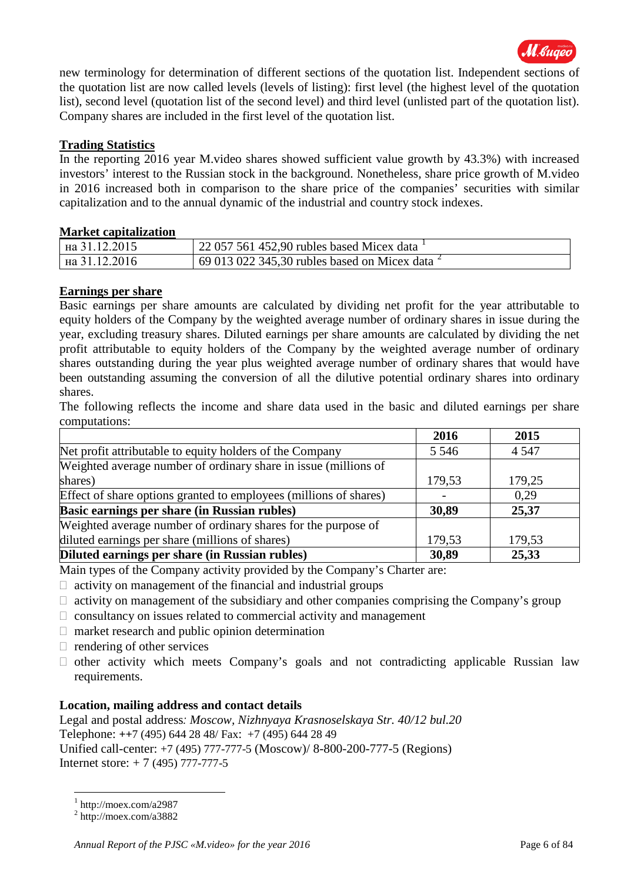new terminology for determination of different sections of the quotation list. Independent sections of the quotation list are now called levels (levels of listing): first level (the highest level of the quotation list), second level (quotation list of the second level) and third level (unlisted part of the quotation list). Company shares are included in the first level of the quotation list.

**Trading Statistics**

In the reporting 2016 year M.video shares showed sufficient value growth by 43.3%) with increased investors' interest to the Russian stock in the background. Nonetheless, share price growth of M.video in 2016 increased both in comparison to the share price of the companies' securities with similar capitalization and to the annual dynamic of the industrial and country stock indexes.

**Market capitalization**

| | |
|---|---|
| на 31.12.2015 | 22 057 561 452,90 rubles based Micex data [1] |
| на 31.12.2016 | 69 013 022 345,30 rubles based on Micex data [2] |

**Earnings per share**

Basic earnings per share amounts are calculated by dividing net profit for the year attributable to equity holders of the Company by the weighted average number of ordinary shares in issue during the year, excluding treasury shares. Diluted earnings per share amounts are calculated by dividing the net profit attributable to equity holders of the Company by the weighted average number of ordinary shares outstanding during the year plus weighted average number of ordinary shares that would have been outstanding assuming the conversion of all the dilutive potential ordinary shares into ordinary shares.

The following reflects the income and share data used in the basic and diluted earnings per share computations:

| | 2016 | 2015 |
|---|---|---|
| Net profit attributable to equity holders of the Company | 5 546 | 4 547 |
| Weighted average number of ordinary share in issue (millions of shares) | 179,53 | 179,25 |
| Effect of share options granted to employees (millions of shares) | - | 0,29 |
| **Basic earnings per share (in Russian rubles)** | **30,89** | **25,37** |
| Weighted average number of ordinary shares for the purpose of diluted earnings per share (millions of shares) | 179,53 | 179,53 |
| **Diluted earnings per share (in Russian rubles)** | **30,89** | **25,33** |

Main types of the Company activity provided by the Company's Charter are:

- activity on management of the financial and industrial groups
- activity on management of the subsidiary and other companies comprising the Company's group
- consultancy on issues related to commercial activity and management
- market research and public opinion determination
- rendering of other services
- other activity which meets Company's goals and not contradicting applicable Russian law requirements.

**Location, mailing address and contact details**

Legal and postal address*: Moscow, Nizhnyaya Krasnoselskaya Str. 40/12 bul.20*
Telephone: ++7 (495) 644 28 48/ Fax: +7 (495) 644 28 49
Unified call-center: +7 (495) 777-777-5 (Moscow)/ 8-800-200-777-5 (Regions)
Internet store: + 7 (495) 777-777-5

[1] http://moex.com/a2987
[2] http://moex.com/a3882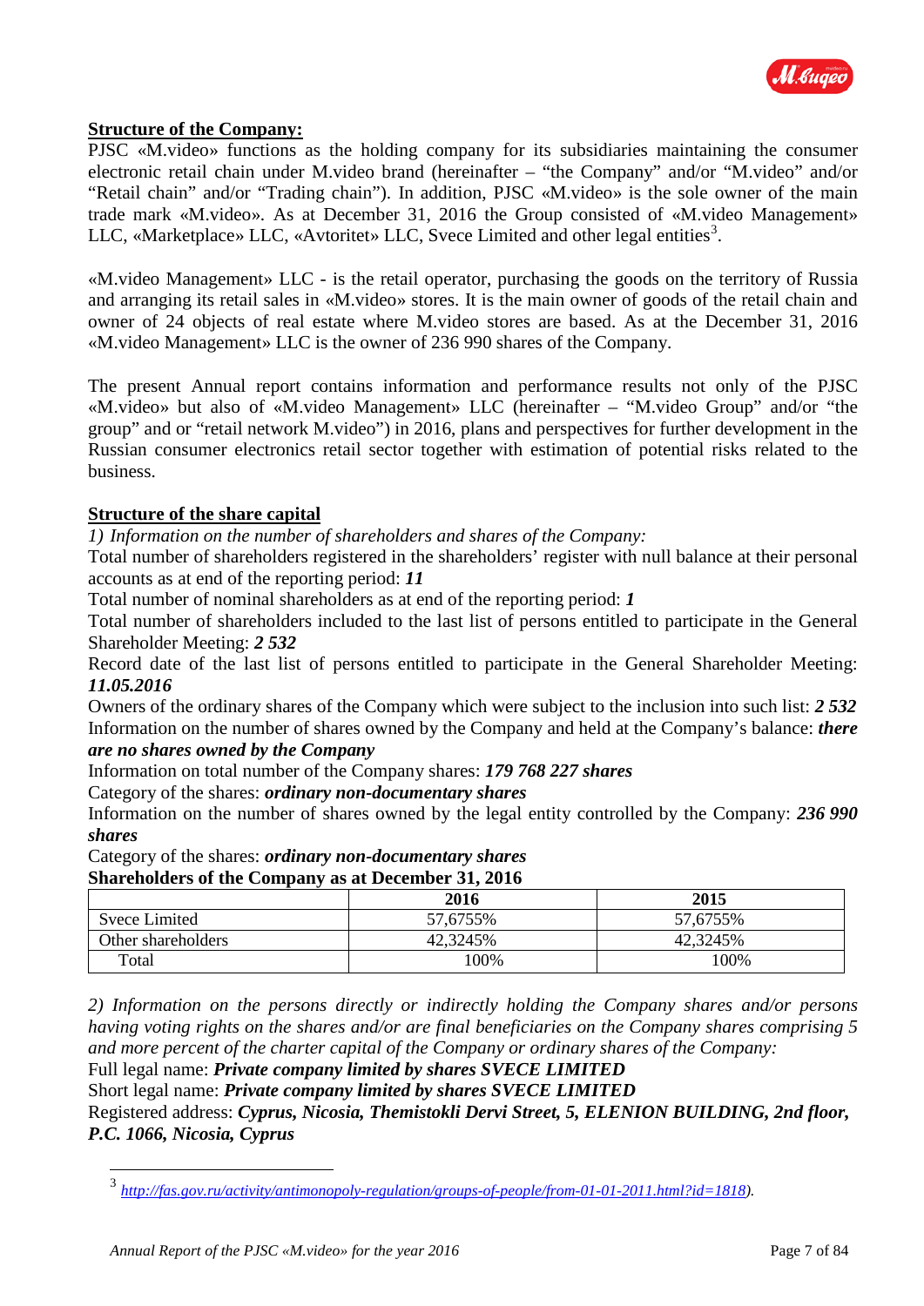**Structure of the Company:**

PJSC «M.video» functions as the holding company for its subsidiaries maintaining the consumer electronic retail chain under M.video brand (hereinafter – "the Company" and/or "M.video" and/or "Retail chain" and/or "Trading chain"). In addition, PJSC «M.video» is the sole owner of the main trade mark «M.video». As at December 31, 2016 the Group consisted of «M.video Management» LLC, «Marketplace» LLC, «Avtoritet» LLC, Svece Limited and other legal entities[3].

«M.video Management» LLC - is the retail operator, purchasing the goods on the territory of Russia and arranging its retail sales in «M.video» stores. It is the main owner of goods of the retail chain and owner of 24 objects of real estate where M.video stores are based. As at the December 31, 2016 «M.video Management» LLC is the owner of 236 990 shares of the Company.

The present Annual report contains information and performance results not only of the PJSC «M.video» but also of «M.video Management» LLC (hereinafter – "M.video Group" and/or "the group" and or "retail network M.video") in 2016, plans and perspectives for further development in the Russian consumer electronics retail sector together with estimation of potential risks related to the business.

**Structure of the share capital**

*1) Information on the number of shareholders and shares of the Company:*

Total number of shareholders registered in the shareholders' register with null balance at their personal accounts as at end of the reporting period: ***11***

Total number of nominal shareholders as at end of the reporting period: ***1***

Total number of shareholders included to the last list of persons entitled to participate in the General Shareholder Meeting: ***2 532***

Record date of the last list of persons entitled to participate in the General Shareholder Meeting: ***11.05.2016***

Owners of the ordinary shares of the Company which were subject to the inclusion into such list: ***2 532***

Information on the number of shares owned by the Company and held at the Company's balance: ***there are no shares owned by the Company***

Information on total number of the Company shares: ***179 768 227 shares***

Category of the shares: ***ordinary non-documentary shares***

Information on the number of shares owned by the legal entity controlled by the Company: ***236 990 shares***

Category of the shares: ***ordinary non-documentary shares***

**Shareholders of the Company as at December 31, 2016**

| | 2016 | 2015 |
|---|---|---|
| Svece Limited | 57,6755% | 57,6755% |
| Other shareholders | 42,3245% | 42,3245% |
| Total | 100% | 100% |

*2) Information on the persons directly or indirectly holding the Company shares and/or persons having voting rights on the shares and/or are final beneficiaries on the Company shares comprising 5 and more percent of the charter capital of the Company or ordinary shares of the Company:*

Full legal name: ***Private company limited by shares SVECE LIMITED***

Short legal name: ***Private company limited by shares SVECE LIMITED***

Registered address: ***Cyprus, Nicosia, Themistokli Dervi Street, 5, ELENION BUILDING, 2nd floor, P.C. 1066, Nicosia, Cyprus***

[3] *http://fas.gov.ru/activity/antimonopoly-regulation/groups-of-people/from-01-01-2011.html?id=1818).*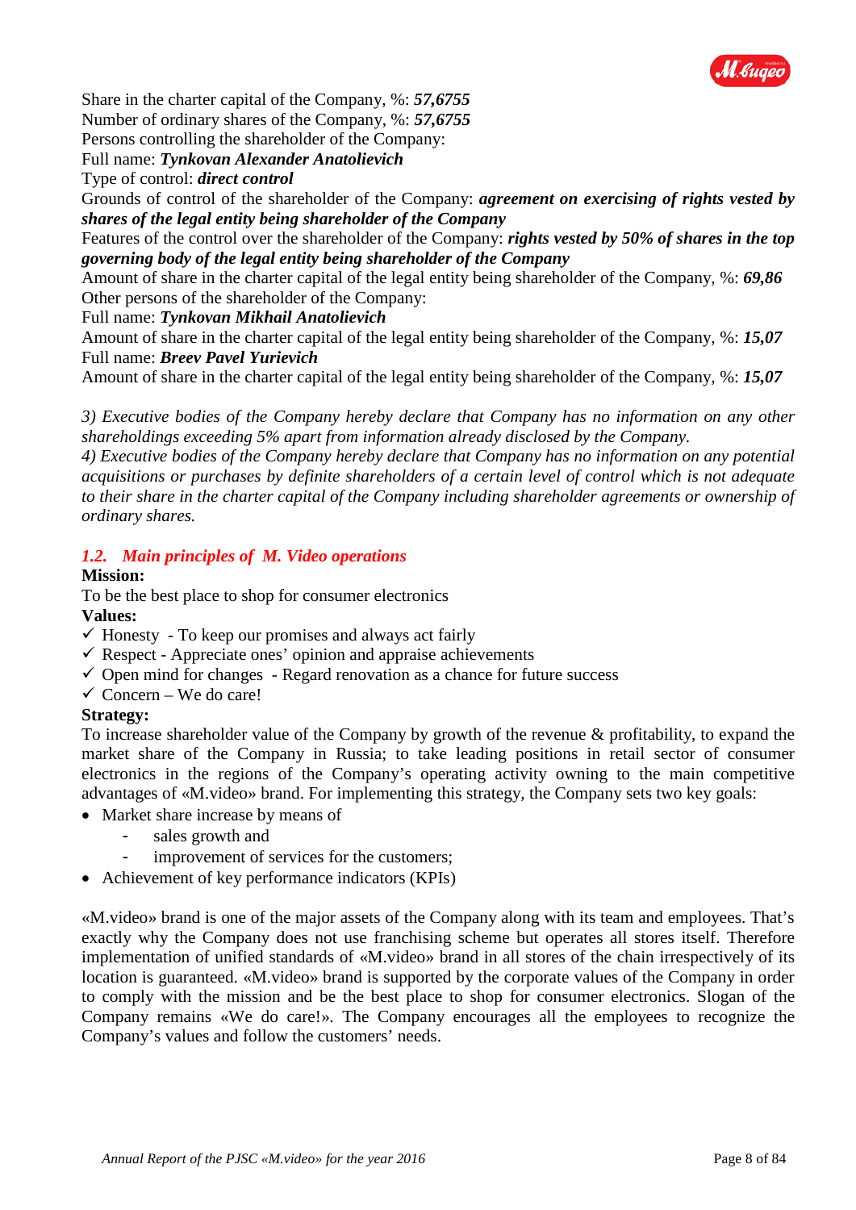Share in the charter capital of the Company, %: ***57,6755***
Number of ordinary shares of the Company, %: ***57,6755***
Persons controlling the shareholder of the Company:
Full name: ***Tynkovan Alexander Anatolievich***
Type of control: ***direct control***
Grounds of control of the shareholder of the Company: ***agreement on exercising of rights vested by shares of the legal entity being shareholder of the Company***
Features of the control over the shareholder of the Company: ***rights vested by 50% of shares in the top governing body of the legal entity being shareholder of the Company***
Amount of share in the charter capital of the legal entity being shareholder of the Company, %: ***69,86***
Other persons of the shareholder of the Company:
Full name: ***Tynkovan Mikhail Anatolievich***
Amount of share in the charter capital of the legal entity being shareholder of the Company, %: ***15,07***
Full name: ***Breev Pavel Yurievich***
Amount of share in the charter capital of the legal entity being shareholder of the Company, %: ***15,07***

*3) Executive bodies of the Company hereby declare that Company has no information on any other shareholdings exceeding 5% apart from information already disclosed by the Company.*
*4) Executive bodies of the Company hereby declare that Company has no information on any potential acquisitions or purchases by definite shareholders of a certain level of control which is not adequate to their share in the charter capital of the Company including shareholder agreements or ownership of ordinary shares.*

## *1.2. Main principles of M. Video operations*

**Mission:**
To be the best place to shop for consumer electronics

**Values:**

- ✓ Honesty - To keep our promises and always act fairly
- ✓ Respect - Appreciate ones' opinion and appraise achievements
- ✓ Open mind for changes - Regard renovation as a chance for future success
- ✓ Concern – We do care!

**Strategy:**
To increase shareholder value of the Company by growth of the revenue & profitability, to expand the market share of the Company in Russia; to take leading positions in retail sector of consumer electronics in the regions of the Company's operating activity owning to the main competitive advantages of «M.video» brand. For implementing this strategy, the Company sets two key goals:

- Market share increase by means of
  - sales growth and
  - improvement of services for the customers;
- Achievement of key performance indicators (KPIs)

«M.video» brand is one of the major assets of the Company along with its team and employees. That's exactly why the Company does not use franchising scheme but operates all stores itself. Therefore implementation of unified standards of «M.video» brand in all stores of the chain irrespectively of its location is guaranteed. «M.video» brand is supported by the corporate values of the Company in order to comply with the mission and be the best place to shop for consumer electronics. Slogan of the Company remains «We do care!». The Company encourages all the employees to recognize the Company's values and follow the customers' needs.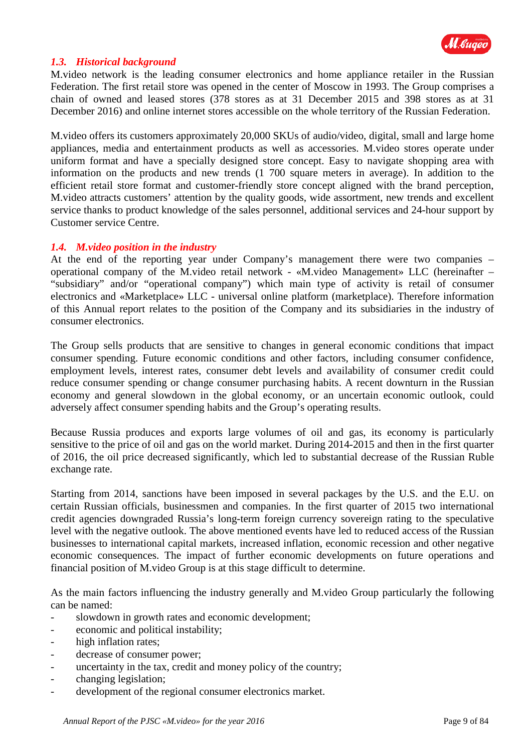### *1.3. Historical background*

M.video network is the leading consumer electronics and home appliance retailer in the Russian Federation. The first retail store was opened in the center of Moscow in 1993. The Group comprises a chain of owned and leased stores (378 stores as at 31 December 2015 and 398 stores as at 31 December 2016) and online internet stores accessible on the whole territory of the Russian Federation.

M.video offers its customers approximately 20,000 SKUs of audio/video, digital, small and large home appliances, media and entertainment products as well as accessories. M.video stores operate under uniform format and have a specially designed store concept. Easy to navigate shopping area with information on the products and new trends (1 700 square meters in average). In addition to the efficient retail store format and customer-friendly store concept aligned with the brand perception, M.video attracts customers' attention by the quality goods, wide assortment, new trends and excellent service thanks to product knowledge of the sales personnel, additional services and 24-hour support by Customer service Centre.

### *1.4. M.video position in the industry*

At the end of the reporting year under Company's management there were two companies – operational company of the M.video retail network - «M.video Management» LLC (hereinafter – "subsidiary" and/or "operational company") which main type of activity is retail of consumer electronics and «Marketplace» LLC - universal online platform (marketplace). Therefore information of this Annual report relates to the position of the Company and its subsidiaries in the industry of consumer electronics.

The Group sells products that are sensitive to changes in general economic conditions that impact consumer spending. Future economic conditions and other factors, including consumer confidence, employment levels, interest rates, consumer debt levels and availability of consumer credit could reduce consumer spending or change consumer purchasing habits. A recent downturn in the Russian economy and general slowdown in the global economy, or an uncertain economic outlook, could adversely affect consumer spending habits and the Group's operating results.

Because Russia produces and exports large volumes of oil and gas, its economy is particularly sensitive to the price of oil and gas on the world market. During 2014-2015 and then in the first quarter of 2016, the oil price decreased significantly, which led to substantial decrease of the Russian Ruble exchange rate.

Starting from 2014, sanctions have been imposed in several packages by the U.S. and the E.U. on certain Russian officials, businessmen and companies. In the first quarter of 2015 two international credit agencies downgraded Russia's long-term foreign currency sovereign rating to the speculative level with the negative outlook. The above mentioned events have led to reduced access of the Russian businesses to international capital markets, increased inflation, economic recession and other negative economic consequences. The impact of further economic developments on future operations and financial position of M.video Group is at this stage difficult to determine.

As the main factors influencing the industry generally and M.video Group particularly the following can be named:

- slowdown in growth rates and economic development;
- economic and political instability;
- high inflation rates;
- decrease of consumer power;
- uncertainty in the tax, credit and money policy of the country;
- changing legislation;
- development of the regional consumer electronics market.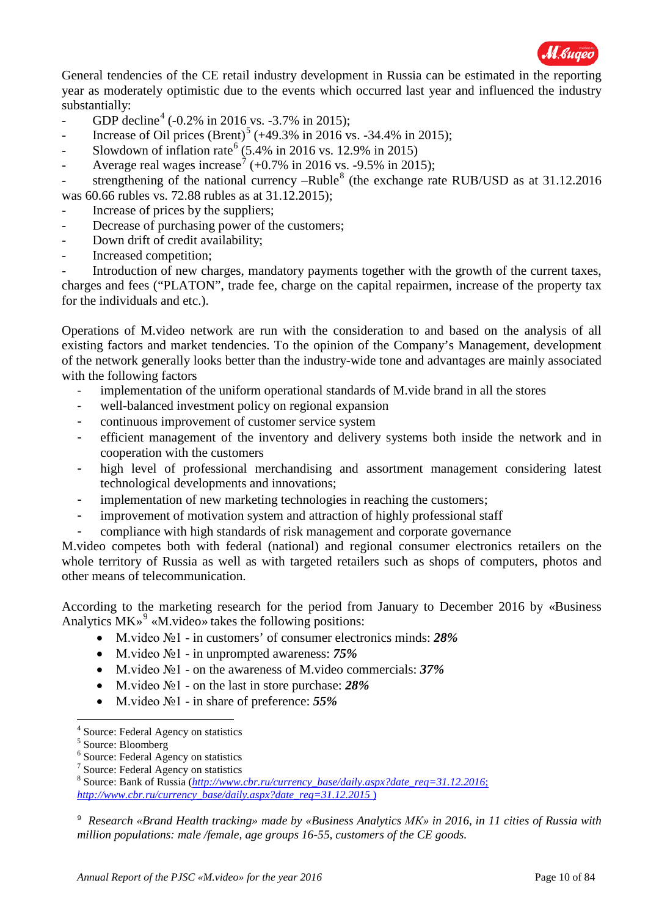General tendencies of the CE retail industry development in Russia can be estimated in the reporting year as moderately optimistic due to the events which occurred last year and influenced the industry substantially:

- GDP decline[4] (-0.2% in 2016 vs. -3.7% in 2015);
- Increase of Oil prices (Brent)[5] (+49.3% in 2016 vs. -34.4% in 2015);
- Slowdown of inflation rate[6] (5.4% in 2016 vs. 12.9% in 2015)
- Average real wages increase[7] (+0.7% in 2016 vs. -9.5% in 2015);
- strengthening of the national currency –Ruble[8] (the exchange rate RUB/USD as at 31.12.2016 was 60.66 rubles vs. 72.88 rubles as at 31.12.2015);
- Increase of prices by the suppliers;
- Decrease of purchasing power of the customers;
- Down drift of credit availability;
- Increased competition;
- Introduction of new charges, mandatory payments together with the growth of the current taxes, charges and fees ("PLATON", trade fee, charge on the capital repairmen, increase of the property tax for the individuals and etc.).

Operations of M.video network are run with the consideration to and based on the analysis of all existing factors and market tendencies. To the opinion of the Company's Management, development of the network generally looks better than the industry-wide tone and advantages are mainly associated with the following factors

- implementation of the uniform operational standards of M.vide brand in all the stores
- well-balanced investment policy on regional expansion
- continuous improvement of customer service system
- efficient management of the inventory and delivery systems both inside the network and in cooperation with the customers
- high level of professional merchandising and assortment management considering latest technological developments and innovations;
- implementation of new marketing technologies in reaching the customers;
- improvement of motivation system and attraction of highly professional staff
- compliance with high standards of risk management and corporate governance

M.video competes both with federal (national) and regional consumer electronics retailers on the whole territory of Russia as well as with targeted retailers such as shops of computers, photos and other means of telecommunication.

According to the marketing research for the period from January to December 2016 by «Business Analytics MK»[9] «M.video» takes the following positions:

- M.video №1 - in customers' of consumer electronics minds: ***28%***
- M.video №1 - in unprompted awareness: ***75%***
- M.video №1 - on the awareness of M.video commercials: ***37%***
- M.video №1 - on the last in store purchase: ***28%***
- M.video №1 - in share of preference: ***55%***

---

[4] Source: Federal Agency on statistics
[5] Source: Bloomberg
[6] Source: Federal Agency on statistics
[7] Source: Federal Agency on statistics
[8] Source: Bank of Russia (http://www.cbr.ru/currency_base/daily.aspx?date_req=31.12.2016; http://www.cbr.ru/currency_base/daily.aspx?date_req=31.12.2015 )

[9] *Research «Brand Health tracking» made by «Business Analytics MK» in 2016, in 11 cities of Russia with million populations: male /female, age groups 16-55, customers of the CE goods.*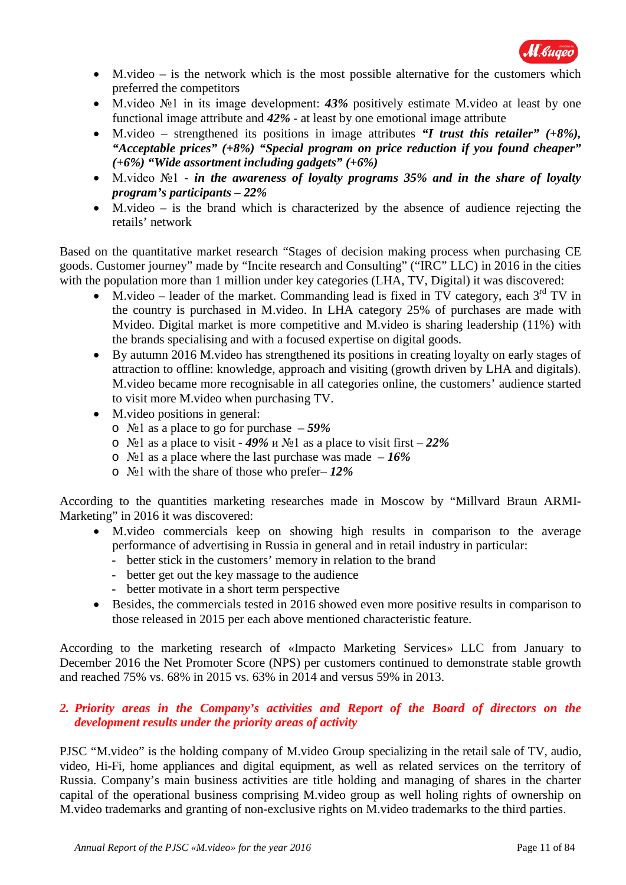- M.video – is the network which is the most possible alternative for the customers which preferred the competitors
- M.video №1 in its image development: ***43%*** positively estimate M.video at least by one functional image attribute and ***42%*** - at least by one emotional image attribute
- M.video – strengthened its positions in image attributes ***"I trust this retailer" (+8%), "Acceptable prices" (+8%) "Special program on price reduction if you found cheaper" (+6%) "Wide assortment including gadgets" (+6%)***
- M.video №1 - ***in the awareness of loyalty programs 35% and in the share of loyalty program's participants – 22%***
- M.video – is the brand which is characterized by the absence of audience rejecting the retails' network

Based on the quantitative market research "Stages of decision making process when purchasing CE goods. Customer journey" made by "Incite research and Consulting" ("IRC" LLC) in 2016 in the cities with the population more than 1 million under key categories (LHA, TV, Digital) it was discovered:

- M.video – leader of the market. Commanding lead is fixed in TV category, each 3rd TV in the country is purchased in M.video. In LHA category 25% of purchases are made with Mvideo. Digital market is more competitive and M.video is sharing leadership (11%) with the brands specialising and with a focused expertise on digital goods.
- By autumn 2016 M.video has strengthened its positions in creating loyalty on early stages of attraction to offline: knowledge, approach and visiting (growth driven by LHA and digitals). M.video became more recognisable in all categories online, the customers' audience started to visit more M.video when purchasing TV.
- M.video positions in general:
  - №1 as a place to go for purchase – ***59%***
  - №1 as a place to visit - ***49%*** и №1 as a place to visit first – ***22%***
  - №1 as a place where the last purchase was made – ***16%***
  - №1 with the share of those who prefer– ***12%***

According to the quantities marketing researches made in Moscow by "Millvard Braun ARMI-Marketing" in 2016 it was discovered:

- M.video commercials keep on showing high results in comparison to the average performance of advertising in Russia in general and in retail industry in particular:
  - better stick in the customers' memory in relation to the brand
  - better get out the key massage to the audience
  - better motivate in a short term perspective
- Besides, the commercials tested in 2016 showed even more positive results in comparison to those released in 2015 per each above mentioned characteristic feature.

According to the marketing research of «Impacto Marketing Services» LLC from January to December 2016 the Net Promoter Score (NPS) per customers continued to demonstrate stable growth and reached 75% vs. 68% in 2015 vs. 63% in 2014 and versus 59% in 2013.

## *2. Priority areas in the Company's activities and Report of the Board of directors on the development results under the priority areas of activity*

PJSC "M.video" is the holding company of M.video Group specializing in the retail sale of TV, audio, video, Hi-Fi, home appliances and digital equipment, as well as related services on the territory of Russia. Company's main business activities are title holding and managing of shares in the charter capital of the operational business comprising M.video group as well holing rights of ownership on M.video trademarks and granting of non-exclusive rights on M.video trademarks to the third parties.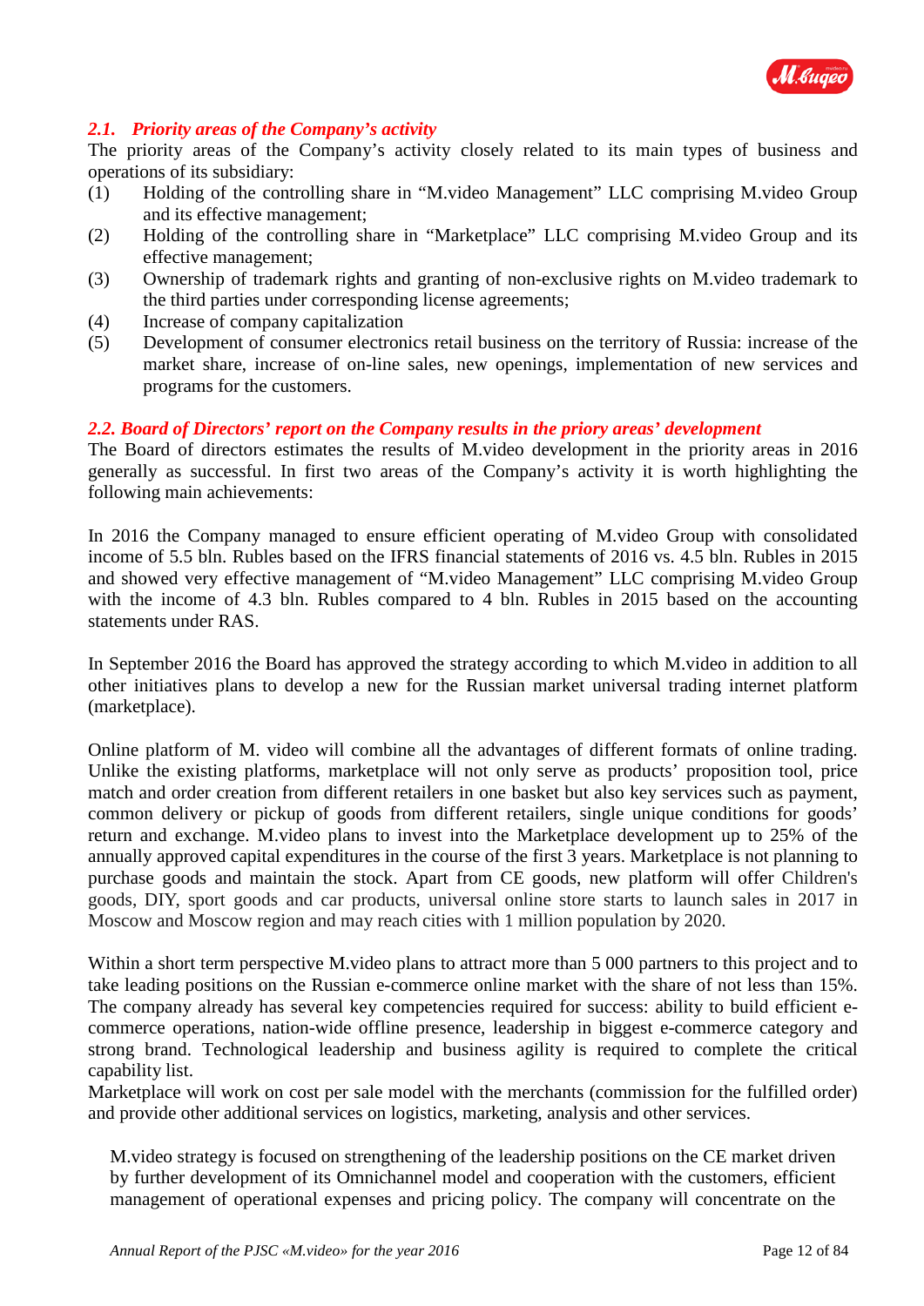### *2.1. Priority areas of the Company's activity*

The priority areas of the Company's activity closely related to its main types of business and operations of its subsidiary:

(1) Holding of the controlling share in "M.video Management" LLC comprising M.video Group and its effective management;

(2) Holding of the controlling share in "Marketplace" LLC comprising M.video Group and its effective management;

(3) Ownership of trademark rights and granting of non-exclusive rights on M.video trademark to the third parties under corresponding license agreements;

(4) Increase of company capitalization

(5) Development of consumer electronics retail business on the territory of Russia: increase of the market share, increase of on-line sales, new openings, implementation of new services and programs for the customers.

### *2.2. Board of Directors' report on the Company results in the priory areas' development*

The Board of directors estimates the results of M.video development in the priority areas in 2016 generally as successful. In first two areas of the Company's activity it is worth highlighting the following main achievements:

In 2016 the Company managed to ensure efficient operating of M.video Group with consolidated income of 5.5 bln. Rubles based on the IFRS financial statements of 2016 vs. 4.5 bln. Rubles in 2015 and showed very effective management of "M.video Management" LLC comprising M.video Group with the income of 4.3 bln. Rubles compared to 4 bln. Rubles in 2015 based on the accounting statements under RAS.

In September 2016 the Board has approved the strategy according to which M.video in addition to all other initiatives plans to develop a new for the Russian market universal trading internet platform (marketplace).

Online platform of M. video will combine all the advantages of different formats of online trading. Unlike the existing platforms, marketplace will not only serve as products' proposition tool, price match and order creation from different retailers in one basket but also key services such as payment, common delivery or pickup of goods from different retailers, single unique conditions for goods' return and exchange. M.video plans to invest into the Marketplace development up to 25% of the annually approved capital expenditures in the course of the first 3 years. Marketplace is not planning to purchase goods and maintain the stock. Apart from CE goods, new platform will offer Children's goods, DIY, sport goods and car products, universal online store starts to launch sales in 2017 in Moscow and Moscow region and may reach cities with 1 million population by 2020.

Within a short term perspective M.video plans to attract more than 5 000 partners to this project and to take leading positions on the Russian e-commerce online market with the share of not less than 15%. The company already has several key competencies required for success: ability to build efficient e-commerce operations, nation-wide offline presence, leadership in biggest e-commerce category and strong brand. Technological leadership and business agility is required to complete the critical capability list.

Marketplace will work on cost per sale model with the merchants (commission for the fulfilled order) and provide other additional services on logistics, marketing, analysis and other services.

M.video strategy is focused on strengthening of the leadership positions on the CE market driven by further development of its Omnichannel model and cooperation with the customers, efficient management of operational expenses and pricing policy. The company will concentrate on the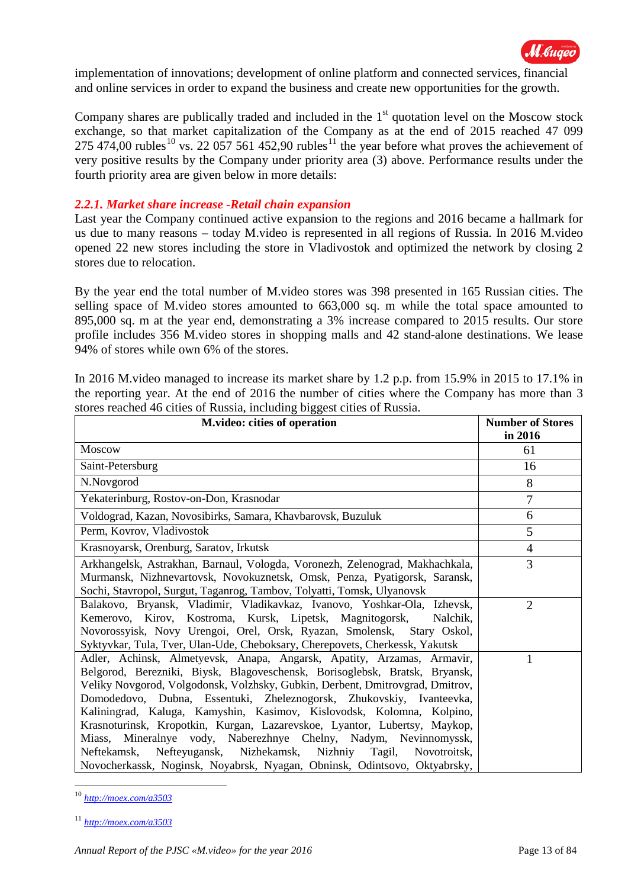implementation of innovations; development of online platform and connected services, financial and online services in order to expand the business and create new opportunities for the growth.

Company shares are publically traded and included in the 1st quotation level on the Moscow stock exchange, so that market capitalization of the Company as at the end of 2015 reached 47 099 275 474,00 rubles[10] vs. 22 057 561 452,90 rubles[11] the year before what proves the achievement of very positive results by the Company under priority area (3) above. Performance results under the fourth priority area are given below in more details:

### *2.2.1. Market share increase -Retail chain expansion*

Last year the Company continued active expansion to the regions and 2016 became a hallmark for us due to many reasons – today M.video is represented in all regions of Russia. In 2016 M.video opened 22 new stores including the store in Vladivostok and optimized the network by closing 2 stores due to relocation.

By the year end the total number of M.video stores was 398 presented in 165 Russian cities. The selling space of M.video stores amounted to 663,000 sq. m while the total space amounted to 895,000 sq. m at the year end, demonstrating a 3% increase compared to 2015 results. Our store profile includes 356 M.video stores in shopping malls and 42 stand-alone destinations. We lease 94% of stores while own 6% of the stores.

In 2016 M.video managed to increase its market share by 1.2 p.p. from 15.9% in 2015 to 17.1% in the reporting year. At the end of 2016 the number of cities where the Company has more than 3 stores reached 46 cities of Russia, including biggest cities of Russia.

| M.video: cities of operation | Number of Stores in 2016 |
|---|---|
| Moscow | 61 |
| Saint-Petersburg | 16 |
| N.Novgorod | 8 |
| Yekaterinburg, Rostov-on-Don, Krasnodar | 7 |
| Voldograd, Kazan, Novosibirks, Samara, Khavbarovsk, Buzuluk | 6 |
| Perm, Kovrov, Vladivostok | 5 |
| Krasnoyarsk, Orenburg, Saratov, Irkutsk | 4 |
| Arkhangelsk, Astrakhan, Barnaul, Vologda, Voronezh, Zelenograd, Makhachkala, Murmansk, Nizhnevartovsk, Novokuznetsk, Omsk, Penza, Pyatigorsk, Saransk, Sochi, Stavropol, Surgut, Taganrog, Tambov, Tolyatti, Tomsk, Ulyanovsk | 3 |
| Balakovo, Bryansk, Vladimir, Vladikavkaz, Ivanovo, Yoshkar-Ola, Izhevsk, Kemerovo, Kirov, Kostroma, Kursk, Lipetsk, Magnitogorsk, Nalchik, Novorossyisk, Novy Urengoi, Orel, Orsk, Ryazan, Smolensk, Stary Oskol, Syktyvkar, Tula, Tver, Ulan-Ude, Cheboksary, Cherepovets, Cherkessk, Yakutsk | 2 |
| Adler, Achinsk, Almetyevsk, Anapa, Angarsk, Apatity, Arzamas, Armavir, Belgorod, Berezniki, Biysk, Blagoveschensk, Borisoglebsk, Bratsk, Bryansk, Veliky Novgorod, Volgodonsk, Volzhsky, Gubkin, Derbent, Dmitrovgrad, Dmitrov, Domodedovo, Dubna, Essentuki, Zheleznogorsk, Zhukovskiy, Ivanteevka, Kaliningrad, Kaluga, Kamyshin, Kasimov, Kislovodsk, Kolomna, Kolpino, Krasnoturinsk, Kropotkin, Kurgan, Lazarevskoe, Lyantor, Lubertsy, Maykop, Miass, Mineralnye vody, Naberezhnye Chelny, Nadym, Nevinnomyssk, Neftekamsk, Nefteyugansk, Nizhekamsk, Nizhniy Tagil, Novotroitsk, Novocherkassk, Noginsk, Noyabrsk, Nyagan, Obninsk, Odintsovo, Oktyabrsky, | 1 |

[10] *http://moex.com/a3503*

[11] *http://moex.com/a3503*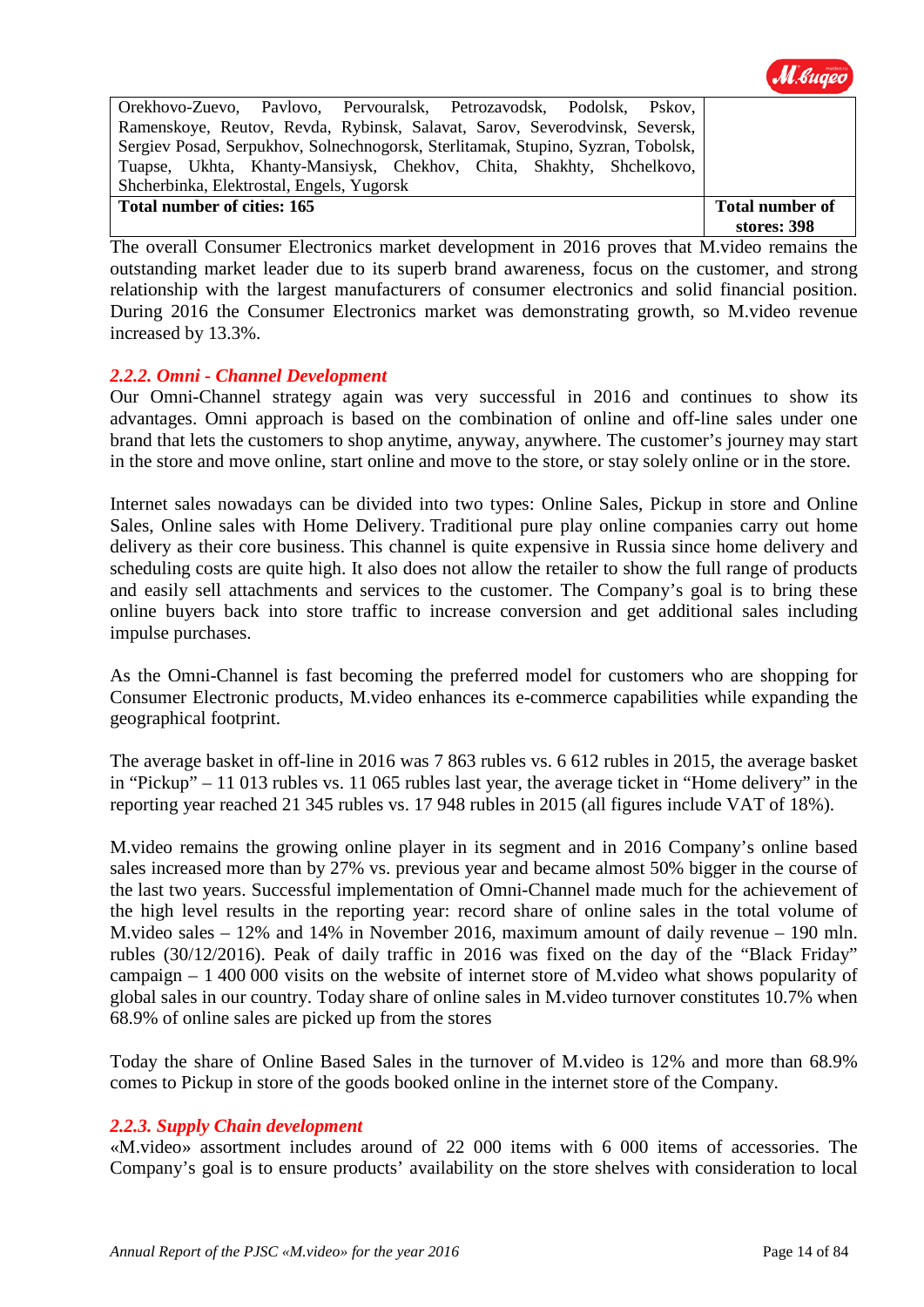| | |
|---|---|
| Orekhovo-Zuevo, Pavlovo, Pervouralsk, Petrozavodsk, Podolsk, Pskov, Ramenskoye, Reutov, Revda, Rybinsk, Salavat, Sarov, Severodvinsk, Seversk, Sergiev Posad, Serpukhov, Solnechnogorsk, Sterlitamak, Stupino, Syzran, Tobolsk, Tuapse, Ukhta, Khanty-Mansiysk, Chekhov, Chita, Shakhty, Shchelkovo, Shcherbinka, Elektrostal, Engels, Yugorsk | |
| **Total number of cities: 165** | **Total number of stores: 398** |

The overall Consumer Electronics market development in 2016 proves that M.video remains the outstanding market leader due to its superb brand awareness, focus on the customer, and strong relationship with the largest manufacturers of consumer electronics and solid financial position. During 2016 the Consumer Electronics market was demonstrating growth, so M.video revenue increased by 13.3%.

### *2.2.2. Omni - Channel Development*

Our Omni-Channel strategy again was very successful in 2016 and continues to show its advantages. Omni approach is based on the combination of online and off-line sales under one brand that lets the customers to shop anytime, anyway, anywhere. The customer's journey may start in the store and move online, start online and move to the store, or stay solely online or in the store.

Internet sales nowadays can be divided into two types: Online Sales, Pickup in store and Online Sales, Online sales with Home Delivery. Traditional pure play online companies carry out home delivery as their core business. This channel is quite expensive in Russia since home delivery and scheduling costs are quite high. It also does not allow the retailer to show the full range of products and easily sell attachments and services to the customer. The Company's goal is to bring these online buyers back into store traffic to increase conversion and get additional sales including impulse purchases.

As the Omni-Channel is fast becoming the preferred model for customers who are shopping for Consumer Electronic products, M.video enhances its e-commerce capabilities while expanding the geographical footprint.

The average basket in off-line in 2016 was 7 863 rubles vs. 6 612 rubles in 2015, the average basket in "Pickup" – 11 013 rubles vs. 11 065 rubles last year, the average ticket in "Home delivery" in the reporting year reached 21 345 rubles vs. 17 948 rubles in 2015 (all figures include VAT of 18%).

M.video remains the growing online player in its segment and in 2016 Company's online based sales increased more than by 27% vs. previous year and became almost 50% bigger in the course of the last two years. Successful implementation of Omni-Channel made much for the achievement of the high level results in the reporting year: record share of online sales in the total volume of M.video sales – 12% and 14% in November 2016, maximum amount of daily revenue – 190 mln. rubles (30/12/2016). Peak of daily traffic in 2016 was fixed on the day of the "Black Friday" campaign – 1 400 000 visits on the website of internet store of M.video what shows popularity of global sales in our country. Today share of online sales in M.video turnover constitutes 10.7% when 68.9% of online sales are picked up from the stores

Today the share of Online Based Sales in the turnover of M.video is 12% and more than 68.9% comes to Pickup in store of the goods booked online in the internet store of the Company.

### *2.2.3. Supply Chain development*

«M.video» assortment includes around of 22 000 items with 6 000 items of accessories. The Company's goal is to ensure products' availability on the store shelves with consideration to local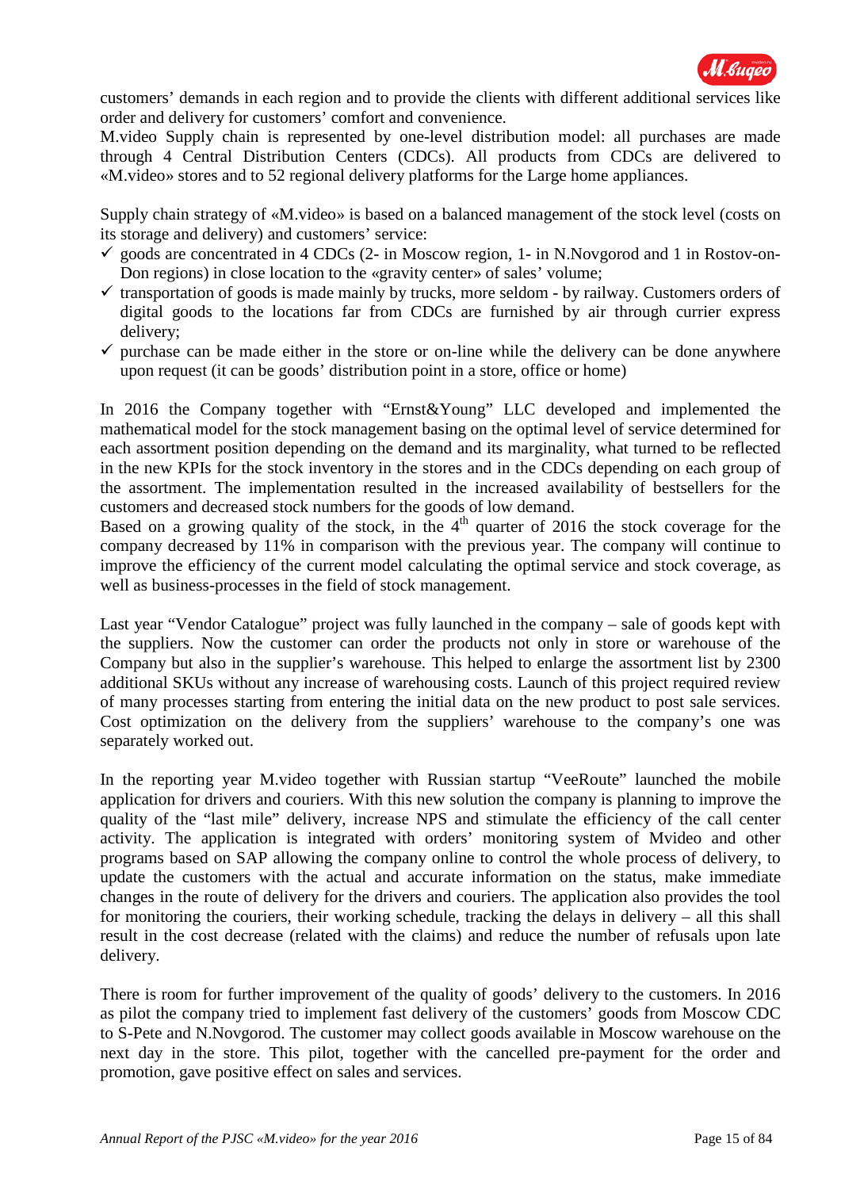customers' demands in each region and to provide the clients with different additional services like order and delivery for customers' comfort and convenience.

M.video Supply chain is represented by one-level distribution model: all purchases are made through 4 Central Distribution Centers (CDCs). All products from CDCs are delivered to «M.video» stores and to 52 regional delivery platforms for the Large home appliances.

Supply chain strategy of «M.video» is based on a balanced management of the stock level (costs on its storage and delivery) and customers' service:

- ✓ goods are concentrated in 4 CDCs (2- in Moscow region, 1- in N.Novgorod and 1 in Rostov-on-Don regions) in close location to the «gravity center» of sales' volume;
- ✓ transportation of goods is made mainly by trucks, more seldom - by railway. Customers orders of digital goods to the locations far from CDCs are furnished by air through currier express delivery;
- ✓ purchase can be made either in the store or on-line while the delivery can be done anywhere upon request (it can be goods' distribution point in a store, office or home)

In 2016 the Company together with "Ernst&Young" LLC developed and implemented the mathematical model for the stock management basing on the optimal level of service determined for each assortment position depending on the demand and its marginality, what turned to be reflected in the new KPIs for the stock inventory in the stores and in the CDCs depending on each group of the assortment. The implementation resulted in the increased availability of bestsellers for the customers and decreased stock numbers for the goods of low demand.

Based on a growing quality of the stock, in the 4th quarter of 2016 the stock coverage for the company decreased by 11% in comparison with the previous year. The company will continue to improve the efficiency of the current model calculating the optimal service and stock coverage, as well as business-processes in the field of stock management.

Last year "Vendor Catalogue" project was fully launched in the company – sale of goods kept with the suppliers. Now the customer can order the products not only in store or warehouse of the Company but also in the supplier's warehouse. This helped to enlarge the assortment list by 2300 additional SKUs without any increase of warehousing costs. Launch of this project required review of many processes starting from entering the initial data on the new product to post sale services. Cost optimization on the delivery from the suppliers' warehouse to the company's one was separately worked out.

In the reporting year M.video together with Russian startup "VeeRoute" launched the mobile application for drivers and couriers. With this new solution the company is planning to improve the quality of the "last mile" delivery, increase NPS and stimulate the efficiency of the call center activity. The application is integrated with orders' monitoring system of Mvideo and other programs based on SAP allowing the company online to control the whole process of delivery, to update the customers with the actual and accurate information on the status, make immediate changes in the route of delivery for the drivers and couriers. The application also provides the tool for monitoring the couriers, their working schedule, tracking the delays in delivery – all this shall result in the cost decrease (related with the claims) and reduce the number of refusals upon late delivery.

There is room for further improvement of the quality of goods' delivery to the customers. In 2016 as pilot the company tried to implement fast delivery of the customers' goods from Moscow CDC to S-Pete and N.Novgorod. The customer may collect goods available in Moscow warehouse on the next day in the store. This pilot, together with the cancelled pre-payment for the order and promotion, gave positive effect on sales and services.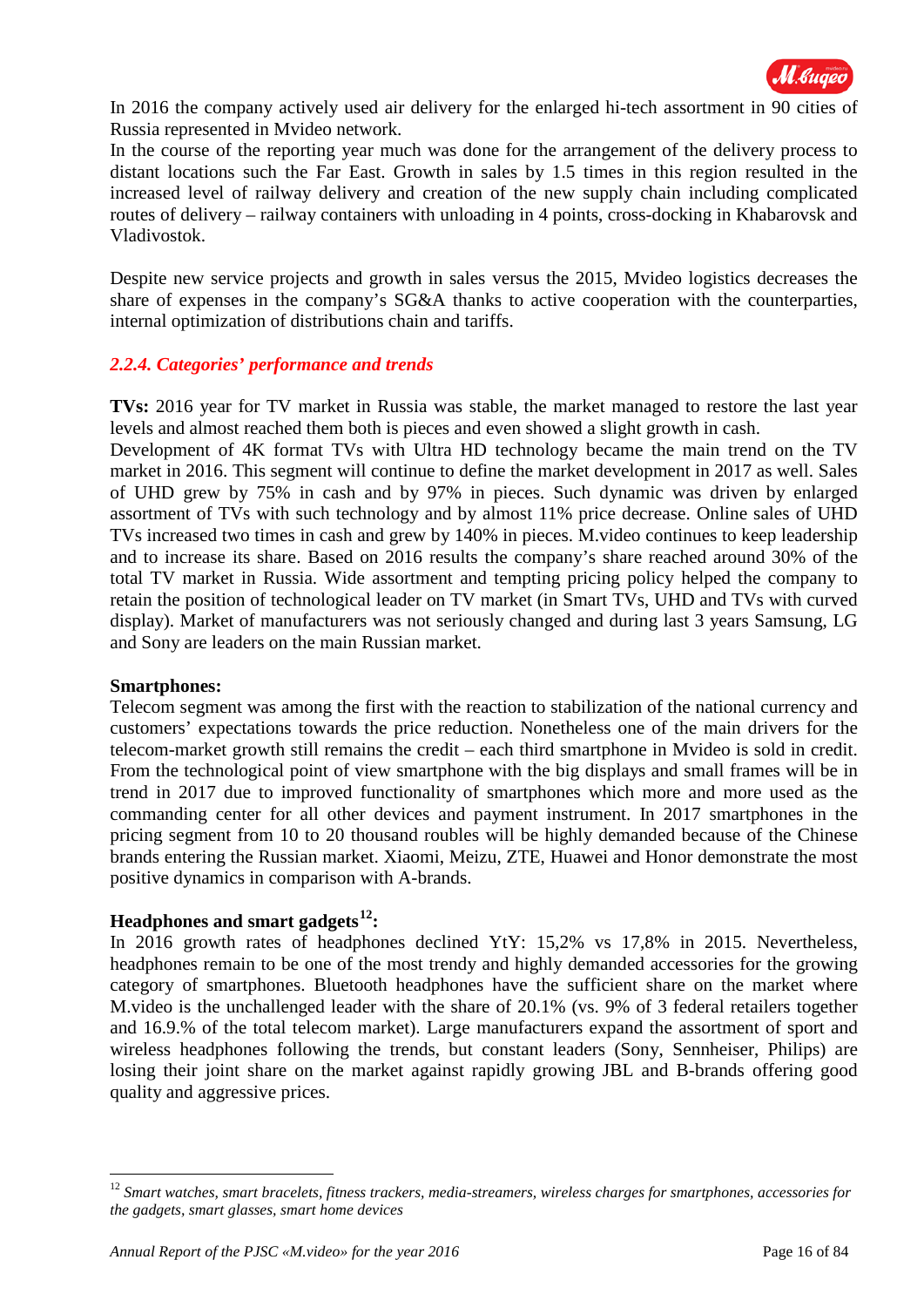In 2016 the company actively used air delivery for the enlarged hi-tech assortment in 90 cities of Russia represented in Mvideo network.

In the course of the reporting year much was done for the arrangement of the delivery process to distant locations such the Far East. Growth in sales by 1.5 times in this region resulted in the increased level of railway delivery and creation of the new supply chain including complicated routes of delivery – railway containers with unloading in 4 points, cross-docking in Khabarovsk and Vladivostok.

Despite new service projects and growth in sales versus the 2015, Mvideo logistics decreases the share of expenses in the company's SG&A thanks to active cooperation with the counterparties, internal optimization of distributions chain and tariffs.

### *2.2.4. Categories' performance and trends*

**TVs:** 2016 year for TV market in Russia was stable, the market managed to restore the last year levels and almost reached them both is pieces and even showed a slight growth in cash.

Development of 4K format TVs with Ultra HD technology became the main trend on the TV market in 2016. This segment will continue to define the market development in 2017 as well. Sales of UHD grew by 75% in cash and by 97% in pieces. Such dynamic was driven by enlarged assortment of TVs with such technology and by almost 11% price decrease. Online sales of UHD TVs increased two times in cash and grew by 140% in pieces. M.video continues to keep leadership and to increase its share. Based on 2016 results the company's share reached around 30% of the total TV market in Russia. Wide assortment and tempting pricing policy helped the company to retain the position of technological leader on TV market (in Smart TVs, UHD and TVs with curved display). Market of manufacturers was not seriously changed and during last 3 years Samsung, LG and Sony are leaders on the main Russian market.

**Smartphones:**

Telecom segment was among the first with the reaction to stabilization of the national currency and customers' expectations towards the price reduction. Nonetheless one of the main drivers for the telecom-market growth still remains the credit – each third smartphone in Mvideo is sold in credit. From the technological point of view smartphone with the big displays and small frames will be in trend in 2017 due to improved functionality of smartphones which more and more used as the commanding center for all other devices and payment instrument. In 2017 smartphones in the pricing segment from 10 to 20 thousand roubles will be highly demanded because of the Chinese brands entering the Russian market. Xiaomi, Meizu, ZTE, Huawei and Honor demonstrate the most positive dynamics in comparison with A-brands.

**Headphones and smart gadgets[12]:**

In 2016 growth rates of headphones declined YtY: 15,2% vs 17,8% in 2015. Nevertheless, headphones remain to be one of the most trendy and highly demanded accessories for the growing category of smartphones. Bluetooth headphones have the sufficient share on the market where M.video is the unchallenged leader with the share of 20.1% (vs. 9% of 3 federal retailers together and 16.9.% of the total telecom market). Large manufacturers expand the assortment of sport and wireless headphones following the trends, but constant leaders (Sony, Sennheiser, Philips) are losing their joint share on the market against rapidly growing JBL and B-brands offering good quality and aggressive prices.

---

[12] *Smart watches, smart bracelets, fitness trackers, media-streamers, wireless charges for smartphones, accessories for the gadgets, smart glasses, smart home devices*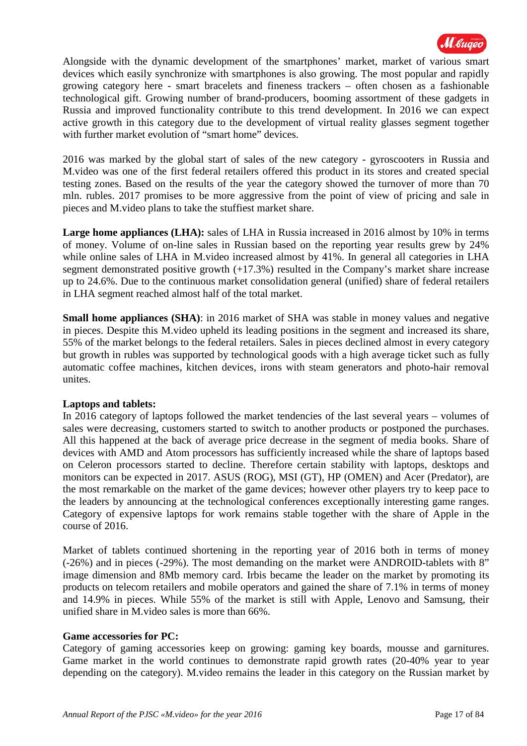Alongside with the dynamic development of the smartphones' market, market of various smart devices which easily synchronize with smartphones is also growing. The most popular and rapidly growing category here - smart bracelets and fineness trackers – often chosen as a fashionable technological gift. Growing number of brand-producers, booming assortment of these gadgets in Russia and improved functionality contribute to this trend development. In 2016 we can expect active growth in this category due to the development of virtual reality glasses segment together with further market evolution of "smart home" devices.

2016 was marked by the global start of sales of the new category - gyroscooters in Russia and M.video was one of the first federal retailers offered this product in its stores and created special testing zones. Based on the results of the year the category showed the turnover of more than 70 mln. rubles. 2017 promises to be more aggressive from the point of view of pricing and sale in pieces and M.video plans to take the stuffiest market share.

**Large home appliances (LHA):** sales of LHA in Russia increased in 2016 almost by 10% in terms of money. Volume of on-line sales in Russian based on the reporting year results grew by 24% while online sales of LHA in M.video increased almost by 41%. In general all categories in LHA segment demonstrated positive growth (+17.3%) resulted in the Company's market share increase up to 24.6%. Due to the continuous market consolidation general (unified) share of federal retailers in LHA segment reached almost half of the total market.

**Small home appliances (SHA)**: in 2016 market of SHA was stable in money values and negative in pieces. Despite this M.video upheld its leading positions in the segment and increased its share, 55% of the market belongs to the federal retailers. Sales in pieces declined almost in every category but growth in rubles was supported by technological goods with a high average ticket such as fully automatic coffee machines, kitchen devices, irons with steam generators and photo-hair removal unites.

**Laptops and tablets:**

In 2016 category of laptops followed the market tendencies of the last several years – volumes of sales were decreasing, customers started to switch to another products or postponed the purchases. All this happened at the back of average price decrease in the segment of media books. Share of devices with AMD and Atom processors has sufficiently increased while the share of laptops based on Celeron processors started to decline. Therefore certain stability with laptops, desktops and monitors can be expected in 2017. ASUS (ROG), MSI (GT), HP (OMEN) and Acer (Predator), are the most remarkable on the market of the game devices; however other players try to keep pace to the leaders by announcing at the technological conferences exceptionally interesting game ranges. Category of expensive laptops for work remains stable together with the share of Apple in the course of 2016.

Market of tablets continued shortening in the reporting year of 2016 both in terms of money (-26%) and in pieces (-29%). The most demanding on the market were ANDROID-tablets with 8" image dimension and 8Mb memory card. Irbis became the leader on the market by promoting its products on telecom retailers and mobile operators and gained the share of 7.1% in terms of money and 14.9% in pieces. While 55% of the market is still with Apple, Lenovo and Samsung, their unified share in M.video sales is more than 66%.

**Game accessories for PC:**

Category of gaming accessories keep on growing: gaming key boards, mousse and garnitures. Game market in the world continues to demonstrate rapid growth rates (20-40% year to year depending on the category). M.video remains the leader in this category on the Russian market by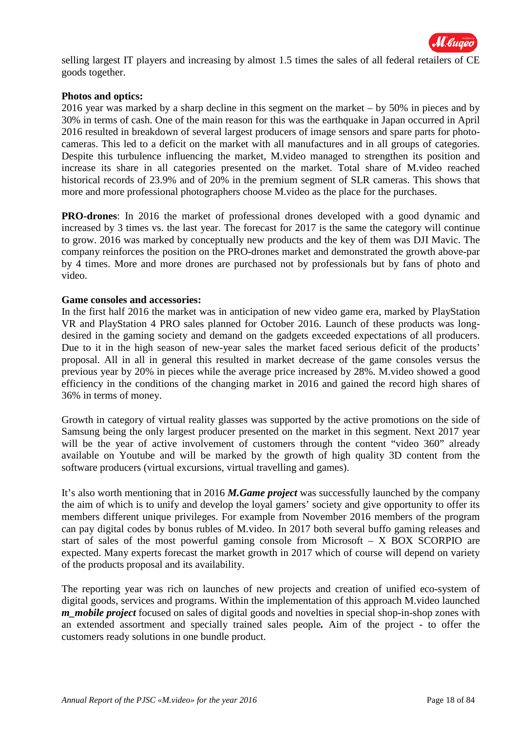selling largest IT players and increasing by almost 1.5 times the sales of all federal retailers of CE goods together.

**Photos and optics:**
2016 year was marked by a sharp decline in this segment on the market – by 50% in pieces and by 30% in terms of cash. One of the main reason for this was the earthquake in Japan occurred in April 2016 resulted in breakdown of several largest producers of image sensors and spare parts for photo-cameras. This led to a deficit on the market with all manufactures and in all groups of categories. Despite this turbulence influencing the market, M.video managed to strengthen its position and increase its share in all categories presented on the market. Total share of M.video reached historical records of 23.9% and of 20% in the premium segment of SLR cameras. This shows that more and more professional photographers choose M.video as the place for the purchases.

**PRO-drones**: In 2016 the market of professional drones developed with a good dynamic and increased by 3 times vs. the last year. The forecast for 2017 is the same the category will continue to grow. 2016 was marked by conceptually new products and the key of them was DJI Mavic. The company reinforces the position on the PRO-drones market and demonstrated the growth above-par by 4 times. More and more drones are purchased not by professionals but by fans of photo and video.

**Game consoles and accessories:**
In the first half 2016 the market was in anticipation of new video game era, marked by PlayStation VR and PlayStation 4 PRO sales planned for October 2016. Launch of these products was long-desired in the gaming society and demand on the gadgets exceeded expectations of all producers. Due to it in the high season of new-year sales the market faced serious deficit of the products' proposal. All in all in general this resulted in market decrease of the game consoles versus the previous year by 20% in pieces while the average price increased by 28%. M.video showed a good efficiency in the conditions of the changing market in 2016 and gained the record high shares of 36% in terms of money.

Growth in category of virtual reality glasses was supported by the active promotions on the side of Samsung being the only largest producer presented on the market in this segment. Next 2017 year will be the year of active involvement of customers through the content "video 360" already available on Youtube and will be marked by the growth of high quality 3D content from the software producers (virtual excursions, virtual travelling and games).

It's also worth mentioning that in 2016 ***M.Game project*** was successfully launched by the company the aim of which is to unify and develop the loyal gamers' society and give opportunity to offer its members different unique privileges. For example from November 2016 members of the program can pay digital codes by bonus rubles of M.video. In 2017 both several buffo gaming releases and start of sales of the most powerful gaming console from Microsoft – X BOX SCORPIO are expected. Many experts forecast the market growth in 2017 which of course will depend on variety of the products proposal and its availability.

The reporting year was rich on launches of new projects and creation of unified eco-system of digital goods, services and programs. Within the implementation of this approach M.video launched ***m_mobile project*** focused on sales of digital goods and novelties in special shop-in-shop zones with an extended assortment and specially trained sales people**.** Aim of the project - to offer the customers ready solutions in one bundle product.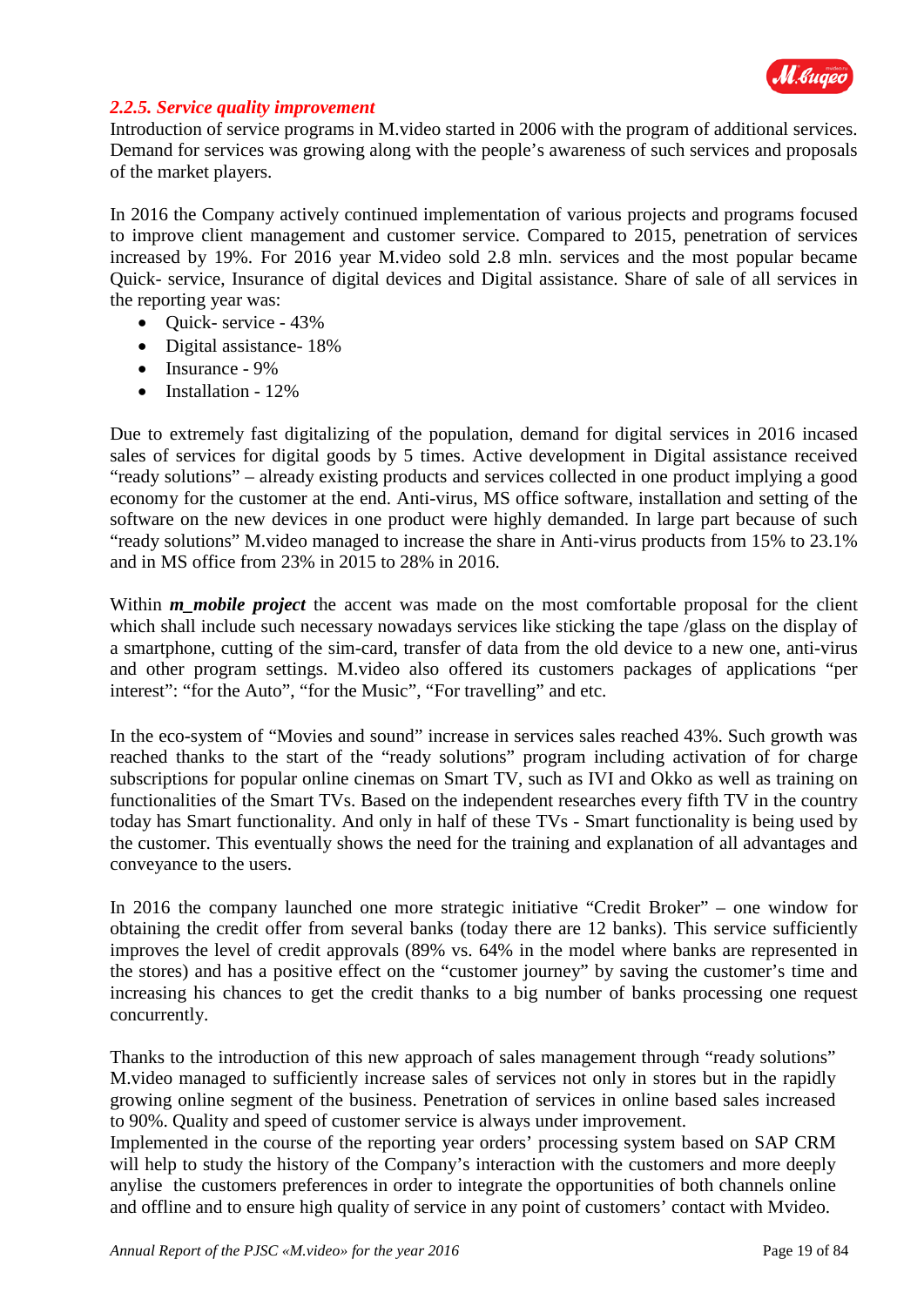### *2.2.5. Service quality improvement*

Introduction of service programs in M.video started in 2006 with the program of additional services. Demand for services was growing along with the people's awareness of such services and proposals of the market players.

In 2016 the Company actively continued implementation of various projects and programs focused to improve client management and customer service. Compared to 2015, penetration of services increased by 19%. For 2016 year M.video sold 2.8 mln. services and the most popular became Quick- service, Insurance of digital devices and Digital assistance. Share of sale of all services in the reporting year was:

- Quick- service - 43%
- Digital assistance- 18%
- Insurance - 9%
- Installation - 12%

Due to extremely fast digitalizing of the population, demand for digital services in 2016 incased sales of services for digital goods by 5 times. Active development in Digital assistance received "ready solutions" – already existing products and services collected in one product implying a good economy for the customer at the end. Anti-virus, MS office software, installation and setting of the software on the new devices in one product were highly demanded. In large part because of such "ready solutions" M.video managed to increase the share in Anti-virus products from 15% to 23.1% and in MS office from 23% in 2015 to 28% in 2016.

Within ***m_mobile project*** the accent was made on the most comfortable proposal for the client which shall include such necessary nowadays services like sticking the tape /glass on the display of a smartphone, cutting of the sim-card, transfer of data from the old device to a new one, anti-virus and other program settings. M.video also offered its customers packages of applications "per interest": "for the Auto", "for the Music", "For travelling" and etc.

In the eco-system of "Movies and sound" increase in services sales reached 43%. Such growth was reached thanks to the start of the "ready solutions" program including activation of for charge subscriptions for popular online cinemas on Smart TV, such as IVI and Okko as well as training on functionalities of the Smart TVs. Based on the independent researches every fifth TV in the country today has Smart functionality. And only in half of these TVs - Smart functionality is being used by the customer. This eventually shows the need for the training and explanation of all advantages and conveyance to the users.

In 2016 the company launched one more strategic initiative "Credit Broker" – one window for obtaining the credit offer from several banks (today there are 12 banks). This service sufficiently improves the level of credit approvals (89% vs. 64% in the model where banks are represented in the stores) and has a positive effect on the "customer journey" by saving the customer's time and increasing his chances to get the credit thanks to a big number of banks processing one request concurrently.

Thanks to the introduction of this new approach of sales management through "ready solutions" M.video managed to sufficiently increase sales of services not only in stores but in the rapidly growing online segment of the business. Penetration of services in online based sales increased to 90%. Quality and speed of customer service is always under improvement.
Implemented in the course of the reporting year orders' processing system based on SAP CRM will help to study the history of the Company's interaction with the customers and more deeply anylise the customers preferences in order to integrate the opportunities of both channels online and offline and to ensure high quality of service in any point of customers' contact with Mvideo.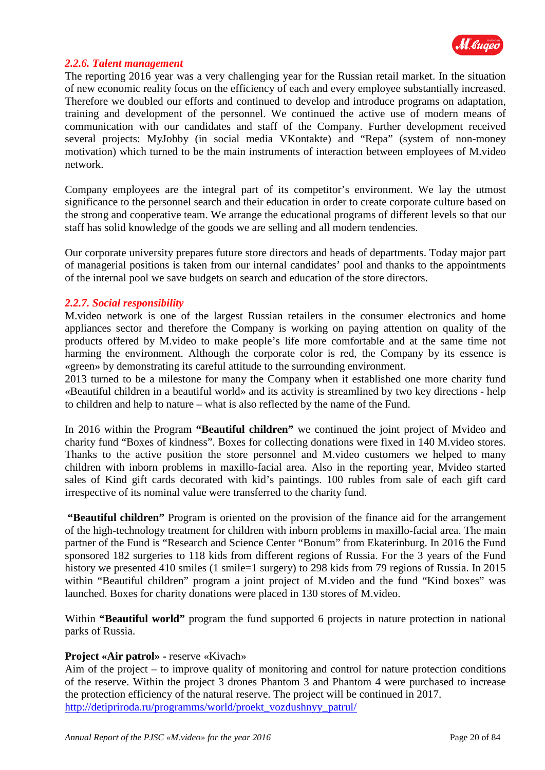### *2.2.6. Talent management*

The reporting 2016 year was a very challenging year for the Russian retail market. In the situation of new economic reality focus on the efficiency of each and every employee substantially increased. Therefore we doubled our efforts and continued to develop and introduce programs on adaptation, training and development of the personnel. We continued the active use of modern means of communication with our candidates and staff of the Company. Further development received several projects: MyJobby (in social media VKontakte) and "Repa" (system of non-money motivation) which turned to be the main instruments of interaction between employees of M.video network.

Company employees are the integral part of its competitor's environment. We lay the utmost significance to the personnel search and their education in order to create corporate culture based on the strong and cooperative team. We arrange the educational programs of different levels so that our staff has solid knowledge of the goods we are selling and all modern tendencies.

Our corporate university prepares future store directors and heads of departments. Today major part of managerial positions is taken from our internal candidates' pool and thanks to the appointments of the internal pool we save budgets on search and education of the store directors.

### *2.2.7. Social responsibility*

M.video network is one of the largest Russian retailers in the consumer electronics and home appliances sector and therefore the Company is working on paying attention on quality of the products offered by M.video to make people's life more comfortable and at the same time not harming the environment. Although the corporate color is red, the Company by its essence is «green» by demonstrating its careful attitude to the surrounding environment.
2013 turned to be a milestone for many the Company when it established one more charity fund «Beautiful children in a beautiful world» and its activity is streamlined by two key directions - help to children and help to nature – what is also reflected by the name of the Fund.

In 2016 within the Program **"Beautiful children"** we continued the joint project of Mvideo and charity fund "Boxes of kindness". Boxes for collecting donations were fixed in 140 M.video stores. Thanks to the active position the store personnel and M.video customers we helped to many children with inborn problems in maxillo-facial area. Also in the reporting year, Mvideo started sales of Kind gift cards decorated with kid's paintings. 100 rubles from sale of each gift card irrespective of its nominal value were transferred to the charity fund.

**"Beautiful children"** Program is oriented on the provision of the finance aid for the arrangement of the high-technology treatment for children with inborn problems in maxillo-facial area. The main partner of the Fund is "Research and Science Center "Bonum" from Ekaterinburg. In 2016 the Fund sponsored 182 surgeries to 118 kids from different regions of Russia. For the 3 years of the Fund history we presented 410 smiles (1 smile=1 surgery) to 298 kids from 79 regions of Russia. In 2015 within "Beautiful children" program a joint project of M.video and the fund "Kind boxes" was launched. Boxes for charity donations were placed in 130 stores of M.video.

Within **"Beautiful world"** program the fund supported 6 projects in nature protection in national parks of Russia.

**Project «Air patrol» -** reserve «Kivach»
Aim of the project – to improve quality of monitoring and control for nature protection conditions of the reserve. Within the project 3 drones Phantom 3 and Phantom 4 were purchased to increase the protection efficiency of the natural reserve. The project will be continued in 2017.
http://detipriroda.ru/programms/world/proekt_vozdushnyy_patrul/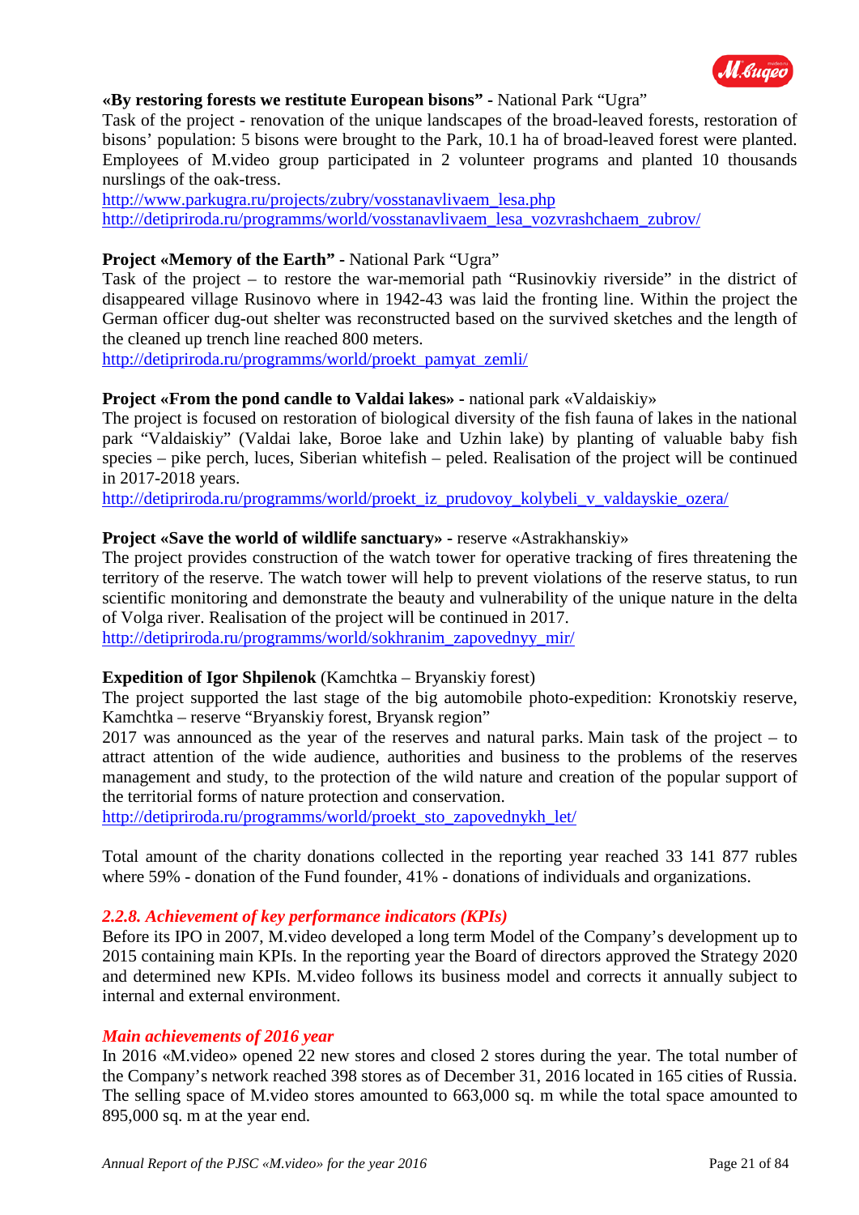**«By restoring forests we restitute European bisons"** - National Park "Ugra"
Task of the project - renovation of the unique landscapes of the broad-leaved forests, restoration of bisons' population: 5 bisons were brought to the Park, 10.1 ha of broad-leaved forest were planted. Employees of M.video group participated in 2 volunteer programs and planted 10 thousands nurslings of the oak-tress.
http://www.parkugra.ru/projects/zubry/vosstanavlivaem_lesa.php
http://detipriroda.ru/programms/world/vosstanavlivaem_lesa_vozvrashchaem_zubrov/

**Project «Memory of the Earth"** - National Park "Ugra"
Task of the project – to restore the war-memorial path "Rusinovkiy riverside" in the district of disappeared village Rusinovo where in 1942-43 was laid the fronting line. Within the project the German officer dug-out shelter was reconstructed based on the survived sketches and the length of the cleaned up trench line reached 800 meters.
http://detipriroda.ru/programms/world/proekt_pamyat_zemli/

**Project «From the pond candle to Valdai lakes»** - national park «Valdaiskiy»
The project is focused on restoration of biological diversity of the fish fauna of lakes in the national park "Valdaiskiy" (Valdai lake, Boroe lake and Uzhin lake) by planting of valuable baby fish species – pike perch, luces, Siberian whitefish – peled. Realisation of the project will be continued in 2017-2018 years.
http://detipriroda.ru/programms/world/proekt_iz_prudovoy_kolybeli_v_valdayskie_ozera/

**Project «Save the world of wildlife sanctuary»** - reserve «Astrakhanskiy»
The project provides construction of the watch tower for operative tracking of fires threatening the territory of the reserve. The watch tower will help to prevent violations of the reserve status, to run scientific monitoring and demonstrate the beauty and vulnerability of the unique nature in the delta of Volga river. Realisation of the project will be continued in 2017.
http://detipriroda.ru/programms/world/sokhranim_zapovednyy_mir/

**Expedition of Igor Shpilenok** (Kamchtka – Bryanskiy forest)
The project supported the last stage of the big automobile photo-expedition: Kronotskiy reserve, Kamchtka – reserve "Bryanskiy forest, Bryansk region"
2017 was announced as the year of the reserves and natural parks. Main task of the project – to attract attention of the wide audience, authorities and business to the problems of the reserves management and study, to the protection of the wild nature and creation of the popular support of the territorial forms of nature protection and conservation.
http://detipriroda.ru/programms/world/proekt_sto_zapovednykh_let/

Total amount of the charity donations collected in the reporting year reached 33 141 877 rubles where 59% - donation of the Fund founder, 41% - donations of individuals and organizations.

### *2.2.8. Achievement of key performance indicators (KPIs)*

Before its IPO in 2007, M.video developed a long term Model of the Company's development up to 2015 containing main KPIs. In the reporting year the Board of directors approved the Strategy 2020 and determined new KPIs. M.video follows its business model and corrects it annually subject to internal and external environment.

### *Main achievements of 2016 year*

In 2016 «M.video» opened 22 new stores and closed 2 stores during the year. The total number of the Company's network reached 398 stores as of December 31, 2016 located in 165 cities of Russia. The selling space of M.video stores amounted to 663,000 sq. m while the total space amounted to 895,000 sq. m at the year end.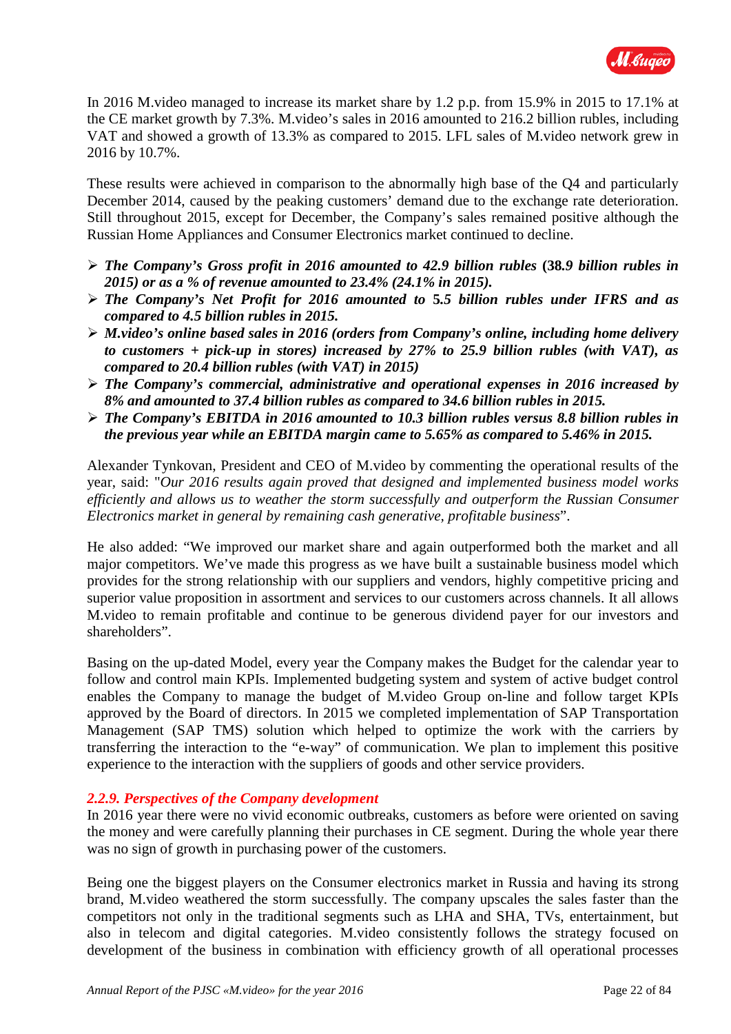In 2016 M.video managed to increase its market share by 1.2 p.p. from 15.9% in 2015 to 17.1% at the CE market growth by 7.3%. M.video's sales in 2016 amounted to 216.2 billion rubles, including VAT and showed a growth of 13.3% as compared to 2015. LFL sales of M.video network grew in 2016 by 10.7%.

These results were achieved in comparison to the abnormally high base of the Q4 and particularly December 2014, caused by the peaking customers' demand due to the exchange rate deterioration. Still throughout 2015, except for December, the Company's sales remained positive although the Russian Home Appliances and Consumer Electronics market continued to decline.

- ***The Company's Gross profit in 2016 amounted to 42.9 billion rubles (38.9 billion rubles in 2015) or as a % of revenue amounted to 23.4% (24.1% in 2015).***
- ***The Company's Net Profit for 2016 amounted to 5.5 billion rubles under IFRS and as compared to 4.5 billion rubles in 2015.***
- ***M.video's online based sales in 2016 (orders from Company's online, including home delivery to customers + pick-up in stores) increased by 27% to 25.9 billion rubles (with VAT), as compared to 20.4 billion rubles (with VAT) in 2015)***
- ***The Company's commercial, administrative and operational expenses in 2016 increased by 8% and amounted to 37.4 billion rubles as compared to 34.6 billion rubles in 2015.***
- ***The Company's EBITDA in 2016 amounted to 10.3 billion rubles versus 8.8 billion rubles in the previous year while an EBITDA margin came to 5.65% as compared to 5.46% in 2015.***

Alexander Tynkovan, President and CEO of M.video by commenting the operational results of the year, said: "*Our 2016 results again proved that designed and implemented business model works efficiently and allows us to weather the storm successfully and outperform the Russian Consumer Electronics market in general by remaining cash generative, profitable business*".

He also added: "We improved our market share and again outperformed both the market and all major competitors. We've made this progress as we have built a sustainable business model which provides for the strong relationship with our suppliers and vendors, highly competitive pricing and superior value proposition in assortment and services to our customers across channels. It all allows M.video to remain profitable and continue to be generous dividend payer for our investors and shareholders".

Basing on the up-dated Model, every year the Company makes the Budget for the calendar year to follow and control main KPIs. Implemented budgeting system and system of active budget control enables the Company to manage the budget of M.video Group on-line and follow target KPIs approved by the Board of directors. In 2015 we completed implementation of SAP Transportation Management (SAP TMS) solution which helped to optimize the work with the carriers by transferring the interaction to the "e-way" of communication. We plan to implement this positive experience to the interaction with the suppliers of goods and other service providers.

### *2.2.9. Perspectives of the Company development*

In 2016 year there were no vivid economic outbreaks, customers as before were oriented on saving the money and were carefully planning their purchases in CE segment. During the whole year there was no sign of growth in purchasing power of the customers.

Being one the biggest players on the Consumer electronics market in Russia and having its strong brand, M.video weathered the storm successfully. The company upscales the sales faster than the competitors not only in the traditional segments such as LHA and SHA, TVs, entertainment, but also in telecom and digital categories. M.video consistently follows the strategy focused on development of the business in combination with efficiency growth of all operational processes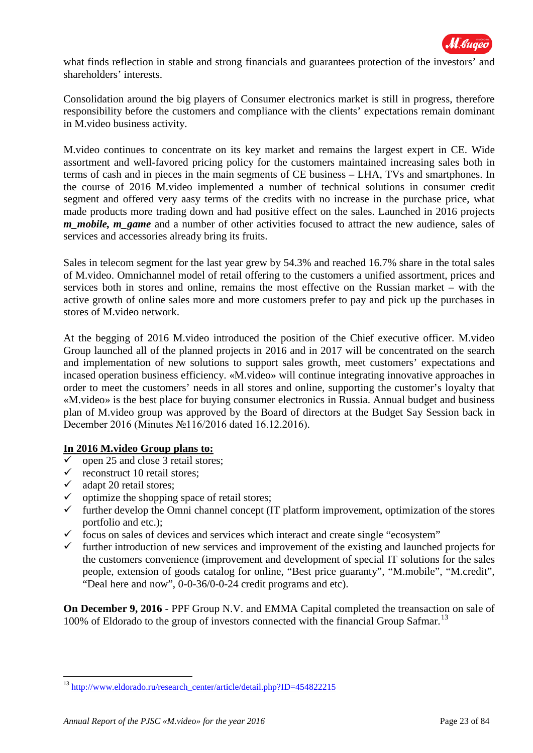what finds reflection in stable and strong financials and guarantees protection of the investors' and shareholders' interests.

Consolidation around the big players of Consumer electronics market is still in progress, therefore responsibility before the customers and compliance with the clients' expectations remain dominant in M.video business activity.

M.video continues to concentrate on its key market and remains the largest expert in CE. Wide assortment and well-favored pricing policy for the customers maintained increasing sales both in terms of cash and in pieces in the main segments of CE business – LHA, TVs and smartphones. In the course of 2016 M.video implemented a number of technical solutions in consumer credit segment and offered very aasy terms of the credits with no increase in the purchase price, what made products more trading down and had positive effect on the sales. Launched in 2016 projects ***m_mobile, m_game*** and a number of other activities focused to attract the new audience, sales of services and accessories already bring its fruits.

Sales in telecom segment for the last year grew by 54.3% and reached 16.7% share in the total sales of M.video. Omnichannel model of retail offering to the customers a unified assortment, prices and services both in stores and online, remains the most effective on the Russian market – with the active growth of online sales more and more customers prefer to pay and pick up the purchases in stores of M.video network.

At the begging of 2016 M.video introduced the position of the Chief executive officer. M.video Group launched all of the planned projects in 2016 and in 2017 will be concentrated on the search and implementation of new solutions to support sales growth, meet customers' expectations and incased operation business efficiency. «M.video» will continue integrating innovative approaches in order to meet the customers' needs in all stores and online, supporting the customer's loyalty that «M.video» is the best place for buying consumer electronics in Russia. Annual budget and business plan of M.video group was approved by the Board of directors at the Budget Say Session back in December 2016 (Minutes №116/2016 dated 16.12.2016).

**<u>In 2016 M.video Group plans to:</u>**

- ✓ open 25 and close 3 retail stores;
- ✓ reconstruct 10 retail stores;
- ✓ adapt 20 retail stores;
- ✓ optimize the shopping space of retail stores;
- ✓ further develop the Omni channel concept (IT platform improvement, optimization of the stores portfolio and etc.);
- ✓ focus on sales of devices and services which interact and create single "ecosystem"
- ✓ further introduction of new services and improvement of the existing and launched projects for the customers convenience (improvement and development of special IT solutions for the sales people, extension of goods catalog for online, "Best price guaranty", "M.mobile", "M.credit", "Deal here and now", 0-0-36/0-0-24 credit programs and etc).

**On December 9, 2016** - PPF Group N.V. and EMMA Capital completed the treansaction on sale of 100% of Eldorado to the group of investors connected with the financial Group Safmar.[13]

---

[13] http://www.eldorado.ru/research_center/article/detail.php?ID=454822215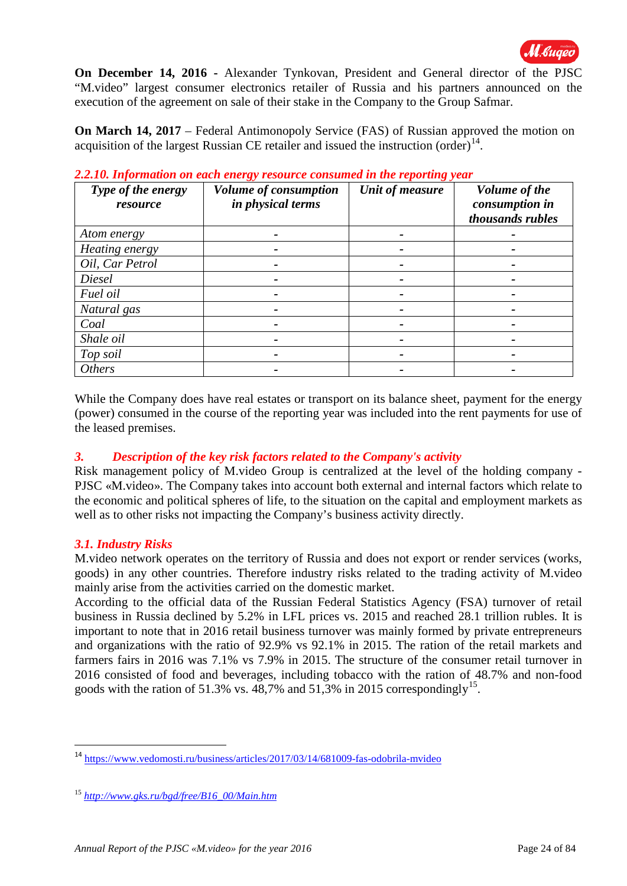**On December 14, 2016 -** Alexander Tynkovan, President and General director of the PJSC "M.video" largest consumer electronics retailer of Russia and his partners announced on the execution of the agreement on sale of their stake in the Company to the Group Safmar.

**On March 14, 2017** – Federal Antimonopoly Service (FAS) of Russian approved the motion on acquisition of the largest Russian CE retailer and issued the instruction (order)[14].

### *2.2.10. Information on each energy resource consumed in the reporting year*

| *Type of the energy resource* | *Volume of consumption in physical terms* | *Unit of measure* | *Volume of the consumption in thousands rubles* |
|---|---|---|---|
| *Atom energy* | - | - | - |
| *Heating energy* | - | - | - |
| *Oil, Car Petrol* | - | - | - |
| *Diesel* | - | - | - |
| *Fuel oil* | - | - | - |
| *Natural gas* | - | - | - |
| *Coal* | - | - | - |
| *Shale oil* | - | - | - |
| *Top soil* | - | - | - |
| *Others* | - | - | - |

While the Company does have real estates or transport on its balance sheet, payment for the energy (power) consumed in the course of the reporting year was included into the rent payments for use of the leased premises.

## *3. Description of the key risk factors related to the Company's activity*

Risk management policy of M.video Group is centralized at the level of the holding company - PJSC «M.video». The Company takes into account both external and internal factors which relate to the economic and political spheres of life, to the situation on the capital and employment markets as well as to other risks not impacting the Company's business activity directly.

### *3.1. Industry Risks*

M.video network operates on the territory of Russia and does not export or render services (works, goods) in any other countries. Therefore industry risks related to the trading activity of M.video mainly arise from the activities carried on the domestic market.

According to the official data of the Russian Federal Statistics Agency (FSA) turnover of retail business in Russia declined by 5.2% in LFL prices vs. 2015 and reached 28.1 trillion rubles. It is important to note that in 2016 retail business turnover was mainly formed by private entrepreneurs and organizations with the ratio of 92.9% vs 92.1% in 2015. The ration of the retail markets and farmers fairs in 2016 was 7.1% vs 7.9% in 2015. The structure of the consumer retail turnover in 2016 consisted of food and beverages, including tobacco with the ration of 48.7% and non-food goods with the ration of 51.3% vs. 48,7% and 51,3% in 2015 correspondingly[15].

---

[14] https://www.vedomosti.ru/business/articles/2017/03/14/681009-fas-odobrila-mvideo

[15] *http://www.gks.ru/bgd/free/B16_00/Main.htm*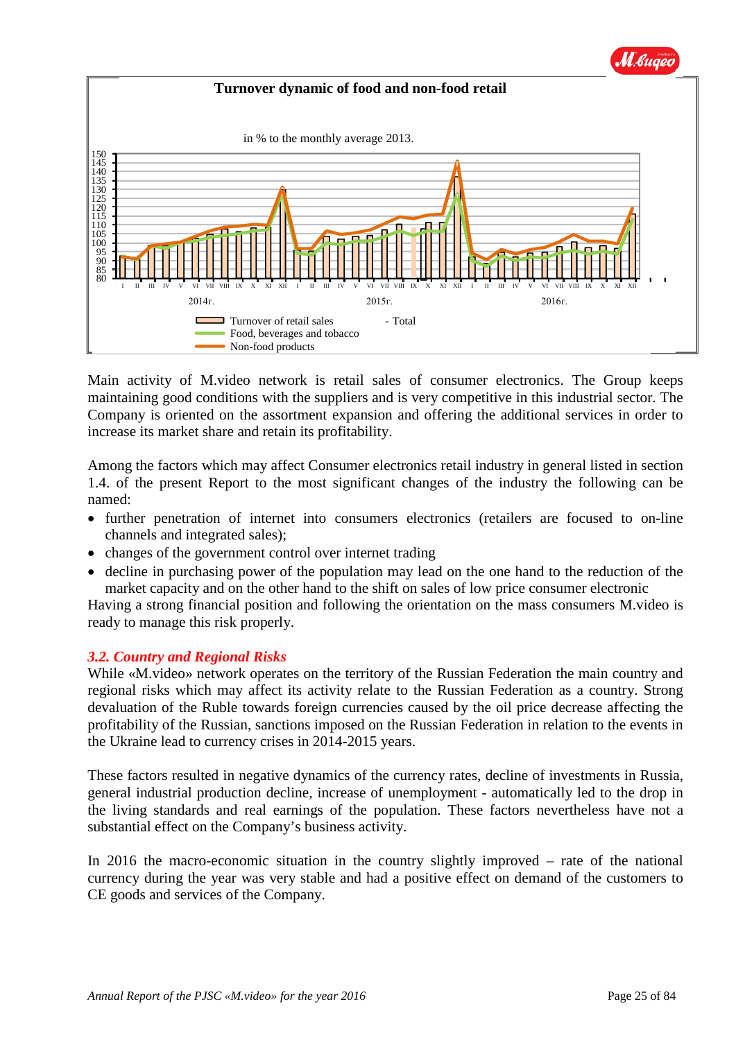**Turnover dynamic of food and non-food retail**

in % to the monthly average 2013.

Turnover of retail sales - Total
Food, beverages and tobacco
Non-food products

Main activity of M.video network is retail sales of consumer electronics. The Group keeps maintaining good conditions with the suppliers and is very competitive in this industrial sector. The Company is oriented on the assortment expansion and offering the additional services in order to increase its market share and retain its profitability.

Among the factors which may affect Consumer electronics retail industry in general listed in section 1.4. of the present Report to the most significant changes of the industry the following can be named:

- further penetration of internet into consumers electronics (retailers are focused to on-line channels and integrated sales);
- changes of the government control over internet trading
- decline in purchasing power of the population may lead on the one hand to the reduction of the market capacity and on the other hand to the shift on sales of low price consumer electronic

Having a strong financial position and following the orientation on the mass consumers M.video is ready to manage this risk properly.

### *3.2. Country and Regional Risks*

While «M.video» network operates on the territory of the Russian Federation the main country and regional risks which may affect its activity relate to the Russian Federation as a country. Strong devaluation of the Ruble towards foreign currencies caused by the oil price decrease affecting the profitability of the Russian, sanctions imposed on the Russian Federation in relation to the events in the Ukraine lead to currency crises in 2014-2015 years.

These factors resulted in negative dynamics of the currency rates, decline of investments in Russia, general industrial production decline, increase of unemployment - automatically led to the drop in the living standards and real earnings of the population. These factors nevertheless have not a substantial effect on the Company's business activity.

In 2016 the macro-economic situation in the country slightly improved – rate of the national currency during the year was very stable and had a positive effect on demand of the customers to CE goods and services of the Company.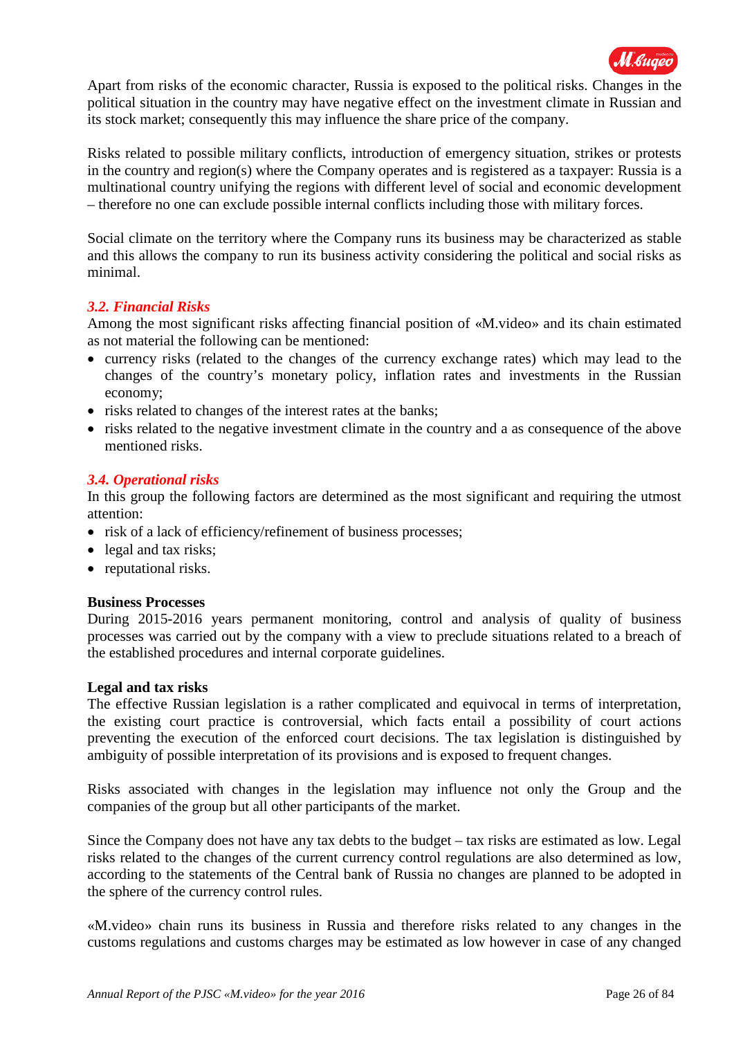Apart from risks of the economic character, Russia is exposed to the political risks. Changes in the political situation in the country may have negative effect on the investment climate in Russian and its stock market; consequently this may influence the share price of the company.

Risks related to possible military conflicts, introduction of emergency situation, strikes or protests in the country and region(s) where the Company operates and is registered as a taxpayer: Russia is a multinational country unifying the regions with different level of social and economic development – therefore no one can exclude possible internal conflicts including those with military forces.

Social climate on the territory where the Company runs its business may be characterized as stable and this allows the company to run its business activity considering the political and social risks as minimal.

### *3.2. Financial Risks*

Among the most significant risks affecting financial position of «M.video» and its chain estimated as not material the following can be mentioned:

- currency risks (related to the changes of the currency exchange rates) which may lead to the changes of the country's monetary policy, inflation rates and investments in the Russian economy;
- risks related to changes of the interest rates at the banks;
- risks related to the negative investment climate in the country and a as consequence of the above mentioned risks.

### *3.4. Operational risks*

In this group the following factors are determined as the most significant and requiring the utmost attention:

- risk of a lack of efficiency/refinement of business processes;
- legal and tax risks;
- reputational risks.

**Business Processes**

During 2015-2016 years permanent monitoring, control and analysis of quality of business processes was carried out by the company with a view to preclude situations related to a breach of the established procedures and internal corporate guidelines.

**Legal and tax risks**

The effective Russian legislation is a rather complicated and equivocal in terms of interpretation, the existing court practice is controversial, which facts entail a possibility of court actions preventing the execution of the enforced court decisions. The tax legislation is distinguished by ambiguity of possible interpretation of its provisions and is exposed to frequent changes.

Risks associated with changes in the legislation may influence not only the Group and the companies of the group but all other participants of the market.

Since the Company does not have any tax debts to the budget – tax risks are estimated as low. Legal risks related to the changes of the current currency control regulations are also determined as low, according to the statements of the Central bank of Russia no changes are planned to be adopted in the sphere of the currency control rules.

«M.video» chain runs its business in Russia and therefore risks related to any changes in the customs regulations and customs charges may be estimated as low however in case of any changed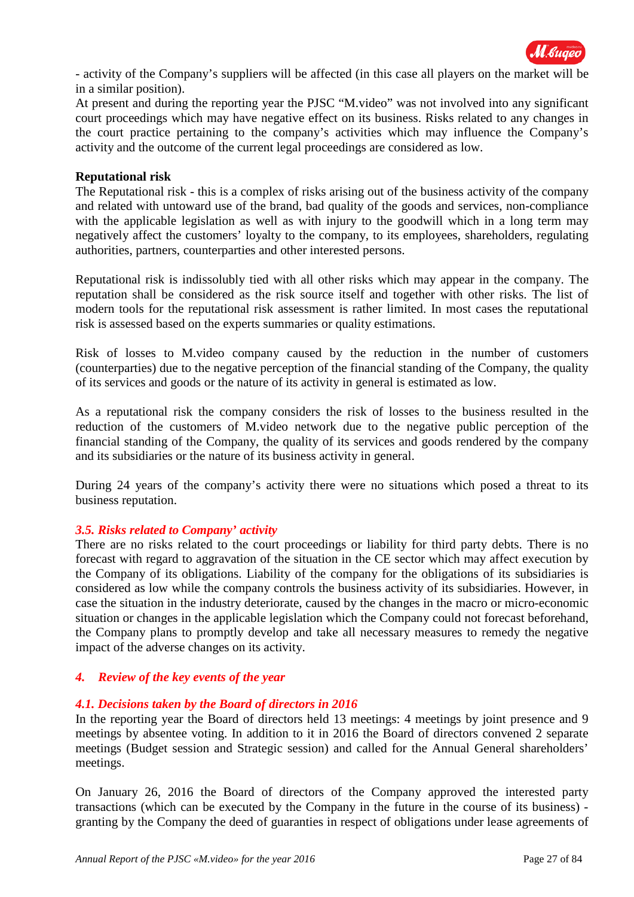- activity of the Company's suppliers will be affected (in this case all players on the market will be in a similar position).

At present and during the reporting year the PJSC "M.video" was not involved into any significant court proceedings which may have negative effect on its business. Risks related to any changes in the court practice pertaining to the company's activities which may influence the Company's activity and the outcome of the current legal proceedings are considered as low.

**Reputational risk**

The Reputational risk - this is a complex of risks arising out of the business activity of the company and related with untoward use of the brand, bad quality of the goods and services, non-compliance with the applicable legislation as well as with injury to the goodwill which in a long term may negatively affect the customers' loyalty to the company, to its employees, shareholders, regulating authorities, partners, counterparties and other interested persons.

Reputational risk is indissolubly tied with all other risks which may appear in the company. The reputation shall be considered as the risk source itself and together with other risks. The list of modern tools for the reputational risk assessment is rather limited. In most cases the reputational risk is assessed based on the experts summaries or quality estimations.

Risk of losses to M.video company caused by the reduction in the number of customers (counterparties) due to the negative perception of the financial standing of the Company, the quality of its services and goods or the nature of its activity in general is estimated as low.

As a reputational risk the company considers the risk of losses to the business resulted in the reduction of the customers of M.video network due to the negative public perception of the financial standing of the Company, the quality of its services and goods rendered by the company and its subsidiaries or the nature of its business activity in general.

During 24 years of the company's activity there were no situations which posed a threat to its business reputation.

### *3.5. Risks related to Company' activity*

There are no risks related to the court proceedings or liability for third party debts. There is no forecast with regard to aggravation of the situation in the CE sector which may affect execution by the Company of its obligations. Liability of the company for the obligations of its subsidiaries is considered as low while the company controls the business activity of its subsidiaries. However, in case the situation in the industry deteriorate, caused by the changes in the macro or micro-economic situation or changes in the applicable legislation which the Company could not forecast beforehand, the Company plans to promptly develop and take all necessary measures to remedy the negative impact of the adverse changes on its activity.

## *4. Review of the key events of the year*

### *4.1. Decisions taken by the Board of directors in 2016*

In the reporting year the Board of directors held 13 meetings: 4 meetings by joint presence and 9 meetings by absentee voting. In addition to it in 2016 the Board of directors convened 2 separate meetings (Budget session and Strategic session) and called for the Annual General shareholders' meetings.

On January 26, 2016 the Board of directors of the Company approved the interested party transactions (which can be executed by the Company in the future in the course of its business) - granting by the Company the deed of guaranties in respect of obligations under lease agreements of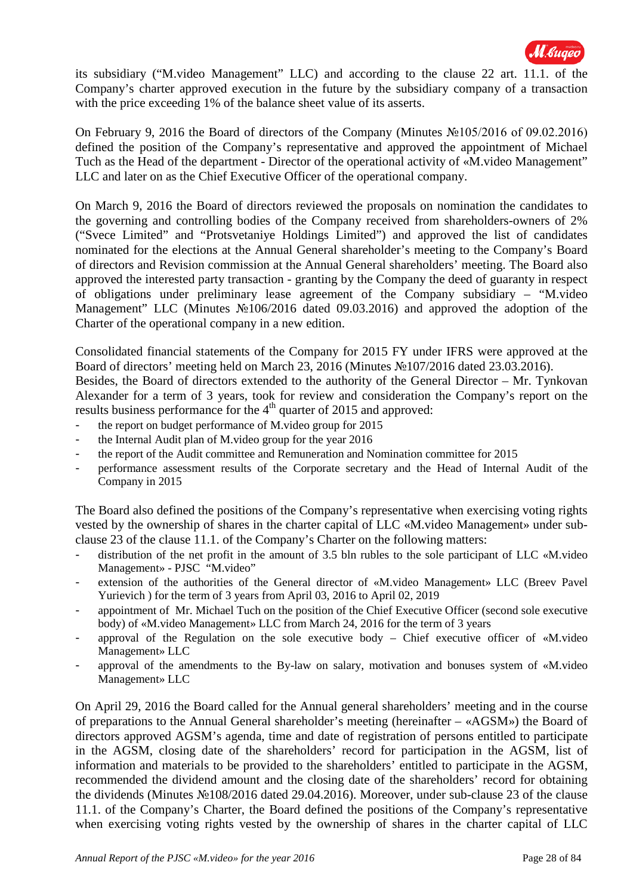its subsidiary ("M.video Management" LLC) and according to the clause 22 art. 11.1. of the Company's charter approved execution in the future by the subsidiary company of a transaction with the price exceeding 1% of the balance sheet value of its assets.

On February 9, 2016 the Board of directors of the Company (Minutes №105/2016 of 09.02.2016) defined the position of the Company's representative and approved the appointment of Michael Tuch as the Head of the department - Director of the operational activity of «M.video Management" LLC and later on as the Chief Executive Officer of the operational company.

On March 9, 2016 the Board of directors reviewed the proposals on nomination the candidates to the governing and controlling bodies of the Company received from shareholders-owners of 2% ("Svece Limited" and "Protsvetaniye Holdings Limited") and approved the list of candidates nominated for the elections at the Annual General shareholder's meeting to the Company's Board of directors and Revision commission at the Annual General shareholders' meeting. The Board also approved the interested party transaction - granting by the Company the deed of guaranty in respect of obligations under preliminary lease agreement of the Company subsidiary – "M.video Management" LLC (Minutes №106/2016 dated 09.03.2016) and approved the adoption of the Charter of the operational company in a new edition.

Consolidated financial statements of the Company for 2015 FY under IFRS were approved at the Board of directors' meeting held on March 23, 2016 (Minutes №107/2016 dated 23.03.2016).
Besides, the Board of directors extended to the authority of the General Director – Mr. Tynkovan Alexander for a term of 3 years, took for review and consideration the Company's report on the results business performance for the 4th quarter of 2015 and approved:

- the report on budget performance of M.video group for 2015
- the Internal Audit plan of M.video group for the year 2016
- the report of the Audit committee and Remuneration and Nomination committee for 2015
- performance assessment results of the Corporate secretary and the Head of Internal Audit of the Company in 2015

The Board also defined the positions of the Company's representative when exercising voting rights vested by the ownership of shares in the charter capital of LLC «M.video Management» under sub-clause 23 of the clause 11.1. of the Company's Charter on the following matters:

- distribution of the net profit in the amount of 3.5 bln rubles to the sole participant of LLC «M.video Management» - PJSC "M.video"
- extension of the authorities of the General director of «M.video Management» LLC (Breev Pavel Yurievich ) for the term of 3 years from April 03, 2016 to April 02, 2019
- appointment of Mr. Michael Tuch on the position of the Chief Executive Officer (second sole executive body) of «M.video Management» LLC from March 24, 2016 for the term of 3 years
- approval of the Regulation on the sole executive body – Chief executive officer of «M.video Management» LLC
- approval of the amendments to the By-law on salary, motivation and bonuses system of «M.video Management» LLC

On April 29, 2016 the Board called for the Annual general shareholders' meeting and in the course of preparations to the Annual General shareholder's meeting (hereinafter – «AGSM») the Board of directors approved AGSM's agenda, time and date of registration of persons entitled to participate in the AGSM, closing date of the shareholders' record for participation in the AGSM, list of information and materials to be provided to the shareholders' entitled to participate in the AGSM, recommended the dividend amount and the closing date of the shareholders' record for obtaining the dividends (Minutes №108/2016 dated 29.04.2016). Moreover, under sub-clause 23 of the clause 11.1. of the Company's Charter, the Board defined the positions of the Company's representative when exercising voting rights vested by the ownership of shares in the charter capital of LLC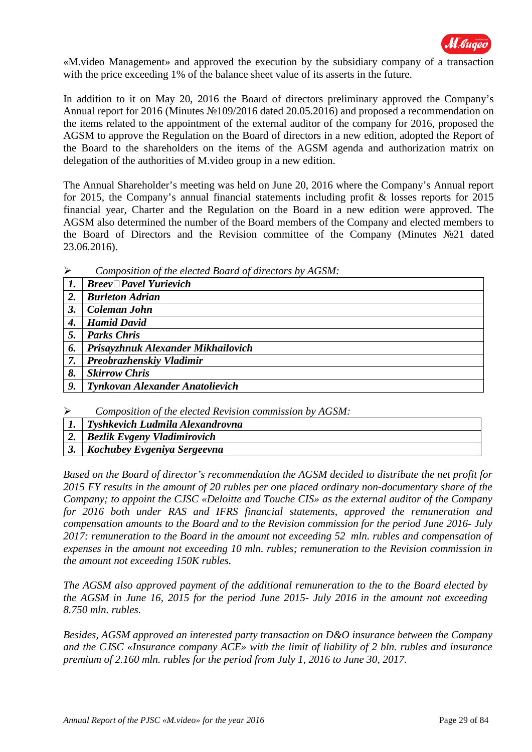«M.video Management» and approved the execution by the subsidiary company of a transaction with the price exceeding 1% of the balance sheet value of its assets in the future.

In addition to it on May 20, 2016 the Board of directors preliminary approved the Company's Annual report for 2016 (Minutes №109/2016 dated 20.05.2016) and proposed a recommendation on the items related to the appointment of the external auditor of the company for 2016, proposed the AGSM to approve the Regulation on the Board of directors in a new edition, adopted the Report of the Board to the shareholders on the items of the AGSM agenda and authorization matrix on delegation of the authorities of M.video group in a new edition.

The Annual Shareholder's meeting was held on June 20, 2016 where the Company's Annual report for 2015, the Company's annual financial statements including profit & losses reports for 2015 financial year, Charter and the Regulation on the Board in a new edition were approved. The AGSM also determined the number of the Board members of the Company and elected members to the Board of Directors and the Revision committee of the Company (Minutes №21 dated 23.06.2016).

➢ *Composition of the elected Board of directors by AGSM:*

| | |
|---|---|
| ***1.*** | ***Breev Pavel Yurievich*** |
| ***2.*** | ***Burleton Adrian*** |
| ***3.*** | ***Coleman John*** |
| ***4.*** | ***Hamid David*** |
| ***5.*** | ***Parks Chris*** |
| ***6.*** | ***Prisayzhnuk Alexander Mikhailovich*** |
| ***7.*** | ***Preobrazhenskiy Vladimir*** |
| ***8.*** | ***Skirrow Chris*** |
| ***9.*** | ***Tynkovan Alexander Anatolievich*** |

➢ *Composition of the elected Revision commission by AGSM:*

| | |
|---|---|
| ***1.*** | ***Tyshkevich Ludmila Alexandrovna*** |
| ***2.*** | ***Bezlik Evgeny Vladimirovich*** |
| ***3.*** | ***Kochubey Evgeniya Sergeevna*** |

*Based on the Board of director's recommendation the AGSM decided to distribute the net profit for 2015 FY results in the amount of 20 rubles per one placed ordinary non-documentary share of the Company; to appoint the CJSC «Deloitte and Touche CIS» as the external auditor of the Company for 2016 both under RAS and IFRS financial statements, approved the remuneration and compensation amounts to the Board and to the Revision commission for the period June 2016- July 2017: remuneration to the Board in the amount not exceeding 52 mln. rubles and compensation of expenses in the amount not exceeding 10 mln. rubles; remuneration to the Revision commission in the amount not exceeding 150K rubles.*

*The AGSM also approved payment of the additional remuneration to the to the Board elected by the AGSM in June 16, 2015 for the period June 2015- July 2016 in the amount not exceeding 8.750 mln. rubles.*

*Besides, AGSM approved an interested party transaction on D&O insurance between the Company and the CJSC «Insurance company ACE» with the limit of liability of 2 bln. rubles and insurance premium of 2.160 mln. rubles for the period from July 1, 2016 to June 30, 2017.*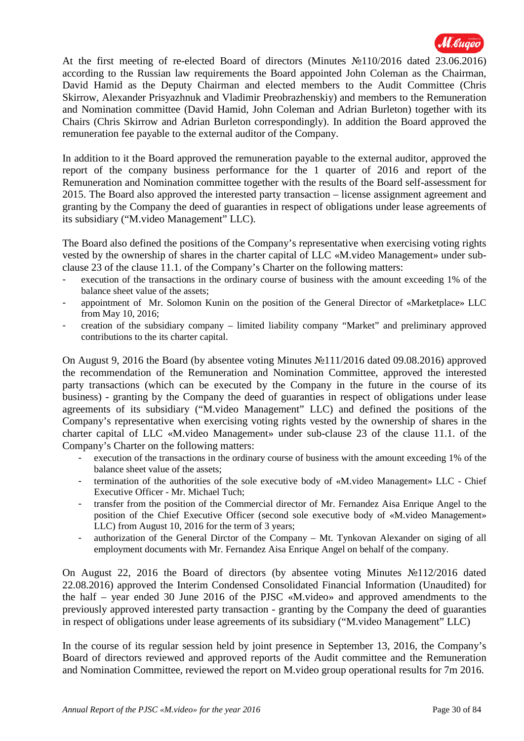At the first meeting of re-elected Board of directors (Minutes №110/2016 dated 23.06.2016) according to the Russian law requirements the Board appointed John Coleman as the Chairman, David Hamid as the Deputy Chairman and elected members to the Audit Committee (Chris Skirrow, Alexander Prisyazhnuk and Vladimir Preobrazhenskiy) and members to the Remuneration and Nomination committee (David Hamid, John Coleman and Adrian Burleton) together with its Chairs (Chris Skirrow and Adrian Burleton correspondingly). In addition the Board approved the remuneration fee payable to the external auditor of the Company.

In addition to it the Board approved the remuneration payable to the external auditor, approved the report of the company business performance for the 1 quarter of 2016 and report of the Remuneration and Nomination committee together with the results of the Board self-assessment for 2015. The Board also approved the interested party transaction – license assignment agreement and granting by the Company the deed of guaranties in respect of obligations under lease agreements of its subsidiary ("M.video Management" LLC).

The Board also defined the positions of the Company's representative when exercising voting rights vested by the ownership of shares in the charter capital of LLC «M.video Management» under sub-clause 23 of the clause 11.1. of the Company's Charter on the following matters:

- execution of the transactions in the ordinary course of business with the amount exceeding 1% of the balance sheet value of the assets;
- appointment of Mr. Solomon Kunin on the position of the General Director of «Marketplace» LLC from May 10, 2016;
- creation of the subsidiary company – limited liability company "Market" and preliminary approved contributions to the its charter capital.

On August 9, 2016 the Board (by absentee voting Minutes №111/2016 dated 09.08.2016) approved the recommendation of the Remuneration and Nomination Committee, approved the interested party transactions (which can be executed by the Company in the future in the course of its business) - granting by the Company the deed of guaranties in respect of obligations under lease agreements of its subsidiary ("M.video Management" LLC) and defined the positions of the Company's representative when exercising voting rights vested by the ownership of shares in the charter capital of LLC «M.video Management» under sub-clause 23 of the clause 11.1. of the Company's Charter on the following matters:

- execution of the transactions in the ordinary course of business with the amount exceeding 1% of the balance sheet value of the assets;
- termination of the authorities of the sole executive body of «M.video Management» LLC - Chief Executive Officer - Mr. Michael Tuch;
- transfer from the position of the Commercial director of Mr. Fernandez Aisa Enrique Angel to the position of the Chief Executive Officer (second sole executive body of «M.video Management» LLC) from August 10, 2016 for the term of 3 years;
- authorization of the General Dirctor of the Company – Mt. Tynkovan Alexander on siging of all employment documents with Mr. Fernandez Aisa Enrique Angel on behalf of the company.

On August 22, 2016 the Board of directors (by absentee voting Minutes №112/2016 dated 22.08.2016) approved the Interim Condensed Consolidated Financial Information (Unaudited) for the half – year ended 30 June 2016 of the PJSC «M.video» and approved amendments to the previously approved interested party transaction - granting by the Company the deed of guaranties in respect of obligations under lease agreements of its subsidiary ("M.video Management" LLC)

In the course of its regular session held by joint presence in September 13, 2016, the Company's Board of directors reviewed and approved reports of the Audit committee and the Remuneration and Nomination Committee, reviewed the report on M.video group operational results for 7m 2016.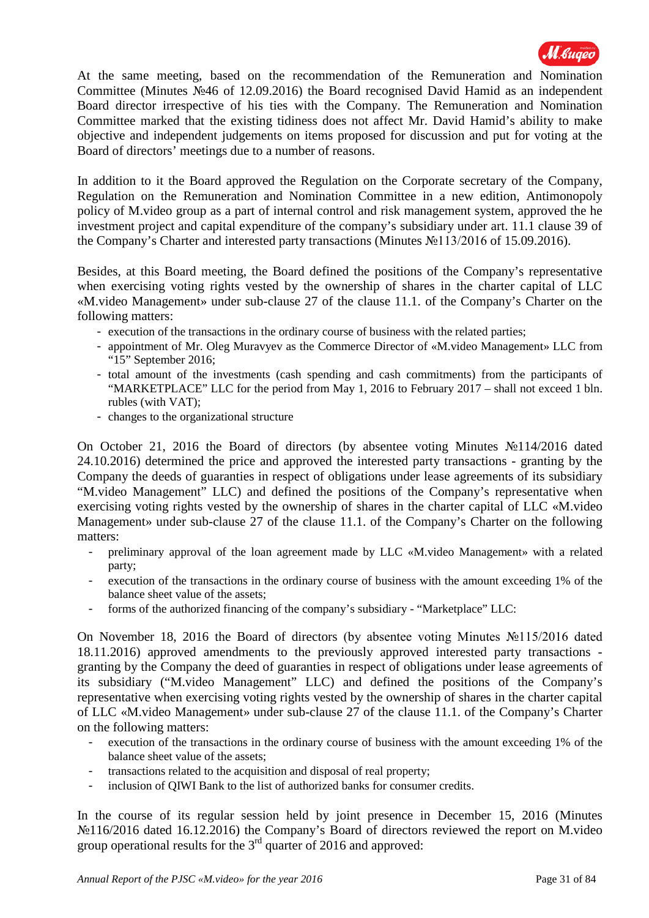At the same meeting, based on the recommendation of the Remuneration and Nomination Committee (Minutes №46 of 12.09.2016) the Board recognised David Hamid as an independent Board director irrespective of his ties with the Company. The Remuneration and Nomination Committee marked that the existing tidiness does not affect Mr. David Hamid's ability to make objective and independent judgements on items proposed for discussion and put for voting at the Board of directors' meetings due to a number of reasons.

In addition to it the Board approved the Regulation on the Corporate secretary of the Company, Regulation on the Remuneration and Nomination Committee in a new edition, Antimonopoly policy of M.video group as a part of internal control and risk management system, approved the he investment project and capital expenditure of the company's subsidiary under art. 11.1 clause 39 of the Company's Charter and interested party transactions (Minutes №113/2016 of 15.09.2016).

Besides, at this Board meeting, the Board defined the positions of the Company's representative when exercising voting rights vested by the ownership of shares in the charter capital of LLC «M.video Management» under sub-clause 27 of the clause 11.1. of the Company's Charter on the following matters:

- execution of the transactions in the ordinary course of business with the related parties;
- appointment of Mr. Oleg Muravyev as the Commerce Director of «M.video Management» LLC from "15" September 2016;
- total amount of the investments (cash spending and cash commitments) from the participants of "MARKETPLACE" LLC for the period from May 1, 2016 to February 2017 – shall not exceed 1 bln. rubles (with VAT);
- changes to the organizational structure

On October 21, 2016 the Board of directors (by absentee voting Minutes №114/2016 dated 24.10.2016) determined the price and approved the interested party transactions - granting by the Company the deeds of guaranties in respect of obligations under lease agreements of its subsidiary "M.video Management" LLC) and defined the positions of the Company's representative when exercising voting rights vested by the ownership of shares in the charter capital of LLC «M.video Management» under sub-clause 27 of the clause 11.1. of the Company's Charter on the following matters:

- preliminary approval of the loan agreement made by LLC «M.video Management» with a related party;
- execution of the transactions in the ordinary course of business with the amount exceeding 1% of the balance sheet value of the assets;
- forms of the authorized financing of the company's subsidiary - "Marketplace" LLC:

On November 18, 2016 the Board of directors (by absentee voting Minutes №115/2016 dated 18.11.2016) approved amendments to the previously approved interested party transactions - granting by the Company the deed of guaranties in respect of obligations under lease agreements of its subsidiary ("M.video Management" LLC) and defined the positions of the Company's representative when exercising voting rights vested by the ownership of shares in the charter capital of LLC «M.video Management» under sub-clause 27 of the clause 11.1. of the Company's Charter on the following matters:

- execution of the transactions in the ordinary course of business with the amount exceeding 1% of the balance sheet value of the assets;
- transactions related to the acquisition and disposal of real property;
- inclusion of QIWI Bank to the list of authorized banks for consumer credits.

In the course of its regular session held by joint presence in December 15, 2016 (Minutes №116/2016 dated 16.12.2016) the Company's Board of directors reviewed the report on M.video group operational results for the 3rd quarter of 2016 and approved: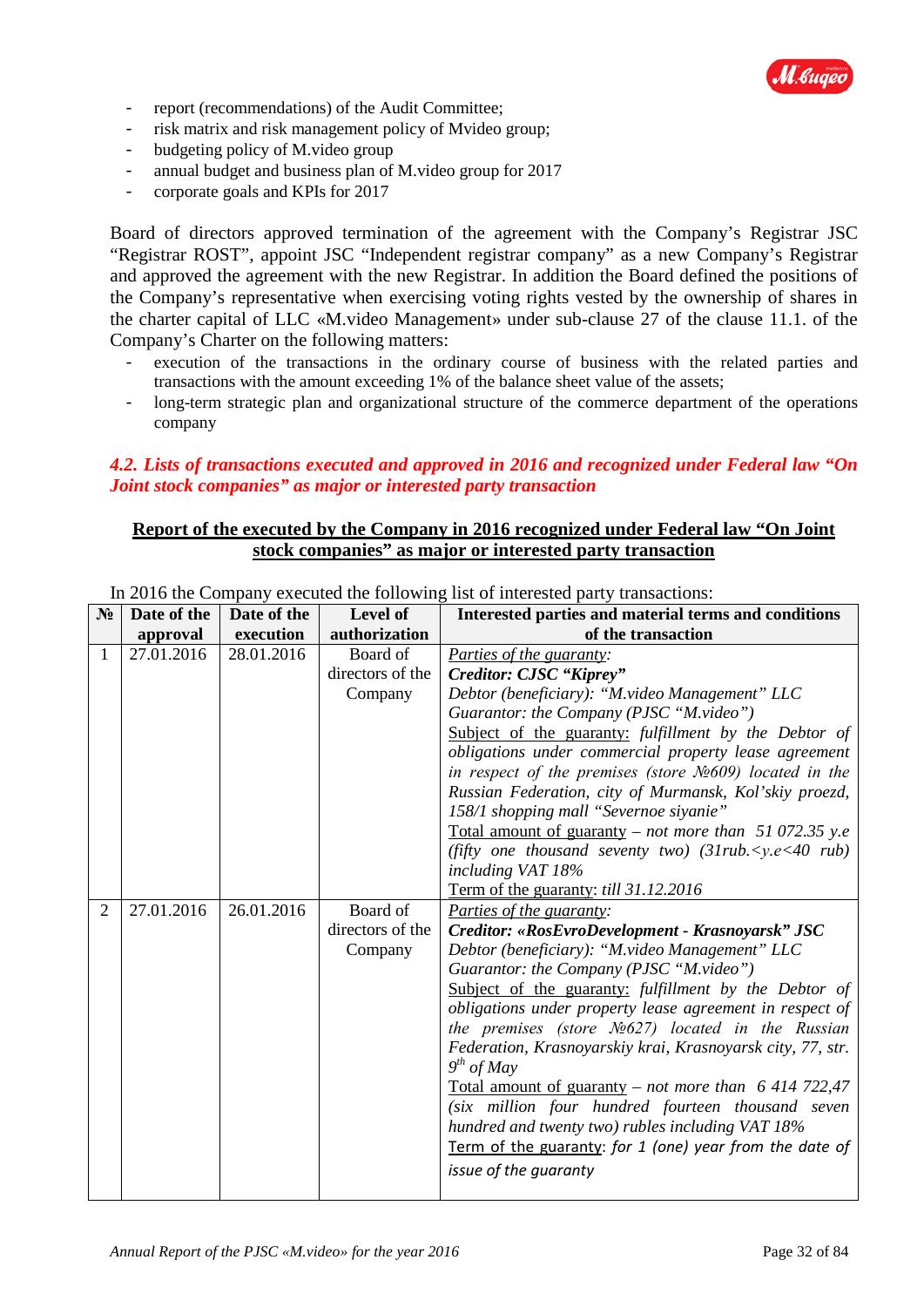- report (recommendations) of the Audit Committee;
- risk matrix and risk management policy of Mvideo group;
- budgeting policy of M.video group
- annual budget and business plan of M.video group for 2017
- corporate goals and KPIs for 2017

Board of directors approved termination of the agreement with the Company's Registrar JSC "Registrar ROST", appoint JSC "Independent registrar company" as a new Company's Registrar and approved the agreement with the new Registrar. In addition the Board defined the positions of the Company's representative when exercising voting rights vested by the ownership of shares in the charter capital of LLC «M.video Management» under sub-clause 27 of the clause 11.1. of the Company's Charter on the following matters:

- execution of the transactions in the ordinary course of business with the related parties and transactions with the amount exceeding 1% of the balance sheet value of the assets;
- long-term strategic plan and organizational structure of the commerce department of the operations company

### *4.2. Lists of transactions executed and approved in 2016 and recognized under Federal law "On Joint stock companies" as major or interested party transaction*

**Report of the executed by the Company in 2016 recognized under Federal law "On Joint stock companies" as major or interested party transaction**

In 2016 the Company executed the following list of interested party transactions:

| № | Date of the approval | Date of the execution | Level of authorization | Interested parties and material terms and conditions of the transaction |
|---|---|---|---|---|
| 1 | 27.01.2016 | 28.01.2016 | Board of directors of the Company | *Parties of the guaranty:*<br>***Creditor: CJSC "Kiprey"***<br>*Debtor (beneficiary): "M.video Management" LLC*<br>*Guarantor: the Company (PJSC "M.video")*<br>Subject of the guaranty: *fulfillment by the Debtor of obligations under commercial property lease agreement in respect of the premises (store №609) located in the Russian Federation, city of Murmansk, Kol'skiy proezd, 158/1 shopping mall "Severnoe siyanie"*<br>Total amount of guaranty – *not more than 51 072.35 y.e (fifty one thousand seventy two) (31rub.<y.e<40 rub) including VAT 18%*<br>Term of the guaranty: *till 31.12.2016* |
| 2 | 27.01.2016 | 26.01.2016 | Board of directors of the Company | *Parties of the guaranty:*<br>***Creditor: «RosEvroDevelopment - Krasnoyarsk" JSC***<br>*Debtor (beneficiary): "M.video Management" LLC*<br>*Guarantor: the Company (PJSC "M.video")*<br>Subject of the guaranty: *fulfillment by the Debtor of obligations under property lease agreement in respect of the premises (store №627) located in the Russian Federation, Krasnoyarskiy krai, Krasnoyarsk city, 77, str. 9th of May*<br>Total amount of guaranty – *not more than 6 414 722,47 (six million four hundred fourteen thousand seven hundred and twenty two) rubles including VAT 18%*<br>Term of the guaranty: *for 1 (one) year from the date of issue of the guaranty* |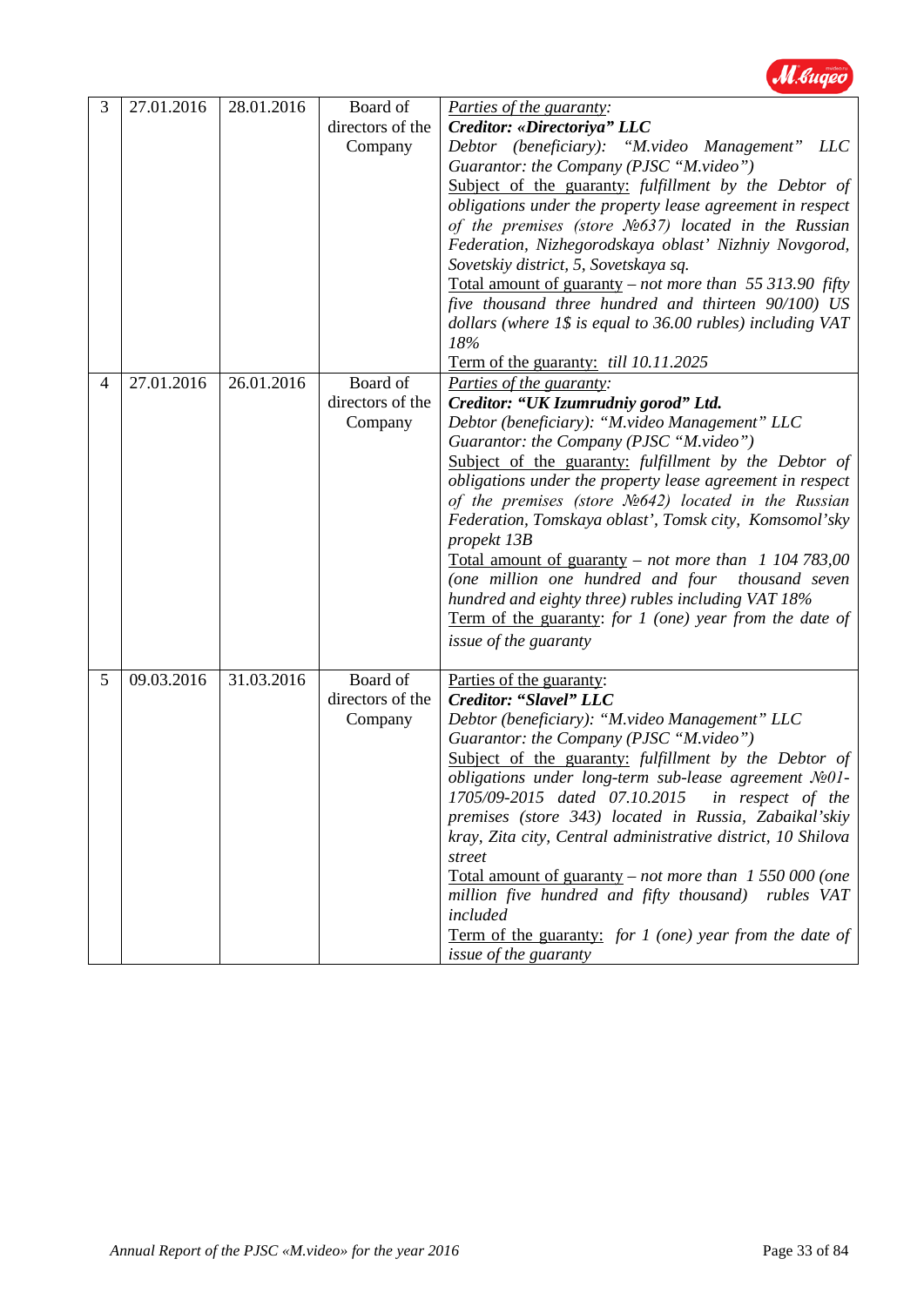| 3 | 27.01.2016 | 28.01.2016 | Board of directors of the Company | <u>*Parties of the guaranty:*</u><br>***Creditor: «Directoriya" LLC***<br>*Debtor (beneficiary): "M.video Management" LLC*<br>*Guarantor: the Company (PJSC "M.video")*<br><u>Subject of the guaranty:</u> *fulfillment by the Debtor of obligations under the property lease agreement in respect of the premises (store №637) located in the Russian Federation, Nizhegorodskaya oblast' Nizhniy Novgorod, Sovetskiy district, 5, Sovetskaya sq.*<br><u>Total amount of guaranty</u> – *not more than 55 313.90 fifty five thousand three hundred and thirteen 90/100) US dollars (where 1$ is equal to 36.00 rubles) including VAT 18%*<br><u>Term of the guaranty:</u> *till 10.11.2025* |
|---|---|---|---|---|
| 4 | 27.01.2016 | 26.01.2016 | Board of directors of the Company | <u>*Parties of the guaranty:*</u><br>***Creditor: "UK Izumrudniy gorod" Ltd.***<br>*Debtor (beneficiary): "M.video Management" LLC*<br>*Guarantor: the Company (PJSC "M.video")*<br><u>Subject of the guaranty:</u> *fulfillment by the Debtor of obligations under the property lease agreement in respect of the premises (store №642) located in the Russian Federation, Tomskaya oblast', Tomsk city, Komsomol'sky propekt 13B*<br><u>Total amount of guaranty</u> – *not more than 1 104 783,00 (one million one hundred and four thousand seven hundred and eighty three) rubles including VAT 18%*<br><u>Term of the guaranty</u>: *for 1 (one) year from the date of issue of the guaranty* |
| 5 | 09.03.2016 | 31.03.2016 | Board of directors of the Company | <u>Parties of the guaranty</u>:<br>***Creditor: "Slavel" LLC***<br>*Debtor (beneficiary): "M.video Management" LLC*<br>*Guarantor: the Company (PJSC "M.video")*<br><u>Subject of the guaranty:</u> *fulfillment by the Debtor of obligations under long-term sub-lease agreement №01-1705/09-2015 dated 07.10.2015 in respect of the premises (store 343) located in Russia, Zabaikal'skiy kray, Zita city, Central administrative district, 10 Shilova street*<br><u>Total amount of guaranty</u> – *not more than 1 550 000 (one million five hundred and fifty thousand) rubles VAT included*<br><u>Term of the guaranty:</u> *for 1 (one) year from the date of issue of the guaranty* |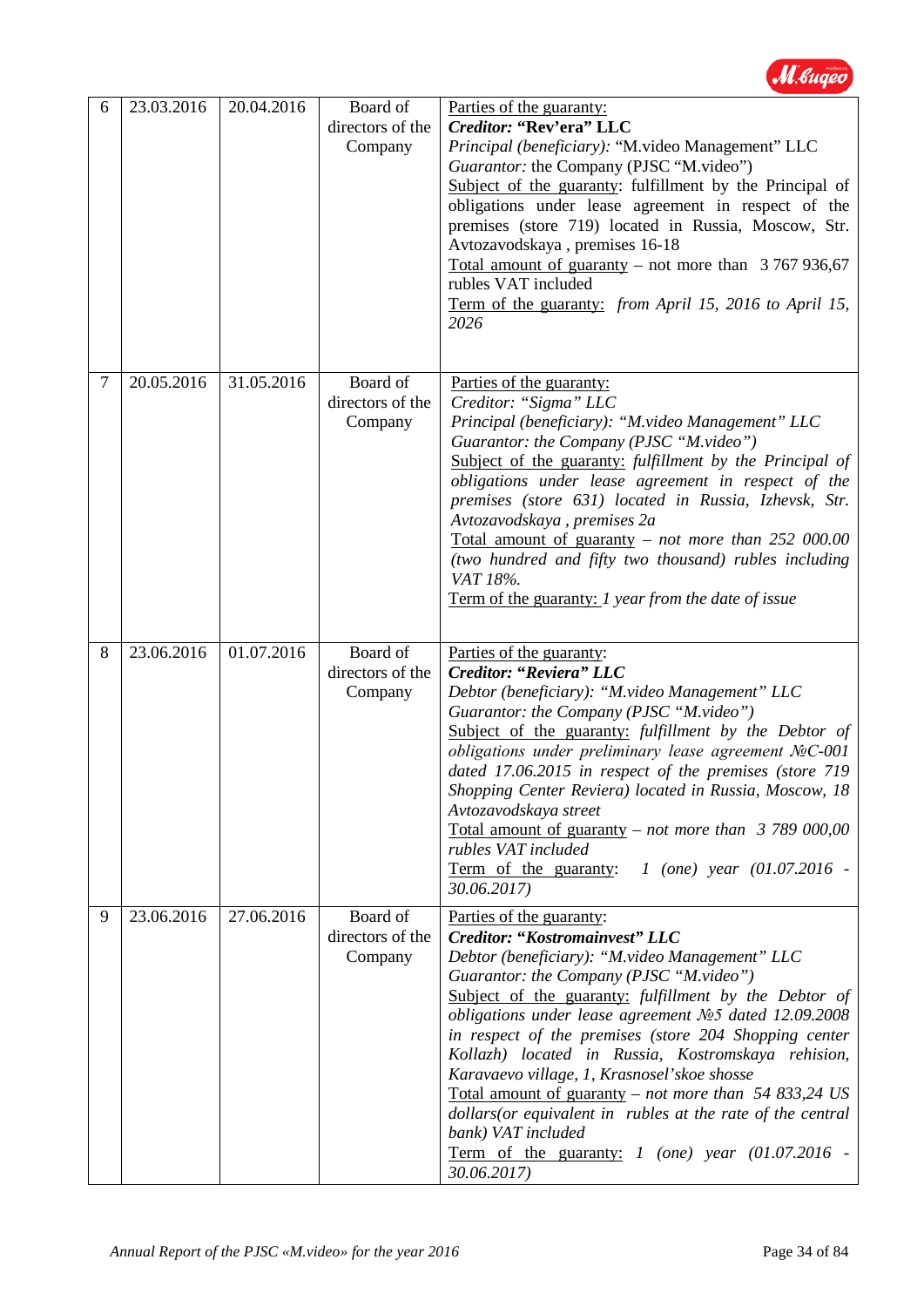| 6 | 23.03.2016 | 20.04.2016 | Board of directors of the Company | Parties of the guaranty:<br>***Creditor:* "Rev'era" LLC**<br>*Principal (beneficiary):* "M.video Management" LLC<br>*Guarantor:* the Company (PJSC "M.video")<br>Subject of the guaranty: fulfillment by the Principal of obligations under lease agreement in respect of the premises (store 719) located in Russia, Moscow, Str. Avtozavodskaya , premises 16-18<br>Total amount of guaranty – not more than 3 767 936,67 rubles VAT included<br>Term of the guaranty: *from April 15, 2016 to April 15, 2026* |
|---|---|---|---|---|
| 7 | 20.05.2016 | 31.05.2016 | Board of directors of the Company | Parties of the guaranty:<br>*Creditor: "Sigma" LLC*<br>*Principal (beneficiary): "M.video Management" LLC*<br>*Guarantor: the Company (PJSC "M.video")*<br>Subject of the guaranty: *fulfillment by the Principal of obligations under lease agreement in respect of the premises (store 631) located in Russia, Izhevsk, Str. Avtozavodskaya , premises 2a*<br>Total amount of guaranty *– not more than 252 000.00 (two hundred and fifty two thousand) rubles including VAT 18%.*<br>Term of the guaranty: *1 year from the date of issue* |
| 8 | 23.06.2016 | 01.07.2016 | Board of directors of the Company | Parties of the guaranty:<br>***Creditor: "Reviera" LLC***<br>*Debtor (beneficiary): "M.video Management" LLC*<br>*Guarantor: the Company (PJSC "M.video")*<br>Subject of the guaranty: *fulfillment by the Debtor of obligations under preliminary lease agreement №C-001 dated 17.06.2015 in respect of the premises (store 719 Shopping Center Reviera) located in Russia, Moscow, 18 Avtozavodskaya street*<br>Total amount of guaranty *– not more than 3 789 000,00 rubles VAT included*<br>Term of the guaranty: *1 (one) year (01.07.2016 - 30.06.2017)* |
| 9 | 23.06.2016 | 27.06.2016 | Board of directors of the Company | Parties of the guaranty:<br>***Creditor: "Kostromainvest" LLC***<br>*Debtor (beneficiary): "M.video Management" LLC*<br>*Guarantor: the Company (PJSC "M.video")*<br>Subject of the guaranty: *fulfillment by the Debtor of obligations under lease agreement №5 dated 12.09.2008 in respect of the premises (store 204 Shopping center Kollazh) located in Russia, Kostromskaya rehision, Karavaevo village, 1, Krasnosel'skoe shosse*<br>Total amount of guaranty *– not more than 54 833,24 US dollars(or equivalent in rubles at the rate of the central bank) VAT included*<br>Term of the guaranty: *1 (one) year (01.07.2016 - 30.06.2017)* |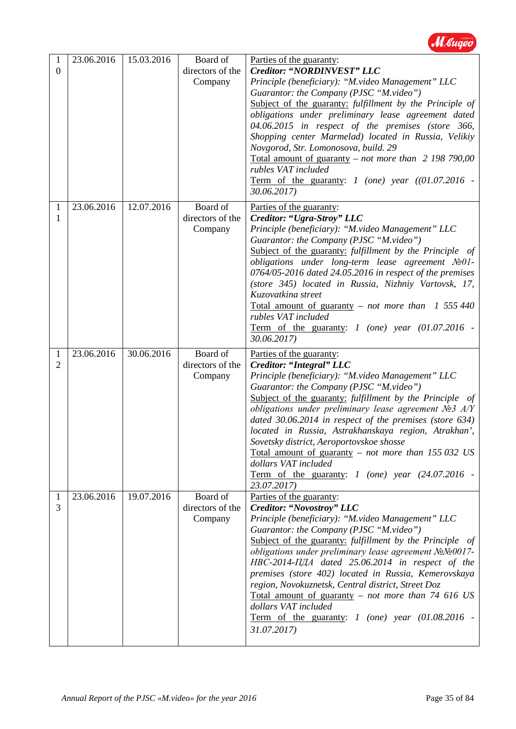| | | | | |
|---|---|---|---|---|
| 10 | 23.06.2016 | 15.03.2016 | Board of directors of the Company | Parties of the guaranty:<br>***Creditor: "NORDINVEST" LLC***<br>*Principle (beneficiary): "M.video Management" LLC*<br>*Guarantor: the Company (PJSC "M.video")*<br>Subject of the guaranty: *fulfillment by the Principle of obligations under preliminary lease agreement dated 04.06.2015 in respect of the premises (store 366, Shopping center Marmelad) located in Russia, Velikiy Novgorod, Str. Lomonosova, build. 29*<br>Total amount of guaranty – *not more than 2 198 790,00 rubles VAT included*<br>Term of the guaranty: *1 (one) year ((01.07.2016 - 30.06.2017)* |
| 11 | 23.06.2016 | 12.07.2016 | Board of directors of the Company | Parties of the guaranty:<br>***Creditor: "Ugra-Stroy" LLC***<br>*Principle (beneficiary): "M.video Management" LLC*<br>*Guarantor: the Company (PJSC "M.video")*<br>Subject of the guaranty: *fulfillment by the Principle of obligations under long-term lease agreement №01-0764/05-2016 dated 24.05.2016 in respect of the premises (store 345) located in Russia, Nizhniy Vartovsk, 17, Kuzovatkina street*<br>Total amount of guaranty – *not more than 1 555 440 rubles VAT included*<br>Term of the guaranty: *1 (one) year (01.07.2016 - 30.06.2017)* |
| 12 | 23.06.2016 | 30.06.2016 | Board of directors of the Company | Parties of the guaranty:<br>***Creditor: "Integral" LLC***<br>*Principle (beneficiary): "M.video Management" LLC*<br>*Guarantor: the Company (PJSC "M.video")*<br>Subject of the guaranty: *fulfillment by the Principle of obligations under preliminary lease agreement №3 A/Y dated 30.06.2014 in respect of the premises (store 634) located in Russia, Astrakhanskaya region, Atrakhan', Sovetsky district, Aeroportovskoe shosse*<br>Total amount of guaranty – *not more than 155 032 US dollars VAT included*<br>Term of the guaranty: *1 (one) year (24.07.2016 - 23.07.2017)* |
| 13 | 23.06.2016 | 19.07.2016 | Board of directors of the Company | Parties of the guaranty:<br>***Creditor: "Novostroy" LLC***<br>*Principle (beneficiary): "M.video Management" LLC*<br>*Guarantor: the Company (PJSC "M.video")*<br>Subject of the guaranty: *fulfillment by the Principle of obligations under preliminary lease agreement №№0017-НВС-2014-ПДА dated 25.06.2014 in respect of the premises (store 402) located in Russia, Kemerovskaya region, Novokuznetsk, Central district, Street Doz*<br>Total amount of guaranty – *not more than 74 616 US dollars VAT included*<br>Term of the guaranty: *1 (one) year (01.08.2016 - 31.07.2017)* |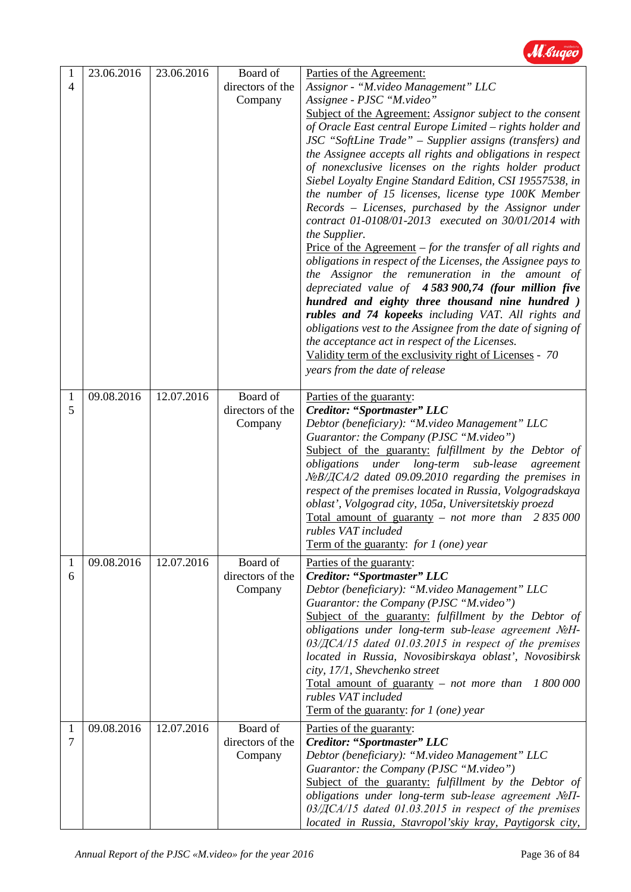| 14 | 23.06.2016 | 23.06.2016 | Board of directors of the Company | Parties of the Agreement:<br>*Assignor - "M.video Management" LLC*<br>*Assignee - PJSC "M.video"*<br>Subject of the Agreement: *Assignor subject to the consent of Oracle East central Europe Limited – rights holder and JSC "SoftLine Trade" – Supplier assigns (transfers) and the Assignee accepts all rights and obligations in respect of nonexclusive licenses on the rights holder product Siebel Loyalty Engine Standard Edition, CSI 19557538, in the number of 15 licenses, license type 100K Member Records – Licenses, purchased by the Assignor under contract 01-0108/01-2013 executed on 30/01/2014 with the Supplier.*<br>Price of the Agreement – *for the transfer of all rights and obligations in respect of the Licenses, the Assignee pays to the Assignor the remuneration in the amount of depreciated value of* ***4 583 900,74 (four million five hundred and eighty three thousand nine hundred ) rubles and 74 kopeeks*** *including VAT. All rights and obligations vest to the Assignee from the date of signing of the acceptance act in respect of the Licenses.*<br>Validity term of the exclusivity right of Licenses - *70 years from the date of release* |
|---|---|---|---|---|
| 15 | 09.08.2016 | 12.07.2016 | Board of directors of the Company | Parties of the guaranty:<br>***Creditor: "Sportmaster" LLC***<br>*Debtor (beneficiary): "M.video Management" LLC*<br>*Guarantor: the Company (PJSC "M.video")*<br>Subject of the guaranty: *fulfillment by the Debtor of obligations under long-term sub-lease agreement №В/ДСА/2 dated 09.09.2010 regarding the premises in respect of the premises located in Russia, Volgogradskaya oblast', Volgograd city, 105a, Universitetskiy proezd*<br>Total amount of guaranty – *not more than 2 835 000 rubles VAT included*<br>Term of the guaranty: *for 1 (one) year* |
| 16 | 09.08.2016 | 12.07.2016 | Board of directors of the Company | Parties of the guaranty:<br>***Creditor: "Sportmaster" LLC***<br>*Debtor (beneficiary): "M.video Management" LLC*<br>*Guarantor: the Company (PJSC "M.video")*<br>Subject of the guaranty: *fulfillment by the Debtor of obligations under long-term sub-lease agreement №Н-03/ДСА/15 dated 01.03.2015 in respect of the premises located in Russia, Novosibirskaya oblast', Novosibirsk city, 17/1, Shevchenko street*<br>Total amount of guaranty – *not more than 1 800 000 rubles VAT included*<br>Term of the guaranty: *for 1 (one) year* |
| 17 | 09.08.2016 | 12.07.2016 | Board of directors of the Company | Parties of the guaranty:<br>***Creditor: "Sportmaster" LLC***<br>*Debtor (beneficiary): "M.video Management" LLC*<br>*Guarantor: the Company (PJSC "M.video")*<br>Subject of the guaranty: *fulfillment by the Debtor of obligations under long-term sub-lease agreement №П-03/ДСА/15 dated 01.03.2015 in respect of the premises located in Russia, Stavropol'skiy kray, Paytigorsk city,* |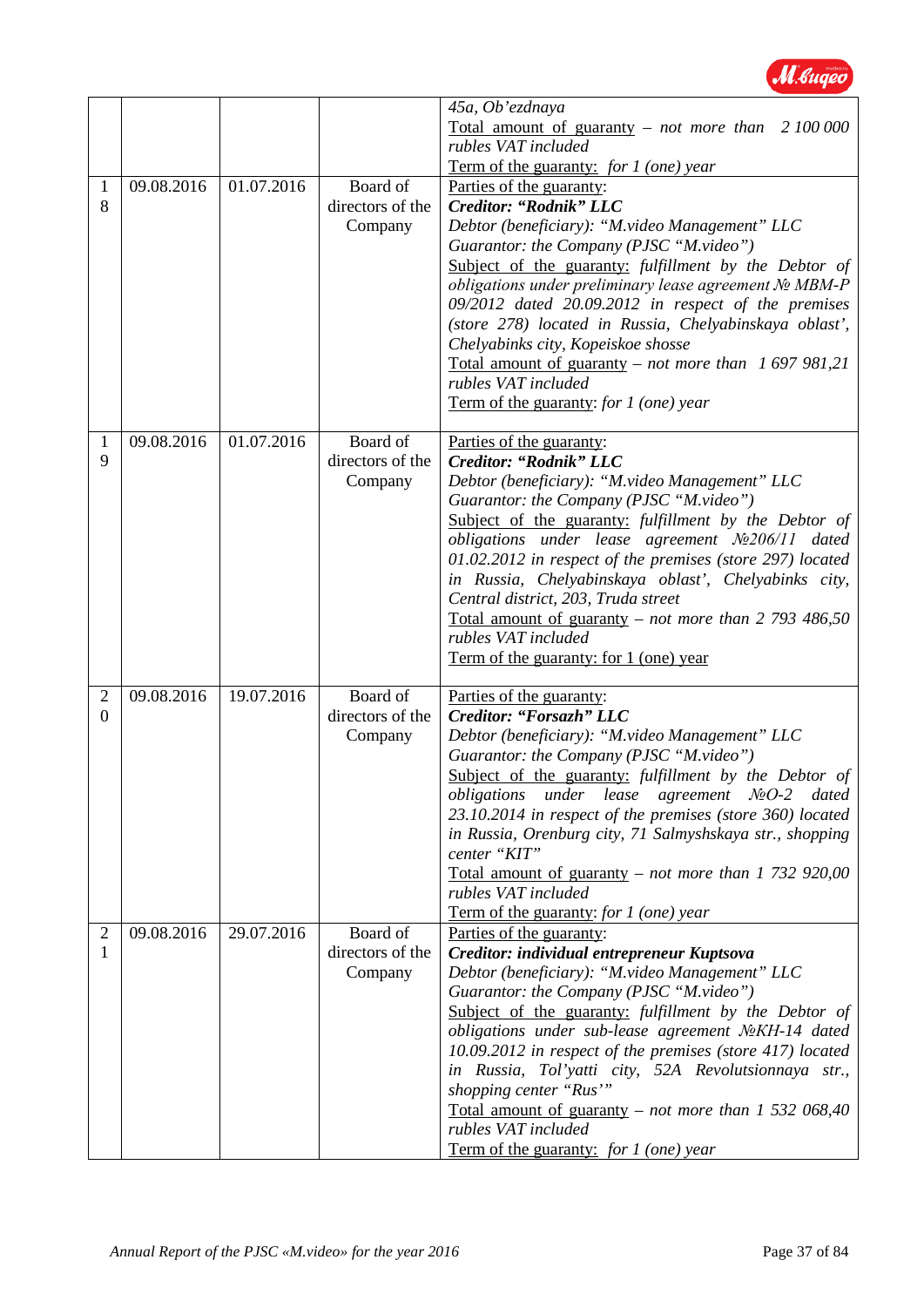| | | | | |
|---|---|---|---|---|
| | | | | *45a, Ob'ezdnaya*<br>Total amount of guaranty – *not more than 2 100 000 rubles VAT included*<br>Term of the guaranty: *for 1 (one) year* |
| 18 | 09.08.2016 | 01.07.2016 | Board of directors of the Company | Parties of the guaranty:<br>***Creditor: "Rodnik" LLC***<br>*Debtor (beneficiary): "M.video Management" LLC*<br>*Guarantor: the Company (PJSC "M.video")*<br>Subject of the guaranty: *fulfillment by the Debtor of obligations under preliminary lease agreement № MBM-P 09/2012 dated 20.09.2012 in respect of the premises (store 278) located in Russia, Chelyabinskaya oblast', Chelyabinks city, Kopeiskoe shosse*<br>Total amount of guaranty – *not more than 1 697 981,21 rubles VAT included*<br>Term of the guaranty: *for 1 (one) year* |
| 19 | 09.08.2016 | 01.07.2016 | Board of directors of the Company | Parties of the guaranty:<br>***Creditor: "Rodnik" LLC***<br>*Debtor (beneficiary): "M.video Management" LLC*<br>*Guarantor: the Company (PJSC "M.video")*<br>Subject of the guaranty: *fulfillment by the Debtor of obligations under lease agreement №206/11 dated 01.02.2012 in respect of the premises (store 297) located in Russia, Chelyabinskaya oblast', Chelyabinks city, Central district, 203, Truda street*<br>Total amount of guaranty – *not more than 2 793 486,50 rubles VAT included*<br>Term of the guaranty: for 1 (one) year |
| 20 | 09.08.2016 | 19.07.2016 | Board of directors of the Company | Parties of the guaranty:<br>***Creditor: "Forsazh" LLC***<br>*Debtor (beneficiary): "M.video Management" LLC*<br>*Guarantor: the Company (PJSC "M.video")*<br>Subject of the guaranty: *fulfillment by the Debtor of obligations under lease agreement №O-2 dated 23.10.2014 in respect of the premises (store 360) located in Russia, Orenburg city, 71 Salmyshskaya str., shopping center "KIT"*<br>Total amount of guaranty – *not more than 1 732 920,00 rubles VAT included*<br>Term of the guaranty: *for 1 (one) year* |
| 21 | 09.08.2016 | 29.07.2016 | Board of directors of the Company | Parties of the guaranty:<br>***Creditor: individual entrepreneur Kuptsova***<br>*Debtor (beneficiary): "M.video Management" LLC*<br>*Guarantor: the Company (PJSC "M.video")*<br>Subject of the guaranty: *fulfillment by the Debtor of obligations under sub-lease agreement №KH-14 dated 10.09.2012 in respect of the premises (store 417) located in Russia, Tol'yatti city, 52A Revolutsionnaya str., shopping center "Rus'"*<br>Total amount of guaranty – *not more than 1 532 068,40 rubles VAT included*<br>Term of the guaranty: *for 1 (one) year* |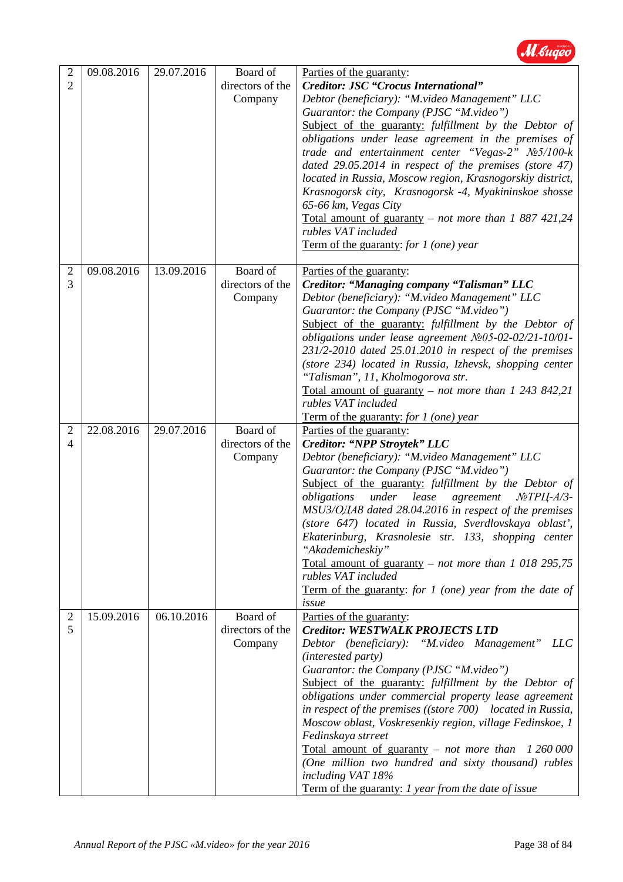| 22 | 09.08.2016 | 29.07.2016 | Board of directors of the Company | Parties of the guarantee:<br>***Creditor: JSC "Crocus International"***<br>*Debtor (beneficiary): "M.video Management" LLC*<br>*Guarantor: the Company (PJSC "M.video")*<br>Subject of the guaranty: *fulfillment by the Debtor of obligations under lease agreement in the premises of trade and entertainment center "Vegas-2" №5/100-k dated 29.05.2014 in respect of the premises (store 47) located in Russia, Moscow region, Krasnogorskiy district, Krasnogorsk city, Krasnogorsk -4, Myakininskoe shosse 65-66 km, Vegas City*<br>Total amount of guaranty – *not more than 1 887 421,24 rubles VAT included*<br>Term of the guaranty: *for 1 (one) year* |
|---|---|---|---|---|
| 23 | 09.08.2016 | 13.09.2016 | Board of directors of the Company | Parties of the guaranty:<br>***Creditor: "Managing company "Talisman" LLC***<br>*Debtor (beneficiary): "M.video Management" LLC*<br>*Guarantor: the Company (PJSC "M.video")*<br>Subject of the guaranty: *fulfillment by the Debtor of obligations under lease agreement №05-02-02/21-10/01-231/2-2010 dated 25.01.2010 in respect of the premises (store 234) located in Russia, Izhevsk, shopping center "Talisman", 11, Kholmogorova str.*<br>Total amount of guaranty – *not more than 1 243 842,21 rubles VAT included*<br>Term of the guaranty: *for 1 (one) year* |
| 24 | 22.08.2016 | 29.07.2016 | Board of directors of the Company | Parties of the guaranty:<br>***Creditor: "NPP Stroytek" LLC***<br>*Debtor (beneficiary): "M.video Management" LLC*<br>*Guarantor: the Company (PJSC "M.video")*<br>Subject of the guaranty: *fulfillment by the Debtor of obligations under lease agreement №ТРЦ-А/3-MSU3/ОДА8 dated 28.04.2016 in respect of the premises (store 647) located in Russia, Sverdlovskaya oblast', Ekaterinburg, Krasnolesie str. 133, shopping center "Akademicheskiy"*<br>Total amount of guaranty – *not more than 1 018 295,75 rubles VAT included*<br>Term of the guaranty: *for 1 (one) year from the date of issue* |
| 25 | 15.09.2016 | 06.10.2016 | Board of directors of the Company | Parties of the guaranty:<br>***Creditor: WESTWALK PROJECTS LTD***<br>*Debtor (beneficiary): "M.video Management" LLC (interested party)*<br>*Guarantor: the Company (PJSC "M.video")*<br>Subject of the guaranty: *fulfillment by the Debtor of obligations under commercial property lease agreement in respect of the premises ((store 700) located in Russia, Moscow oblast, Voskresenkiy region, village Fedinskoe, 1 Fedinskaya strreet*<br>Total amount of guaranty – *not more than 1 260 000 (One million two hundred and sixty thousand) rubles including VAT 18%*<br>Term of the guaranty: *1 year from the date of issue* |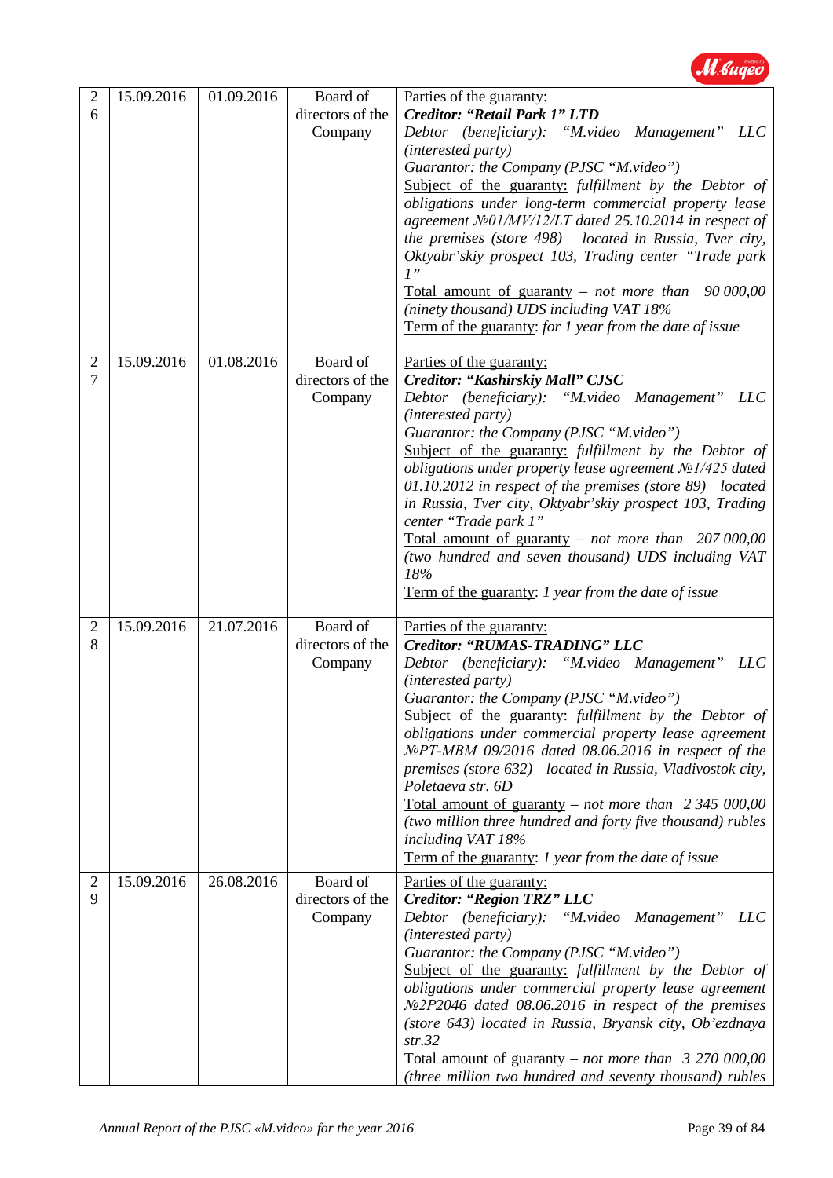| 26 | 15.09.2016 | 01.09.2016 | Board of directors of the Company | Parties of the guaranty:<br>***Creditor: "Retail Park 1" LTD***<br>*Debtor (beneficiary): "M.video Management" LLC (interested party)*<br>*Guarantor: the Company (PJSC "M.video")*<br>Subject of the guaranty: *fulfillment by the Debtor of obligations under long-term commercial property lease agreement №01/MV/12/LT dated 25.10.2014 in respect of the premises (store 498) located in Russia, Tver city, Oktyabr'skiy prospect 103, Trading center "Trade park 1"*<br>Total amount of guaranty *– not more than 90 000,00 (ninety thousand) UDS including VAT 18%*<br>Term of the guaranty: *for 1 year from the date of issue* |
|---|---|---|---|---|
| 27 | 15.09.2016 | 01.08.2016 | Board of directors of the Company | Parties of the guaranty:<br>***Creditor: "Kashirskiy Mall" CJSC***<br>*Debtor (beneficiary): "M.video Management" LLC (interested party)*<br>*Guarantor: the Company (PJSC "M.video")*<br>Subject of the guaranty: *fulfillment by the Debtor of obligations under property lease agreement №1/425 dated 01.10.2012 in respect of the premises (store 89) located in Russia, Tver city, Oktyabr'skiy prospect 103, Trading center "Trade park 1"*<br>Total amount of guaranty *– not more than 207 000,00 (two hundred and seven thousand) UDS including VAT 18%*<br>Term of the guaranty: *1 year from the date of issue* |
| 28 | 15.09.2016 | 21.07.2016 | Board of directors of the Company | Parties of the guaranty:<br>***Creditor: "RUMAS-TRADING" LLC***<br>*Debtor (beneficiary): "M.video Management" LLC (interested party)*<br>*Guarantor: the Company (PJSC "M.video")*<br>Subject of the guaranty: *fulfillment by the Debtor of obligations under commercial property lease agreement №PT-MBM 09/2016 dated 08.06.2016 in respect of the premises (store 632) located in Russia, Vladivostok city, Poletaeva str. 6D*<br>Total amount of guaranty *– not more than 2 345 000,00 (two million three hundred and forty five thousand) rubles including VAT 18%*<br>Term of the guaranty: *1 year from the date of issue* |
| 29 | 15.09.2016 | 26.08.2016 | Board of directors of the Company | Parties of the guaranty:<br>***Creditor: "Region TRZ" LLC***<br>*Debtor (beneficiary): "M.video Management" LLC (interested party)*<br>*Guarantor: the Company (PJSC "M.video")*<br>Subject of the guaranty: *fulfillment by the Debtor of obligations under commercial property lease agreement №2P2046 dated 08.06.2016 in respect of the premises (store 643) located in Russia, Bryansk city, Ob'ezdnaya str.32*<br>Total amount of guaranty *– not more than 3 270 000,00 (three million two hundred and seventy thousand) rubles* |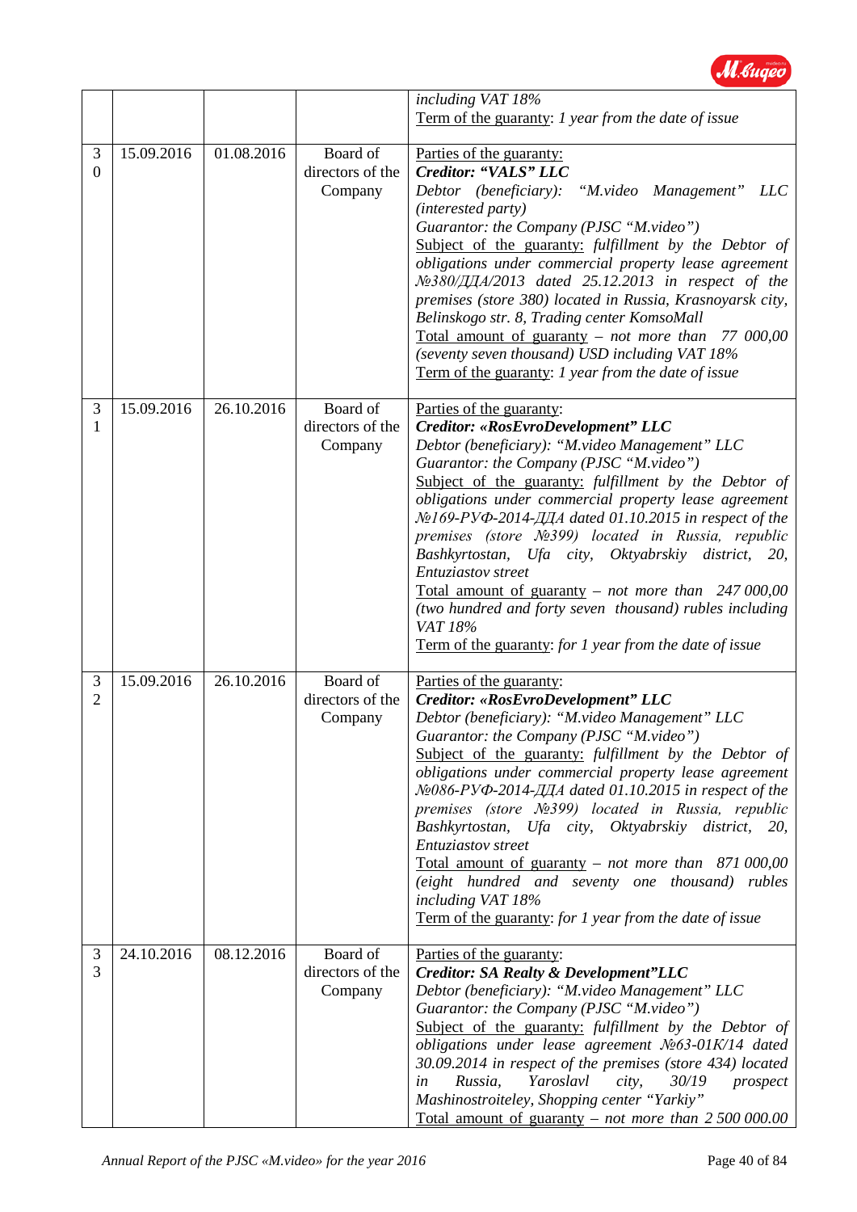| | | | | *including VAT 18%*<br>Term of the guaranty: *1 year from the date of issue* |
|---|---|---|---|---|
| 30 | 15.09.2016 | 01.08.2016 | Board of directors of the Company | Parties of the guaranty:<br>***Creditor: "VALS" LLC***<br>*Debtor (beneficiary): "M.video Management" LLC (interested party)*<br>*Guarantor: the Company (PJSC "M.video")*<br>Subject of the guaranty: *fulfillment by the Debtor of obligations under commercial property lease agreement №380/ДДА/2013 dated 25.12.2013 in respect of the premises (store 380) located in Russia, Krasnoyarsk city, Belinskogo str. 8, Trading center KomsoMall*<br>Total amount of guaranty – *not more than 77 000,00 (seventy seven thousand) USD including VAT 18%*<br>Term of the guaranty: *1 year from the date of issue* |
| 31 | 15.09.2016 | 26.10.2016 | Board of directors of the Company | Parties of the guaranty:<br>***Creditor: «RosEvroDevelopment" LLC***<br>*Debtor (beneficiary): "M.video Management" LLC*<br>*Guarantor: the Company (PJSC "M.video")*<br>Subject of the guaranty: *fulfillment by the Debtor of obligations under commercial property lease agreement №169-РУФ-2014-ДДА dated 01.10.2015 in respect of the premises (store №399) located in Russia, republic Bashkyrtostan, Ufa city, Oktyabrskiy district, 20, Entuziastov street*<br>Total amount of guaranty – *not more than 247 000,00 (two hundred and forty seven thousand) rubles including VAT 18%*<br>Term of the guaranty: *for 1 year from the date of issue* |
| 32 | 15.09.2016 | 26.10.2016 | Board of directors of the Company | Parties of the guaranty:<br>***Creditor: «RosEvroDevelopment" LLC***<br>*Debtor (beneficiary): "M.video Management" LLC*<br>*Guarantor: the Company (PJSC "M.video")*<br>Subject of the guaranty: *fulfillment by the Debtor of obligations under commercial property lease agreement №086-РУФ-2014-ДДА dated 01.10.2015 in respect of the premises (store №399) located in Russia, republic Bashkyrtostan, Ufa city, Oktyabrskiy district, 20, Entuziastov street*<br>Total amount of guaranty – *not more than 871 000,00 (eight hundred and seventy one thousand) rubles including VAT 18%*<br>Term of the guaranty: *for 1 year from the date of issue* |
| 33 | 24.10.2016 | 08.12.2016 | Board of directors of the Company | Parties of the guaranty:<br>***Creditor: SA Realty & Development"LLC***<br>*Debtor (beneficiary): "M.video Management" LLC*<br>*Guarantor: the Company (PJSC "M.video")*<br>Subject of the guaranty: *fulfillment by the Debtor of obligations under lease agreement №63-01К/14 dated 30.09.2014 in respect of the premises (store 434) located in Russia, Yaroslavl city, 30/19 prospect Mashinostroiteley, Shopping center "Yarkiy"*<br>Total amount of guaranty – *not more than 2 500 000.00* |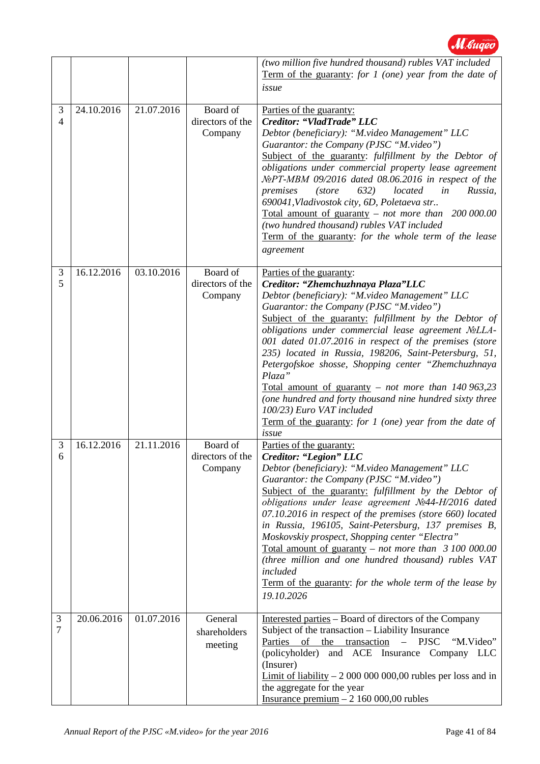| | | | | |
|---|---|---|---|---|
| | | | | *(two million five hundred thousand) rubles VAT included*<br>Term of the guarantee: *for 1 (one) year from the date of issue* |
| 34 | 24.10.2016 | 21.07.2016 | Board of directors of the Company | Parties of the guaranty:<br>***Creditor: "VladTrade" LLC***<br>*Debtor (beneficiary): "M.video Management" LLC*<br>*Guarantor: the Company (PJSC "M.video")*<br>Subject of the guaranty: *fulfillment by the Debtor of obligations under commercial property lease agreement №PT-MBM 09/2016 dated 08.06.2016 in respect of the premises (store 632) located in Russia, 690041,Vladivostok city, 6D, Poletaeva str..*<br>Total amount of guaranty *– not more than 200 000.00 (two hundred thousand) rubles VAT included*<br>Term of the guaranty: *for the whole term of the lease agreement* |
| 35 | 16.12.2016 | 03.10.2016 | Board of directors of the Company | Parties of the guaranty:<br>***Creditor: "Zhemchuzhnaya Plaza"LLC***<br>*Debtor (beneficiary): "M.video Management" LLC*<br>*Guarantor: the Company (PJSC "M.video")*<br>Subject of the guaranty: *fulfillment by the Debtor of obligations under commercial lease agreement №LLA-001 dated 01.07.2016 in respect of the premises (store 235) located in Russia, 198206, Saint-Petersburg, 51, Petergofskoe shosse, Shopping center "Zhemchuzhnaya Plaza"*<br>Total amount of guaranty *– not more than 140 963,23 (one hundred and forty thousand nine hundred sixty three 100/23) Euro VAT included*<br>Term of the guaranty: *for 1 (one) year from the date of issue* |
| 36 | 16.12.2016 | 21.11.2016 | Board of directors of the Company | Parties of the guaranty:<br>***Creditor: "Legion" LLC***<br>*Debtor (beneficiary): "M.video Management" LLC*<br>*Guarantor: the Company (PJSC "M.video")*<br>Subject of the guaranty: *fulfillment by the Debtor of obligations under lease agreement №44-H/2016 dated 07.10.2016 in respect of the premises (store 660) located in Russia, 196105, Saint-Petersburg, 137 premises B, Moskovskiy prospect, Shopping center "Electra"*<br>Total amount of guaranty *– not more than 3 100 000.00 (three million and one hundred thousand) rubles VAT included*<br>Term of the guaranty: *for the whole term of the lease by 19.10.2026* |
| 37 | 20.06.2016 | 01.07.2016 | General shareholders meeting | Interested parties – Board of directors of the Company<br>Subject of the transaction – Liability Insurance<br>Parties of the transaction – PJSC "M.Video" (policyholder) and ACE Insurance Company LLC (Insurer)<br>Limit of liability – 2 000 000 000,00 rubles per loss and in the aggregate for the year<br>Insurance premium – 2 160 000,00 rubles |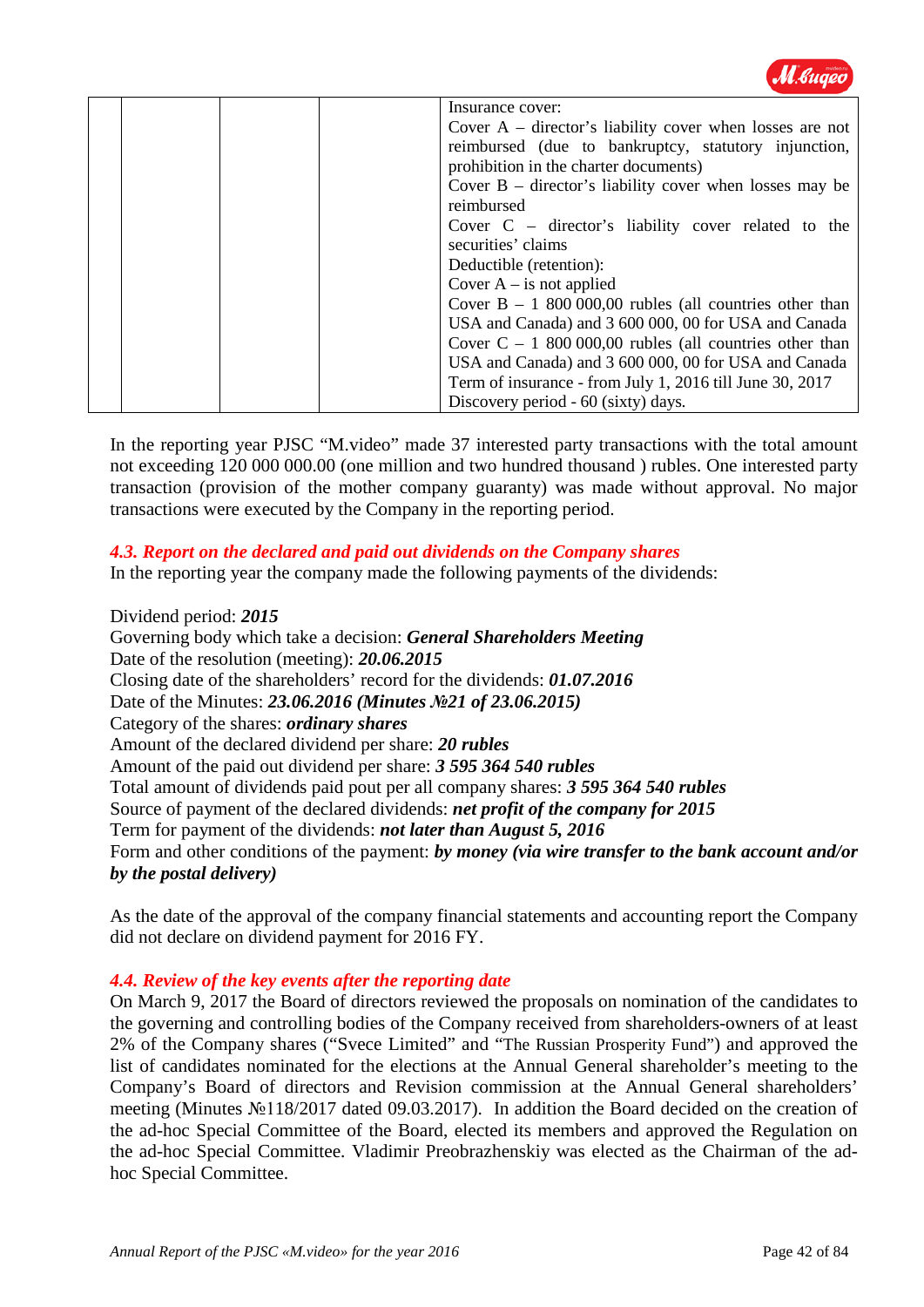|  |  |  |  | Insurance cover:<br>Cover A – director's liability cover when losses are not reimbursed (due to bankruptcy, statutory injunction, prohibition in the charter documents)<br>Cover B – director's liability cover when losses may be reimbursed<br>Cover C – director's liability cover related to the securities' claims<br>Deductible (retention):<br>Cover A – is not applied<br>Cover B – 1 800 000,00 rubles (all countries other than USA and Canada) and 3 600 000, 00 for USA and Canada<br>Cover C – 1 800 000,00 rubles (all countries other than USA and Canada) and 3 600 000, 00 for USA and Canada<br>Term of insurance - from July 1, 2016 till June 30, 2017<br>Discovery period - 60 (sixty) days. |
|---|---|---|---|---|

In the reporting year PJSC "M.video" made 37 interested party transactions with the total amount not exceeding 120 000 000.00 (one million and two hundred thousand ) rubles. One interested party transaction (provision of the mother company guaranty) was made without approval. No major transactions were executed by the Company in the reporting period.

### *4.3. Report on the declared and paid out dividends on the Company shares*

In the reporting year the company made the following payments of the dividends:

Dividend period: ***2015***
Governing body which take a decision: ***General Shareholders Meeting***
Date of the resolution (meeting): ***20.06.2015***
Closing date of the shareholders' record for the dividends: ***01.07.2016***
Date of the Minutes: ***23.06.2016 (Minutes №21 of 23.06.2015)***
Category of the shares: ***ordinary shares***
Amount of the declared dividend per share: ***20 rubles***
Amount of the paid out dividend per share: ***3 595 364 540 rubles***
Total amount of dividends paid pout per all company shares: ***3 595 364 540 rubles***
Source of payment of the declared dividends: ***net profit of the company for 2015***
Term for payment of the dividends: ***not later than August 5, 2016***
Form and other conditions of the payment: ***by money (via wire transfer to the bank account and/or by the postal delivery)***

As the date of the approval of the company financial statements and accounting report the Company did not declare on dividend payment for 2016 FY.

### *4.4. Review of the key events after the reporting date*

On March 9, 2017 the Board of directors reviewed the proposals on nomination of the candidates to the governing and controlling bodies of the Company received from shareholders-owners of at least 2% of the Company shares ("Svece Limited" and "The Russian Prosperity Fund") and approved the list of candidates nominated for the elections at the Annual General shareholder's meeting to the Company's Board of directors and Revision commission at the Annual General shareholders' meeting (Minutes №118/2017 dated 09.03.2017). In addition the Board decided on the creation of the ad-hoc Special Committee of the Board, elected its members and approved the Regulation on the ad-hoc Special Committee. Vladimir Preobrazhenskiy was elected as the Chairman of the ad-hoc Special Committee.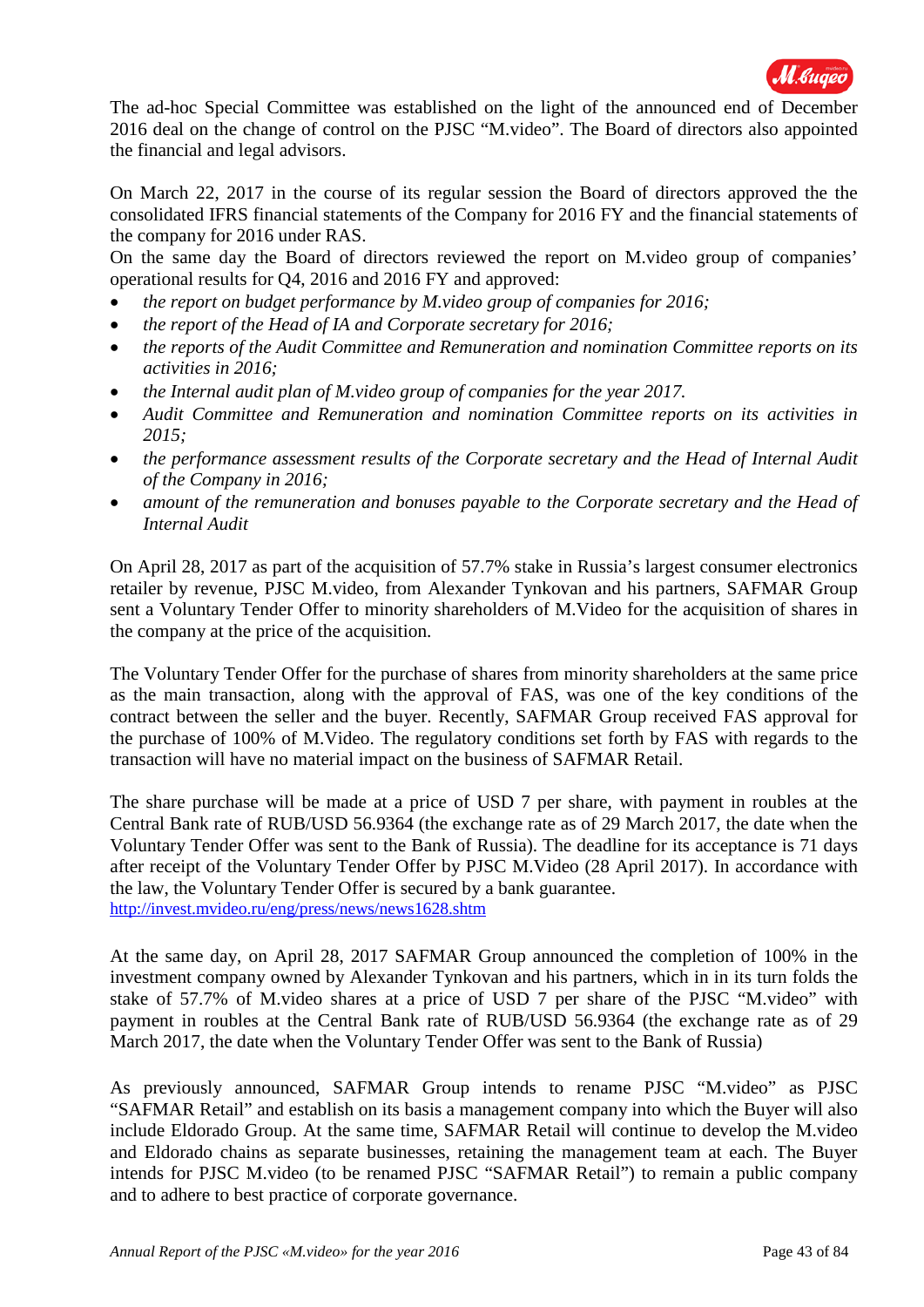The ad-hoc Special Committee was established on the light of the announced end of December 2016 deal on the change of control on the PJSC "M.video". The Board of directors also appointed the financial and legal advisors.

On March 22, 2017 in the course of its regular session the Board of directors approved the the consolidated IFRS financial statements of the Company for 2016 FY and the financial statements of the company for 2016 under RAS.
On the same day the Board of directors reviewed the report on M.video group of companies' operational results for Q4, 2016 and 2016 FY and approved:

- *the report on budget performance by M.video group of companies for 2016;*
- *the report of the Head of IA and Corporate secretary for 2016;*
- *the reports of the Audit Committee and Remuneration and nomination Committee reports on its activities in 2016;*
- *the Internal audit plan of M.video group of companies for the year 2017.*
- *Audit Committee and Remuneration and nomination Committee reports on its activities in 2015;*
- *the performance assessment results of the Corporate secretary and the Head of Internal Audit of the Company in 2016;*
- *amount of the remuneration and bonuses payable to the Corporate secretary and the Head of Internal Audit*

On April 28, 2017 as part of the acquisition of 57.7% stake in Russia's largest consumer electronics retailer by revenue, PJSC M.video, from Alexander Tynkovan and his partners, SAFMAR Group sent a Voluntary Tender Offer to minority shareholders of M.Video for the acquisition of shares in the company at the price of the acquisition.

The Voluntary Tender Offer for the purchase of shares from minority shareholders at the same price as the main transaction, along with the approval of FAS, was one of the key conditions of the contract between the seller and the buyer. Recently, SAFMAR Group received FAS approval for the purchase of 100% of M.Video. The regulatory conditions set forth by FAS with regards to the transaction will have no material impact on the business of SAFMAR Retail.

The share purchase will be made at a price of USD 7 per share, with payment in roubles at the Central Bank rate of RUB/USD 56.9364 (the exchange rate as of 29 March 2017, the date when the Voluntary Tender Offer was sent to the Bank of Russia). The deadline for its acceptance is 71 days after receipt of the Voluntary Tender Offer by PJSC M.Video (28 April 2017). In accordance with the law, the Voluntary Tender Offer is secured by a bank guarantee.
[http://invest.mvideo.ru/eng/press/news/news1628.shtm](http://invest.mvideo.ru/eng/press/news/news1628.shtm)

At the same day, on April 28, 2017 SAFMAR Group announced the completion of 100% in the investment company owned by Alexander Tynkovan and his partners, which in in its turn folds the stake of 57.7% of M.video shares at a price of USD 7 per share of the PJSC "M.video" with payment in roubles at the Central Bank rate of RUB/USD 56.9364 (the exchange rate as of 29 March 2017, the date when the Voluntary Tender Offer was sent to the Bank of Russia)

As previously announced, SAFMAR Group intends to rename PJSC "M.video" as PJSC "SAFMAR Retail" and establish on its basis a management company into which the Buyer will also include Eldorado Group. At the same time, SAFMAR Retail will continue to develop the M.video and Eldorado chains as separate businesses, retaining the management team at each. The Buyer intends for PJSC M.video (to be renamed PJSC "SAFMAR Retail") to remain a public company and to adhere to best practice of corporate governance.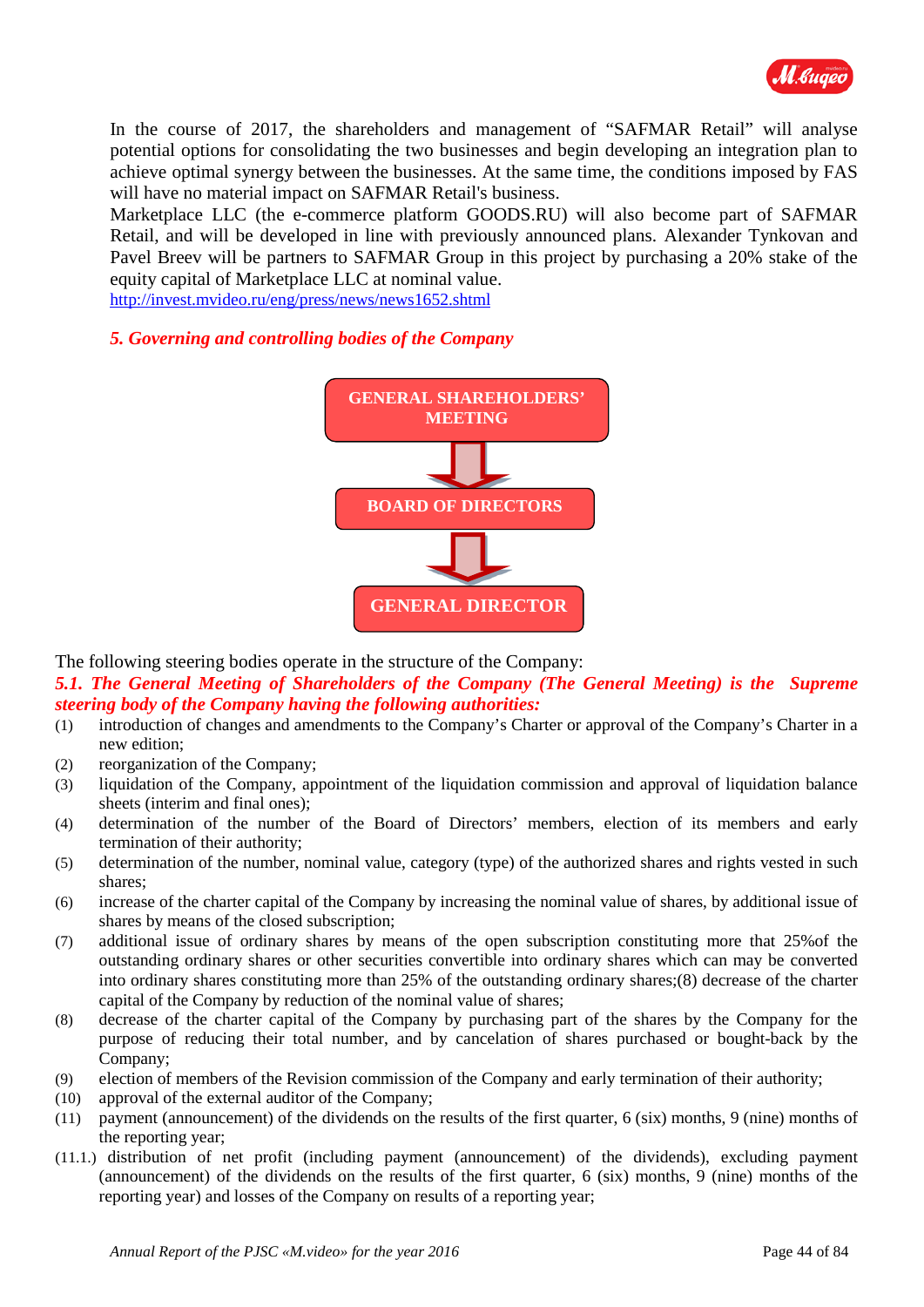In the course of 2017, the shareholders and management of "SAFMAR Retail" will analyse potential options for consolidating the two businesses and begin developing an integration plan to achieve optimal synergy between the businesses. At the same time, the conditions imposed by FAS will have no material impact on SAFMAR Retail's business.

Marketplace LLC (the e-commerce platform GOODS.RU) will also become part of SAFMAR Retail, and will be developed in line with previously announced plans. Alexander Tynkovan and Pavel Breev will be partners to SAFMAR Group in this project by purchasing a 20% stake of the equity capital of Marketplace LLC at nominal value.

http://invest.mvideo.ru/eng/press/news/news1652.shtml

## *5. Governing and controlling bodies of the Company*

GENERAL SHAREHOLDERS' MEETING

↓

BOARD OF DIRECTORS

↓

GENERAL DIRECTOR

The following steering bodies operate in the structure of the Company:

***5.1. The General Meeting of Shareholders of the Company (The General Meeting) is the Supreme steering body of the Company having the following authorities:***

(1) introduction of changes and amendments to the Company's Charter or approval of the Company's Charter in a new edition;

(2) reorganization of the Company;

(3) liquidation of the Company, appointment of the liquidation commission and approval of liquidation balance sheets (interim and final ones);

(4) determination of the number of the Board of Directors' members, election of its members and early termination of their authority;

(5) determination of the number, nominal value, category (type) of the authorized shares and rights vested in such shares;

(6) increase of the charter capital of the Company by increasing the nominal value of shares, by additional issue of shares by means of the closed subscription;

(7) additional issue of ordinary shares by means of the open subscription constituting more that 25%of the outstanding ordinary shares or other securities convertible into ordinary shares which can may be converted into ordinary shares constituting more than 25% of the outstanding ordinary shares;(8) decrease of the charter capital of the Company by reduction of the nominal value of shares;

(8) decrease of the charter capital of the Company by purchasing part of the shares by the Company for the purpose of reducing their total number, and by cancelation of shares purchased or bought-back by the Company;

(9) election of members of the Revision commission of the Company and early termination of their authority;

(10) approval of the external auditor of the Company;

(11) payment (announcement) of the dividends on the results of the first quarter, 6 (six) months, 9 (nine) months of the reporting year;

(11.1.) distribution of net profit (including payment (announcement) of the dividends), excluding payment (announcement) of the dividends on the results of the first quarter, 6 (six) months, 9 (nine) months of the reporting year) and losses of the Company on results of a reporting year;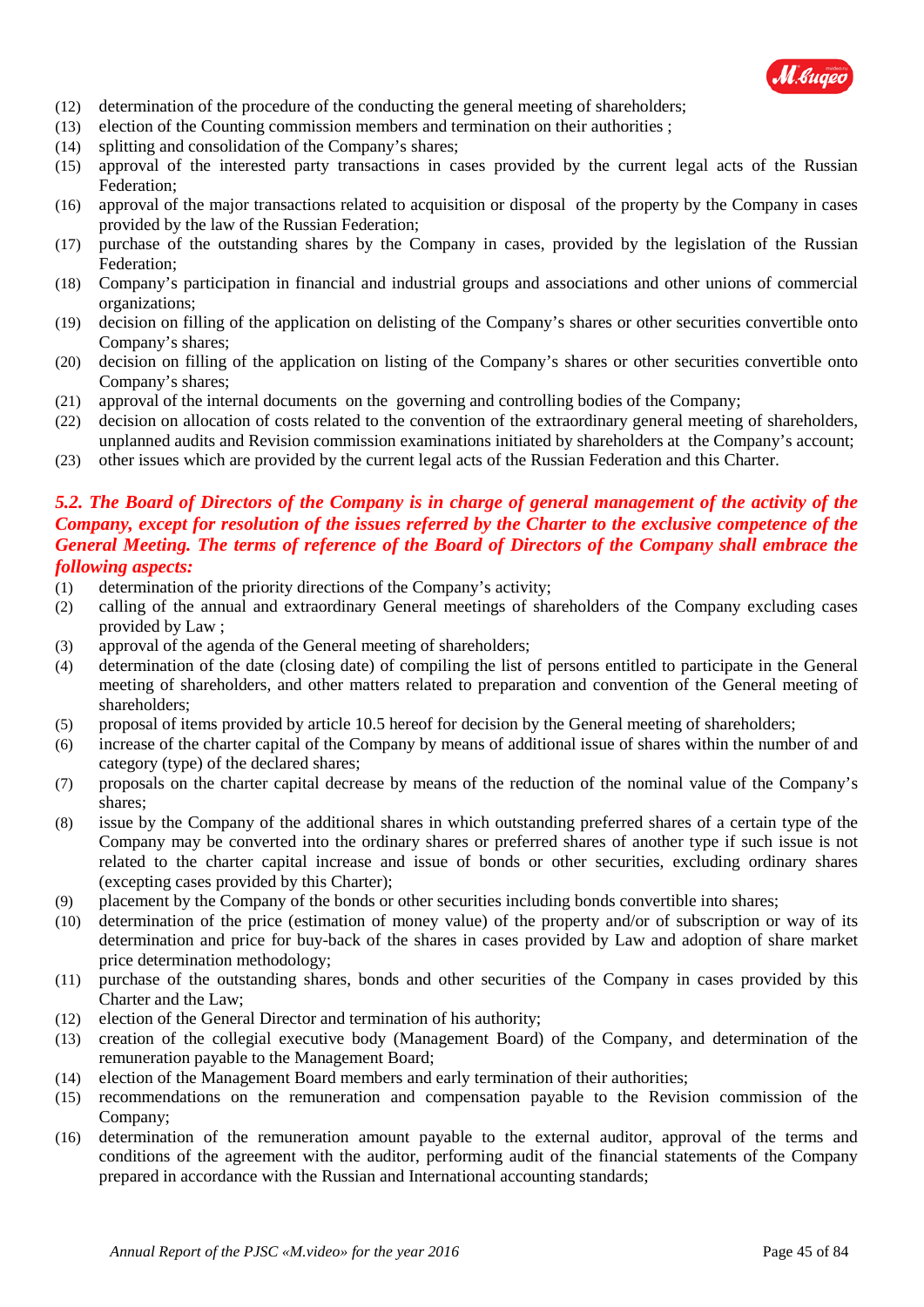(12) determination of the procedure of the conducting the general meeting of shareholders;
(13) election of the Counting commission members and termination on their authorities ;
(14) splitting and consolidation of the Company's shares;
(15) approval of the interested party transactions in cases provided by the current legal acts of the Russian Federation;
(16) approval of the major transactions related to acquisition or disposal of the property by the Company in cases provided by the law of the Russian Federation;
(17) purchase of the outstanding shares by the Company in cases, provided by the legislation of the Russian Federation;
(18) Company's participation in financial and industrial groups and associations and other unions of commercial organizations;
(19) decision on filling of the application on delisting of the Company's shares or other securities convertible onto Company's shares;
(20) decision on filling of the application on listing of the Company's shares or other securities convertible onto Company's shares;
(21) approval of the internal documents on the governing and controlling bodies of the Company;
(22) decision on allocation of costs related to the convention of the extraordinary general meeting of shareholders, unplanned audits and Revision commission examinations initiated by shareholders at the Company's account;
(23) other issues which are provided by the current legal acts of the Russian Federation and this Charter.

***5.2. The Board of Directors of the Company is in charge of general management of the activity of the Company, except for resolution of the issues referred by the Charter to the exclusive competence of the General Meeting. The terms of reference of the Board of Directors of the Company shall embrace the following aspects:***

(1) determination of the priority directions of the Company's activity;
(2) calling of the annual and extraordinary General meetings of shareholders of the Company excluding cases provided by Law ;
(3) approval of the agenda of the General meeting of shareholders;
(4) determination of the date (closing date) of compiling the list of persons entitled to participate in the General meeting of shareholders, and other matters related to preparation and convention of the General meeting of shareholders;
(5) proposal of items provided by article 10.5 hereof for decision by the General meeting of shareholders;
(6) increase of the charter capital of the Company by means of additional issue of shares within the number of and category (type) of the declared shares;
(7) proposals on the charter capital decrease by means of the reduction of the nominal value of the Company's shares;
(8) issue by the Company of the additional shares in which outstanding preferred shares of a certain type of the Company may be converted into the ordinary shares or preferred shares of another type if such issue is not related to the charter capital increase and issue of bonds or other securities, excluding ordinary shares (excepting cases provided by this Charter);
(9) placement by the Company of the bonds or other securities including bonds convertible into shares;
(10) determination of the price (estimation of money value) of the property and/or of subscription or way of its determination and price for buy-back of the shares in cases provided by Law and adoption of share market price determination methodology;
(11) purchase of the outstanding shares, bonds and other securities of the Company in cases provided by this Charter and the Law;
(12) election of the General Director and termination of his authority;
(13) creation of the collegial executive body (Management Board) of the Company, and determination of the remuneration payable to the Management Board;
(14) election of the Management Board members and early termination of their authorities;
(15) recommendations on the remuneration and compensation payable to the Revision commission of the Company;
(16) determination of the remuneration amount payable to the external auditor, approval of the terms and conditions of the agreement with the auditor, performing audit of the financial statements of the Company prepared in accordance with the Russian and International accounting standards;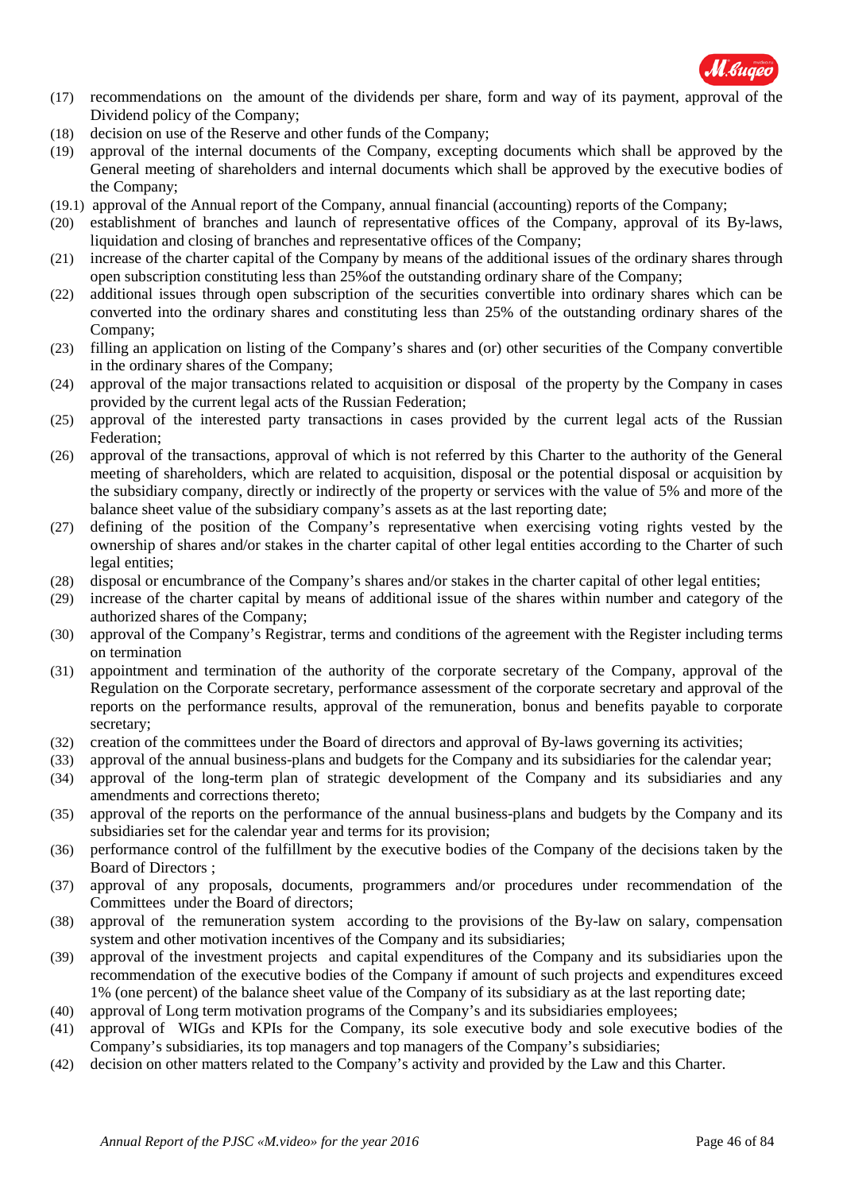(17) recommendations on the amount of the dividends per share, form and way of its payment, approval of the Dividend policy of the Company;

(18) decision on use of the Reserve and other funds of the Company;

(19) approval of the internal documents of the Company, excepting documents which shall be approved by the General meeting of shareholders and internal documents which shall be approved by the executive bodies of the Company;

(19.1) approval of the Annual report of the Company, annual financial (accounting) reports of the Company;

(20) establishment of branches and launch of representative offices of the Company, approval of its By-laws, liquidation and closing of branches and representative offices of the Company;

(21) increase of the charter capital of the Company by means of the additional issues of the ordinary shares through open subscription constituting less than 25%of the outstanding ordinary share of the Company;

(22) additional issues through open subscription of the securities convertible into ordinary shares which can be converted into the ordinary shares and constituting less than 25% of the outstanding ordinary shares of the Company;

(23) filling an application on listing of the Company's shares and (or) other securities of the Company convertible in the ordinary shares of the Company;

(24) approval of the major transactions related to acquisition or disposal of the property by the Company in cases provided by the current legal acts of the Russian Federation;

(25) approval of the interested party transactions in cases provided by the current legal acts of the Russian Federation;

(26) approval of the transactions, approval of which is not referred by this Charter to the authority of the General meeting of shareholders, which are related to acquisition, disposal or the potential disposal or acquisition by the subsidiary company, directly or indirectly of the property or services with the value of 5% and more of the balance sheet value of the subsidiary company's assets as at the last reporting date;

(27) defining of the position of the Company's representative when exercising voting rights vested by the ownership of shares and/or stakes in the charter capital of other legal entities according to the Charter of such legal entities;

(28) disposal or encumbrance of the Company's shares and/or stakes in the charter capital of other legal entities;

(29) increase of the charter capital by means of additional issue of the shares within number and category of the authorized shares of the Company;

(30) approval of the Company's Registrar, terms and conditions of the agreement with the Register including terms on termination

(31) appointment and termination of the authority of the corporate secretary of the Company, approval of the Regulation on the Corporate secretary, performance assessment of the corporate secretary and approval of the reports on the performance results, approval of the remuneration, bonus and benefits payable to corporate secretary;

(32) creation of the committees under the Board of directors and approval of By-laws governing its activities;

(33) approval of the annual business-plans and budgets for the Company and its subsidiaries for the calendar year;

(34) approval of the long-term plan of strategic development of the Company and its subsidiaries and any amendments and corrections thereto;

(35) approval of the reports on the performance of the annual business-plans and budgets by the Company and its subsidiaries set for the calendar year and terms for its provision;

(36) performance control of the fulfillment by the executive bodies of the Company of the decisions taken by the Board of Directors ;

(37) approval of any proposals, documents, programmers and/or procedures under recommendation of the Committees under the Board of directors;

(38) approval of the remuneration system according to the provisions of the By-law on salary, compensation system and other motivation incentives of the Company and its subsidiaries;

(39) approval of the investment projects and capital expenditures of the Company and its subsidiaries upon the recommendation of the executive bodies of the Company if amount of such projects and expenditures exceed 1% (one percent) of the balance sheet value of the Company of its subsidiary as at the last reporting date;

(40) approval of Long term motivation programs of the Company's and its subsidiaries employees;

(41) approval of WIGs and KPIs for the Company, its sole executive body and sole executive bodies of the Company's subsidiaries, its top managers and top managers of the Company's subsidiaries;

(42) decision on other matters related to the Company's activity and provided by the Law and this Charter.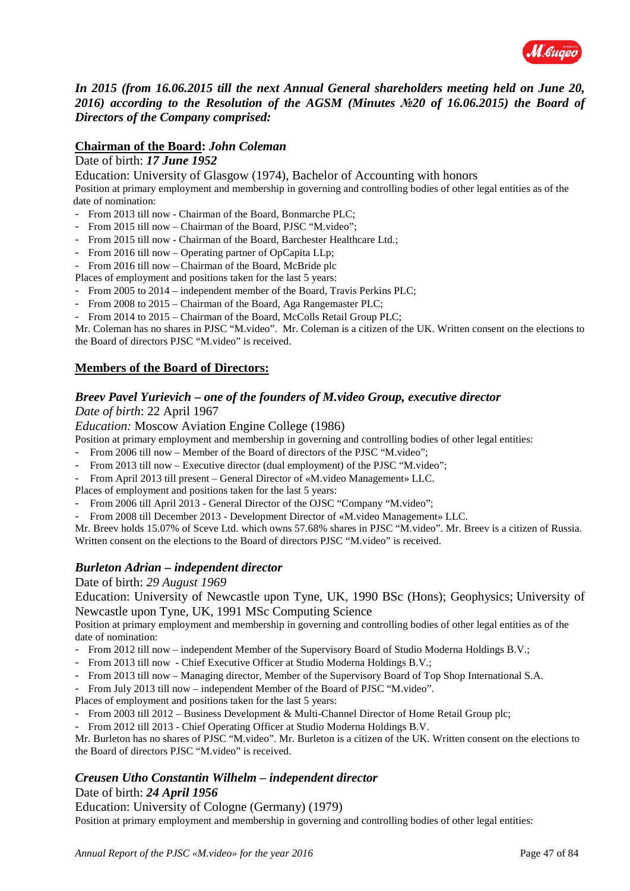***In 2015 (from 16.06.2015 till the next Annual General shareholders meeting held on June 20, 2016) according to the Resolution of the AGSM (Minutes №20 of 16.06.2015) the Board of Directors of the Company comprised:***

**Chairman of the Board:** ***John Coleman***

Date of birth: ***17 June 1952***

Education: University of Glasgow (1974), Bachelor of Accounting with honors

Position at primary employment and membership in governing and controlling bodies of other legal entities as of the date of nomination:

- From 2013 till now - Chairman of the Board, Bonmarche PLC;
- From 2015 till now – Chairman of the Board, PJSC “M.video”;
- From 2015 till now - Chairman of the Board, Barchester Healthcare Ltd.;
- From 2016 till now – Operating partner of OpCapita LLp;
- From 2016 till now – Chairman of the Board, McBride plc

Places of employment and positions taken for the last 5 years:

- From 2005 to 2014 – independent member of the Board, Travis Perkins PLC;
- From 2008 to 2015 – Chairman of the Board, Aga Rangemaster PLC;
- From 2014 to 2015 – Chairman of the Board, McColls Retail Group PLC;

Mr. Coleman has no shares in PJSC “M.video”. Mr. Coleman is a citizen of the UK. Written consent on the elections to the Board of directors PJSC “M.video” is received.

**Members of the Board of Directors:**

***Breev Pavel Yurievich – one of the founders of M.video Group, executive director***

*Date of birth*: 22 April 1967

*Education:* Moscow Aviation Engine College (1986)

Position at primary employment and membership in governing and controlling bodies of other legal entities:

- From 2006 till now – Member of the Board of directors of the PJSC “M.video”;
- From 2013 till now – Executive director (dual employment) of the PJSC “M.video”;
- From April 2013 till present – General Director of «M.video Management» LLC.

Places of employment and positions taken for the last 5 years:

- From 2006 till April 2013 - General Director of the OJSC “Company “M.video”;
- From 2008 till December 2013 - Development Director of «M.video Management» LLC.

Mr. Breev holds 15.07% of Sceve Ltd. which owns 57.68% shares in PJSC “M.video”. Mr. Breev is a citizen of Russia. Written consent on the elections to the Board of directors PJSC “M.video” is received.

***Burleton Adrian – independent director***

Date of birth: *29 August 1969*

Education: University of Newcastle upon Tyne, UK, 1990 BSc (Hons); Geophysics; University of Newcastle upon Tyne, UK, 1991 MSc Computing Science

Position at primary employment and membership in governing and controlling bodies of other legal entities as of the date of nomination:

- From 2012 till now – independent Member of the Supervisory Board of Studio Moderna Holdings B.V.;
- From 2013 till now - Chief Executive Officer at Studio Moderna Holdings B.V.;
- From 2013 till now – Managing director, Member of the Supervisory Board of Top Shop International S.A.
- From July 2013 till now – independent Member of the Board of PJSC “M.video”.

Places of employment and positions taken for the last 5 years:

- From 2003 till 2012 – Business Development & Multi-Channel Director of Home Retail Group plc;
- From 2012 till 2013 - Chief Operating Officer at Studio Moderna Holdings B.V.

Mr. Burleton has no shares of PJSC “M.video”. Mr. Burleton is a citizen of the UK. Written consent on the elections to the Board of directors PJSC “M.video” is received.

***Creusen Utho Constantin Wilhelm – independent director***

Date of birth: ***24 April 1956***

Education: University of Cologne (Germany) (1979)

Position at primary employment and membership in governing and controlling bodies of other legal entities: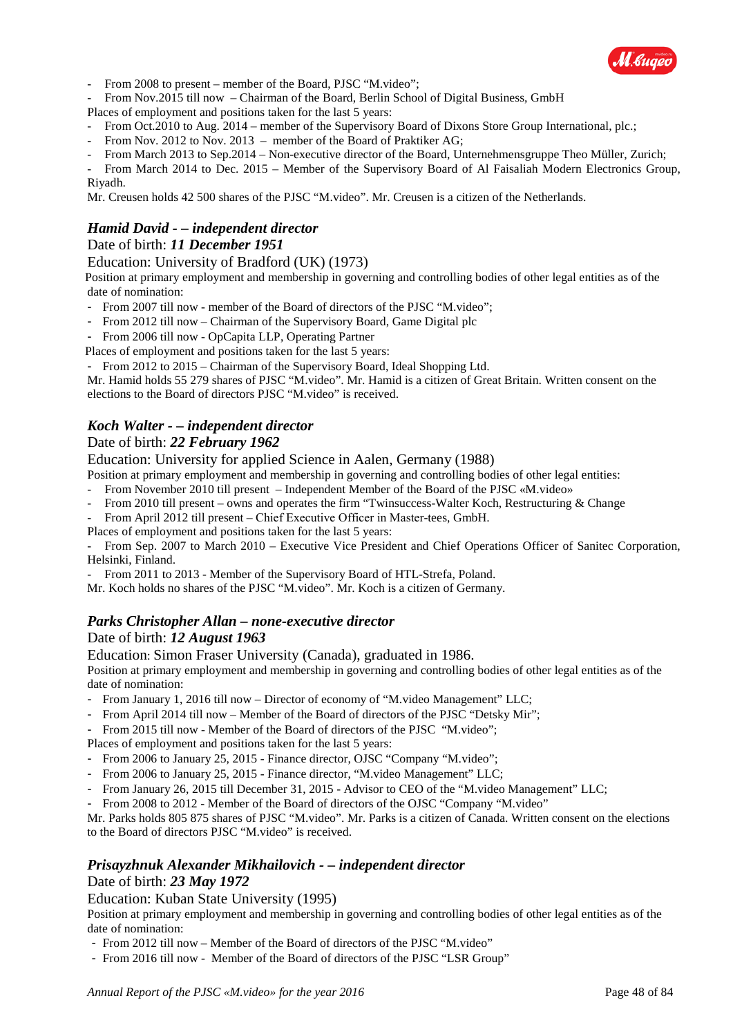- From 2008 to present – member of the Board, PJSC "M.video";
- From Nov.2015 till now – Chairman of the Board, Berlin School of Digital Business, GmbH

Places of employment and positions taken for the last 5 years:

- From Oct.2010 to Aug. 2014 – member of the Supervisory Board of Dixons Store Group International, plc.;
- From Nov. 2012 to Nov. 2013 – member of the Board of Praktiker AG;
- From March 2013 to Sep.2014 – Non-executive director of the Board, Unternehmensgruppe Theo Müller, Zurich;
- From March 2014 to Dec. 2015 – Member of the Supervisory Board of Al Faisaliah Modern Electronics Group, Riyadh.

Mr. Creusen holds 42 500 shares of the PJSC "M.video". Mr. Creusen is a citizen of the Netherlands.

### *Hamid David - – independent director*

Date of birth: ***11 December 1951***

Education: University of Bradford (UK) (1973)

Position at primary employment and membership in governing and controlling bodies of other legal entities as of the date of nomination:

- From 2007 till now - member of the Board of directors of the PJSC "M.video";
- From 2012 till now – Chairman of the Supervisory Board, Game Digital plc
- From 2006 till now - OpCapita LLP, Operating Partner

Places of employment and positions taken for the last 5 years:

- From 2012 to 2015 – Chairman of the Supervisory Board, Ideal Shopping Ltd.

Mr. Hamid holds 55 279 shares of PJSC "M.video". Mr. Hamid is a citizen of Great Britain. Written consent on the elections to the Board of directors PJSC "M.video" is received.

### *Koch Walter - – independent director*

Date of birth: ***22 February 1962***

Education: University for applied Science in Aalen, Germany (1988)

Position at primary employment and membership in governing and controlling bodies of other legal entities:

- From November 2010 till present – Independent Member of the Board of the PJSC «M.video»
- From 2010 till present – owns and operates the firm "Twinsuccess-Walter Koch, Restructuring & Change
- From April 2012 till present – Chief Executive Officer in Master-tees, GmbH.

Places of employment and positions taken for the last 5 years:

- From Sep. 2007 to March 2010 – Executive Vice President and Chief Operations Officer of Sanitec Corporation, Helsinki, Finland.
- From 2011 to 2013 - Member of the Supervisory Board of HTL-Strefa, Poland.

Mr. Koch holds no shares of the PJSC "M.video". Mr. Koch is a citizen of Germany.

### *Parks Christopher Allan – none-executive director*

Date of birth: ***12 August 1963***

Education: Simon Fraser University (Canada), graduated in 1986.

Position at primary employment and membership in governing and controlling bodies of other legal entities as of the date of nomination:

- From January 1, 2016 till now – Director of economy of "M.video Management" LLC;
- From April 2014 till now – Member of the Board of directors of the PJSC "Detsky Mir";
- From 2015 till now - Member of the Board of directors of the PJSC "M.video";

Places of employment and positions taken for the last 5 years:

- From 2006 to January 25, 2015 - Finance director, OJSC "Company "M.video";
- From 2006 to January 25, 2015 - Finance director, "M.video Management" LLC;
- From January 26, 2015 till December 31, 2015 - Advisor to CEO of the "M.video Management" LLC;
- From 2008 to 2012 - Member of the Board of directors of the OJSC "Company "M.video"

Mr. Parks holds 805 875 shares of PJSC "M.video". Mr. Parks is a citizen of Canada. Written consent on the elections to the Board of directors PJSC "M.video" is received.

### *Prisayzhnuk Alexander Mikhailovich - – independent director*

Date of birth: ***23 May 1972***

Education: Kuban State University (1995)

Position at primary employment and membership in governing and controlling bodies of other legal entities as of the date of nomination:

- From 2012 till now – Member of the Board of directors of the PJSC "M.video"
- From 2016 till now - Member of the Board of directors of the PJSC "LSR Group"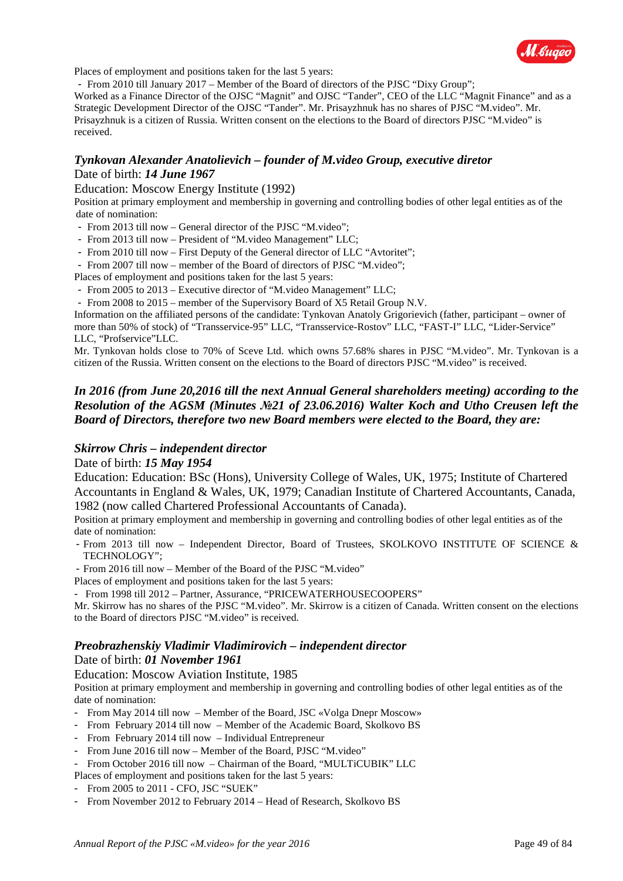Places of employment and positions taken for the last 5 years:

- From 2010 till January 2017 – Member of the Board of directors of the PJSC "Dixy Group";

Worked as a Finance Director of the OJSC "Magnit" and OJSC "Tander", CEO of the LLC "Magnit Finance" and as a Strategic Development Director of the OJSC "Tander". Mr. Prisayzhnuk has no shares of PJSC "M.video". Mr. Prisayzhnuk is a citizen of Russia. Written consent on the elections to the Board of directors PJSC "M.video" is received.

### *Tynkovan Alexander Anatolievich – founder of M.video Group, executive diretor*

Date of birth: ***14 June 1967***

Education: Moscow Energy Institute (1992)

Position at primary employment and membership in governing and controlling bodies of other legal entities as of the date of nomination:

- From 2013 till now – General director of the PJSC "M.video";
- From 2013 till now – President of "M.video Management" LLC;
- From 2010 till now – First Deputy of the General director of LLC "Avtoritet";
- From 2007 till now – member of the Board of directors of PJSC "M.video";

Places of employment and positions taken for the last 5 years:

- From 2005 to 2013 – Executive director of "M.video Management" LLC;
- From 2008 to 2015 – member of the Supervisory Board of X5 Retail Group N.V.

Information on the affiliated persons of the candidate: Tynkovan Anatoly Grigorievich (father, participant – owner of more than 50% of stock) of "Transservice-95" LLC, "Transservice-Rostov" LLC, "FAST-I" LLC, "Lider-Service" LLC, "Profservice"LLC.

Mr. Tynkovan holds close to 70% of Sceve Ltd. which owns 57.68% shares in PJSC "M.video". Mr. Tynkovan is a citizen of the Russia. Written consent on the elections to the Board of directors PJSC "M.video" is received.

***In 2016 (from June 20,2016 till the next Annual General shareholders meeting) according to the Resolution of the AGSM (Minutes №21 of 23.06.2016) Walter Koch and Utho Creusen left the Board of Directors, therefore two new Board members were elected to the Board, they are:***

### *Skirrow Chris – independent director*

Date of birth: ***15 May 1954***

Education: Education: BSc (Hons), University College of Wales, UK, 1975; Institute of Chartered Accountants in England & Wales, UK, 1979; Canadian Institute of Chartered Accountants, Canada, 1982 (now called Chartered Professional Accountants of Canada).

Position at primary employment and membership in governing and controlling bodies of other legal entities as of the date of nomination:

- From 2013 till now – Independent Director, Board of Trustees, SKOLKOVO INSTITUTE OF SCIENCE & TECHNOLOGY";
- From 2016 till now – Member of the Board of the PJSC "M.video"

Places of employment and positions taken for the last 5 years:

- From 1998 till 2012 – Partner, Assurance, "PRICEWATERHOUSECOOPERS"

Mr. Skirrow has no shares of the PJSC "M.video". Mr. Skirrow is a citizen of Canada. Written consent on the elections to the Board of directors PJSC "M.video" is received.

### *Preobrazhenskiy Vladimir Vladimirovich – independent director*

Date of birth: ***01 November 1961***

Education: Moscow Aviation Institute, 1985

Position at primary employment and membership in governing and controlling bodies of other legal entities as of the date of nomination:

- From May 2014 till now – Member of the Board, JSC «Volga Dnepr Moscow»
- From February 2014 till now – Member of the Academic Board, Skolkovo BS
- From February 2014 till now – Individual Entrepreneur
- From June 2016 till now – Member of the Board, PJSC "M.video"
- From October 2016 till now – Chairman of the Board, "MULTiCUBIK" LLC

Places of employment and positions taken for the last 5 years:

- From 2005 to 2011 - CFO, JSC "SUEK"
- From November 2012 to February 2014 – Head of Research, Skolkovo BS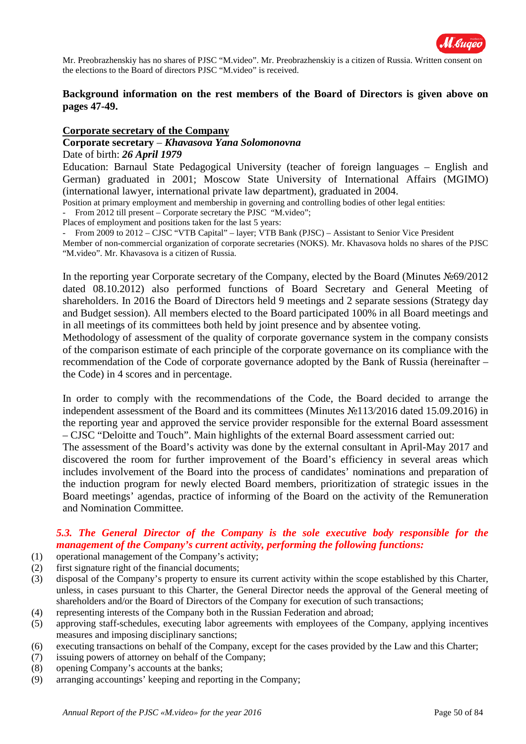Mr. Preobrazhenskiy has no shares of PJSC "M.video". Mr. Preobrazhenskiy is a citizen of Russia. Written consent on the elections to the Board of directors PJSC "M.video" is received.

**Background information on the rest members of the Board of Directors is given above on pages 47-49.**

**Corporate secretary of the Company**

**Corporate secretary** – ***Khavasova Yana Solomonovna***

Date of birth: ***26 April 1979***

Education: Barnaul State Pedagogical University (teacher of foreign languages – English and German) graduated in 2001; Moscow State University of International Affairs (MGIMO) (international lawyer, international private law department), graduated in 2004.

Position at primary employment and membership in governing and controlling bodies of other legal entities:

- From 2012 till present – Corporate secretary the PJSC "M.video";

Places of employment and positions taken for the last 5 years:

- From 2009 to 2012 – CJSC "VTB Capital" – layer; VTB Bank (PJSC) – Assistant to Senior Vice President

Member of non-commercial organization of corporate secretaries (NOKS). Mr. Khavasova holds no shares of the PJSC "M.video". Mr. Khavasova is a citizen of Russia.

In the reporting year Corporate secretary of the Company, elected by the Board (Minutes №69/2012 dated 08.10.2012) also performed functions of Board Secretary and General Meeting of shareholders. In 2016 the Board of Directors held 9 meetings and 2 separate sessions (Strategy day and Budget session). All members elected to the Board participated 100% in all Board meetings and in all meetings of its committees both held by joint presence and by absentee voting.

Methodology of assessment of the quality of corporate governance system in the company consists of the comparison estimate of each principle of the corporate governance on its compliance with the recommendation of the Code of corporate governance adopted by the Bank of Russia (hereinafter – the Code) in 4 scores and in percentage.

In order to comply with the recommendations of the Code, the Board decided to arrange the independent assessment of the Board and its committees (Minutes №113/2016 dated 15.09.2016) in the reporting year and approved the service provider responsible for the external Board assessment – CJSC "Deloitte and Touch". Main highlights of the external Board assessment carried out:

The assessment of the Board's activity was done by the external consultant in April-May 2017 and discovered the room for further improvement of the Board's efficiency in several areas which includes involvement of the Board into the process of candidates' nominations and preparation of the induction program for newly elected Board members, prioritization of strategic issues in the Board meetings' agendas, practice of informing of the Board on the activity of the Remuneration and Nomination Committee.

### *5.3. The General Director of the Company is the sole executive body responsible for the management of the Company's current activity, performing the following functions:*

(1) operational management of the Company's activity;
(2) first signature right of the financial documents;
(3) disposal of the Company's property to ensure its current activity within the scope established by this Charter, unless, in cases pursuant to this Charter, the General Director needs the approval of the General meeting of shareholders and/or the Board of Directors of the Company for execution of such transactions;
(4) representing interests of the Company both in the Russian Federation and abroad;
(5) approving staff-schedules, executing labor agreements with employees of the Company, applying incentives measures and imposing disciplinary sanctions;
(6) executing transactions on behalf of the Company, except for the cases provided by the Law and this Charter;
(7) issuing powers of attorney on behalf of the Company;
(8) opening Company's accounts at the banks;
(9) arranging accountings' keeping and reporting in the Company;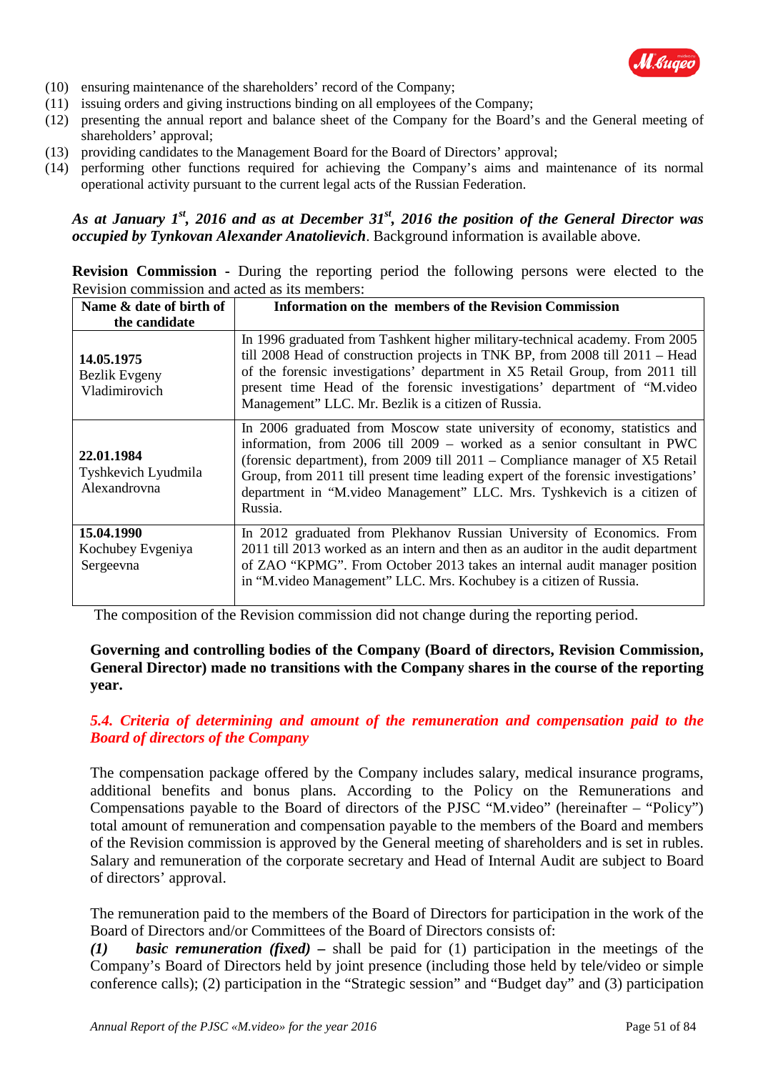(10) ensuring maintenance of the shareholders' record of the Company;
(11) issuing orders and giving instructions binding on all employees of the Company;
(12) presenting the annual report and balance sheet of the Company for the Board's and the General meeting of shareholders' approval;
(13) providing candidates to the Management Board for the Board of Directors' approval;
(14) performing other functions required for achieving the Company's aims and maintenance of its normal operational activity pursuant to the current legal acts of the Russian Federation.

***As at January 1st, 2016 and as at December 31st, 2016 the position of the General Director was occupied by Tynkovan Alexander Anatolievich***. Background information is available above.

**Revision Commission -** During the reporting period the following persons were elected to the Revision commission and acted as its members:

| Name & date of birth of the candidate | Information on the members of the Revision Commission |
|---|---|
| **14.05.1975** Bezlik Evgeny Vladimirovich | In 1996 graduated from Tashkent higher military-technical academy. From 2005 till 2008 Head of construction projects in TNK BP, from 2008 till 2011 – Head of the forensic investigations' department in X5 Retail Group, from 2011 till present time Head of the forensic investigations' department of "M.video Management" LLC. Mr. Bezlik is a citizen of Russia. |
| **22.01.1984** Tyshkevich Lyudmila Alexandrovna | In 2006 graduated from Moscow state university of economy, statistics and information, from 2006 till 2009 – worked as a senior consultant in PWC (forensic department), from 2009 till 2011 – Compliance manager of X5 Retail Group, from 2011 till present time leading expert of the forensic investigations' department in "M.video Management" LLC. Mrs. Tyshkevich is a citizen of Russia. |
| **15.04.1990** Kochubey Evgeniya Sergeevna | In 2012 graduated from Plekhanov Russian University of Economics. From 2011 till 2013 worked as an intern and then as an auditor in the audit department of ZAO "KPMG". From October 2013 takes an internal audit manager position in "M.video Management" LLC. Mrs. Kochubey is a citizen of Russia. |

The composition of the Revision commission did not change during the reporting period.

**Governing and controlling bodies of the Company (Board of directors, Revision Commission, General Director) made no transitions with the Company shares in the course of the reporting year.**

### *5.4. Criteria of determining and amount of the remuneration and compensation paid to the Board of directors of the Company*

The compensation package offered by the Company includes salary, medical insurance programs, additional benefits and bonus plans. According to the Policy on the Remunerations and Compensations payable to the Board of directors of the PJSC "M.video" (hereinafter – "Policy") total amount of remuneration and compensation payable to the members of the Board and members of the Revision commission is approved by the General meeting of shareholders and is set in rubles. Salary and remuneration of the corporate secretary and Head of Internal Audit are subject to Board of directors' approval.

The remuneration paid to the members of the Board of Directors for participation in the work of the Board of Directors and/or Committees of the Board of Directors consists of:
***(1) basic remuneration (fixed) –*** shall be paid for (1) participation in the meetings of the Company's Board of Directors held by joint presence (including those held by tele/video or simple conference calls); (2) participation in the "Strategic session" and "Budget day" and (3) participation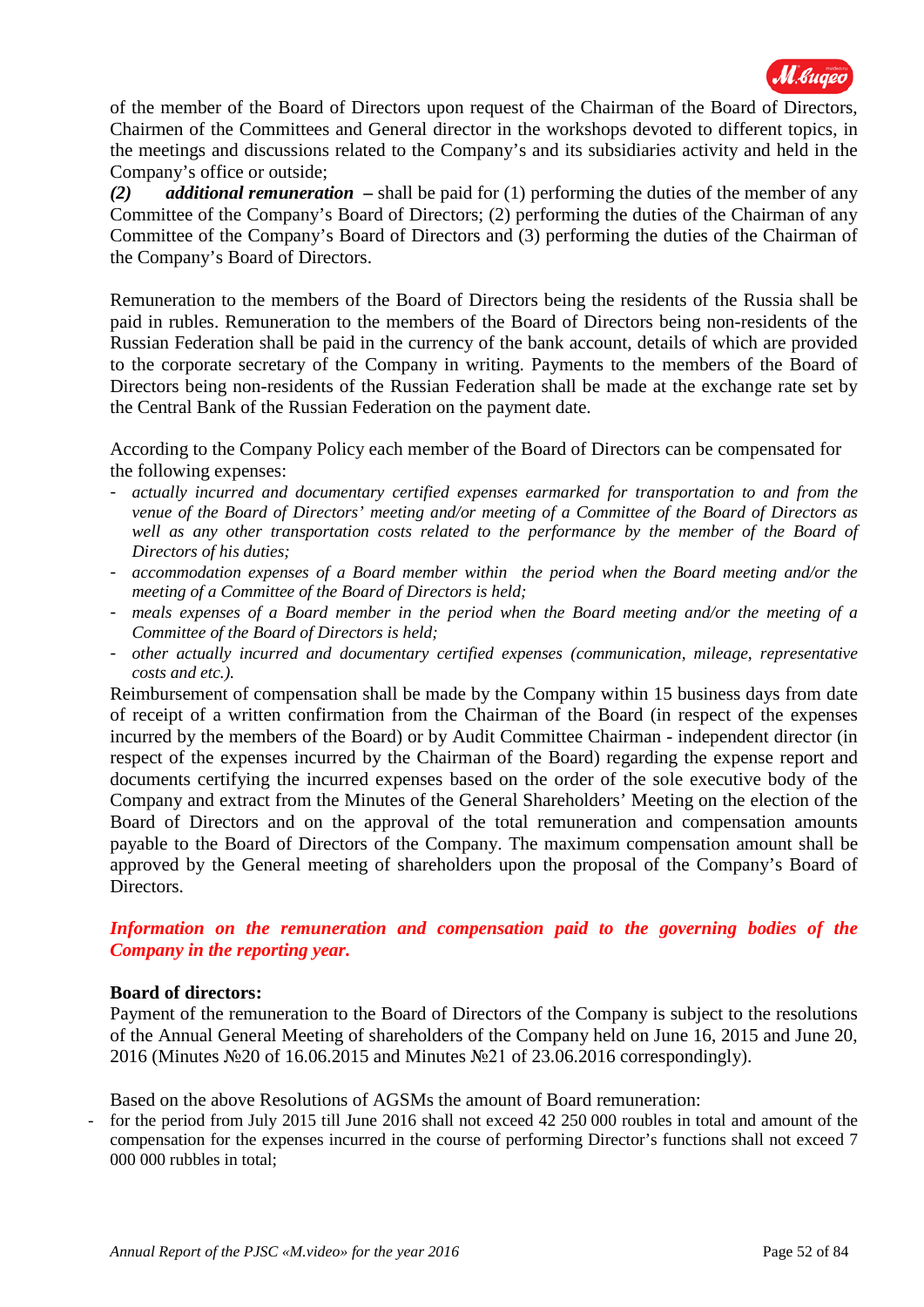of the member of the Board of Directors upon request of the Chairman of the Board of Directors, Chairmen of the Committees and General director in the workshops devoted to different topics, in the meetings and discussions related to the Company's and its subsidiaries activity and held in the Company's office or outside;

***(2) additional remuneration*** **–** shall be paid for (1) performing the duties of the member of any Committee of the Company's Board of Directors; (2) performing the duties of the Chairman of any Committee of the Company's Board of Directors and (3) performing the duties of the Chairman of the Company's Board of Directors.

Remuneration to the members of the Board of Directors being the residents of the Russia shall be paid in rubles. Remuneration to the members of the Board of Directors being non-residents of the Russian Federation shall be paid in the currency of the bank account, details of which are provided to the corporate secretary of the Company in writing. Payments to the members of the Board of Directors being non-residents of the Russian Federation shall be made at the exchange rate set by the Central Bank of the Russian Federation on the payment date.

According to the Company Policy each member of the Board of Directors can be compensated for the following expenses:

- *actually incurred and documentary certified expenses earmarked for transportation to and from the venue of the Board of Directors' meeting and/or meeting of a Committee of the Board of Directors as well as any other transportation costs related to the performance by the member of the Board of Directors of his duties;*
- *accommodation expenses of a Board member within the period when the Board meeting and/or the meeting of a Committee of the Board of Directors is held;*
- *meals expenses of a Board member in the period when the Board meeting and/or the meeting of a Committee of the Board of Directors is held;*
- *other actually incurred and documentary certified expenses (communication, mileage, representative costs and etc.).*

Reimbursement of compensation shall be made by the Company within 15 business days from date of receipt of a written confirmation from the Chairman of the Board (in respect of the expenses incurred by the members of the Board) or by Audit Committee Chairman - independent director (in respect of the expenses incurred by the Chairman of the Board) regarding the expense report and documents certifying the incurred expenses based on the order of the sole executive body of the Company and extract from the Minutes of the General Shareholders' Meeting on the election of the Board of Directors and on the approval of the total remuneration and compensation amounts payable to the Board of Directors of the Company. The maximum compensation amount shall be approved by the General meeting of shareholders upon the proposal of the Company's Board of Directors.

***Information on the remuneration and compensation paid to the governing bodies of the Company in the reporting year.***

**Board of directors:**

Payment of the remuneration to the Board of Directors of the Company is subject to the resolutions of the Annual General Meeting of shareholders of the Company held on June 16, 2015 and June 20, 2016 (Minutes №20 of 16.06.2015 and Minutes №21 of 23.06.2016 correspondingly).

Based on the above Resolutions of AGSMs the amount of Board remuneration:

- for the period from July 2015 till June 2016 shall not exceed 42 250 000 roubles in total and amount of the compensation for the expenses incurred in the course of performing Director's functions shall not exceed 7 000 000 rubbles in total;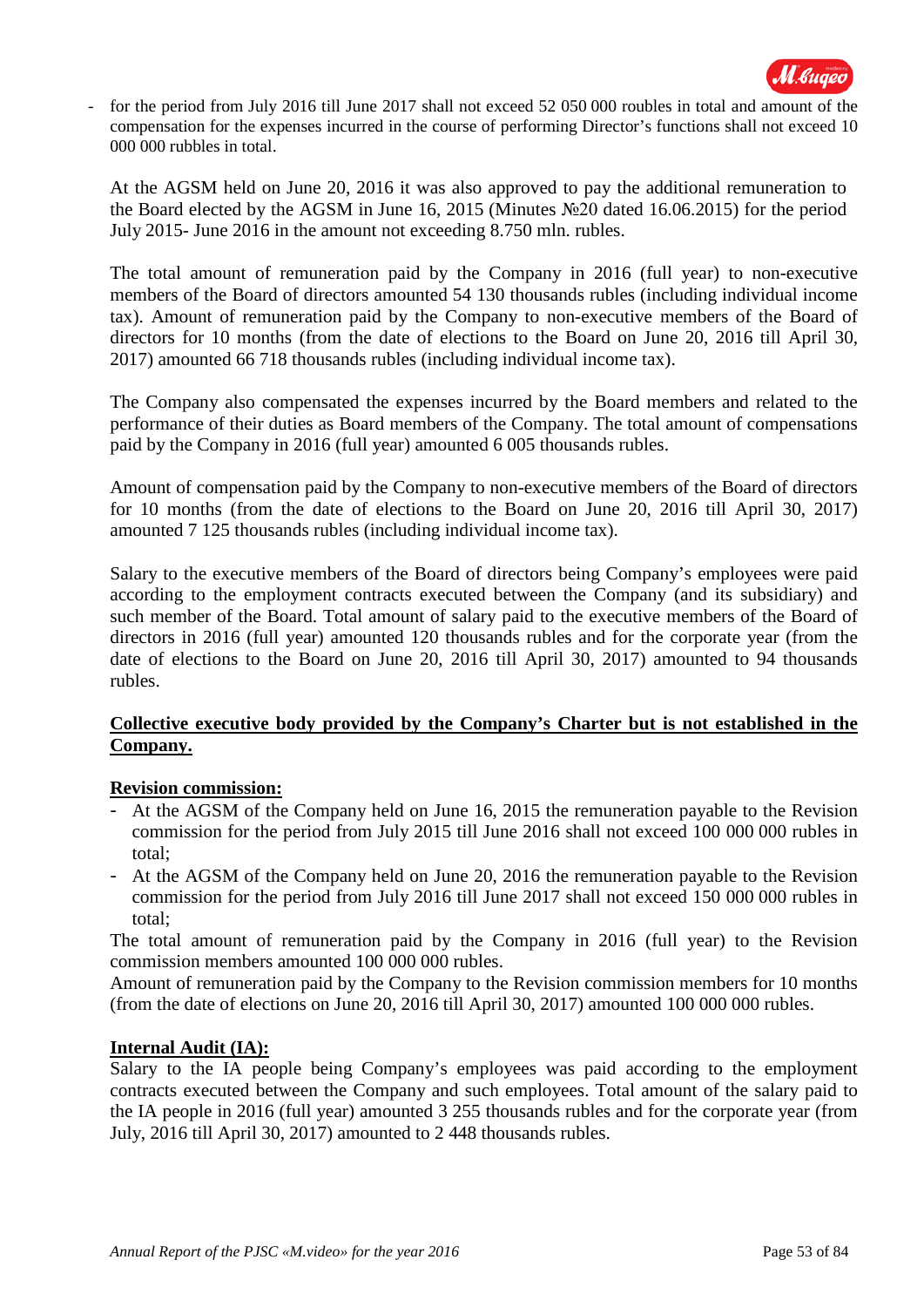- for the period from July 2016 till June 2017 shall not exceed 52 050 000 roubles in total and amount of the compensation for the expenses incurred in the course of performing Director's functions shall not exceed 10 000 000 rubbles in total.

At the AGSM held on June 20, 2016 it was also approved to pay the additional remuneration to the Board elected by the AGSM in June 16, 2015 (Minutes №20 dated 16.06.2015) for the period July 2015- June 2016 in the amount not exceeding 8.750 mln. rubles.

The total amount of remuneration paid by the Company in 2016 (full year) to non-executive members of the Board of directors amounted 54 130 thousands rubles (including individual income tax). Amount of remuneration paid by the Company to non-executive members of the Board of directors for 10 months (from the date of elections to the Board on June 20, 2016 till April 30, 2017) amounted 66 718 thousands rubles (including individual income tax).

The Company also compensated the expenses incurred by the Board members and related to the performance of their duties as Board members of the Company. The total amount of compensations paid by the Company in 2016 (full year) amounted 6 005 thousands rubles.

Amount of compensation paid by the Company to non-executive members of the Board of directors for 10 months (from the date of elections to the Board on June 20, 2016 till April 30, 2017) amounted 7 125 thousands rubles (including individual income tax).

Salary to the executive members of the Board of directors being Company's employees were paid according to the employment contracts executed between the Company (and its subsidiary) and such member of the Board. Total amount of salary paid to the executive members of the Board of directors in 2016 (full year) amounted 120 thousands rubles and for the corporate year (from the date of elections to the Board on June 20, 2016 till April 30, 2017) amounted to 94 thousands rubles.

**Collective executive body provided by the Company's Charter but is not established in the Company.**

**Revision commission:**

- At the AGSM of the Company held on June 16, 2015 the remuneration payable to the Revision commission for the period from July 2015 till June 2016 shall not exceed 100 000 000 rubles in total;
- At the AGSM of the Company held on June 20, 2016 the remuneration payable to the Revision commission for the period from July 2016 till June 2017 shall not exceed 150 000 000 rubles in total;

The total amount of remuneration paid by the Company in 2016 (full year) to the Revision commission members amounted 100 000 000 rubles.
Amount of remuneration paid by the Company to the Revision commission members for 10 months (from the date of elections on June 20, 2016 till April 30, 2017) amounted 100 000 000 rubles.

**Internal Audit (IA):**

Salary to the IA people being Company's employees was paid according to the employment contracts executed between the Company and such employees. Total amount of the salary paid to the IA people in 2016 (full year) amounted 3 255 thousands rubles and for the corporate year (from July, 2016 till April 30, 2017) amounted to 2 448 thousands rubles.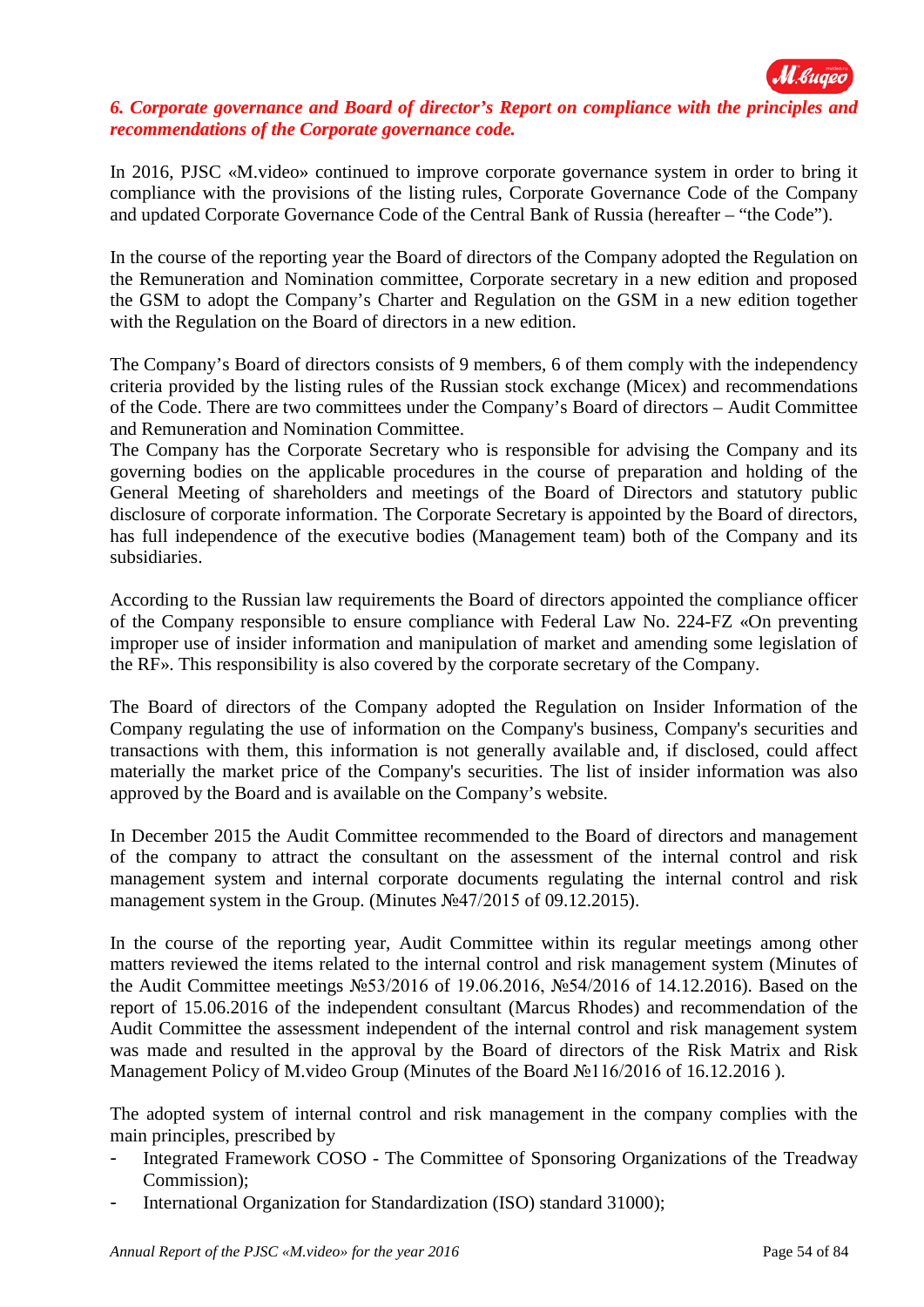## *6. Corporate governance and Board of director's Report on compliance with the principles and recommendations of the Corporate governance code.*

In 2016, PJSC «M.video» continued to improve corporate governance system in order to bring it compliance with the provisions of the listing rules, Corporate Governance Code of the Company and updated Corporate Governance Code of the Central Bank of Russia (hereafter – "the Code").

In the course of the reporting year the Board of directors of the Company adopted the Regulation on the Remuneration and Nomination committee, Corporate secretary in a new edition and proposed the GSM to adopt the Company's Charter and Regulation on the GSM in a new edition together with the Regulation on the Board of directors in a new edition.

The Company's Board of directors consists of 9 members, 6 of them comply with the independency criteria provided by the listing rules of the Russian stock exchange (Micex) and recommendations of the Code. There are two committees under the Company's Board of directors – Audit Committee and Remuneration and Nomination Committee.

The Company has the Corporate Secretary who is responsible for advising the Company and its governing bodies on the applicable procedures in the course of preparation and holding of the General Meeting of shareholders and meetings of the Board of Directors and statutory public disclosure of corporate information. The Corporate Secretary is appointed by the Board of directors, has full independence of the executive bodies (Management team) both of the Company and its subsidiaries.

According to the Russian law requirements the Board of directors appointed the compliance officer of the Company responsible to ensure compliance with Federal Law No. 224-FZ «On preventing improper use of insider information and manipulation of market and amending some legislation of the RF». This responsibility is also covered by the corporate secretary of the Company.

The Board of directors of the Company adopted the Regulation on Insider Information of the Company regulating the use of information on the Company's business, Company's securities and transactions with them, this information is not generally available and, if disclosed, could affect materially the market price of the Company's securities. The list of insider information was also approved by the Board and is available on the Company's website.

In December 2015 the Audit Committee recommended to the Board of directors and management of the company to attract the consultant on the assessment of the internal control and risk management system and internal corporate documents regulating the internal control and risk management system in the Group. (Minutes №47/2015 of 09.12.2015).

In the course of the reporting year, Audit Committee within its regular meetings among other matters reviewed the items related to the internal control and risk management system (Minutes of the Audit Committee meetings №53/2016 of 19.06.2016, №54/2016 of 14.12.2016). Based on the report of 15.06.2016 of the independent consultant (Marcus Rhodes) and recommendation of the Audit Committee the assessment independent of the internal control and risk management system was made and resulted in the approval by the Board of directors of the Risk Matrix and Risk Management Policy of M.video Group (Minutes of the Board №116/2016 of 16.12.2016 ).

The adopted system of internal control and risk management in the company complies with the main principles, prescribed by

- Integrated Framework COSO - The Committee of Sponsoring Organizations of the Treadway Commission);
- International Organization for Standardization (ISO) standard 31000);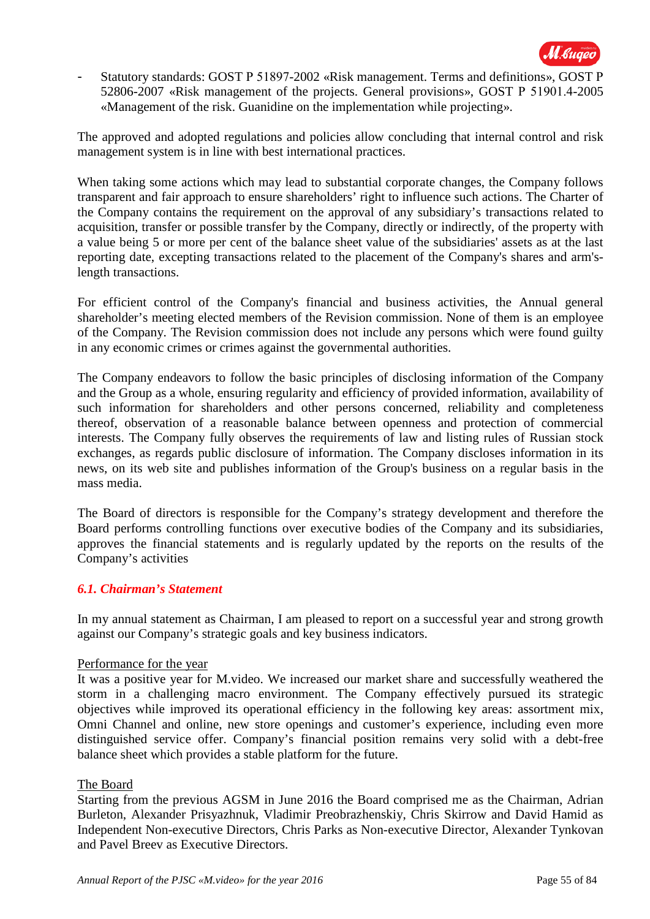- Statutory standards: GOST P 51897-2002 «Risk management. Terms and definitions», GOST P 52806-2007 «Risk management of the projects. General provisions», GOST P 51901.4-2005 «Management of the risk. Guanidine on the implementation while projecting».

The approved and adopted regulations and policies allow concluding that internal control and risk management system is in line with best international practices.

When taking some actions which may lead to substantial corporate changes, the Company follows transparent and fair approach to ensure shareholders' right to influence such actions. The Charter of the Company contains the requirement on the approval of any subsidiary's transactions related to acquisition, transfer or possible transfer by the Company, directly or indirectly, of the property with a value being 5 or more per cent of the balance sheet value of the subsidiaries' assets as at the last reporting date, excepting transactions related to the placement of the Company's shares and arm's-length transactions.

For efficient control of the Company's financial and business activities, the Annual general shareholder's meeting elected members of the Revision commission. None of them is an employee of the Company. The Revision commission does not include any persons which were found guilty in any economic crimes or crimes against the governmental authorities.

The Company endeavors to follow the basic principles of disclosing information of the Company and the Group as a whole, ensuring regularity and efficiency of provided information, availability of such information for shareholders and other persons concerned, reliability and completeness thereof, observation of a reasonable balance between openness and protection of commercial interests. The Company fully observes the requirements of law and listing rules of Russian stock exchanges, as regards public disclosure of information. The Company discloses information in its news, on its web site and publishes information of the Group's business on a regular basis in the mass media.

The Board of directors is responsible for the Company's strategy development and therefore the Board performs controlling functions over executive bodies of the Company and its subsidiaries, approves the financial statements and is regularly updated by the reports on the results of the Company's activities

### *6.1. Chairman's Statement*

In my annual statement as Chairman, I am pleased to report on a successful year and strong growth against our Company's strategic goals and key business indicators.

Performance for the year

It was a positive year for M.video. We increased our market share and successfully weathered the storm in a challenging macro environment. The Company effectively pursued its strategic objectives while improved its operational efficiency in the following key areas: assortment mix, Omni Channel and online, new store openings and customer's experience, including even more distinguished service offer. Company's financial position remains very solid with a debt-free balance sheet which provides a stable platform for the future.

The Board

Starting from the previous AGSM in June 2016 the Board comprised me as the Chairman, Adrian Burleton, Alexander Prisyazhnuk, Vladimir Preobrazhenskiy, Chris Skirrow and David Hamid as Independent Non-executive Directors, Chris Parks as Non-executive Director, Alexander Tynkovan and Pavel Breev as Executive Directors.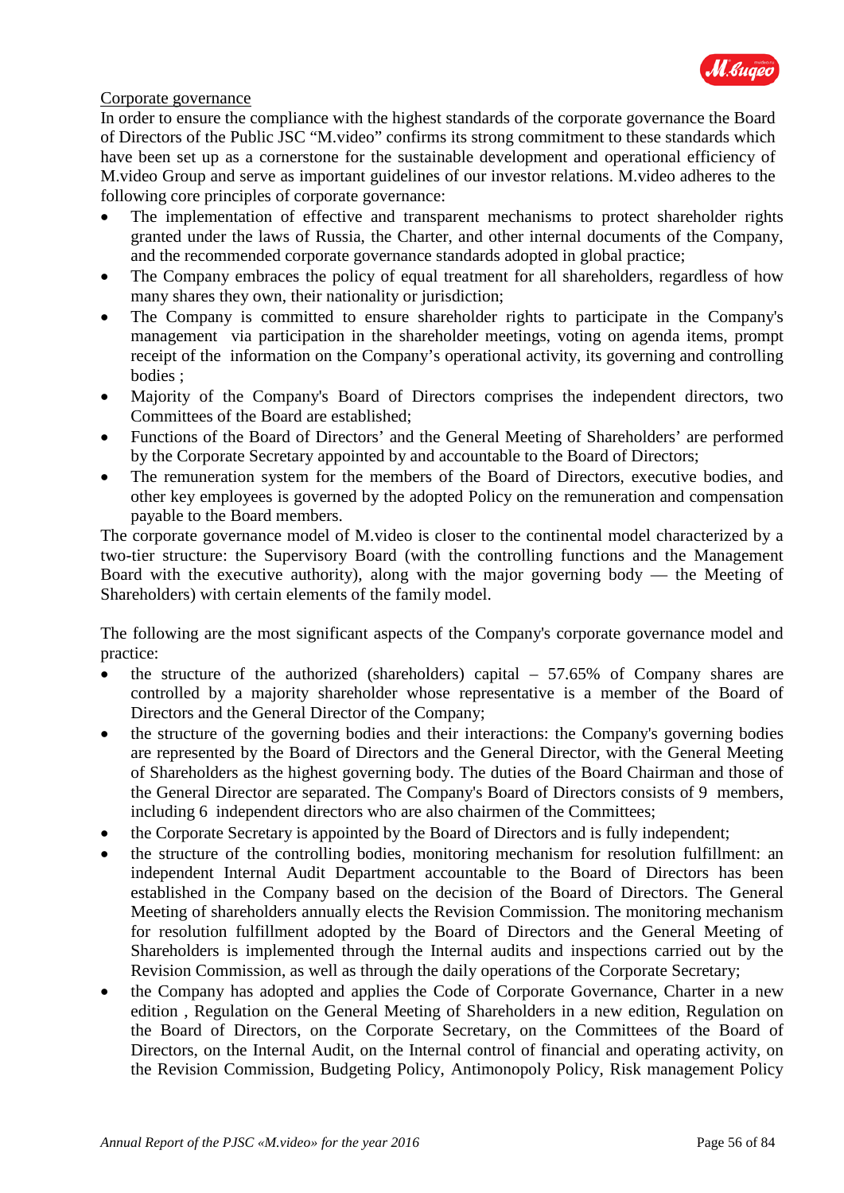Corporate governance

In order to ensure the compliance with the highest standards of the corporate governance the Board of Directors of the Public JSC "M.video" confirms its strong commitment to these standards which have been set up as a cornerstone for the sustainable development and operational efficiency of M.video Group and serve as important guidelines of our investor relations. M.video adheres to the following core principles of corporate governance:

- The implementation of effective and transparent mechanisms to protect shareholder rights granted under the laws of Russia, the Charter, and other internal documents of the Company, and the recommended corporate governance standards adopted in global practice;
- The Company embraces the policy of equal treatment for all shareholders, regardless of how many shares they own, their nationality or jurisdiction;
- The Company is committed to ensure shareholder rights to participate in the Company's management via participation in the shareholder meetings, voting on agenda items, prompt receipt of the information on the Company's operational activity, its governing and controlling bodies ;
- Majority of the Company's Board of Directors comprises the independent directors, two Committees of the Board are established;
- Functions of the Board of Directors' and the General Meeting of Shareholders' are performed by the Corporate Secretary appointed by and accountable to the Board of Directors;
- The remuneration system for the members of the Board of Directors, executive bodies, and other key employees is governed by the adopted Policy on the remuneration and compensation payable to the Board members.

The corporate governance model of M.video is closer to the continental model characterized by a two-tier structure: the Supervisory Board (with the controlling functions and the Management Board with the executive authority), along with the major governing body — the Meeting of Shareholders) with certain elements of the family model.

The following are the most significant aspects of the Company's corporate governance model and practice:

- the structure of the authorized (shareholders) capital – 57.65% of Company shares are controlled by a majority shareholder whose representative is a member of the Board of Directors and the General Director of the Company;
- the structure of the governing bodies and their interactions: the Company's governing bodies are represented by the Board of Directors and the General Director, with the General Meeting of Shareholders as the highest governing body. The duties of the Board Chairman and those of the General Director are separated. The Company's Board of Directors consists of 9 members, including 6 independent directors who are also chairmen of the Committees;
- the Corporate Secretary is appointed by the Board of Directors and is fully independent;
- the structure of the controlling bodies, monitoring mechanism for resolution fulfillment: an independent Internal Audit Department accountable to the Board of Directors has been established in the Company based on the decision of the Board of Directors. The General Meeting of shareholders annually elects the Revision Commission. The monitoring mechanism for resolution fulfillment adopted by the Board of Directors and the General Meeting of Shareholders is implemented through the Internal audits and inspections carried out by the Revision Commission, as well as through the daily operations of the Corporate Secretary;
- the Company has adopted and applies the Code of Corporate Governance, Charter in a new edition , Regulation on the General Meeting of Shareholders in a new edition, Regulation on the Board of Directors, on the Corporate Secretary, on the Committees of the Board of Directors, on the Internal Audit, on the Internal control of financial and operating activity, on the Revision Commission, Budgeting Policy, Antimonopoly Policy, Risk management Policy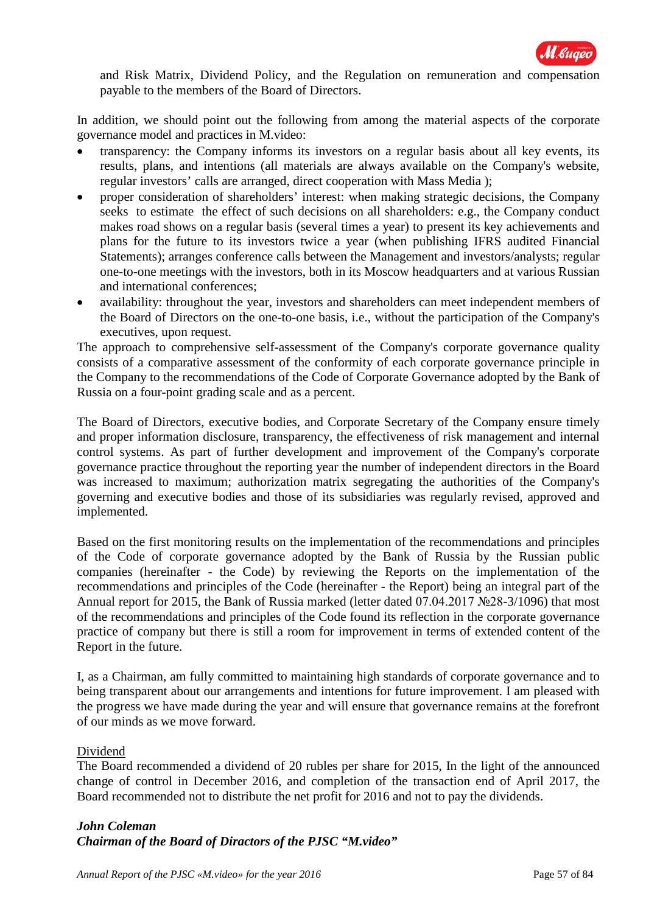and Risk Matrix, Dividend Policy, and the Regulation on remuneration and compensation payable to the members of the Board of Directors.

In addition, we should point out the following from among the material aspects of the corporate governance model and practices in M.video:

- transparency: the Company informs its investors on a regular basis about all key events, its results, plans, and intentions (all materials are always available on the Company's website, regular investors' calls are arranged, direct cooperation with Mass Media );
- proper consideration of shareholders' interest: when making strategic decisions, the Company seeks to estimate the effect of such decisions on all shareholders: e.g., the Company conduct makes road shows on a regular basis (several times a year) to present its key achievements and plans for the future to its investors twice a year (when publishing IFRS audited Financial Statements); arranges conference calls between the Management and investors/analysts; regular one-to-one meetings with the investors, both in its Moscow headquarters and at various Russian and international conferences;
- availability: throughout the year, investors and shareholders can meet independent members of the Board of Directors on the one-to-one basis, i.e., without the participation of the Company's executives, upon request.

The approach to comprehensive self-assessment of the Company's corporate governance quality consists of a comparative assessment of the conformity of each corporate governance principle in the Company to the recommendations of the Code of Corporate Governance adopted by the Bank of Russia on a four-point grading scale and as a percent.

The Board of Directors, executive bodies, and Corporate Secretary of the Company ensure timely and proper information disclosure, transparency, the effectiveness of risk management and internal control systems. As part of further development and improvement of the Company's corporate governance practice throughout the reporting year the number of independent directors in the Board was increased to maximum; authorization matrix segregating the authorities of the Company's governing and executive bodies and those of its subsidiaries was regularly revised, approved and implemented.

Based on the first monitoring results on the implementation of the recommendations and principles of the Code of corporate governance adopted by the Bank of Russia by the Russian public companies (hereinafter - the Code) by reviewing the Reports on the implementation of the recommendations and principles of the Code (hereinafter - the Report) being an integral part of the Annual report for 2015, the Bank of Russia marked (letter dated 07.04.2017 №28-3/1096) that most of the recommendations and principles of the Code found its reflection in the corporate governance practice of company but there is still a room for improvement in terms of extended content of the Report in the future.

I, as a Chairman, am fully committed to maintaining high standards of corporate governance and to being transparent about our arrangements and intentions for future improvement. I am pleased with the progress we have made during the year and will ensure that governance remains at the forefront of our minds as we move forward.

<u>Dividend</u>

The Board recommended a dividend of 20 rubles per share for 2015, In the light of the announced change of control in December 2016, and completion of the transaction end of April 2017, the Board recommended not to distribute the net profit for 2016 and not to pay the dividends.

***John Coleman***
***Chairman of the Board of Directors of the PJSC "M.video"***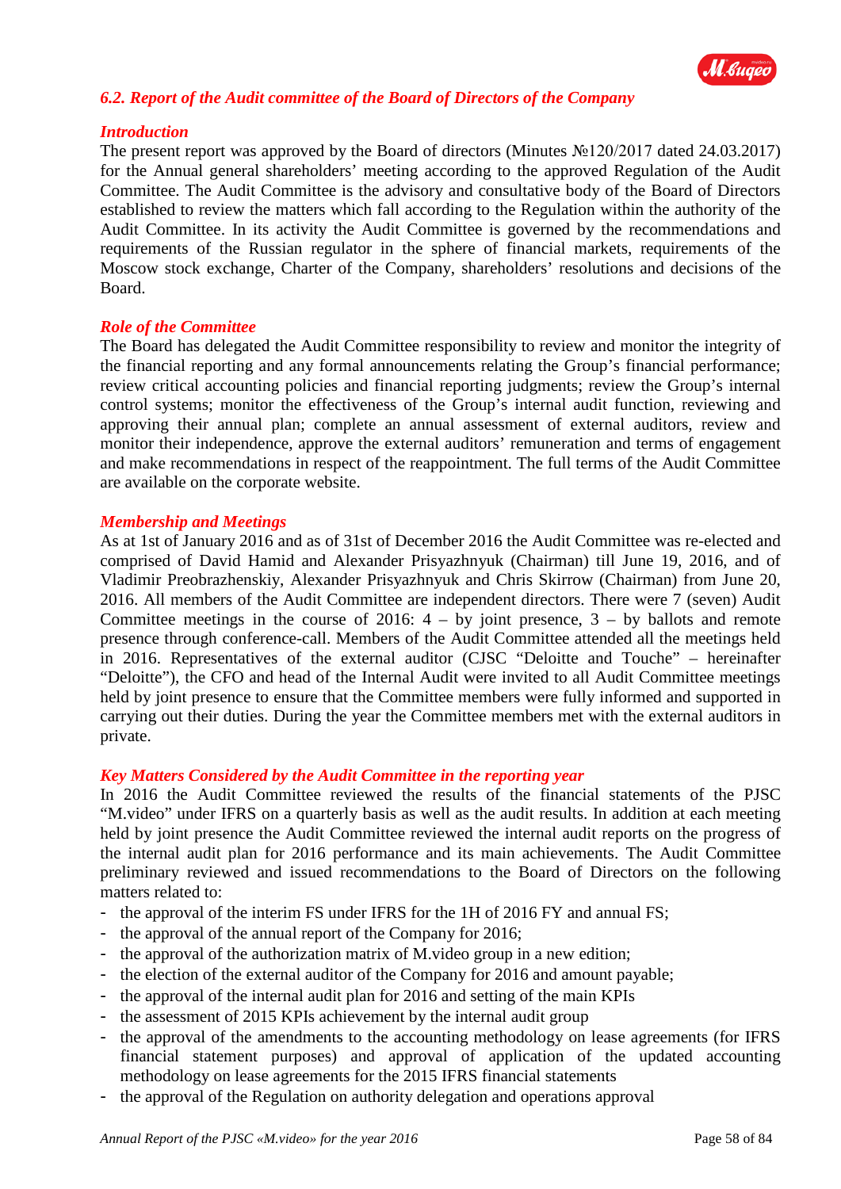### *6.2. Report of the Audit committee of the Board of Directors of the Company*

#### *Introduction*

The present report was approved by the Board of directors (Minutes №120/2017 dated 24.03.2017) for the Annual general shareholders' meeting according to the approved Regulation of the Audit Committee. The Audit Committee is the advisory and consultative body of the Board of Directors established to review the matters which fall according to the Regulation within the authority of the Audit Committee. In its activity the Audit Committee is governed by the recommendations and requirements of the Russian regulator in the sphere of financial markets, requirements of the Moscow stock exchange, Charter of the Company, shareholders' resolutions and decisions of the Board.

#### *Role of the Committee*

The Board has delegated the Audit Committee responsibility to review and monitor the integrity of the financial reporting and any formal announcements relating the Group's financial performance; review critical accounting policies and financial reporting judgments; review the Group's internal control systems; monitor the effectiveness of the Group's internal audit function, reviewing and approving their annual plan; complete an annual assessment of external auditors, review and monitor their independence, approve the external auditors' remuneration and terms of engagement and make recommendations in respect of the reappointment. The full terms of the Audit Committee are available on the corporate website.

#### *Membership and Meetings*

As at 1st of January 2016 and as of 31st of December 2016 the Audit Committee was re-elected and comprised of David Hamid and Alexander Prisyazhnyuk (Chairman) till June 19, 2016, and of Vladimir Preobrazhenskiy, Alexander Prisyazhnyuk and Chris Skirrow (Chairman) from June 20, 2016. All members of the Audit Committee are independent directors. There were 7 (seven) Audit Committee meetings in the course of 2016: 4 – by joint presence, 3 – by ballots and remote presence through conference-call. Members of the Audit Committee attended all the meetings held in 2016. Representatives of the external auditor (CJSC "Deloitte and Touche" – hereinafter "Deloitte"), the CFO and head of the Internal Audit were invited to all Audit Committee meetings held by joint presence to ensure that the Committee members were fully informed and supported in carrying out their duties. During the year the Committee members met with the external auditors in private.

#### *Key Matters Considered by the Audit Committee in the reporting year*

In 2016 the Audit Committee reviewed the results of the financial statements of the PJSC "M.video" under IFRS on a quarterly basis as well as the audit results. In addition at each meeting held by joint presence the Audit Committee reviewed the internal audit reports on the progress of the internal audit plan for 2016 performance and its main achievements. The Audit Committee preliminary reviewed and issued recommendations to the Board of Directors on the following matters related to:

- the approval of the interim FS under IFRS for the 1H of 2016 FY and annual FS;
- the approval of the annual report of the Company for 2016;
- the approval of the authorization matrix of M.video group in a new edition;
- the election of the external auditor of the Company for 2016 and amount payable;
- the approval of the internal audit plan for 2016 and setting of the main KPIs
- the assessment of 2015 KPIs achievement by the internal audit group
- the approval of the amendments to the accounting methodology on lease agreements (for IFRS financial statement purposes) and approval of application of the updated accounting methodology on lease agreements for the 2015 IFRS financial statements
- the approval of the Regulation on authority delegation and operations approval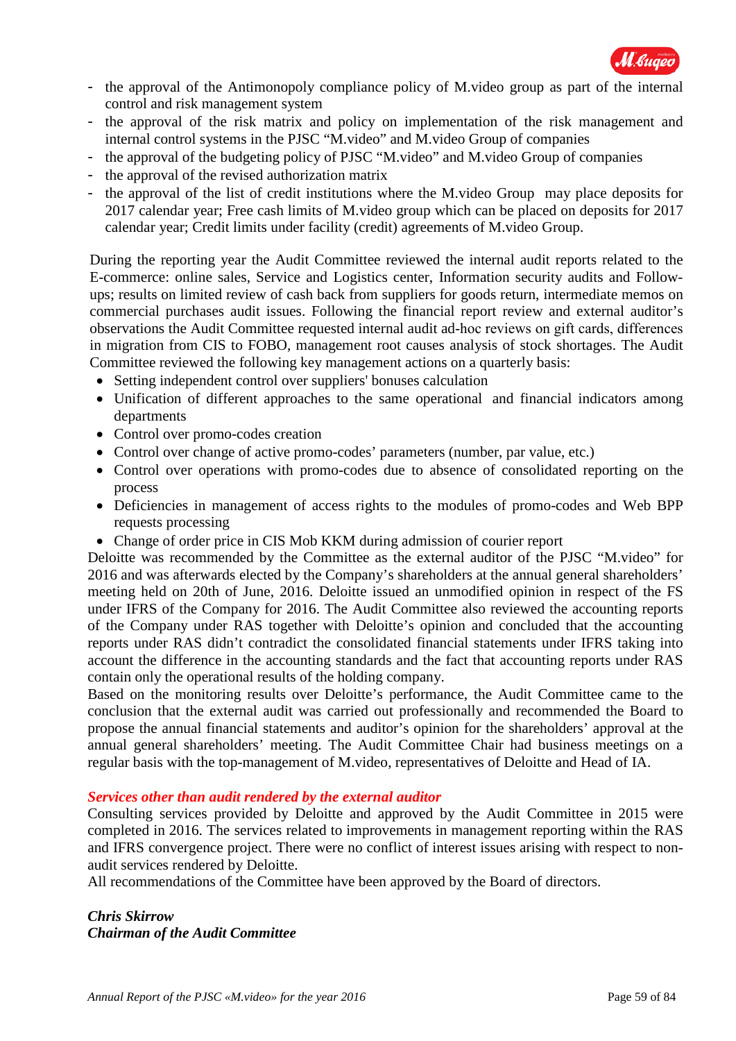- the approval of the Antimonopoly compliance policy of M.video group as part of the internal control and risk management system
- the approval of the risk matrix and policy on implementation of the risk management and internal control systems in the PJSC "M.video" and M.video Group of companies
- the approval of the budgeting policy of PJSC "M.video" and M.video Group of companies
- the approval of the revised authorization matrix
- the approval of the list of credit institutions where the M.video Group may place deposits for 2017 calendar year; Free cash limits of M.video group which can be placed on deposits for 2017 calendar year; Credit limits under facility (credit) agreements of M.video Group.

During the reporting year the Audit Committee reviewed the internal audit reports related to the E-commerce: online sales, Service and Logistics center, Information security audits and Follow-ups; results on limited review of cash back from suppliers for goods return, intermediate memos on commercial purchases audit issues. Following the financial report review and external auditor's observations the Audit Committee requested internal audit ad-hoc reviews on gift cards, differences in migration from CIS to FOBO, management root causes analysis of stock shortages. The Audit Committee reviewed the following key management actions on a quarterly basis:

- Setting independent control over suppliers' bonuses calculation
- Unification of different approaches to the same operational and financial indicators among departments
- Control over promo-codes creation
- Control over change of active promo-codes' parameters (number, par value, etc.)
- Control over operations with promo-codes due to absence of consolidated reporting on the process
- Deficiencies in management of access rights to the modules of promo-codes and Web BPP requests processing
- Change of order price in CIS Mob KKM during admission of courier report

Deloitte was recommended by the Committee as the external auditor of the PJSC "M.video" for 2016 and was afterwards elected by the Company's shareholders at the annual general shareholders' meeting held on 20th of June, 2016. Deloitte issued an unmodified opinion in respect of the FS under IFRS of the Company for 2016. The Audit Committee also reviewed the accounting reports of the Company under RAS together with Deloitte's opinion and concluded that the accounting reports under RAS didn't contradict the consolidated financial statements under IFRS taking into account the difference in the accounting standards and the fact that accounting reports under RAS contain only the operational results of the holding company.

Based on the monitoring results over Deloitte's performance, the Audit Committee came to the conclusion that the external audit was carried out professionally and recommended the Board to propose the annual financial statements and auditor's opinion for the shareholders' approval at the annual general shareholders' meeting. The Audit Committee Chair had business meetings on a regular basis with the top-management of M.video, representatives of Deloitte and Head of IA.

***Services other than audit rendered by the external auditor***

Consulting services provided by Deloitte and approved by the Audit Committee in 2015 were completed in 2016. The services related to improvements in management reporting within the RAS and IFRS convergence project. There were no conflict of interest issues arising with respect to non-audit services rendered by Deloitte.

All recommendations of the Committee have been approved by the Board of directors.

***Chris Skirrow***
***Chairman of the Audit Committee***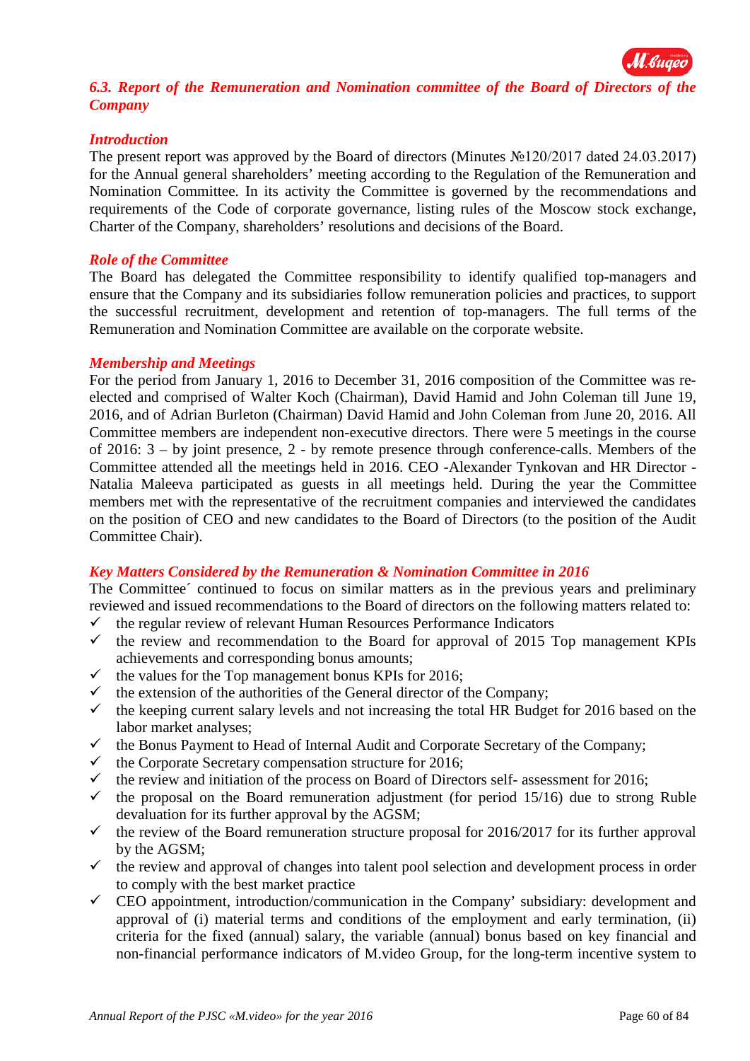## *6.3. Report of the Remuneration and Nomination committee of the Board of Directors of the Company*

### *Introduction*

The present report was approved by the Board of directors (Minutes №120/2017 dated 24.03.2017) for the Annual general shareholders' meeting according to the Regulation of the Remuneration and Nomination Committee. In its activity the Committee is governed by the recommendations and requirements of the Code of corporate governance, listing rules of the Moscow stock exchange, Charter of the Company, shareholders' resolutions and decisions of the Board.

### *Role of the Committee*

The Board has delegated the Committee responsibility to identify qualified top-managers and ensure that the Company and its subsidiaries follow remuneration policies and practices, to support the successful recruitment, development and retention of top-managers. The full terms of the Remuneration and Nomination Committee are available on the corporate website.

### *Membership and Meetings*

For the period from January 1, 2016 to December 31, 2016 composition of the Committee was re-elected and comprised of Walter Koch (Chairman), David Hamid and John Coleman till June 19, 2016, and of Adrian Burleton (Chairman) David Hamid and John Coleman from June 20, 2016. All Committee members are independent non-executive directors. There were 5 meetings in the course of 2016: 3 – by joint presence, 2 - by remote presence through conference-calls. Members of the Committee attended all the meetings held in 2016. CEO -Alexander Tynkovan and HR Director - Natalia Maleeva participated as guests in all meetings held. During the year the Committee members met with the representative of the recruitment companies and interviewed the candidates on the position of CEO and new candidates to the Board of Directors (to the position of the Audit Committee Chair).

### *Key Matters Considered by the Remuneration & Nomination Committee in 2016*

The Committee´ continued to focus on similar matters as in the previous years and preliminary reviewed and issued recommendations to the Board of directors on the following matters related to:

- ✓ the regular review of relevant Human Resources Performance Indicators
- ✓ the review and recommendation to the Board for approval of 2015 Top management KPIs achievements and corresponding bonus amounts;
- ✓ the values for the Top management bonus KPIs for 2016;
- ✓ the extension of the authorities of the General director of the Company;
- ✓ the keeping current salary levels and not increasing the total HR Budget for 2016 based on the labor market analyses;
- ✓ the Bonus Payment to Head of Internal Audit and Corporate Secretary of the Company;
- ✓ the Corporate Secretary compensation structure for 2016;
- ✓ the review and initiation of the process on Board of Directors self- assessment for 2016;
- ✓ the proposal on the Board remuneration adjustment (for period 15/16) due to strong Ruble devaluation for its further approval by the AGSM;
- ✓ the review of the Board remuneration structure proposal for 2016/2017 for its further approval by the AGSM;
- ✓ the review and approval of changes into talent pool selection and development process in order to comply with the best market practice
- ✓ CEO appointment, introduction/communication in the Company' subsidiary: development and approval of (i) material terms and conditions of the employment and early termination, (ii) criteria for the fixed (annual) salary, the variable (annual) bonus based on key financial and non-financial performance indicators of M.video Group, for the long-term incentive system to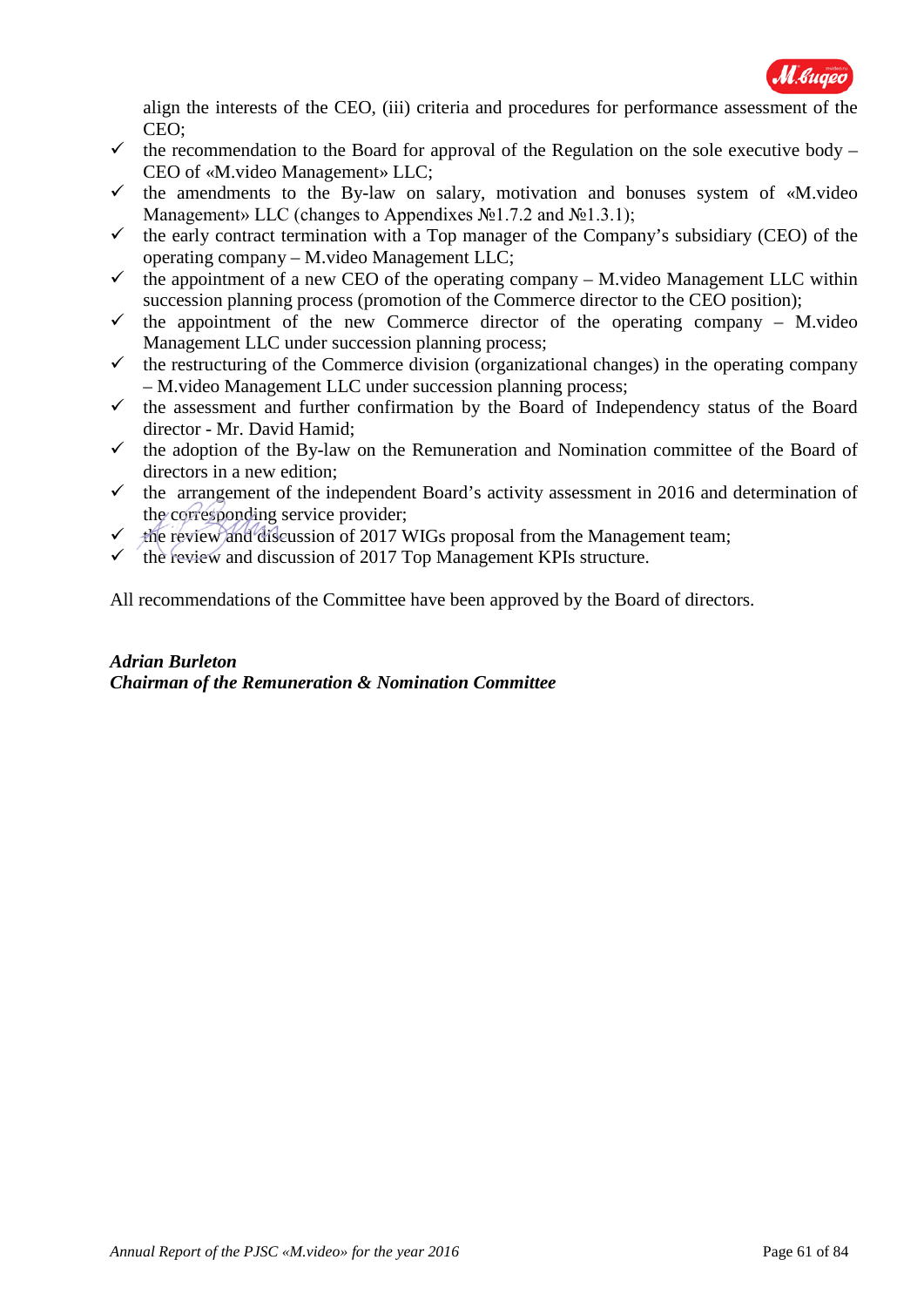align the interests of the CEO, (iii) criteria and procedures for performance assessment of the CEO;

- ✓ the recommendation to the Board for approval of the Regulation on the sole executive body – CEO of «M.video Management» LLC;
- ✓ the amendments to the By-law on salary, motivation and bonuses system of «M.video Management» LLC (changes to Appendixes №1.7.2 and №1.3.1);
- ✓ the early contract termination with a Top manager of the Company's subsidiary (CEO) of the operating company – M.video Management LLC;
- ✓ the appointment of a new CEO of the operating company – M.video Management LLC within succession planning process (promotion of the Commerce director to the CEO position);
- ✓ the appointment of the new Commerce director of the operating company – M.video Management LLC under succession planning process;
- ✓ the restructuring of the Commerce division (organizational changes) in the operating company – M.video Management LLC under succession planning process;
- ✓ the assessment and further confirmation by the Board of Independency status of the Board director - Mr. David Hamid;
- ✓ the adoption of the By-law on the Remuneration and Nomination committee of the Board of directors in a new edition;
- ✓ the arrangement of the independent Board's activity assessment in 2016 and determination of the corresponding service provider;
- ✓ the review and discussion of 2017 WIGs proposal from the Management team;
- ✓ the review and discussion of 2017 Top Management KPIs structure.

All recommendations of the Committee have been approved by the Board of directors.

***Adrian Burleton***
***Chairman of the Remuneration & Nomination Committee***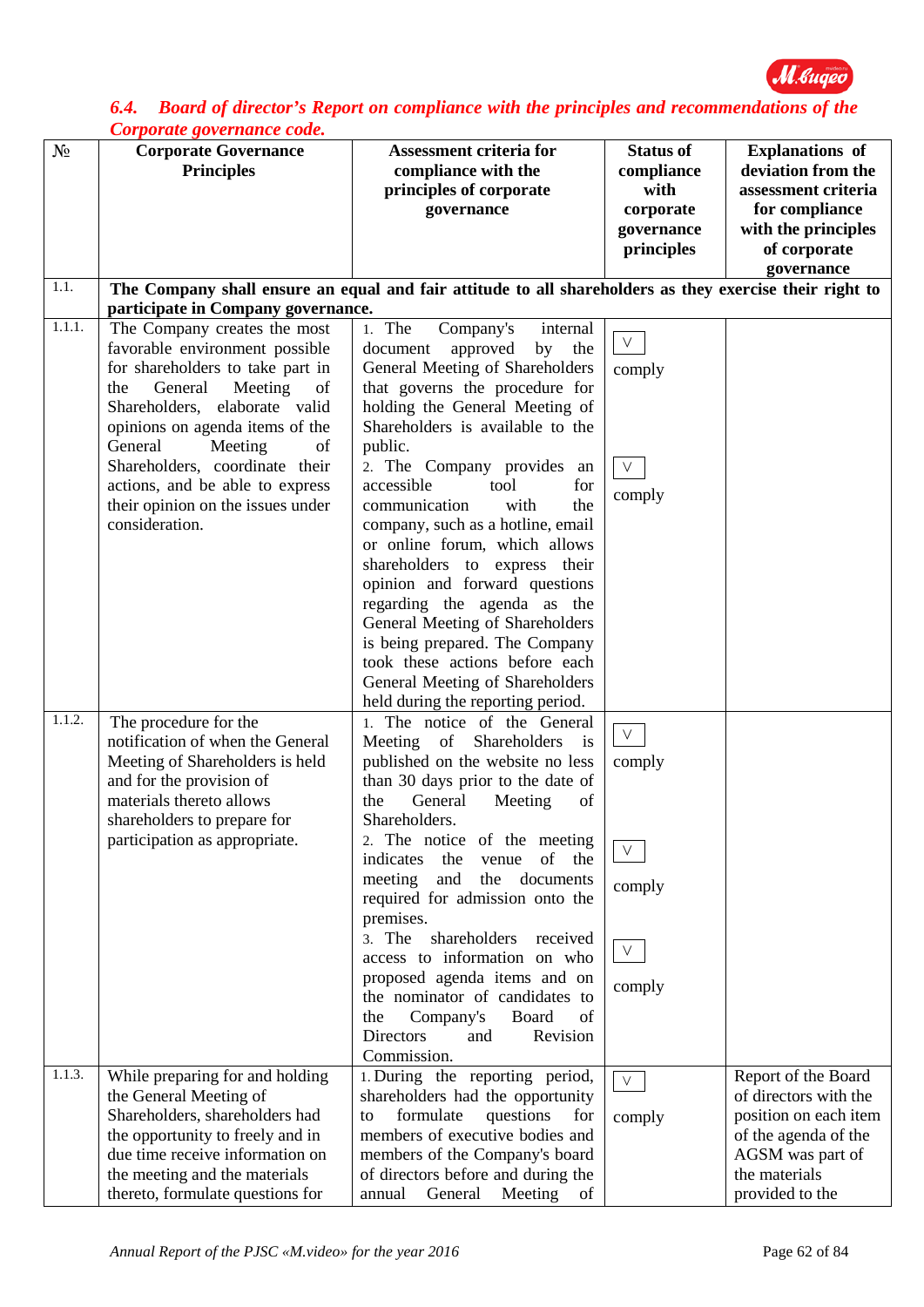## *6.4. Board of director's Report on compliance with the principles and recommendations of the Corporate governance code.*

| № | Corporate Governance Principles | Assessment criteria for compliance with the principles of corporate governance | Status of compliance with corporate governance principles | Explanations of deviation from the assessment criteria for compliance with the principles of corporate governance |
|---|---|---|---|---|
| 1.1. | **The Company shall ensure an equal and fair attitude to all shareholders as they exercise their right to participate in Company governance.** | | | |
| 1.1.1. | The Company creates the most favorable environment possible for shareholders to take part in the General Meeting of Shareholders, elaborate valid opinions on agenda items of the General Meeting of Shareholders, coordinate their actions, and be able to express their opinion on the issues under consideration. | 1. The Company's internal document approved by the General Meeting of Shareholders that governs the procedure for holding the General Meeting of Shareholders is available to the public.<br>2. The Company provides an accessible tool for communication with the company, such as a hotline, email or online forum, which allows shareholders to express their opinion and forward questions regarding the agenda as the General Meeting of Shareholders is being prepared. The Company took these actions before each General Meeting of Shareholders held during the reporting period. | V comply<br><br>V comply | |
| 1.1.2. | The procedure for the notification of when the General Meeting of Shareholders is held and for the provision of materials thereto allows shareholders to prepare for participation as appropriate. | 1. The notice of the General Meeting of Shareholders is published on the website no less than 30 days prior to the date of the General Meeting of Shareholders.<br>2. The notice of the meeting indicates the venue of the meeting and the documents required for admission onto the premises.<br>3. The shareholders received access to information on who proposed agenda items and on the nominator of candidates to the Company's Board of Directors and Revision Commission. | V comply<br><br>V comply<br><br>V comply | |
| 1.1.3. | While preparing for and holding the General Meeting of Shareholders, shareholders had the opportunity to freely and in due time receive information on the meeting and the materials thereto, formulate questions for | 1. During the reporting period, shareholders had the opportunity to formulate questions for members of executive bodies and members of the Company's board of directors before and during the annual General Meeting of | V comply | Report of the Board of directors with the position on each item of the agenda of the AGSM was part of the materials provided to the |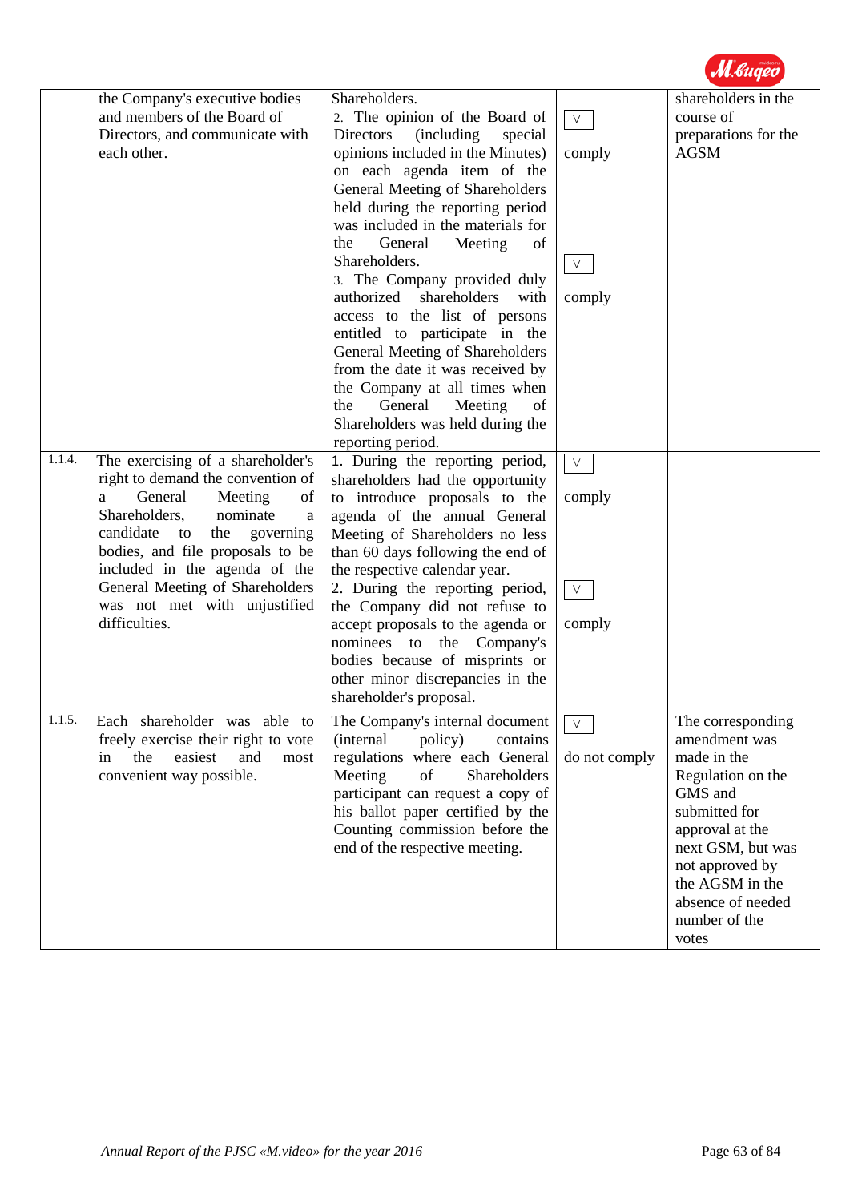| | | | | |
|---|---|---|---|---|
| | the Company's executive bodies and members of the Board of Directors, and communicate with each other. | Shareholders.<br>2. The opinion of the Board of Directors (including special opinions included in the Minutes) on each agenda item of the General Meeting of Shareholders held during the reporting period was included in the materials for the General Meeting of Shareholders.<br>3. The Company provided duly authorized shareholders with access to the list of persons entitled to participate in the General Meeting of Shareholders from the date it was received by the Company at all times when the General Meeting of Shareholders was held during the reporting period. | ∨ comply<br><br>∨ comply | shareholders in the course of preparations for the AGSM |
| 1.1.4. | The exercising of a shareholder's right to demand the convention of a General Meeting of Shareholders, nominate a candidate to the governing bodies, and file proposals to be included in the agenda of the General Meeting of Shareholders was not met with unjustified difficulties. | 1. During the reporting period, shareholders had the opportunity to introduce proposals to the agenda of the annual General Meeting of Shareholders no less than 60 days following the end of the respective calendar year.<br>2. During the reporting period, the Company did not refuse to accept proposals to the agenda or nominees to the Company's bodies because of misprints or other minor discrepancies in the shareholder's proposal. | ∨ comply<br><br>∨ comply | |
| 1.1.5. | Each shareholder was able to freely exercise their right to vote in the easiest and most convenient way possible. | The Company's internal document (internal policy) contains regulations where each General Meeting of Shareholders participant can request a copy of his ballot paper certified by the Counting commission before the end of the respective meeting. | ∨ do not comply | The corresponding amendment was made in the Regulation on the GMS and submitted for approval at the next GSM, but was not approved by the AGSM in the absence of needed number of the votes |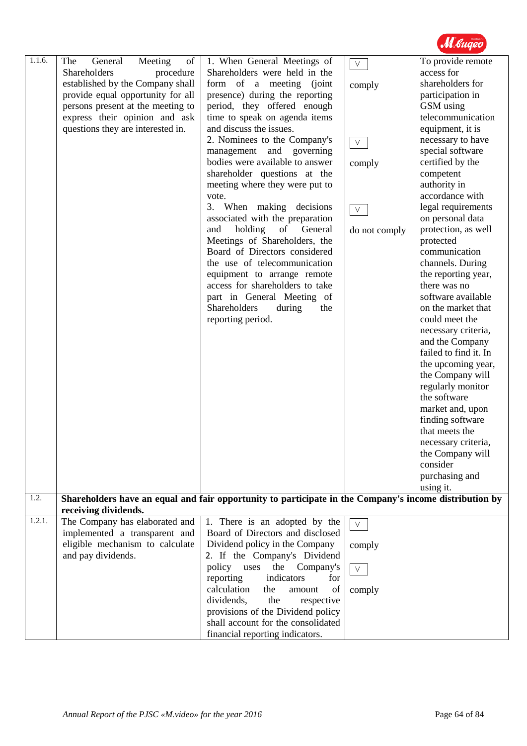| | | | | |
|---|---|---|---|---|
| 1.1.6. | The General Meeting of Shareholders procedure established by the Company shall provide equal opportunity for all persons present at the meeting to express their opinion and ask questions they are interested in. | 1. When General Meetings of Shareholders were held in the form of a meeting (joint presence) during the reporting period, they offered enough time to speak on agenda items and discuss the issues.<br>2. Nominees to the Company's management and governing bodies were available to answer shareholder questions at the meeting where they were put to vote.<br>3. When making decisions associated with the preparation and holding of General Meetings of Shareholders, the Board of Directors considered the use of telecommunication equipment to arrange remote access for shareholders to take part in General Meeting of Shareholders during the reporting period. | V comply<br><br>V comply<br><br>V do not comply | To provide remote access for shareholders for participation in GSM using telecommunication equipment, it is necessary to have special software certified by the competent authority in accordance with legal requirements on personal data protection, as well protected communication channels. During the reporting year, there was no software available on the market that could meet the necessary criteria, and the Company failed to find it. In the upcoming year, the Company will regularly monitor the software market and, upon finding software that meets the necessary criteria, the Company will consider purchasing and using it. |
| 1.2. | **Shareholders have an equal and fair opportunity to participate in the Company's income distribution by receiving dividends.** | | | |
| 1.2.1. | The Company has elaborated and implemented a transparent and eligible mechanism to calculate and pay dividends. | 1. There is an adopted by the Board of Directors and disclosed Dividend policy in the Company<br>2. If the Company's Dividend policy uses the Company's reporting indicators for calculation the amount of dividends, the respective provisions of the Dividend policy shall account for the consolidated financial reporting indicators. | V comply<br><br>V comply | |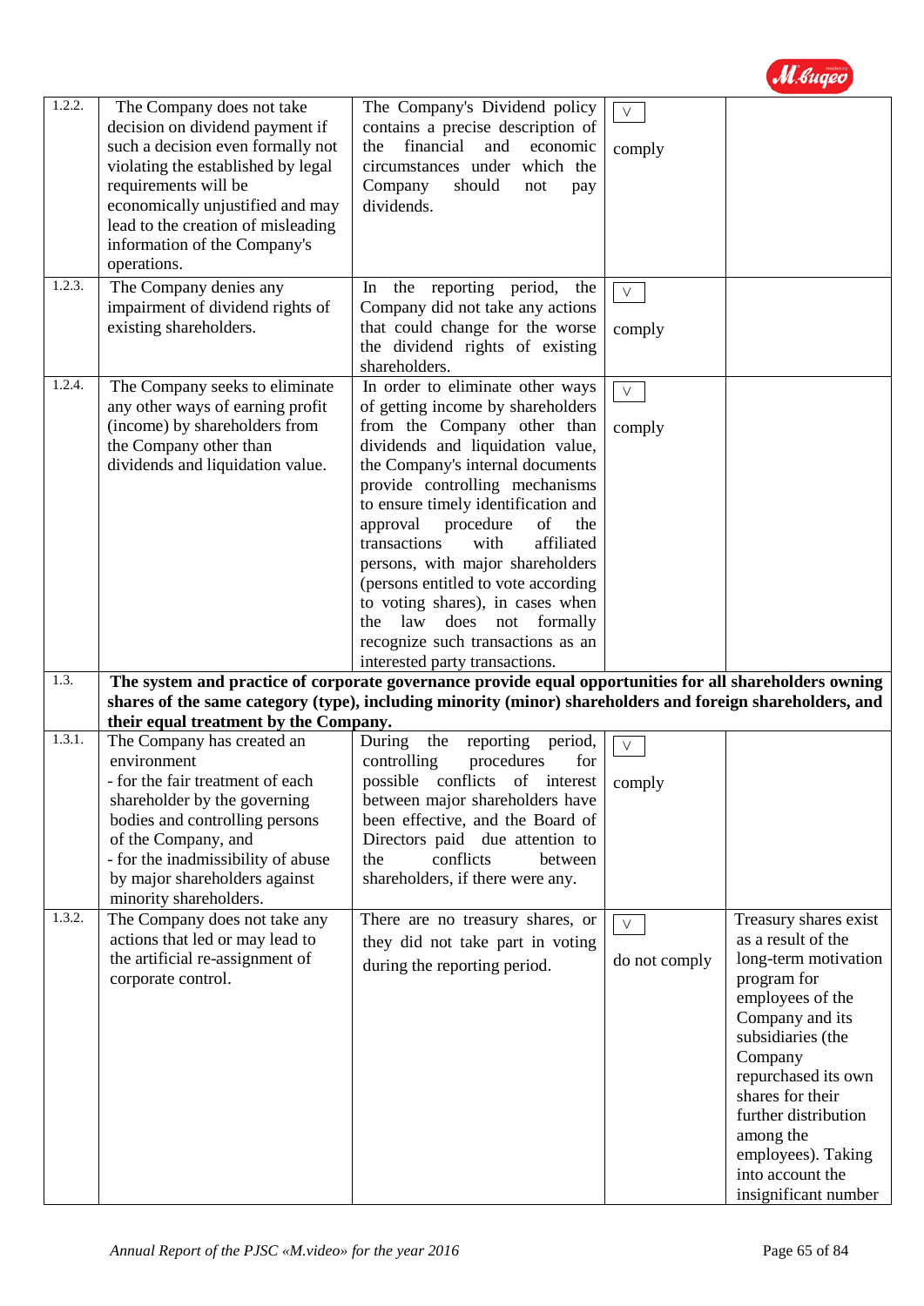| | | | | |
|---|---|---|---|---|
| 1.2.2. | The Company does not take decision on dividend payment if such a decision even formally not violating the established by legal requirements will be economically unjustified and may lead to the creation of misleading information of the Company's operations. | The Company's Dividend policy contains a precise description of the financial and economic circumstances under which the Company should not pay dividends. | V comply | |
| 1.2.3. | The Company denies any impairment of dividend rights of existing shareholders. | In the reporting period, the Company did not take any actions that could change for the worse the dividend rights of existing shareholders. | V comply | |
| 1.2.4. | The Company seeks to eliminate any other ways of earning profit (income) by shareholders from the Company other than dividends and liquidation value. | In order to eliminate other ways of getting income by shareholders from the Company other than dividends and liquidation value, the Company's internal documents provide controlling mechanisms to ensure timely identification and approval procedure of the transactions with affiliated persons, with major shareholders (persons entitled to vote according to voting shares), in cases when the law does not formally recognize such transactions as an interested party transactions. | V comply | |
| 1.3. | **The system and practice of corporate governance provide equal opportunities for all shareholders owning shares of the same category (type), including minority (minor) shareholders and foreign shareholders, and their equal treatment by the Company.** | | | |
| 1.3.1. | The Company has created an environment<br>- for the fair treatment of each shareholder by the governing bodies and controlling persons of the Company, and<br>- for the inadmissibility of abuse by major shareholders against minority shareholders. | During the reporting period, controlling procedures for possible conflicts of interest between major shareholders have been effective, and the Board of Directors paid due attention to the conflicts between shareholders, if there were any. | V comply | |
| 1.3.2. | The Company does not take any actions that led or may lead to the artificial re-assignment of corporate control. | There are no treasury shares, or they did not take part in voting during the reporting period. | V do not comply | Treasury shares exist as a result of the long-term motivation program for employees of the Company and its subsidiaries (the Company repurchased its own shares for their further distribution among the employees). Taking into account the insignificant number |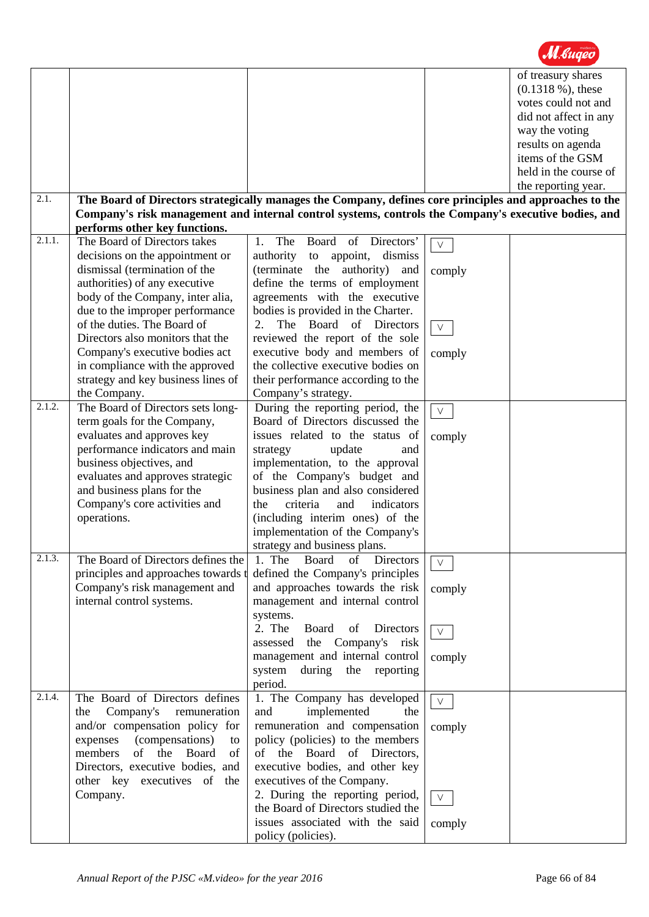| | | | | |
|---|---|---|---|---|
| | | | | of treasury shares (0.1318 %), these votes could not and did not affect in any way the voting results on agenda items of the GSM held in the course of the reporting year. |
| 2.1. | **The Board of Directors strategically manages the Company, defines core principles and approaches to the Company's risk management and internal control systems, controls the Company's executive bodies, and performs other key functions.** | | | |
| 2.1.1. | The Board of Directors takes decisions on the appointment or dismissal (termination of the authorities) of any executive body of the Company, inter alia, due to the improper performance of the duties. The Board of Directors also monitors that the Company's executive bodies act in compliance with the approved strategy and key business lines of the Company. | 1. The Board of Directors' authority to appoint, dismiss (terminate the authority) and define the terms of employment agreements with the executive bodies is provided in the Charter.<br>2. The Board of Directors reviewed the report of the sole executive body and members of the collective executive bodies on their performance according to the Company's strategy. | ✓ comply<br><br>✓ comply | |
| 2.1.2. | The Board of Directors sets long-term goals for the Company, evaluates and approves key performance indicators and main business objectives, and evaluates and approves strategic and business plans for the Company's core activities and operations. | During the reporting period, the Board of Directors discussed the issues related to the status of strategy update and implementation, to the approval of the Company's budget and business plan and also considered the criteria and indicators (including interim ones) of the implementation of the Company's strategy and business plans. | ✓ comply | |
| 2.1.3. | The Board of Directors defines the principles and approaches towards the Company's risk management and internal control systems. | 1. The Board of Directors defined the Company's principles and approaches towards the risk management and internal control systems.<br>2. The Board of Directors assessed the Company's risk management and internal control system during the reporting period. | ✓ comply<br><br>✓ comply | |
| 2.1.4. | The Board of Directors defines the Company's remuneration and/or compensation policy for expenses (compensations) to members of the Board of Directors, executive bodies, and other key executives of the Company. | 1. The Company has developed and implemented the remuneration and compensation policy (policies) to the members of the Board of Directors, executive bodies, and other key executives of the Company.<br>2. During the reporting period, the Board of Directors studied the issues associated with the said policy (policies). | ✓ comply<br><br>✓ comply | |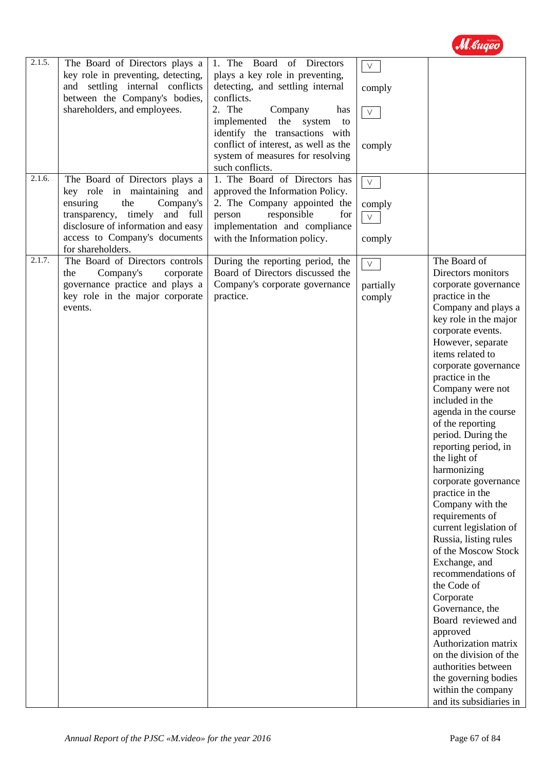| 2.1.5. | The Board of Directors plays a key role in preventing, detecting, and settling internal conflicts between the Company's bodies, shareholders, and employees. | 1. The Board of Directors plays a key role in preventing, detecting, and settling internal conflicts.<br>2. The Company has implemented the system to identify the transactions with conflict of interest, as well as the system of measures for resolving such conflicts. | ☑ comply<br>☑ comply | |
|---|---|---|---|---|
| 2.1.6. | The Board of Directors plays a key role in maintaining and ensuring the Company's transparency, timely and full disclosure of information and easy access to Company's documents for shareholders. | 1. The Board of Directors has approved the Information Policy.<br>2. The Company appointed the person responsible for implementation and compliance with the Information policy. | ☑ comply<br>☑ comply | |
| 2.1.7. | The Board of Directors controls the Company's corporate governance practice and plays a key role in the major corporate events. | During the reporting period, the Board of Directors discussed the Company's corporate governance practice. | ☑ partially comply | The Board of Directors monitors corporate governance practice in the Company and plays a key role in the major corporate events. However, separate items related to corporate governance practice in the Company were not included in the agenda in the course of the reporting period. During the reporting period, in the light of harmonizing corporate governance practice in the Company with the requirements of current legislation of Russia, listing rules of the Moscow Stock Exchange, and recommendations of the Code of Corporate Governance, the Board reviewed and approved Authorization matrix on the division of the authorities between the governing bodies within the company and its subsidiaries in |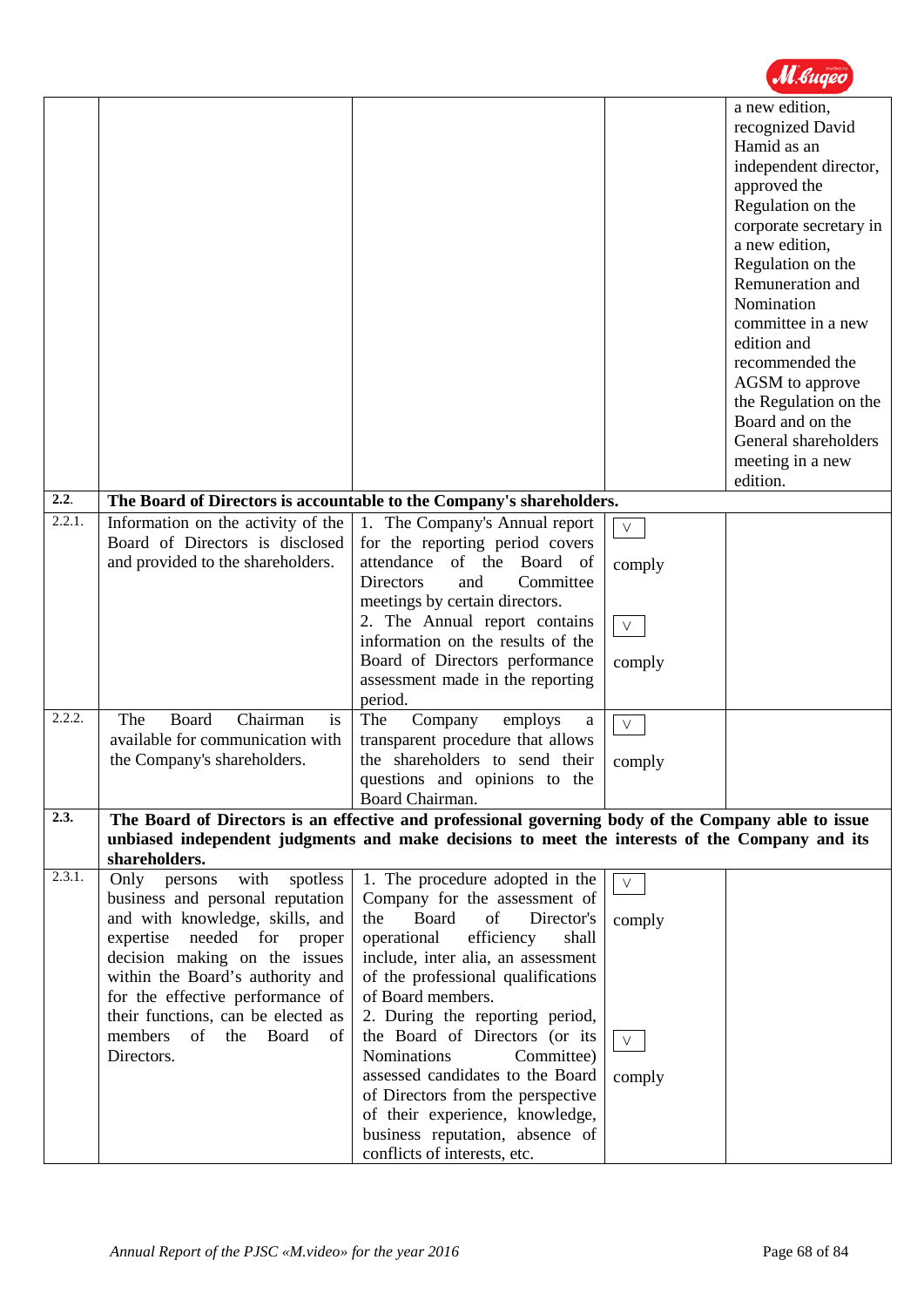| | | | | |
|---|---|---|---|---|
| | | | | a new edition, recognized David Hamid as an independent director, approved the Regulation on the corporate secretary in a new edition, Regulation on the Remuneration and Nomination committee in a new edition and recommended the AGSM to approve the Regulation on the Board and on the General shareholders meeting in a new edition. |
| **2.2.** | **The Board of Directors is accountable to the Company's shareholders.** | | | |
| 2.2.1. | Information on the activity of the Board of Directors is disclosed and provided to the shareholders. | 1. The Company's Annual report for the reporting period covers attendance of the Board of Directors and Committee meetings by certain directors.<br>2. The Annual report contains information on the results of the Board of Directors performance assessment made in the reporting period. | ∨ comply<br><br>∨ comply | |
| 2.2.2. | The Board Chairman is available for communication with the Company's shareholders. | The Company employs a transparent procedure that allows the shareholders to send their questions and opinions to the Board Chairman. | ∨ comply | |
| **2.3.** | **The Board of Directors is an effective and professional governing body of the Company able to issue unbiased independent judgments and make decisions to meet the interests of the Company and its shareholders.** | | | |
| 2.3.1. | Only persons with spotless business and personal reputation and with knowledge, skills, and expertise needed for proper decision making on the issues within the Board's authority and for the effective performance of their functions, can be elected as members of the Board of Directors. | 1. The procedure adopted in the Company for the assessment of the Board of Director's operational efficiency shall include, inter alia, an assessment of the professional qualifications of Board members.<br>2. During the reporting period, the Board of Directors (or its Nominations Committee) assessed candidates to the Board of Directors from the perspective of their experience, knowledge, business reputation, absence of conflicts of interests, etc. | ∨ comply<br><br>∨ comply | |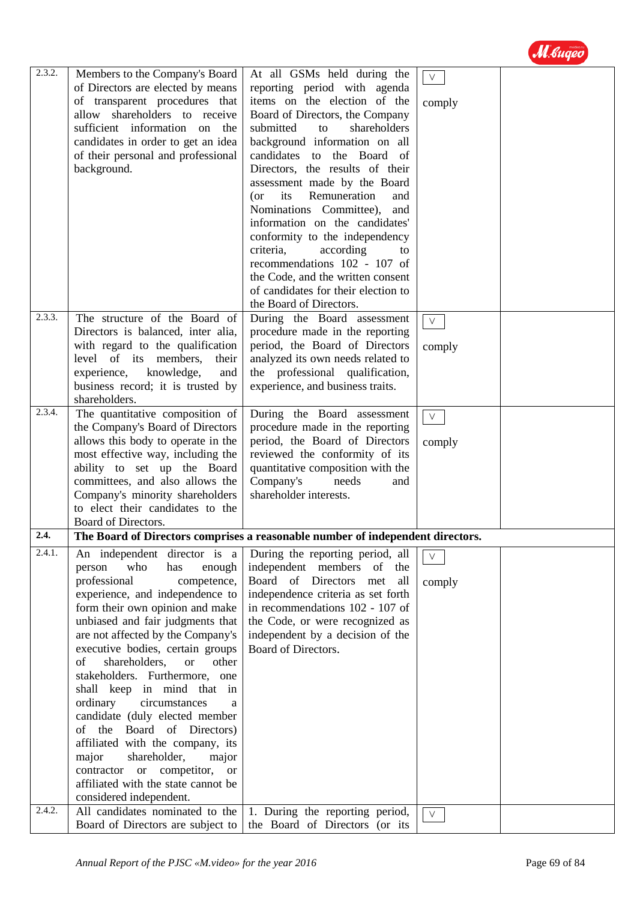| | | | | |
|---|---|---|---|---|
| 2.3.2. | Members to the Company's Board of Directors are elected by means of transparent procedures that allow shareholders to receive sufficient information on the candidates in order to get an idea of their personal and professional background. | At all GSMs held during the reporting period with agenda items on the election of the Board of Directors, the Company submitted to shareholders background information on all candidates to the Board of Directors, the results of their assessment made by the Board (or its Remuneration and Nominations Committee), and information on the candidates' conformity to the independency criteria, according to recommendations 102 - 107 of the Code, and the written consent of candidates for their election to the Board of Directors. | V comply | |
| 2.3.3. | The structure of the Board of Directors is balanced, inter alia, with regard to the qualification level of its members, their experience, knowledge, and business record; it is trusted by shareholders. | During the Board assessment procedure made in the reporting period, the Board of Directors analyzed its own needs related to the professional qualification, experience, and business traits. | V comply | |
| 2.3.4. | The quantitative composition of the Company's Board of Directors allows this body to operate in the most effective way, including the ability to set up the Board committees, and also allows the Company's minority shareholders to elect their candidates to the Board of Directors. | During the Board assessment procedure made in the reporting period, the Board of Directors reviewed the conformity of its quantitative composition with the Company's needs and shareholder interests. | V comply | |
| **2.4.** | **The Board of Directors comprises a reasonable number of independent directors.** | | | |
| 2.4.1. | An independent director is a person who has enough professional competence, experience, and independence to form their own opinion and make unbiased and fair judgments that are not affected by the Company's executive bodies, certain groups of shareholders, or other stakeholders. Furthermore, one shall keep in mind that in ordinary circumstances a candidate (duly elected member of the Board of Directors) affiliated with the company, its major shareholder, major contractor or competitor, or affiliated with the state cannot be considered independent. | During the reporting period, all independent members of the Board of Directors met all independence criteria as set forth in recommendations 102 - 107 of the Code, or were recognized as independent by a decision of the Board of Directors. | V comply | |
| 2.4.2. | All candidates nominated to the Board of Directors are subject to | 1. During the reporting period, the Board of Directors (or its | V | |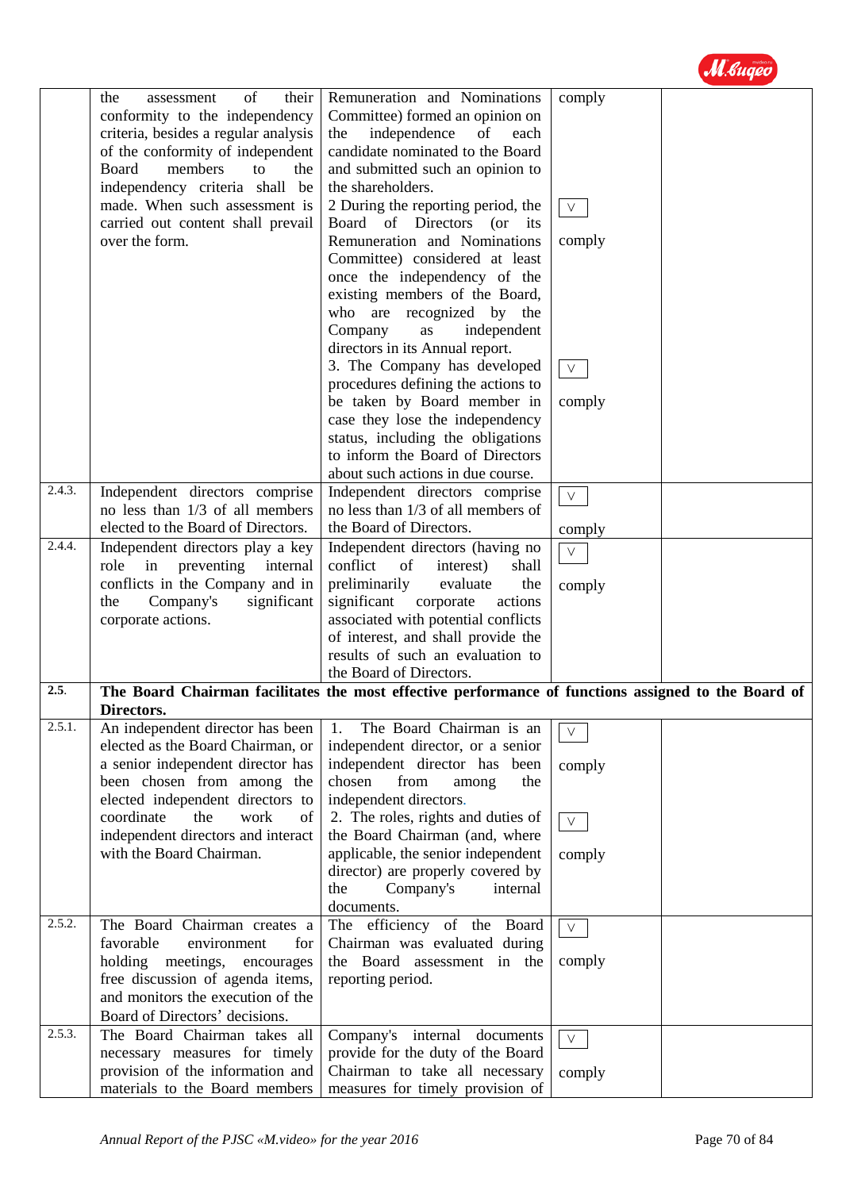|  |  |  |  |  |
|---|---|---|---|---|
|  | the assessment of their conformity to the independency criteria, besides a regular analysis of the conformity of independent Board members to the independency criteria shall be made. When such assessment is carried out content shall prevail over the form. | Remuneration and Nominations Committee) formed an opinion on the independence of each candidate nominated to the Board and submitted such an opinion to the shareholders.<br>2 During the reporting period, the Board of Directors (or its Remuneration and Nominations Committee) considered at least once the independency of the existing members of the Board, who are recognized by the Company as independent directors in its Annual report.<br>3. The Company has developed procedures defining the actions to be taken by Board member in case they lose the independency status, including the obligations to inform the Board of Directors about such actions in due course. | comply<br><br>V comply<br><br>V comply |  |
| 2.4.3. | Independent directors comprise no less than 1/3 of all members elected to the Board of Directors. | Independent directors comprise no less than 1/3 of all members of the Board of Directors. | V comply |  |
| 2.4.4. | Independent directors play a key role in preventing internal conflicts in the Company and in the Company's significant corporate actions. | Independent directors (having no conflict of interest) shall preliminarily evaluate the significant corporate actions associated with potential conflicts of interest, and shall provide the results of such an evaluation to the Board of Directors. | V comply |  |
| **2.5.** | **The Board Chairman facilitates the most effective performance of functions assigned to the Board of Directors.** |  |  |  |
| 2.5.1. | An independent director has been elected as the Board Chairman, or a senior independent director has been chosen from among the elected independent directors to coordinate the work of independent directors and interact with the Board Chairman. | 1. The Board Chairman is an independent director, or a senior independent director has been chosen from among the independent directors.<br>2. The roles, rights and duties of the Board Chairman (and, where applicable, the senior independent director) are properly covered by the Company's internal documents. | V comply<br><br>V comply |  |
| 2.5.2. | The Board Chairman creates a favorable environment for holding meetings, encourages free discussion of agenda items, and monitors the execution of the Board of Directors' decisions. | The efficiency of the Board Chairman was evaluated during the Board assessment in the reporting period. | V comply |  |
| 2.5.3. | The Board Chairman takes all necessary measures for timely provision of the information and materials to the Board members | Company's internal documents provide for the duty of the Board Chairman to take all necessary measures for timely provision of | V comply |  |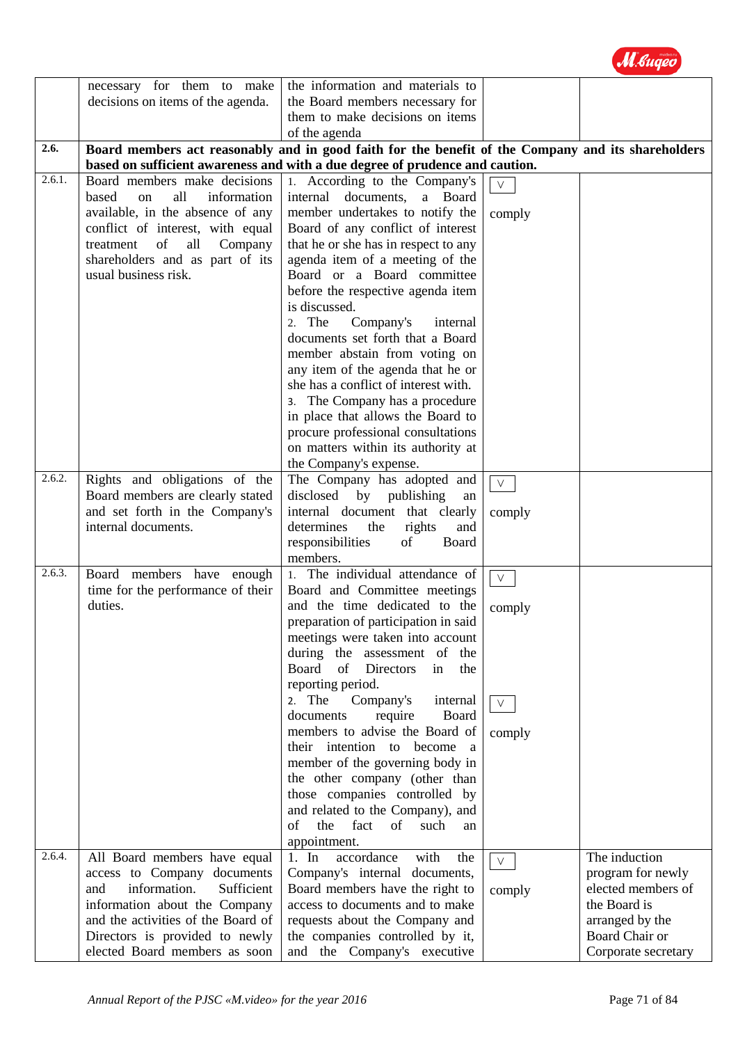| | | | | |
|---|---|---|---|---|
| | necessary for them to make decisions on items of the agenda. | the information and materials to the Board members necessary for them to make decisions on items of the agenda | | |
| **2.6.** | **Board members act reasonably and in good faith for the benefit of the Company and its shareholders based on sufficient awareness and with a due degree of prudence and caution.** | | | |
| 2.6.1. | Board members make decisions based on all information available, in the absence of any conflict of interest, with equal treatment of all Company shareholders and as part of its usual business risk. | 1. According to the Company's internal documents, a Board member undertakes to notify the Board of any conflict of interest that he or she has in respect to any agenda item of a meeting of the Board or a Board committee before the respective agenda item is discussed.<br>2. The Company's internal documents set forth that a Board member abstain from voting on any item of the agenda that he or she has a conflict of interest with.<br>3. The Company has a procedure in place that allows the Board to procure professional consultations on matters within its authority at the Company's expense. | V comply | |
| 2.6.2. | Rights and obligations of the Board members are clearly stated and set forth in the Company's internal documents. | The Company has adopted and disclosed by publishing an internal document that clearly determines the rights and responsibilities of Board members. | V comply | |
| 2.6.3. | Board members have enough time for the performance of their duties. | 1. The individual attendance of Board and Committee meetings and the time dedicated to the preparation of participation in said meetings were taken into account during the assessment of the Board of Directors in the reporting period.<br>2. The Company's internal documents require Board members to advise the Board of their intention to become a member of the governing body in the other company (other than those companies controlled by and related to the Company), and of the fact of such an appointment. | V comply<br><br>V comply | |
| 2.6.4. | All Board members have equal access to Company documents and information. Sufficient information about the Company and the activities of the Board of Directors is provided to newly elected Board members as soon | 1. In accordance with the Company's internal documents, Board members have the right to access to documents and to make requests about the Company and the companies controlled by it, and the Company's executive | V comply | The induction program for newly elected members of the Board is arranged by the Board Chair or Corporate secretary |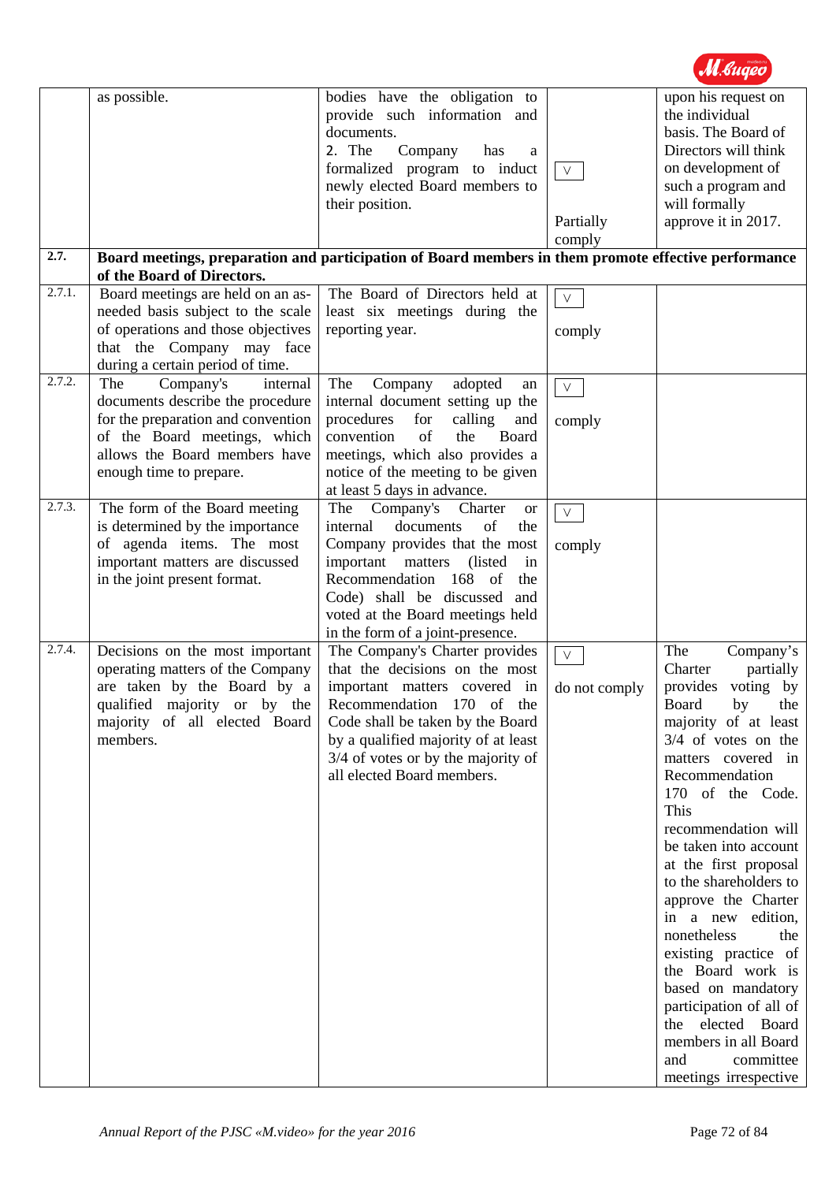| | | | | |
|---|---|---|---|---|
| | as possible. | bodies have the obligation to provide such information and documents.<br>2. The Company has a formalized program to induct newly elected Board members to their position. | ∨<br><br>Partially comply | upon his request on the individual basis. The Board of Directors will think on development of such a program and will formally approve it in 2017. |
| **2.7.** | **Board meetings, preparation and participation of Board members in them promote effective performance of the Board of Directors.** | | | |
| 2.7.1. | Board meetings are held on an as-needed basis subject to the scale of operations and those objectives that the Company may face during a certain period of time. | The Board of Directors held at least six meetings during the reporting year. | ∨<br><br>comply | |
| 2.7.2. | The Company's internal documents describe the procedure for the preparation and convention of the Board meetings, which allows the Board members have enough time to prepare. | The Company adopted an internal document setting up the procedures for calling and convention of the Board meetings, which also provides a notice of the meeting to be given at least 5 days in advance. | ∨<br><br>comply | |
| 2.7.3. | The form of the Board meeting is determined by the importance of agenda items. The most important matters are discussed in the joint present format. | The Company's Charter or internal documents of the Company provides that the most important matters (listed in Recommendation 168 of the Code) shall be discussed and voted at the Board meetings held in the form of a joint-presence. | ∨<br><br>comply | |
| 2.7.4. | Decisions on the most important operating matters of the Company are taken by the Board by a qualified majority or by the majority of all elected Board members. | The Company's Charter provides that the decisions on the most important matters covered in Recommendation 170 of the Code shall be taken by the Board by a qualified majority of at least 3/4 of votes or by the majority of all elected Board members. | ∨<br><br>do not comply | The Company's Charter partially provides voting by Board by the majority of at least 3/4 of votes on the matters covered in Recommendation 170 of the Code. This recommendation will be taken into account at the first proposal to the shareholders to approve the Charter in a new edition, nonetheless the existing practice of the Board work is based on mandatory participation of all of the elected Board members in all Board and committee meetings irrespective |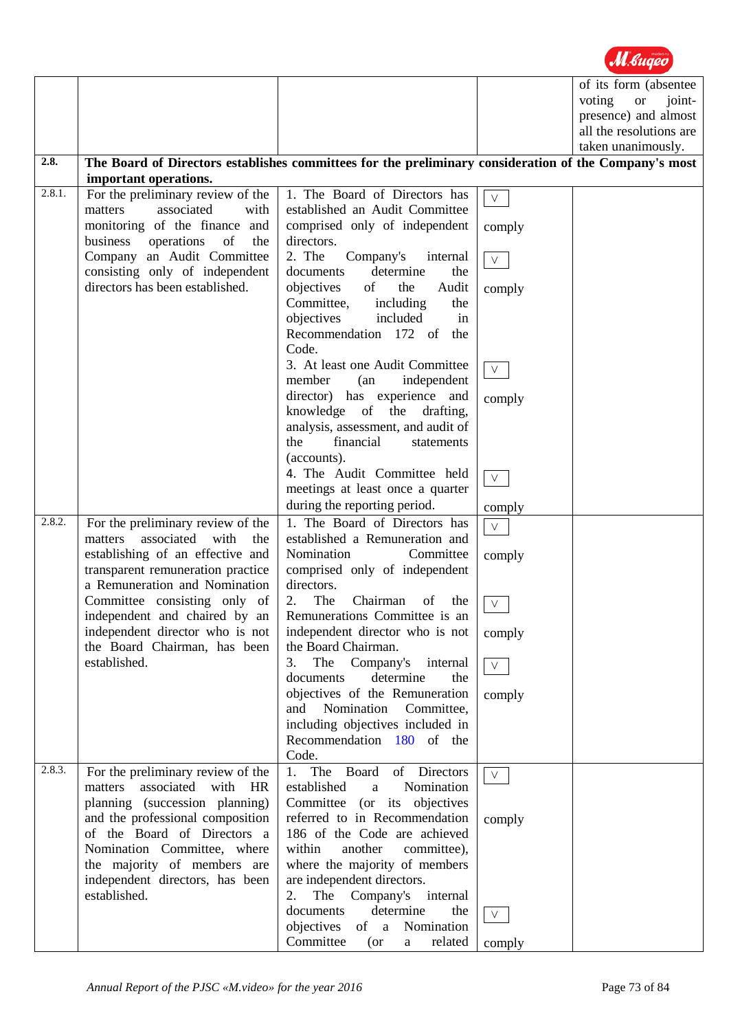| | | | | |
|---|---|---|---|---|
| | | | | of its form (absentee voting or joint-presence) and almost all the resolutions are taken unanimously. |
| **2.8.** | **The Board of Directors establishes committees for the preliminary consideration of the Company's most important operations.** | | | |
| 2.8.1. | For the preliminary review of the matters associated with monitoring of the finance and business operations of the Company an Audit Committee consisting only of independent directors has been established. | 1. The Board of Directors has established an Audit Committee comprised only of independent directors.<br>2. The Company's internal documents determine the objectives of the Audit Committee, including the objectives included in Recommendation 172 of the Code.<br>3. At least one Audit Committee member (an independent director) has experience and knowledge of the drafting, analysis, assessment, and audit of the financial statements (accounts).<br>4. The Audit Committee held meetings at least once a quarter during the reporting period. | V comply<br>V comply<br>V comply<br>V comply | |
| 2.8.2. | For the preliminary review of the matters associated with the establishing of an effective and transparent remuneration practice a Remuneration and Nomination Committee consisting only of independent and chaired by an independent director who is not the Board Chairman, has been established. | 1. The Board of Directors has established a Remuneration and Nomination Committee comprised only of independent directors.<br>2. The Chairman of the Remunerations Committee is an independent director who is not the Board Chairman.<br>3. The Company's internal documents determine the objectives of the Remuneration and Nomination Committee, including objectives included in Recommendation 180 of the Code. | V comply<br>V comply<br>V comply | |
| 2.8.3. | For the preliminary review of the matters associated with HR planning (succession planning) and the professional composition of the Board of Directors a Nomination Committee, where the majority of members are independent directors, has been established. | 1. The Board of Directors established a Nomination Committee (or its objectives referred to in Recommendation 186 of the Code are achieved within another committee), where the majority of members are independent directors.<br>2. The Company's internal documents determine the objectives of a Nomination Committee (or a related | V comply<br>V comply | |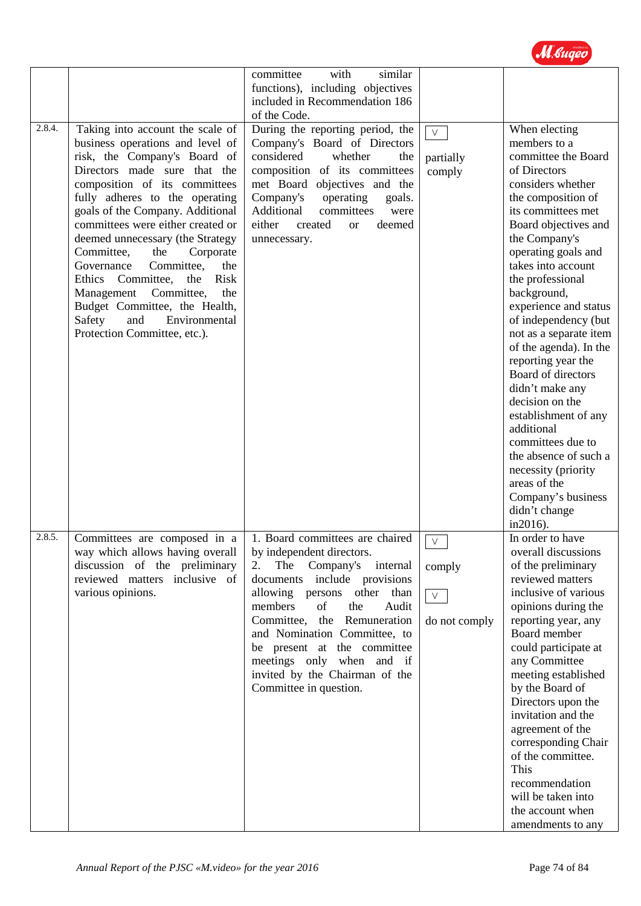| | | | | |
|---|---|---|---|---|
| | | committee with similar functions), including objectives included in Recommendation 186 of the Code. | | |
| 2.8.4. | Taking into account the scale of business operations and level of risk, the Company's Board of Directors made sure that the composition of its committees fully adheres to the operating goals of the Company. Additional committees were either created or deemed unnecessary (the Strategy Committee, the Corporate Governance Committee, the Ethics Committee, the Risk Management Committee, the Budget Committee, the Health, Safety and Environmental Protection Committee, etc.). | During the reporting period, the Company's Board of Directors considered whether the composition of its committees met Board objectives and the Company's operating goals. Additional committees were either created or deemed unnecessary. | V partially comply | When electing members to a committee the Board of Directors considers whether the composition of its committees met Board objectives and the Company's operating goals and takes into account the professional background, experience and status of independency (but not as a separate item of the agenda). In the reporting year the Board of directors didn't make any decision on the establishment of any additional committees due to the absence of such a necessity (priority areas of the Company's business didn't change in2016). |
| 2.8.5. | Committees are composed in a way which allows having overall discussion of the preliminary reviewed matters inclusive of various opinions. | 1. Board committees are chaired by independent directors.<br>2. The Company's internal documents include provisions allowing persons other than members of the Audit Committee, the Remuneration and Nomination Committee, to be present at the committee meetings only when and if invited by the Chairman of the Committee in question. | V comply<br><br>V do not comply | In order to have overall discussions of the preliminary reviewed matters inclusive of various opinions during the reporting year, any Board member could participate at any Committee meeting established by the Board of Directors upon the invitation and the agreement of the corresponding Chair of the committee. This recommendation will be taken into the account when amendments to any |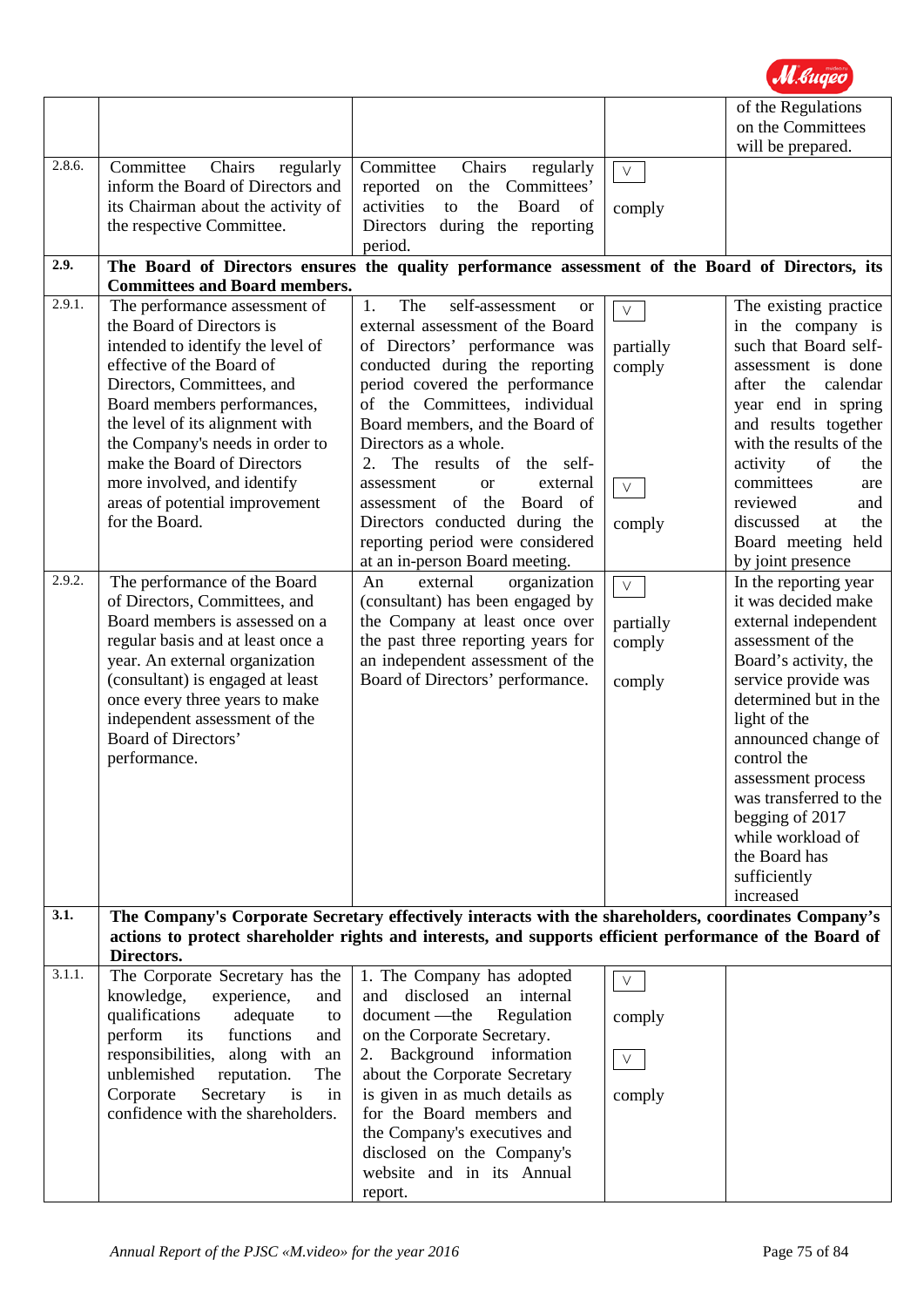| | | | | |
|---|---|---|---|---|
| | | | | of the Regulations on the Committees will be prepared. |
| 2.8.6. | Committee Chairs regularly inform the Board of Directors and its Chairman about the activity of the respective Committee. | Committee Chairs regularly reported on the Committees' activities to the Board of Directors during the reporting period. | V comply | |
| **2.9.** | **The Board of Directors ensures the quality performance assessment of the Board of Directors, its Committees and Board members.** | | | |
| 2.9.1. | The performance assessment of the Board of Directors is intended to identify the level of effective of the Board of Directors, Committees, and Board members performances, the level of its alignment with the Company's needs in order to make the Board of Directors more involved, and identify areas of potential improvement for the Board. | 1. The self-assessment or external assessment of the Board of Directors' performance was conducted during the reporting period covered the performance of the Committees, individual Board members, and the Board of Directors as a whole. 2. The results of the self-assessment or external assessment of the Board of Directors conducted during the reporting period were considered at an in-person Board meeting. | V partially comply V comply | The existing practice in the company is such that Board self-assessment is done after the calendar year end in spring and results together with the results of the activity of the committees are reviewed and discussed at the Board meeting held by joint presence |
| 2.9.2. | The performance of the Board of Directors, Committees, and Board members is assessed on a regular basis and at least once a year. An external organization (consultant) is engaged at least once every three years to make independent assessment of the Board of Directors' performance. | An external organization (consultant) has been engaged by the Company at least once over the past three reporting years for an independent assessment of the Board of Directors' performance. | V partially comply comply | In the reporting year it was decided make external independent assessment of the Board's activity, the service provide was determined but in the light of the announced change of control the assessment process was transferred to the begging of 2017 while workload of the Board has sufficiently increased |
| **3.1.** | **The Company's Corporate Secretary effectively interacts with the shareholders, coordinates Company's actions to protect shareholder rights and interests, and supports efficient performance of the Board of Directors.** | | | |
| 3.1.1. | The Corporate Secretary has the knowledge, experience, and qualifications adequate to perform its functions and responsibilities, along with an unblemished reputation. The Corporate Secretary is in confidence with the shareholders. | 1. The Company has adopted and disclosed an internal document —the Regulation on the Corporate Secretary. 2. Background information about the Corporate Secretary is given in as much details as for the Board members and the Company's executives and disclosed on the Company's website and in its Annual report. | V comply V comply | |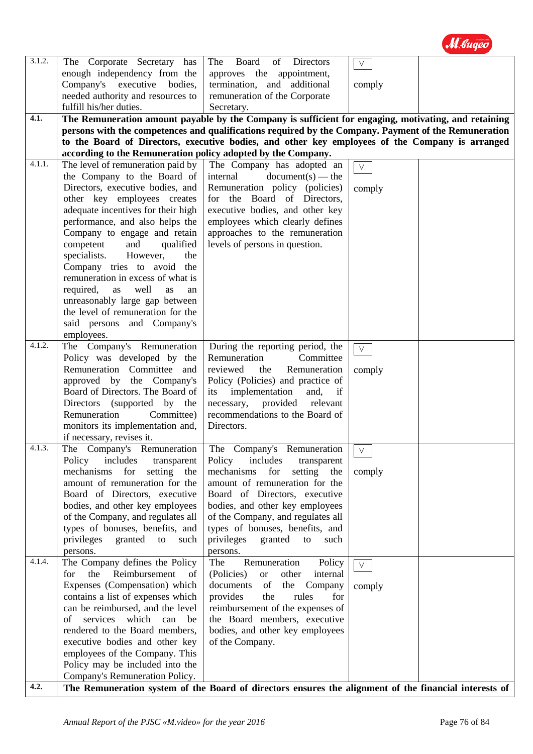| | | | | |
|---|---|---|---|---|
| 3.1.2. | The Corporate Secretary has enough independency from the Company's executive bodies, needed authority and resources to fulfill his/her duties. | The Board of Directors approves the appointment, termination, and additional remuneration of the Corporate Secretary. | V comply | |
| **4.1.** | **The Remuneration amount payable by the Company is sufficient for engaging, motivating, and retaining persons with the competences and qualifications required by the Company. Payment of the Remuneration to the Board of Directors, executive bodies, and other key employees of the Company is arranged according to the Remuneration policy adopted by the Company.** | | | |
| 4.1.1. | The level of remuneration paid by the Company to the Board of Directors, executive bodies, and other key employees creates adequate incentives for their high performance, and also helps the Company to engage and retain competent and qualified specialists. However, the Company tries to avoid the remuneration in excess of what is required, as well as an unreasonably large gap between the level of remuneration for the said persons and Company's employees. | The Company has adopted an internal document(s) — the Remuneration policy (policies) for the Board of Directors, executive bodies, and other key employees which clearly defines approaches to the remuneration levels of persons in question. | V comply | |
| 4.1.2. | The Company's Remuneration Policy was developed by the Remuneration Committee and approved by the Company's Board of Directors. The Board of Directors (supported by the Remuneration Committee) monitors its implementation and, if necessary, revises it. | During the reporting period, the Remuneration Committee reviewed the Remuneration Policy (Policies) and practice of its implementation and, if necessary, provided relevant recommendations to the Board of Directors. | V comply | |
| 4.1.3. | The Company's Remuneration Policy includes transparent mechanisms for setting the amount of remuneration for the Board of Directors, executive bodies, and other key employees of the Company, and regulates all types of bonuses, benefits, and privileges granted to such persons. | The Company's Remuneration Policy includes transparent mechanisms for setting the amount of remuneration for the Board of Directors, executive bodies, and other key employees of the Company, and regulates all types of bonuses, benefits, and privileges granted to such persons. | V comply | |
| 4.1.4. | The Company defines the Policy for the Reimbursement of Expenses (Compensation) which contains a list of expenses which can be reimbursed, and the level of services which can be rendered to the Board members, executive bodies and other key employees of the Company. This Policy may be included into the Company's Remuneration Policy. | The Remuneration Policy (Policies) or other internal documents of the Company provides the rules for reimbursement of the expenses of the Board members, executive bodies, and other key employees of the Company. | V comply | |
| **4.2.** | **The Remuneration system of the Board of directors ensures the alignment of the financial interests of** | | | |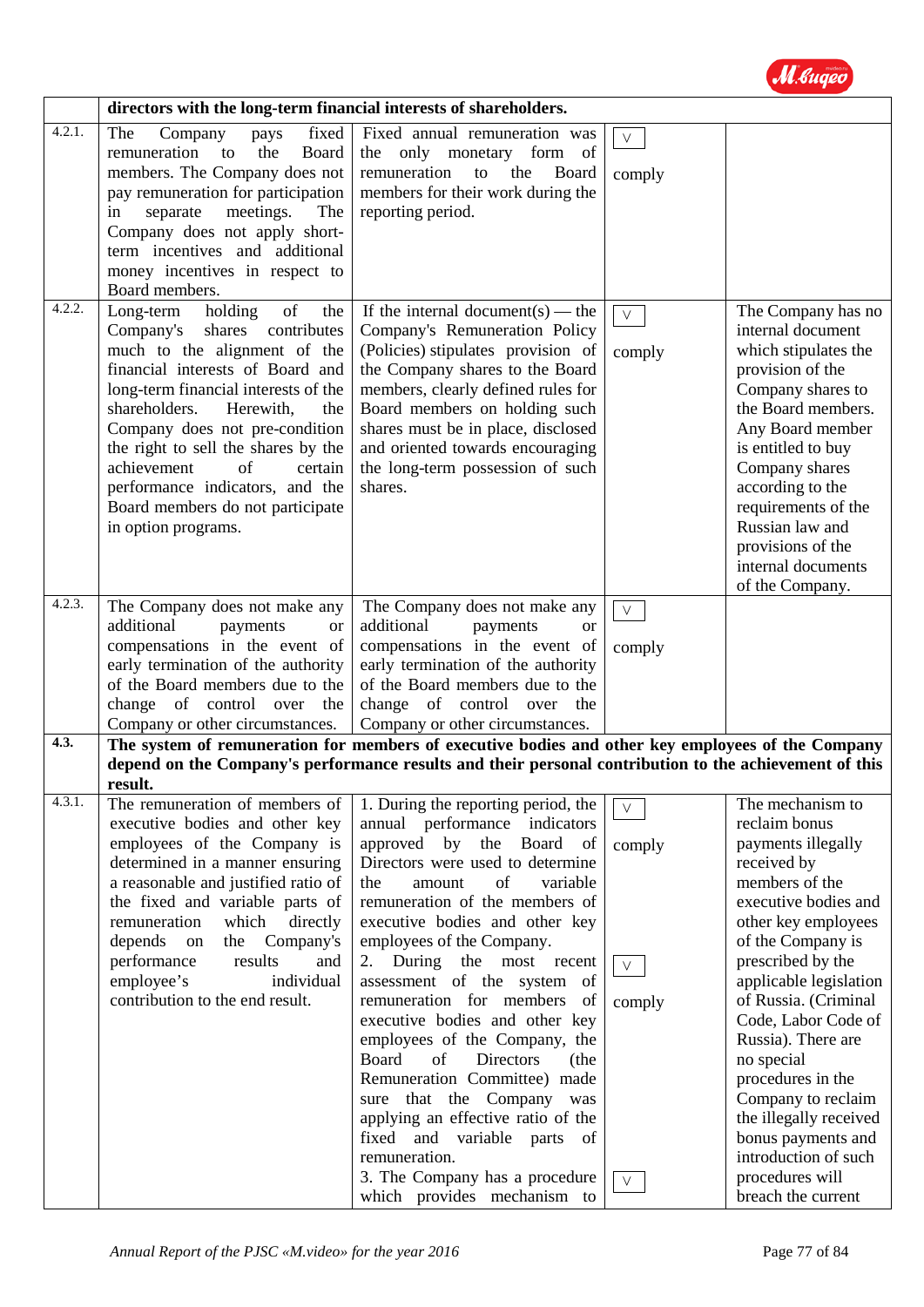| | | | | |
|---|---|---|---|---|
| | **directors with the long-term financial interests of shareholders.** | | | |
| 4.2.1. | The Company pays fixed remuneration to the Board members. The Company does not pay remuneration for participation in separate meetings. The Company does not apply short-term incentives and additional money incentives in respect to Board members. | Fixed annual remuneration was the only monetary form of remuneration to the Board members for their work during the reporting period. | V comply | |
| 4.2.2. | Long-term holding of the Company's shares contributes much to the alignment of the financial interests of Board and long-term financial interests of the shareholders. Herewith, the Company does not pre-condition the right to sell the shares by the achievement of certain performance indicators, and the Board members do not participate in option programs. | If the internal document(s) — the Company's Remuneration Policy (Policies) stipulates provision of the Company shares to the Board members, clearly defined rules for Board members on holding such shares must be in place, disclosed and oriented towards encouraging the long-term possession of such shares. | V comply | The Company has no internal document which stipulates the provision of the Company shares to the Board members. Any Board member is entitled to buy Company shares according to the requirements of the Russian law and provisions of the internal documents of the Company. |
| 4.2.3. | The Company does not make any additional payments or compensations in the event of early termination of the authority of the Board members due to the change of control over the Company or other circumstances. | The Company does not make any additional payments or compensations in the event of early termination of the authority of the Board members due to the change of control over the Company or other circumstances. | V comply | |
| **4.3.** | **The system of remuneration for members of executive bodies and other key employees of the Company depend on the Company's performance results and their personal contribution to the achievement of this result.** | | | |
| 4.3.1. | The remuneration of members of executive bodies and other key employees of the Company is determined in a manner ensuring a reasonable and justified ratio of the fixed and variable parts of remuneration which directly depends on the Company's performance results and individual employee's contribution to the end result. | 1. During the reporting period, the annual performance indicators approved by the Board of Directors were used to determine the amount of variable remuneration of the members of executive bodies and other key employees of the Company.<br>2. During the most recent assessment of the system of remuneration for members of executive bodies and other key employees of the Company, the Board of Directors (the Remuneration Committee) made sure that the Company was applying an effective ratio of the fixed and variable parts of remuneration.<br>3. The Company has a procedure which provides mechanism to | V comply<br><br>V comply<br><br>V | The mechanism to reclaim bonus payments illegally received by members of the executive bodies and other key employees of the Company is prescribed by the applicable legislation of Russia. (Criminal Code, Labor Code of Russia). There are no special procedures in the Company to reclaim the illegally received bonus payments and introduction of such procedures will breach the current |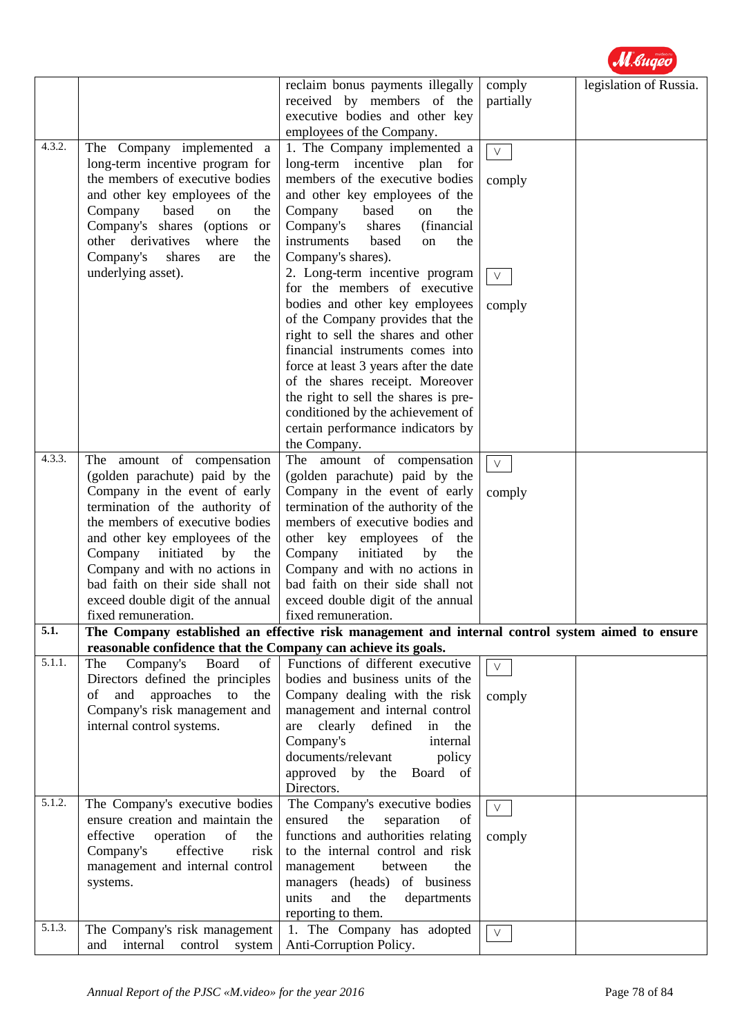| | | | | |
|---|---|---|---|---|
| | | reclaim bonus payments illegally received by members of the executive bodies and other key employees of the Company. | comply partially | legislation of Russia. |
| 4.3.2. | The Company implemented a long-term incentive program for the members of executive bodies and other key employees of the Company based on the Company's shares (options or other derivatives where the Company's shares are the underlying asset). | 1. The Company implemented a long-term incentive plan for members of the executive bodies and other key employees of the Company based on the Company's shares (financial instruments based on the Company's shares).<br>2. Long-term incentive program for the members of executive bodies and other key employees of the Company provides that the right to sell the shares and other financial instruments comes into force at least 3 years after the date of the shares receipt. Moreover the right to sell the shares is pre-conditioned by the achievement of certain performance indicators by the Company. | V comply<br><br>V comply | |
| 4.3.3. | The amount of compensation (golden parachute) paid by the Company in the event of early termination of the authority of the members of executive bodies and other key employees of the Company initiated by the Company and with no actions in bad faith on their side shall not exceed double digit of the annual fixed remuneration. | The amount of compensation (golden parachute) paid by the Company in the event of early termination of the authority of the members of executive bodies and other key employees of the Company initiated by the Company and with no actions in bad faith on their side shall not exceed double digit of the annual fixed remuneration. | V comply | |
| **5.1.** | **The Company established an effective risk management and internal control system aimed to ensure reasonable confidence that the Company can achieve its goals.** | | | |
| 5.1.1. | The Company's Board of Directors defined the principles of and approaches to the Company's risk management and internal control systems. | Functions of different executive bodies and business units of the Company dealing with the risk management and internal control are clearly defined in the Company's internal documents/relevant policy approved by the Board of Directors. | V comply | |
| 5.1.2. | The Company's executive bodies ensure creation and maintain the effective operation of the Company's effective risk management and internal control systems. | The Company's executive bodies ensured the separation of functions and authorities relating to the internal control and risk management between the managers (heads) of business units and the departments reporting to them. | V comply | |
| 5.1.3. | The Company's risk management and internal control system | 1. The Company has adopted Anti-Corruption Policy. | V | |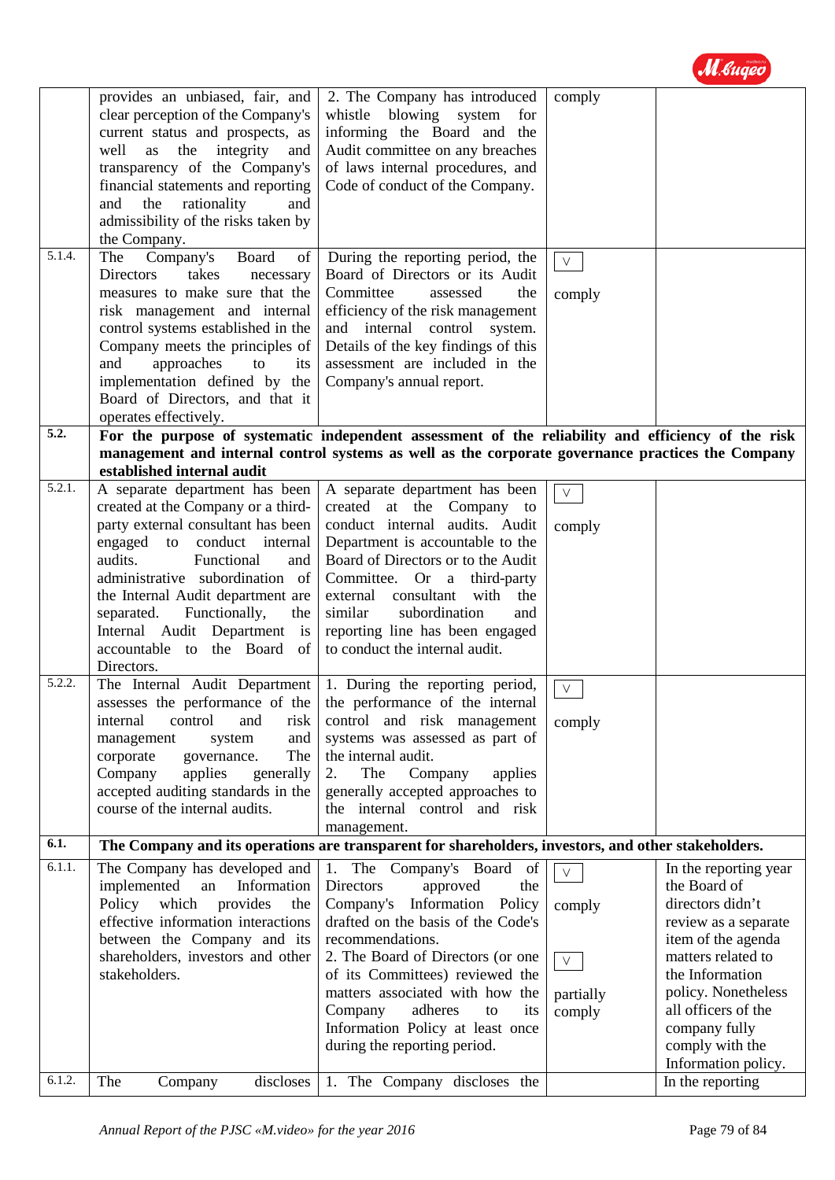| | | | | |
|---|---|---|---|---|
| | provides an unbiased, fair, and clear perception of the Company's current status and prospects, as well as the integrity and transparency of the Company's financial statements and reporting and the rationality and admissibility of the risks taken by the Company. | 2. The Company has introduced whistle blowing system for informing the Board and the Audit committee on any breaches of laws internal procedures, and Code of conduct of the Company. | comply | |
| 5.1.4. | The Company's Board of Directors takes necessary measures to make sure that the risk management and internal control systems established in the Company meets the principles of and approaches to its implementation defined by the Board of Directors, and that it operates effectively. | During the reporting period, the Board of Directors or its Audit Committee assessed the efficiency of the risk management and internal control system. Details of the key findings of this assessment are included in the Company's annual report. | V comply | |
| **5.2.** | **For the purpose of systematic independent assessment of the reliability and efficiency of the risk management and internal control systems as well as the corporate governance practices the Company established internal audit** | | | |
| 5.2.1. | A separate department has been created at the Company or a third-party external consultant has been engaged to conduct internal audits. Functional and administrative subordination of the Internal Audit department are separated. Functionally, the Internal Audit Department is accountable to the Board of Directors. | A separate department has been created at the Company to conduct internal audits. Audit Department is accountable to the Board of Directors or to the Audit Committee. Or a third-party external consultant with the similar subordination and reporting line has been engaged to conduct the internal audit. | V comply | |
| 5.2.2. | The Internal Audit Department assesses the performance of the internal control and risk management system and corporate governance. The Company applies generally accepted auditing standards in the course of the internal audits. | 1. During the reporting period, the performance of the internal control and risk management systems was assessed as part of the internal audit.<br>2. The Company applies generally accepted approaches to the internal control and risk management. | V comply | |
| **6.1.** | **The Company and its operations are transparent for shareholders, investors, and other stakeholders.** | | | |
| 6.1.1. | The Company has developed and implemented an Information Policy which provides the effective information interactions between the Company and its shareholders, investors and other stakeholders. | 1. The Company's Board of Directors approved the Company's Information Policy drafted on the basis of the Code's recommendations.<br>2. The Board of Directors (or one of its Committees) reviewed the matters associated with how the Company adheres to its Information Policy at least once during the reporting period. | V comply<br><br>V partially comply | In the reporting year the Board of directors didn't review as a separate item of the agenda matters related to the Information policy. Nonetheless all officers of the company fully comply with the Information policy. |
| 6.1.2. | The Company discloses | 1. The Company discloses the | | In the reporting |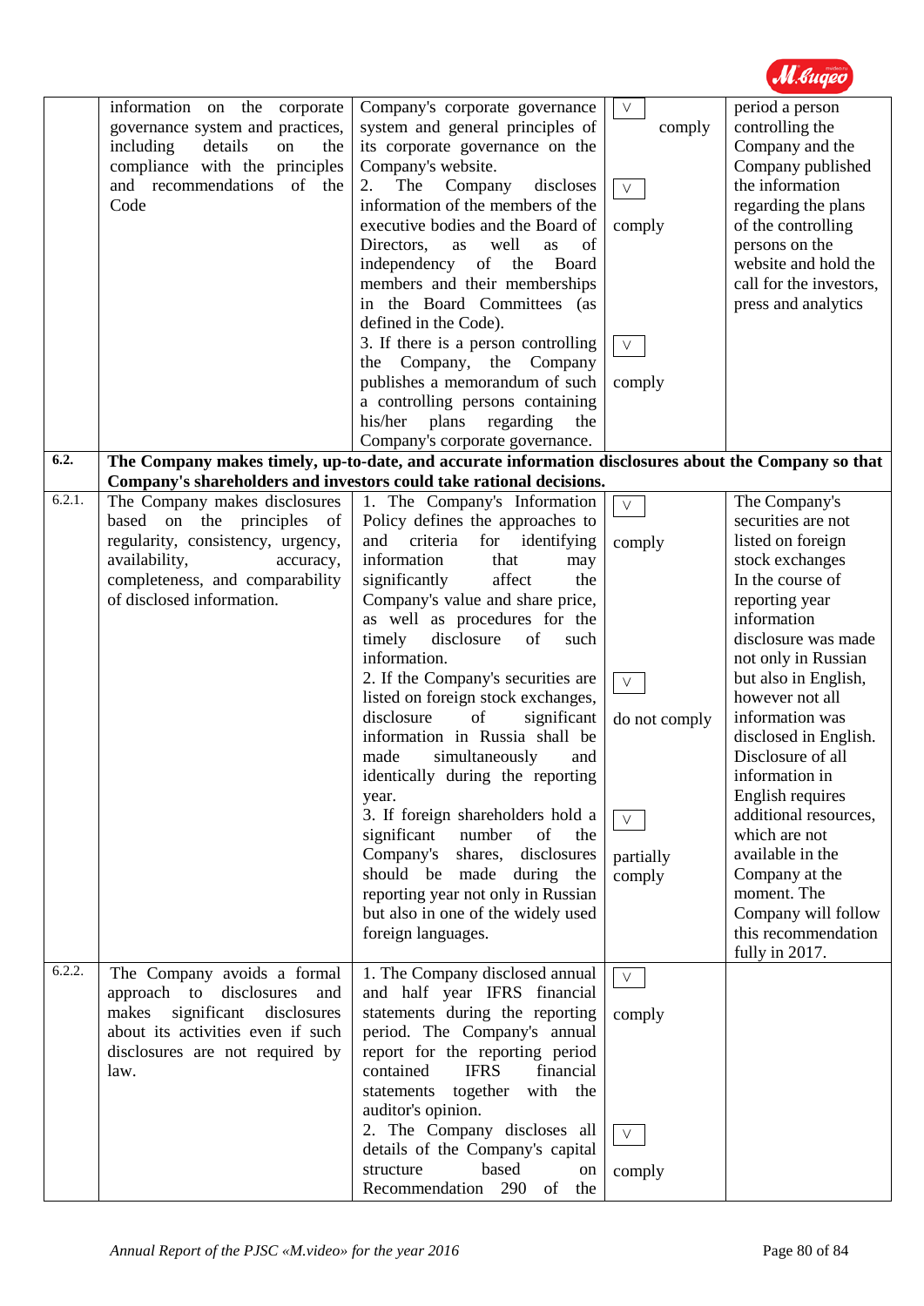| | | | | |
|---|---|---|---|---|
| | information on the corporate governance system and practices, including details on the compliance with the principles and recommendations of the Code | Company's corporate governance system and general principles of its corporate governance on the Company's website.<br>2. The Company discloses information of the members of the executive bodies and the Board of Directors, as well as of independency of the Board members and their memberships in the Board Committees (as defined in the Code).<br>3. If there is a person controlling the Company, the Company publishes a memorandum of such a controlling persons containing his/her plans regarding the Company's corporate governance. | V comply<br><br>V comply<br><br>V comply | period a person controlling the Company and the Company published the information regarding the plans of the controlling persons on the website and hold the call for the investors, press and analytics |
| **6.2.** | **The Company makes timely, up-to-date, and accurate information disclosures about the Company so that Company's shareholders and investors could take rational decisions.** | | | |
| 6.2.1. | The Company makes disclosures based on the principles of regularity, consistency, urgency, availability, accuracy, completeness, and comparability of disclosed information. | 1. The Company's Information Policy defines the approaches to and criteria for identifying information that may significantly affect the Company's value and share price, as well as procedures for the timely disclosure of such information.<br>2. If the Company's securities are listed on foreign stock exchanges, disclosure of significant information in Russia shall be made simultaneously and identically during the reporting year.<br>3. If foreign shareholders hold a significant number of the Company's shares, disclosures should be made during the reporting year not only in Russian but also in one of the widely used foreign languages. | V comply<br><br>V do not comply<br><br>V partially comply | The Company's securities are not listed on foreign stock exchanges In the course of reporting year information disclosure was made not only in Russian but also in English, however not all information was disclosed in English. Disclosure of all information in English requires additional resources, which are not available in the Company at the moment. The Company will follow this recommendation fully in 2017. |
| 6.2.2. | The Company avoids a formal approach to disclosures and makes significant disclosures about its activities even if such disclosures are not required by law. | 1. The Company disclosed annual and half year IFRS financial statements during the reporting period. The Company's annual report for the reporting period contained IFRS financial statements together with the auditor's opinion.<br>2. The Company discloses all details of the Company's capital structure based on Recommendation 290 of the | V comply<br><br>V comply | |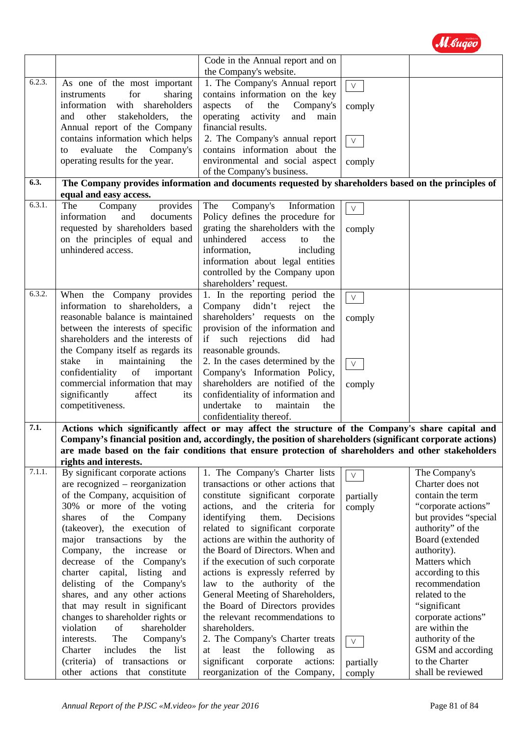| | | | | |
|---|---|---|---|---|
| | | Code in the Annual report and on the Company's website. | | |
| 6.2.3. | As one of the most important instruments for sharing information with shareholders and other stakeholders, the Annual report of the Company contains information which helps to evaluate the Company's operating results for the year. | 1. The Company's Annual report contains information on the key aspects of the Company's operating activity and main financial results.<br>2. The Company's annual report contains information about the environmental and social aspect of the Company's business. | V comply<br><br>V comply | |
| **6.3.** | **The Company provides information and documents requested by shareholders based on the principles of equal and easy access.** | | | |
| 6.3.1. | The Company provides information and documents requested by shareholders based on the principles of equal and unhindered access. | The Company's Information Policy defines the procedure for grating the shareholders with the unhindered access to the information, including information about legal entities controlled by the Company upon shareholders' request. | V comply | |
| 6.3.2. | When the Company provides information to shareholders, a reasonable balance is maintained between the interests of specific shareholders and the interests of the Company itself as regards its stake in maintaining the confidentiality of important commercial information that may significantly affect its competitiveness. | 1. In the reporting period the Company didn't reject the shareholders' requests on the provision of the information and if such rejections did had reasonable grounds.<br>2. In the cases determined by the Company's Information Policy, shareholders are notified of the confidentiality of information and undertake to maintain the confidentiality thereof. | V comply<br><br>V comply | |
| **7.1.** | **Actions which significantly affect or may affect the structure of the Company's share capital and Company's financial position and, accordingly, the position of shareholders (significant corporate actions) are made based on the fair conditions that ensure protection of shareholders and other stakeholders rights and interests.** | | | |
| 7.1.1. | By significant corporate actions are recognized – reorganization of the Company, acquisition of 30% or more of the voting shares of the Company (takeover), the execution of major transactions by the Company, the increase or decrease of the Company's charter capital, listing and delisting of the Company's shares, and any other actions that may result in significant changes to shareholder rights or violation of shareholder interests. The Company's Charter includes the list (criteria) of transactions or other actions that constitute | 1. The Company's Charter lists transactions or other actions that constitute significant corporate actions, and the criteria for identifying them. Decisions related to significant corporate actions are within the authority of the Board of Directors. When and if the execution of such corporate actions is expressly referred by law to the authority of the General Meeting of Shareholders, the Board of Directors provides the relevant recommendations to shareholders.<br>2. The Company's Charter treats at least the following as significant corporate actions: reorganization of the Company, | V partially comply<br><br>V partially comply | The Company's Charter does not contain the term "corporate actions" but provides "special authority" of the Board (extended authority). Matters which according to this recommendation related to the "significant corporate actions" are within the authority of the GSM and according to the Charter shall be reviewed |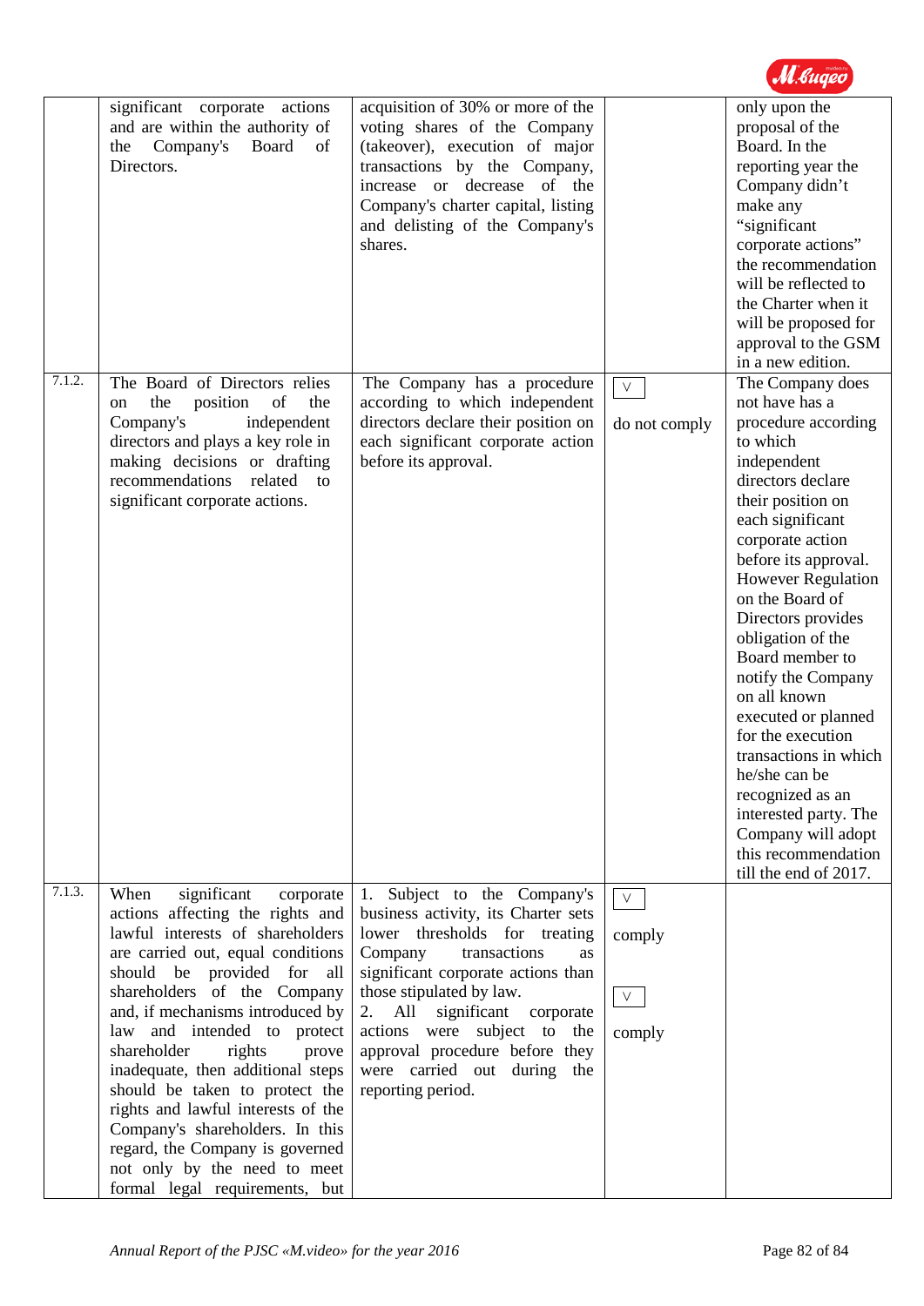| | | | | |
|---|---|---|---|---|
| | significant corporate actions and are within the authority of the Company's Board of Directors. | acquisition of 30% or more of the voting shares of the Company (takeover), execution of major transactions by the Company, increase or decrease of the Company's charter capital, listing and delisting of the Company's shares. | | only upon the proposal of the Board. In the reporting year the Company didn't make any "significant corporate actions" the recommendation will be reflected to the Charter when it will be proposed for approval to the GSM in a new edition. |
| 7.1.2. | The Board of Directors relies on the position of the Company's independent directors and plays a key role in making decisions or drafting recommendations related to significant corporate actions. | The Company has a procedure according to which independent directors declare their position on each significant corporate action before its approval. | V do not comply | The Company does not have has a procedure according to which independent directors declare their position on each significant corporate action before its approval. However Regulation on the Board of Directors provides obligation of the Board member to notify the Company on all known executed or planned for the execution transactions in which he/she can be recognized as an interested party. The Company will adopt this recommendation till the end of 2017. |
| 7.1.3. | When significant corporate actions affecting the rights and lawful interests of shareholders are carried out, equal conditions should be provided for all shareholders of the Company and, if mechanisms introduced by law and intended to protect shareholder rights prove inadequate, then additional steps should be taken to protect the rights and lawful interests of the Company's shareholders. In this regard, the Company is governed not only by the need to meet formal legal requirements, but | 1. Subject to the Company's business activity, its Charter sets lower thresholds for treating Company transactions as significant corporate actions than those stipulated by law.<br>2. All significant corporate actions were subject to the approval procedure before they were carried out during the reporting period. | V comply<br><br>V comply | |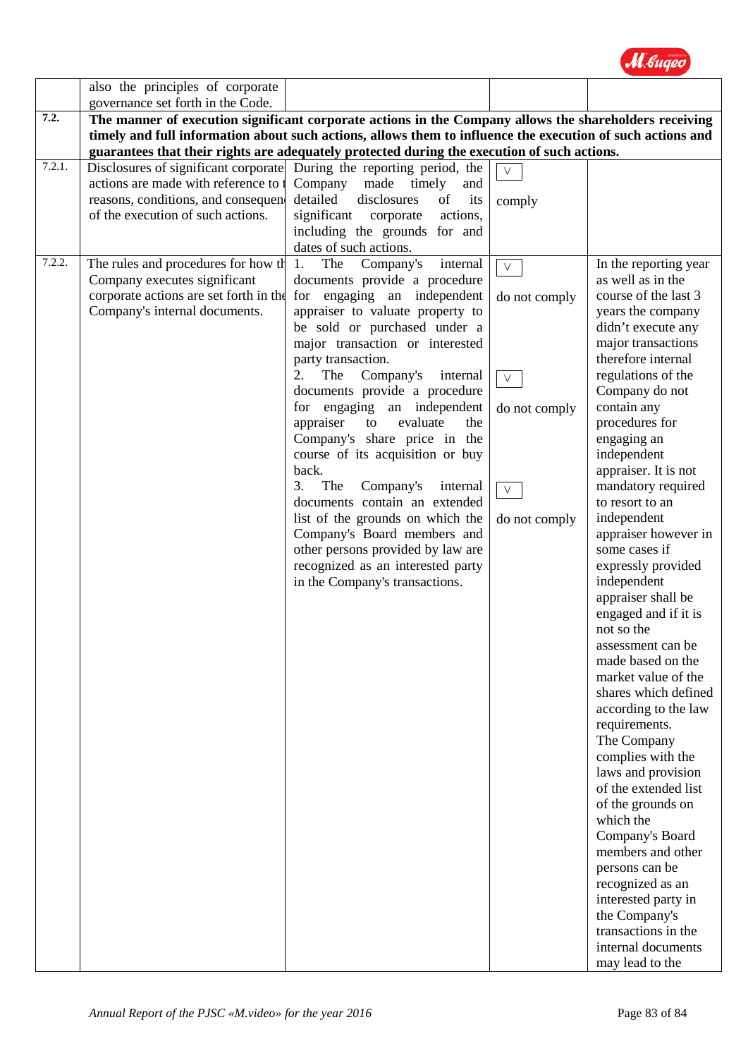| | | | | |
|---|---|---|---|---|
| | also the principles of corporate governance set forth in the Code. | | | |
| **7.2.** | **The manner of execution significant corporate actions in the Company allows the shareholders receiving timely and full information about such actions, allows them to influence the execution of such actions and guarantees that their rights are adequately protected during the execution of such actions.** | | | |
| 7.2.1. | Disclosures of significant corporate actions are made with reference to t reasons, conditions, and consequen of the execution of such actions. | During the reporting period, the Company made timely and detailed disclosures of its significant corporate actions, including the grounds for and dates of such actions. | V comply | |
| 7.2.2. | The rules and procedures for how th Company executes significant corporate actions are set forth in the Company's internal documents. | 1. The Company's internal documents provide a procedure for engaging an independent appraiser to valuate property to be sold or purchased under a major transaction or interested party transaction.<br>2. The Company's internal documents provide a procedure for engaging an independent appraiser to evaluate the Company's share price in the course of its acquisition or buy back.<br>3. The Company's internal documents contain an extended list of the grounds on which the Company's Board members and other persons provided by law are recognized as an interested party in the Company's transactions. | V do not comply<br><br>V do not comply<br><br>V do not comply | In the reporting year as well as in the course of the last 3 years the company didn't execute any major transactions therefore internal regulations of the Company do not contain any procedures for engaging an independent appraiser. It is not mandatory required to resort to an independent appraiser however in some cases if expressly provided independent appraiser shall be engaged and if it is not so the assessment can be made based on the market value of the shares which defined according to the law requirements.<br>The Company complies with the laws and provision of the extended list of the grounds on which the Company's Board members and other persons can be recognized as an interested party in the Company's transactions in the internal documents may lead to the |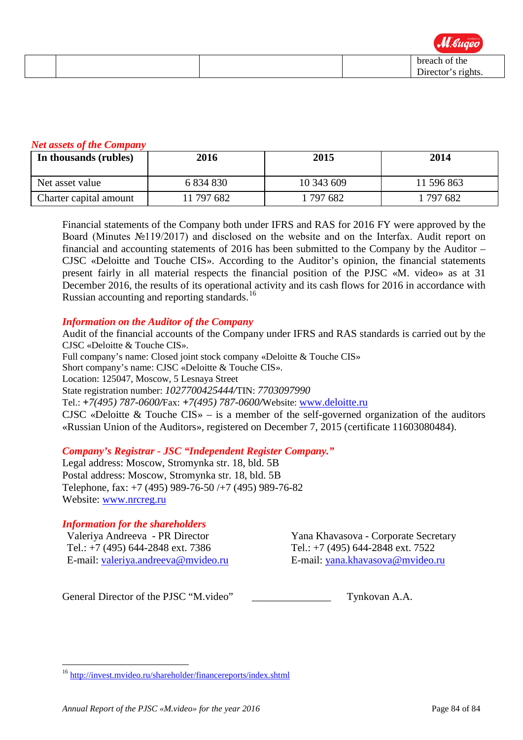| | | | | |
|---|---|---|---|---|
| | | | | breach of the Director's rights. |

*Net assets of the Company*

| In thousands (rubles) | 2016 | 2015 | 2014 |
|---|---|---|---|
| Net asset value | 6 834 830 | 10 343 609 | 11 596 863 |
| Charter capital amount | 11 797 682 | 1 797 682 | 1 797 682 |

Financial statements of the Company both under IFRS and RAS for 2016 FY were approved by the Board (Minutes №119/2017) and disclosed on the website and on the Interfax. Audit report on financial and accounting statements of 2016 has been submitted to the Company by the Auditor – CJSC «Deloitte and Touche CIS». According to the Auditor's opinion, the financial statements present fairly in all material respects the financial position of the PJSC «M. video» as at 31 December 2016, the results of its operational activity and its cash flows for 2016 in accordance with Russian accounting and reporting standards.[16]

***Information on the Auditor of the Company***

Audit of the financial accounts of the Company under IFRS and RAS standards is carried out by the CJSC «Deloitte & Touche CIS».
Full company's name: Closed joint stock company «Deloitte & Touche CIS»
Short company's name: CJSC «Deloitte & Touche CIS».
Location: 125047, Moscow, 5 Lesnaya Street
State registration number: *1027700425444/*TIN: *7703097990*
Tel.: *+7(495) 787-0600/*Fax: *+7(495) 787-0600/*Website: www.deloitte.ru
CJSC «Deloitte & Touche CIS» – is a member of the self-governed organization of the auditors «Russian Union of the Auditors», registered on December 7, 2015 (certificate 11603080484).

***Company's Registrar - JSC "Independent Register Company."***

Legal address: Moscow, Stromynka str. 18, bld. 5B
Postal address: Moscow, Stromynka str. 18, bld. 5B
Telephone, fax: +7 (495) 989-76-50 /+7 (495) 989-76-82
Website: www.nrcreg.ru

***Information for the shareholders***

Valeriya Andreeva - PR Director
Tel.: +7 (495) 644-2848 ext. 7386
E-mail: valeriya.andreeva@mvideo.ru

Yana Khavasova - Corporate Secretary
Tel.: +7 (495) 644-2848 ext. 7522
E-mail: yana.khavasova@mvideo.ru

General Director of the PJSC "M.video" _______________ Tynkovan A.A.

---

[16] http://invest.mvideo.ru/shareholder/financereports/index.shtml